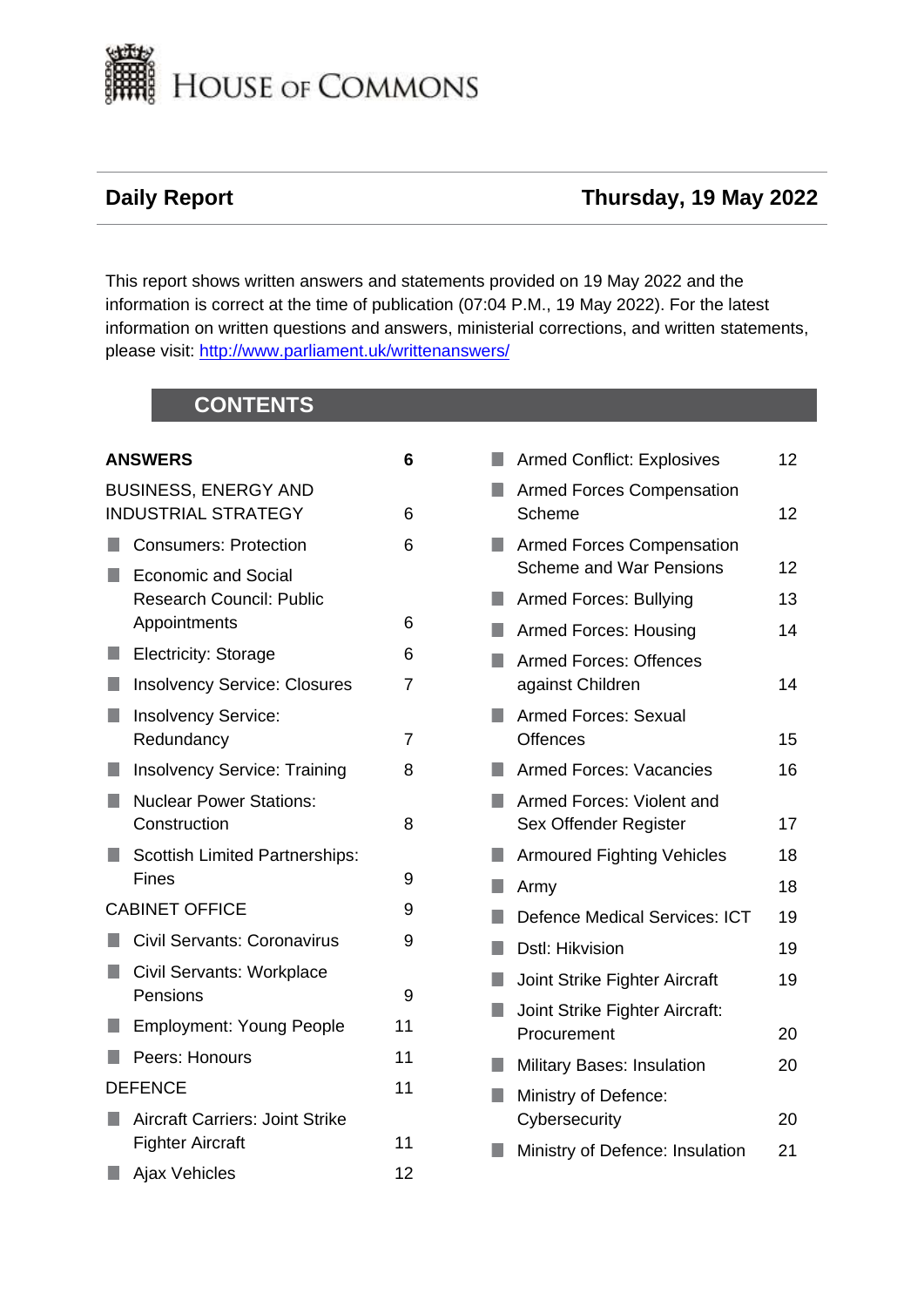# HOUSE OF COMMONS

## Daily Report

**Thursday, 19 May 2022**

This report shows written answers and statements provided on 19 May 2022 and the information is correct at the time of publication (07:04 P.M., 19 May 2022). For the latest information on written questions and answers, ministerial corrections, and written statements, please visit: [http://www.parliament.uk/writtenanswers/](http://www.parliament.uk/writtenanswers/)

## CONTENTS

| | |
|---|---|
| **ANSWERS** | **6** |
| BUSINESS, ENERGY AND INDUSTRIAL STRATEGY | 6 |
| ■ Consumers: Protection | 6 |
| ■ Economic and Social Research Council: Public Appointments | 6 |
| ■ Electricity: Storage | 6 |
| ■ Insolvency Service: Closures | 7 |
| ■ Insolvency Service: Redundancy | 7 |
| ■ Insolvency Service: Training | 8 |
| ■ Nuclear Power Stations: Construction | 8 |
| ■ Scottish Limited Partnerships: Fines | 9 |
| CABINET OFFICE | 9 |
| ■ Civil Servants: Coronavirus | 9 |
| ■ Civil Servants: Workplace Pensions | 9 |
| ■ Employment: Young People | 11 |
| ■ Peers: Honours | 11 |
| DEFENCE | 11 |
| ■ Aircraft Carriers: Joint Strike Fighter Aircraft | 11 |
| ■ Ajax Vehicles | 12 |
| ■ Armed Conflict: Explosives | 12 |
| ■ Armed Forces Compensation Scheme | 12 |
| ■ Armed Forces Compensation Scheme and War Pensions | 12 |
| ■ Armed Forces: Bullying | 13 |
| ■ Armed Forces: Housing | 14 |
| ■ Armed Forces: Offences against Children | 14 |
| ■ Armed Forces: Sexual Offences | 15 |
| ■ Armed Forces: Vacancies | 16 |
| ■ Armed Forces: Violent and Sex Offender Register | 17 |
| ■ Armoured Fighting Vehicles | 18 |
| ■ Army | 18 |
| ■ Defence Medical Services: ICT | 19 |
| ■ Dstl: Hikvision | 19 |
| ■ Joint Strike Fighter Aircraft | 19 |
| ■ Joint Strike Fighter Aircraft: Procurement | 20 |
| ■ Military Bases: Insulation | 20 |
| ■ Ministry of Defence: Cybersecurity | 20 |
| ■ Ministry of Defence: Insulation | 21 |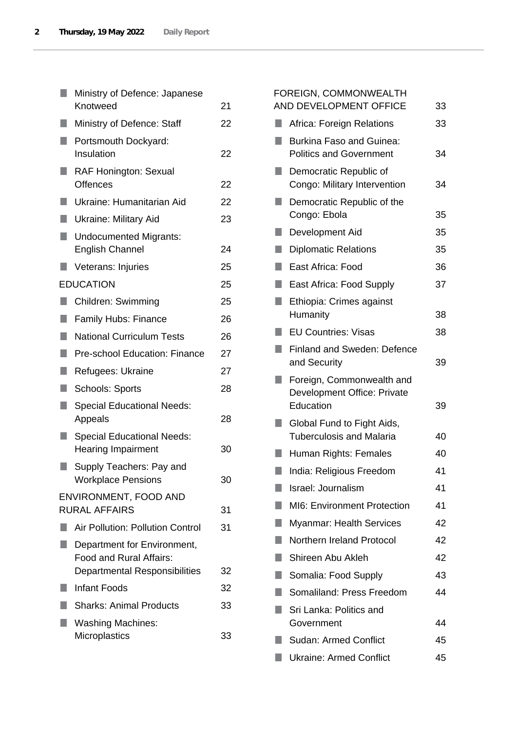- Ministry of Defence: Japanese Knotweed 21
- Ministry of Defence: Staff 22
- Portsmouth Dockyard: Insulation 22
- RAF Honington: Sexual Offences 22
- Ukraine: Humanitarian Aid 22
- Ukraine: Military Aid 23
- Undocumented Migrants: English Channel 24
- Veterans: Injuries 25

EDUCATION 25

- Children: Swimming 25
- Family Hubs: Finance 26
- National Curriculum Tests 26
- Pre-school Education: Finance 27
- Refugees: Ukraine 27
- Schools: Sports 28
- Special Educational Needs: Appeals 28
- Special Educational Needs: Hearing Impairment 30
- Supply Teachers: Pay and Workplace Pensions 30

ENVIRONMENT, FOOD AND RURAL AFFAIRS 31

- Air Pollution: Pollution Control 31
- Department for Environment, Food and Rural Affairs: Departmental Responsibilities 32
- Infant Foods 32
- Sharks: Animal Products 33
- Washing Machines: Microplastics 33

FOREIGN, COMMONWEALTH AND DEVELOPMENT OFFICE 33

- Africa: Foreign Relations 33
- Burkina Faso and Guinea: Politics and Government 34
- Democratic Republic of Congo: Military Intervention 34
- Democratic Republic of the Congo: Ebola 35
- Development Aid 35
- Diplomatic Relations 35
- East Africa: Food 36
- East Africa: Food Supply 37
- Ethiopia: Crimes against Humanity 38
- EU Countries: Visas 38
- Finland and Sweden: Defence and Security 39
- Foreign, Commonwealth and Development Office: Private Education 39
- Global Fund to Fight Aids, Tuberculosis and Malaria 40
- Human Rights: Females 40
- India: Religious Freedom 41
- Israel: Journalism 41
- MI6: Environment Protection 41
- Myanmar: Health Services 42
- Northern Ireland Protocol 42
- Shireen Abu Akleh 42
- Somalia: Food Supply 43
- Somaliland: Press Freedom 44
- Sri Lanka: Politics and Government 44
- Sudan: Armed Conflict 45
- Ukraine: Armed Conflict 45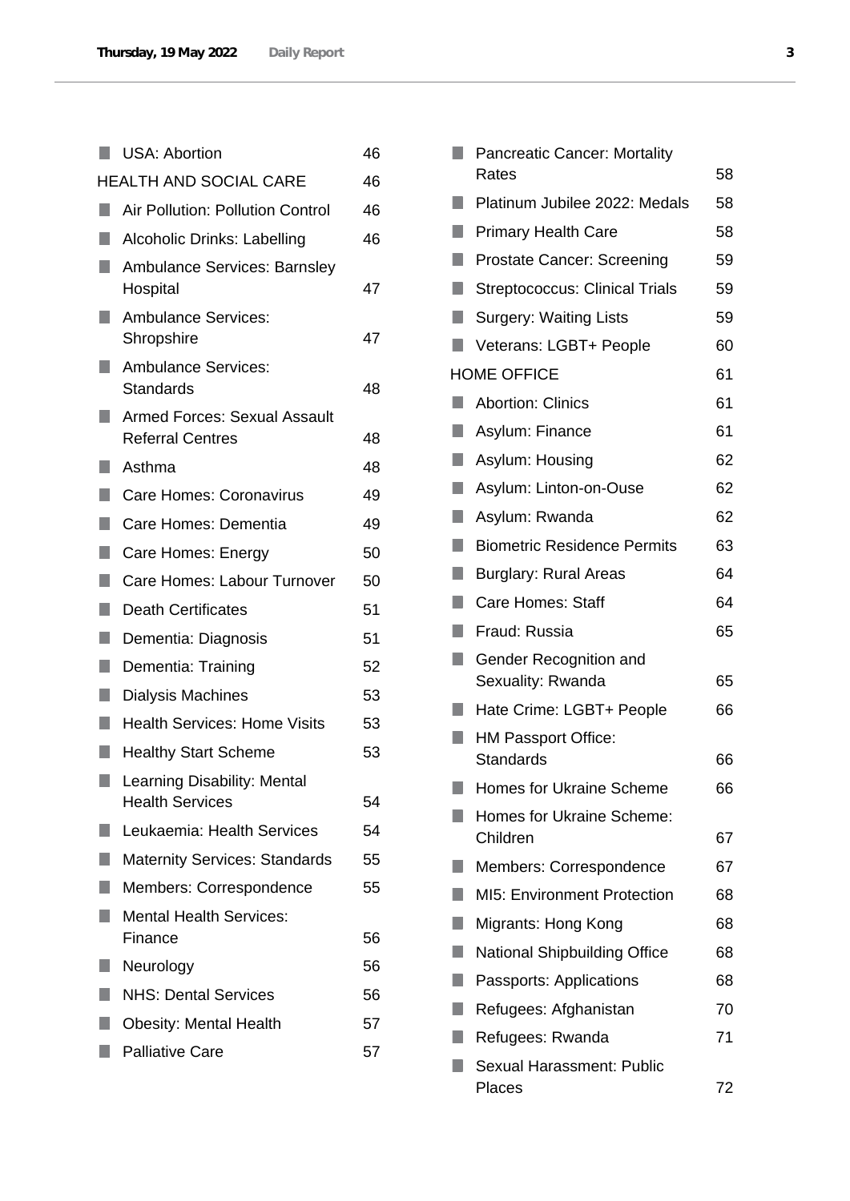- USA: Abortion 46

HEALTH AND SOCIAL CARE 46

- Air Pollution: Pollution Control 46
- Alcoholic Drinks: Labelling 46
- Ambulance Services: Barnsley Hospital 47
- Ambulance Services: Shropshire 47
- Ambulance Services: Standards 48
- Armed Forces: Sexual Assault Referral Centres 48
- Asthma 48
- Care Homes: Coronavirus 49
- Care Homes: Dementia 49
- Care Homes: Energy 50
- Care Homes: Labour Turnover 50
- Death Certificates 51
- Dementia: Diagnosis 51
- Dementia: Training 52
- Dialysis Machines 53
- Health Services: Home Visits 53
- Healthy Start Scheme 53
- Learning Disability: Mental Health Services 54
- Leukaemia: Health Services 54
- Maternity Services: Standards 55
- Members: Correspondence 55
- Mental Health Services: Finance 56
- Neurology 56
- NHS: Dental Services 56
- Obesity: Mental Health 57
- Palliative Care 57
- Pancreatic Cancer: Mortality Rates 58
- Platinum Jubilee 2022: Medals 58
- Primary Health Care 58
- Prostate Cancer: Screening 59
- Streptococcus: Clinical Trials 59
- Surgery: Waiting Lists 59
- Veterans: LGBT+ People 60

HOME OFFICE 61

- Abortion: Clinics 61
- Asylum: Finance 61
- Asylum: Housing 62
- Asylum: Linton-on-Ouse 62
- Asylum: Rwanda 62
- Biometric Residence Permits 63
- Burglary: Rural Areas 64
- Care Homes: Staff 64
- Fraud: Russia 65
- Gender Recognition and Sexuality: Rwanda 65
- Hate Crime: LGBT+ People 66
- HM Passport Office: Standards 66
- Homes for Ukraine Scheme 66
- Homes for Ukraine Scheme: Children 67
- Members: Correspondence 67
- MI5: Environment Protection 68
- Migrants: Hong Kong 68
- National Shipbuilding Office 68
- Passports: Applications 68
- Refugees: Afghanistan 70
- Refugees: Rwanda 71
- Sexual Harassment: Public Places 72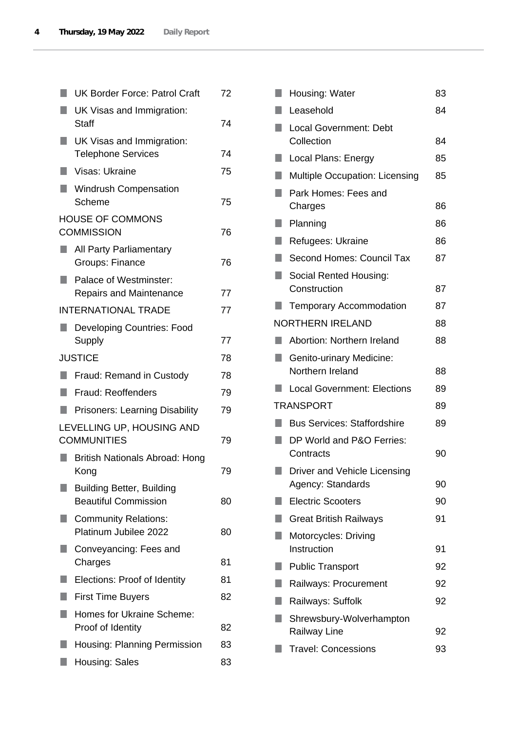- UK Border Force: Patrol Craft 72
- UK Visas and Immigration: Staff 74
- UK Visas and Immigration: Telephone Services 74
- Visas: Ukraine 75
- Windrush Compensation Scheme 75

HOUSE OF COMMONS COMMISSION 76

- All Party Parliamentary Groups: Finance 76
- Palace of Westminster: Repairs and Maintenance 77

INTERNATIONAL TRADE 77

- Developing Countries: Food Supply 77

JUSTICE 78

- Fraud: Remand in Custody 78
- Fraud: Reoffenders 79
- Prisoners: Learning Disability 79

LEVELLING UP, HOUSING AND COMMUNITIES 79

- British Nationals Abroad: Hong Kong 79
- Building Better, Building Beautiful Commission 80
- Community Relations: Platinum Jubilee 2022 80
- Conveyancing: Fees and Charges 81
- Elections: Proof of Identity 81
- First Time Buyers 82
- Homes for Ukraine Scheme: Proof of Identity 82
- Housing: Planning Permission 83
- Housing: Sales 83
- Housing: Water 83
- Leasehold 84
- Local Government: Debt Collection 84
- Local Plans: Energy 85
- Multiple Occupation: Licensing 85
- Park Homes: Fees and Charges 86
- Planning 86
- Refugees: Ukraine 86
- Second Homes: Council Tax 87
- Social Rented Housing: Construction 87
- Temporary Accommodation 87

NORTHERN IRELAND 88

- Abortion: Northern Ireland 88
- Genito-urinary Medicine: Northern Ireland 88
- Local Government: Elections 89

TRANSPORT 89

- Bus Services: Staffordshire 89
- DP World and P&O Ferries: Contracts 90
- Driver and Vehicle Licensing Agency: Standards 90
- Electric Scooters 90
- Great British Railways 91
- Motorcycles: Driving Instruction 91
- Public Transport 92
- Railways: Procurement 92
- Railways: Suffolk 92
- Shrewsbury-Wolverhampton Railway Line 92
- Travel: Concessions 93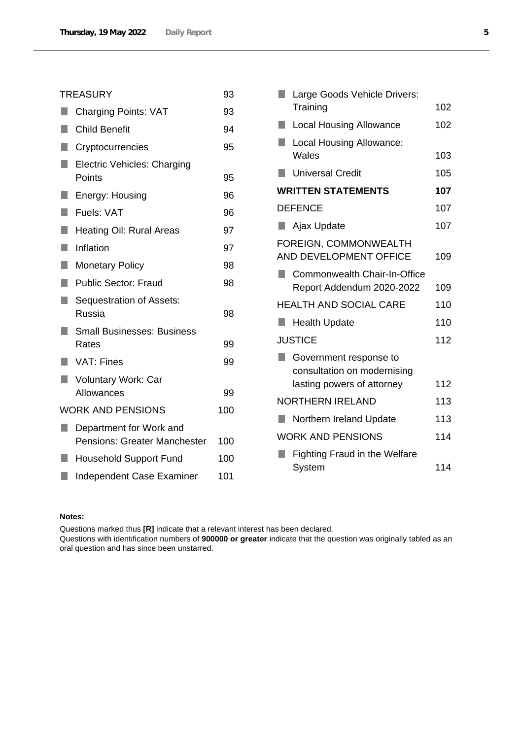| | |
|---|---|
| TREASURY | 93 |
| ■ Charging Points: VAT | 93 |
| ■ Child Benefit | 94 |
| ■ Cryptocurrencies | 95 |
| ■ Electric Vehicles: Charging Points | 95 |
| ■ Energy: Housing | 96 |
| ■ Fuels: VAT | 96 |
| ■ Heating Oil: Rural Areas | 97 |
| ■ Inflation | 97 |
| ■ Monetary Policy | 98 |
| ■ Public Sector: Fraud | 98 |
| ■ Sequestration of Assets: Russia | 98 |
| ■ Small Businesses: Business Rates | 99 |
| ■ VAT: Fines | 99 |
| ■ Voluntary Work: Car Allowances | 99 |
| WORK AND PENSIONS | 100 |
| ■ Department for Work and Pensions: Greater Manchester | 100 |
| ■ Household Support Fund | 100 |
| ■ Independent Case Examiner | 101 |
| ■ Large Goods Vehicle Drivers: Training | 102 |
| ■ Local Housing Allowance | 102 |
| ■ Local Housing Allowance: Wales | 103 |
| ■ Universal Credit | 105 |
| **WRITTEN STATEMENTS** | **107** |
| DEFENCE | 107 |
| ■ Ajax Update | 107 |
| FOREIGN, COMMONWEALTH AND DEVELOPMENT OFFICE | 109 |
| ■ Commonwealth Chair-In-Office Report Addendum 2020-2022 | 109 |
| HEALTH AND SOCIAL CARE | 110 |
| ■ Health Update | 110 |
| JUSTICE | 112 |
| ■ Government response to consultation on modernising lasting powers of attorney | 112 |
| NORTHERN IRELAND | 113 |
| ■ Northern Ireland Update | 113 |
| WORK AND PENSIONS | 114 |
| ■ Fighting Fraud in the Welfare System | 114 |

**Notes:**

Questions marked thus **[R]** indicate that a relevant interest has been declared.

Questions with identification numbers of **900000 or greater** indicate that the question was originally tabled as an oral question and has since been unstarred.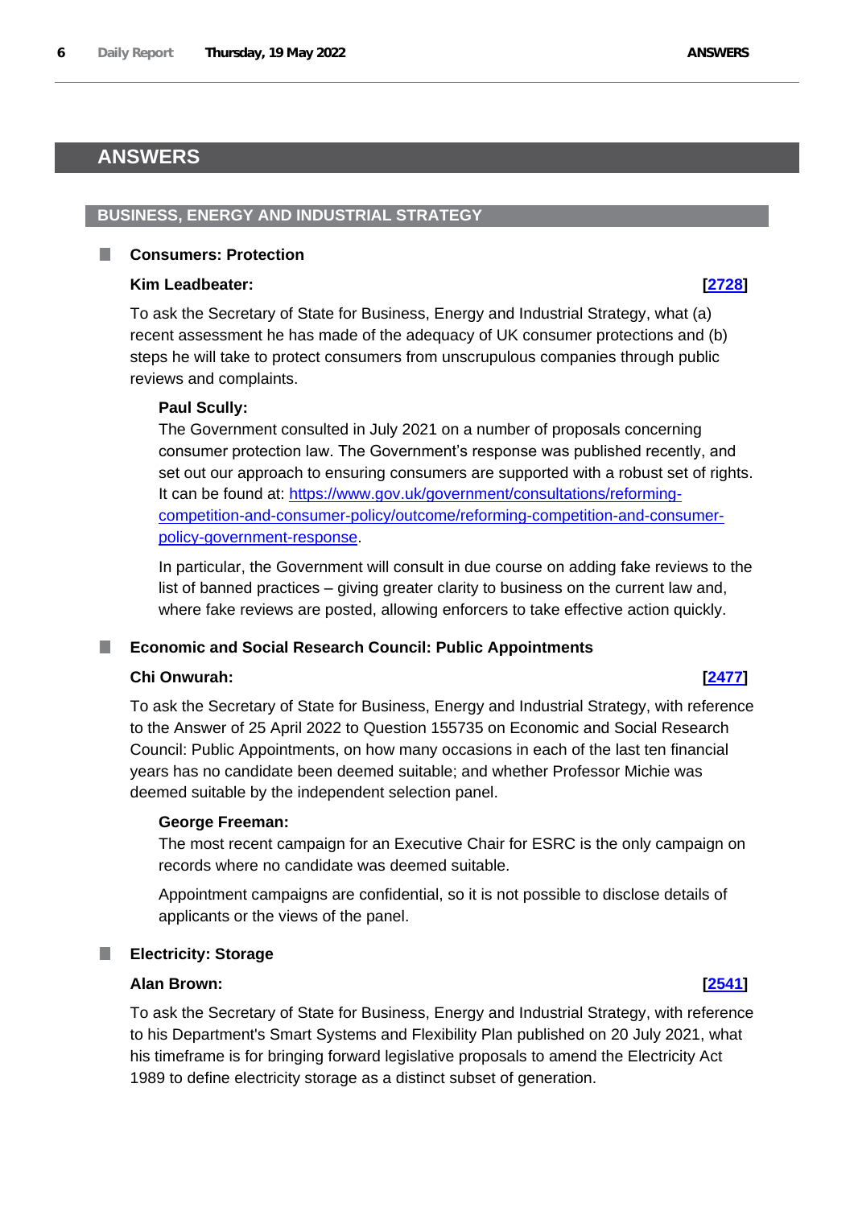# ANSWERS

## BUSINESS, ENERGY AND INDUSTRIAL STRATEGY

### Consumers: Protection

**Kim Leadbeater:** **[2728]**

To ask the Secretary of State for Business, Energy and Industrial Strategy, what (a) recent assessment he has made of the adequacy of UK consumer protections and (b) steps he will take to protect consumers from unscrupulous companies through public reviews and complaints.

**Paul Scully:**

The Government consulted in July 2021 on a number of proposals concerning consumer protection law. The Government's response was published recently, and set out our approach to ensuring consumers are supported with a robust set of rights. It can be found at: https://www.gov.uk/government/consultations/reforming-competition-and-consumer-policy/outcome/reforming-competition-and-consumer-policy-government-response.

In particular, the Government will consult in due course on adding fake reviews to the list of banned practices – giving greater clarity to business on the current law and, where fake reviews are posted, allowing enforcers to take effective action quickly.

### Economic and Social Research Council: Public Appointments

**Chi Onwurah:** **[2477]**

To ask the Secretary of State for Business, Energy and Industrial Strategy, with reference to the Answer of 25 April 2022 to Question 155735 on Economic and Social Research Council: Public Appointments, on how many occasions in each of the last ten financial years has no candidate been deemed suitable; and whether Professor Michie was deemed suitable by the independent selection panel.

**George Freeman:**

The most recent campaign for an Executive Chair for ESRC is the only campaign on records where no candidate was deemed suitable.

Appointment campaigns are confidential, so it is not possible to disclose details of applicants or the views of the panel.

### Electricity: Storage

**Alan Brown:** **[2541]**

To ask the Secretary of State for Business, Energy and Industrial Strategy, with reference to his Department's Smart Systems and Flexibility Plan published on 20 July 2021, what his timeframe is for bringing forward legislative proposals to amend the Electricity Act 1989 to define electricity storage as a distinct subset of generation.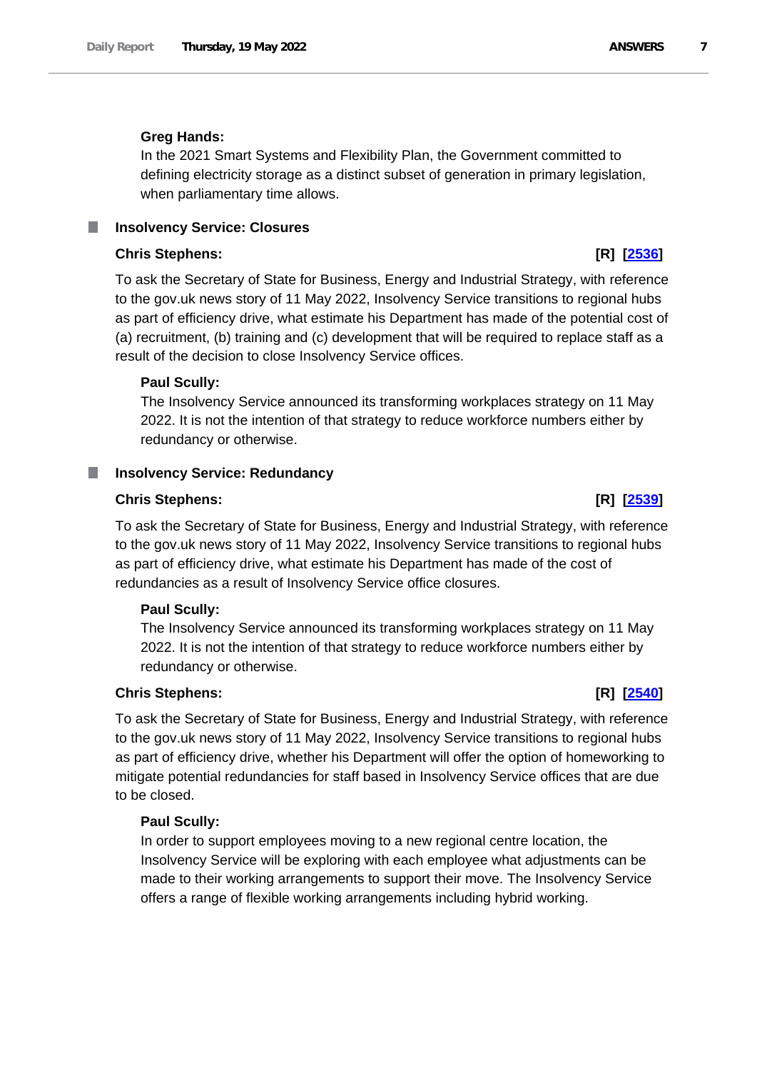**Greg Hands:**

In the 2021 Smart Systems and Flexibility Plan, the Government committed to defining electricity storage as a distinct subset of generation in primary legislation, when parliamentary time allows.

### Insolvency Service: Closures

**Chris Stephens:** **[R] [2536]**

To ask the Secretary of State for Business, Energy and Industrial Strategy, with reference to the gov.uk news story of 11 May 2022, Insolvency Service transitions to regional hubs as part of efficiency drive, what estimate his Department has made of the potential cost of (a) recruitment, (b) training and (c) development that will be required to replace staff as a result of the decision to close Insolvency Service offices.

**Paul Scully:**

The Insolvency Service announced its transforming workplaces strategy on 11 May 2022. It is not the intention of that strategy to reduce workforce numbers either by redundancy or otherwise.

### Insolvency Service: Redundancy

**Chris Stephens:** **[R] [2539]**

To ask the Secretary of State for Business, Energy and Industrial Strategy, with reference to the gov.uk news story of 11 May 2022, Insolvency Service transitions to regional hubs as part of efficiency drive, what estimate his Department has made of the cost of redundancies as a result of Insolvency Service office closures.

**Paul Scully:**

The Insolvency Service announced its transforming workplaces strategy on 11 May 2022. It is not the intention of that strategy to reduce workforce numbers either by redundancy or otherwise.

**Chris Stephens:** **[R] [2540]**

To ask the Secretary of State for Business, Energy and Industrial Strategy, with reference to the gov.uk news story of 11 May 2022, Insolvency Service transitions to regional hubs as part of efficiency drive, whether his Department will offer the option of homeworking to mitigate potential redundancies for staff based in Insolvency Service offices that are due to be closed.

**Paul Scully:**

In order to support employees moving to a new regional centre location, the Insolvency Service will be exploring with each employee what adjustments can be made to their working arrangements to support their move. The Insolvency Service offers a range of flexible working arrangements including hybrid working.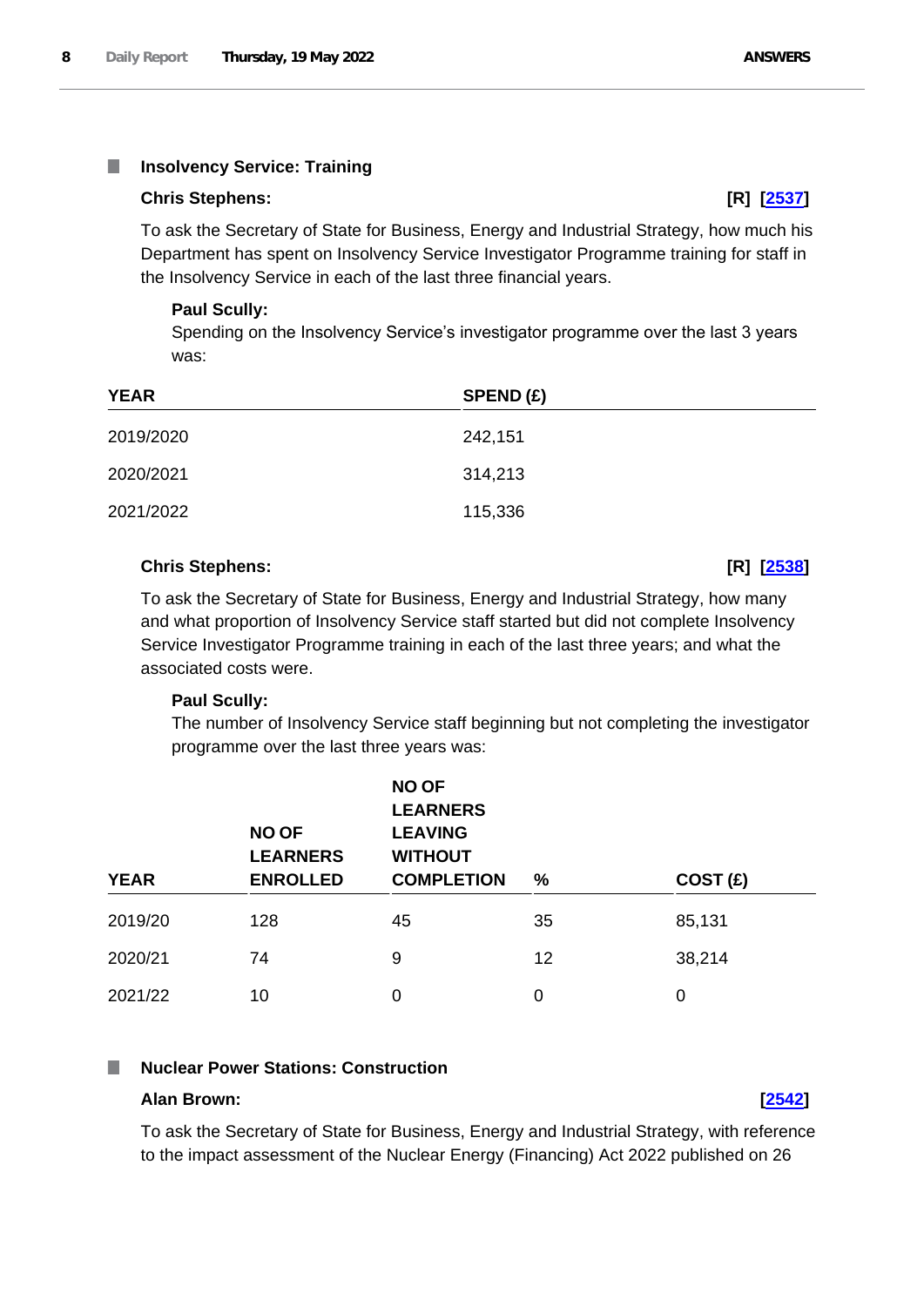### Insolvency Service: Training

**Chris Stephens:** **[R] [2537]**

To ask the Secretary of State for Business, Energy and Industrial Strategy, how much his Department has spent on Insolvency Service Investigator Programme training for staff in the Insolvency Service in each of the last three financial years.

**Paul Scully:**

Spending on the Insolvency Service's investigator programme over the last 3 years was:

| YEAR | SPEND (£) |
|---|---|
| 2019/2020 | 242,151 |
| 2020/2021 | 314,213 |
| 2021/2022 | 115,336 |

**Chris Stephens:** **[R] [2538]**

To ask the Secretary of State for Business, Energy and Industrial Strategy, how many and what proportion of Insolvency Service staff started but did not complete Insolvency Service Investigator Programme training in each of the last three years; and what the associated costs were.

**Paul Scully:**

The number of Insolvency Service staff beginning but not completing the investigator programme over the last three years was:

| YEAR | NO OF LEARNERS ENROLLED | NO OF LEARNERS LEAVING WITHOUT COMPLETION | % | COST (£) |
|---|---|---|---|---|
| 2019/20 | 128 | 45 | 35 | 85,131 |
| 2020/21 | 74 | 9 | 12 | 38,214 |
| 2021/22 | 10 | 0 | 0 | 0 |

### Nuclear Power Stations: Construction

**Alan Brown:** **[2542]**

To ask the Secretary of State for Business, Energy and Industrial Strategy, with reference to the impact assessment of the Nuclear Energy (Financing) Act 2022 published on 26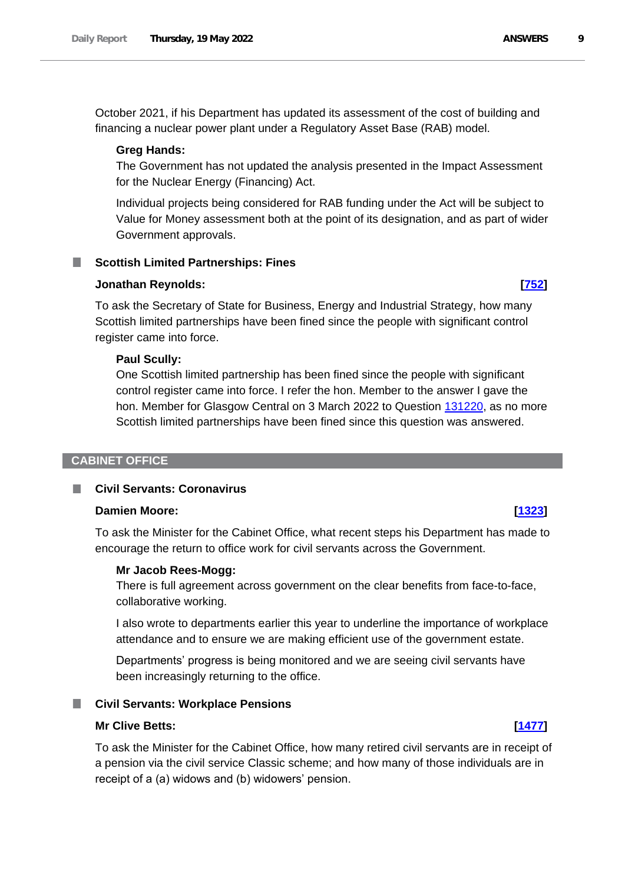October 2021, if his Department has updated its assessment of the cost of building and financing a nuclear power plant under a Regulatory Asset Base (RAB) model.

**Greg Hands:**

The Government has not updated the analysis presented in the Impact Assessment for the Nuclear Energy (Financing) Act.

Individual projects being considered for RAB funding under the Act will be subject to Value for Money assessment both at the point of its designation, and as part of wider Government approvals.

### Scottish Limited Partnerships: Fines

**Jonathan Reynolds:** **[752]**

To ask the Secretary of State for Business, Energy and Industrial Strategy, how many Scottish limited partnerships have been fined since the people with significant control register came into force.

**Paul Scully:**

One Scottish limited partnership has been fined since the people with significant control register came into force. I refer the hon. Member to the answer I gave the hon. Member for Glasgow Central on 3 March 2022 to Question 131220, as no more Scottish limited partnerships have been fined since this question was answered.

## CABINET OFFICE

### Civil Servants: Coronavirus

**Damien Moore:** **[1323]**

To ask the Minister for the Cabinet Office, what recent steps his Department has made to encourage the return to office work for civil servants across the Government.

**Mr Jacob Rees-Mogg:**

There is full agreement across government on the clear benefits from face-to-face, collaborative working.

I also wrote to departments earlier this year to underline the importance of workplace attendance and to ensure we are making efficient use of the government estate.

Departments' progress is being monitored and we are seeing civil servants have been increasingly returning to the office.

### Civil Servants: Workplace Pensions

**Mr Clive Betts:** **[1477]**

To ask the Minister for the Cabinet Office, how many retired civil servants are in receipt of a pension via the civil service Classic scheme; and how many of those individuals are in receipt of a (a) widows and (b) widowers' pension.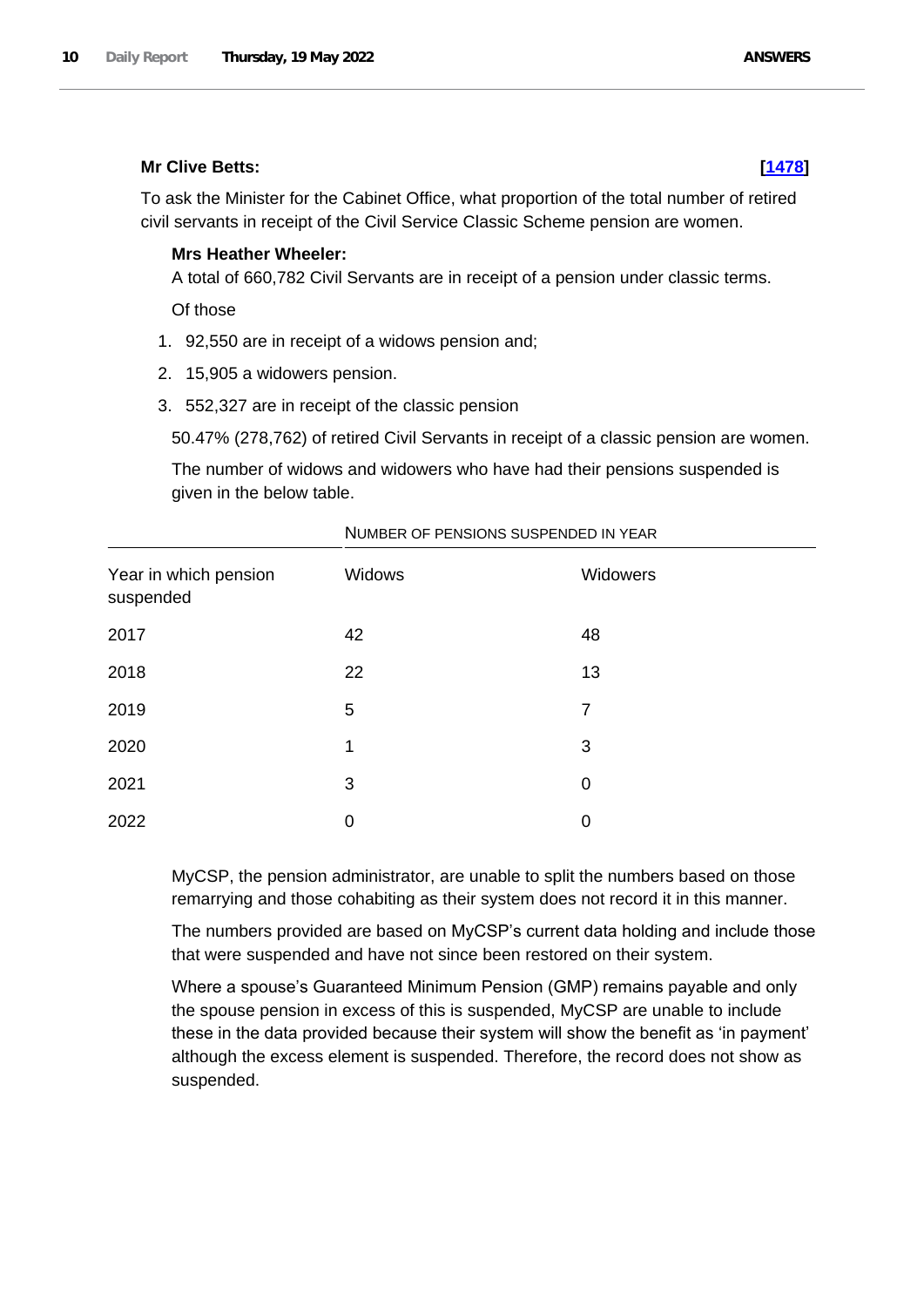**Mr Clive Betts:** **[1478]**

To ask the Minister for the Cabinet Office, what proportion of the total number of retired civil servants in receipt of the Civil Service Classic Scheme pension are women.

**Mrs Heather Wheeler:**

A total of 660,782 Civil Servants are in receipt of a pension under classic terms.

Of those

1. 92,550 are in receipt of a widows pension and;
2. 15,905 a widowers pension.
3. 552,327 are in receipt of the classic pension

50.47% (278,762) of retired Civil Servants in receipt of a classic pension are women.

The number of widows and widowers who have had their pensions suspended is given in the below table.

| | Number of pensions suspended in year | |
|---|---|---|
| Year in which pension suspended | Widows | Widowers |
| 2017 | 42 | 48 |
| 2018 | 22 | 13 |
| 2019 | 5 | 7 |
| 2020 | 1 | 3 |
| 2021 | 3 | 0 |
| 2022 | 0 | 0 |

MyCSP, the pension administrator, are unable to split the numbers based on those remarrying and those cohabiting as their system does not record it in this manner.

The numbers provided are based on MyCSP's current data holding and include those that were suspended and have not since been restored on their system.

Where a spouse's Guaranteed Minimum Pension (GMP) remains payable and only the spouse pension in excess of this is suspended, MyCSP are unable to include these in the data provided because their system will show the benefit as 'in payment' although the excess element is suspended. Therefore, the record does not show as suspended.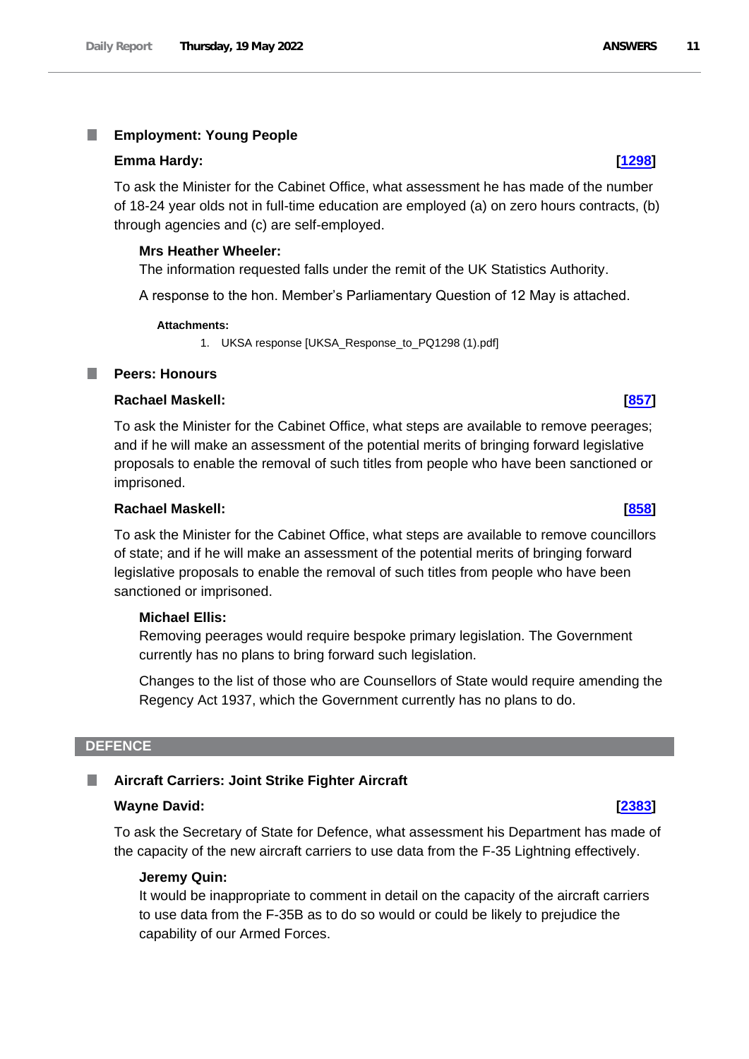### Employment: Young People

**Emma Hardy:** **[1298]**

To ask the Minister for the Cabinet Office, what assessment he has made of the number of 18-24 year olds not in full-time education are employed (a) on zero hours contracts, (b) through agencies and (c) are self-employed.

**Mrs Heather Wheeler:**

The information requested falls under the remit of the UK Statistics Authority.

A response to the hon. Member's Parliamentary Question of 12 May is attached.

**Attachments:**

1. UKSA response [UKSA_Response_to_PQ1298 (1).pdf]

### Peers: Honours

**Rachael Maskell:** **[857]**

To ask the Minister for the Cabinet Office, what steps are available to remove peerages; and if he will make an assessment of the potential merits of bringing forward legislative proposals to enable the removal of such titles from people who have been sanctioned or imprisoned.

**Rachael Maskell:** **[858]**

To ask the Minister for the Cabinet Office, what steps are available to remove councillors of state; and if he will make an assessment of the potential merits of bringing forward legislative proposals to enable the removal of such titles from people who have been sanctioned or imprisoned.

**Michael Ellis:**

Removing peerages would require bespoke primary legislation. The Government currently has no plans to bring forward such legislation.

Changes to the list of those who are Counsellors of State would require amending the Regency Act 1937, which the Government currently has no plans to do.

## DEFENCE

### Aircraft Carriers: Joint Strike Fighter Aircraft

**Wayne David:** **[2383]**

To ask the Secretary of State for Defence, what assessment his Department has made of the capacity of the new aircraft carriers to use data from the F-35 Lightning effectively.

**Jeremy Quin:**

It would be inappropriate to comment in detail on the capacity of the aircraft carriers to use data from the F-35B as to do so would or could be likely to prejudice the capability of our Armed Forces.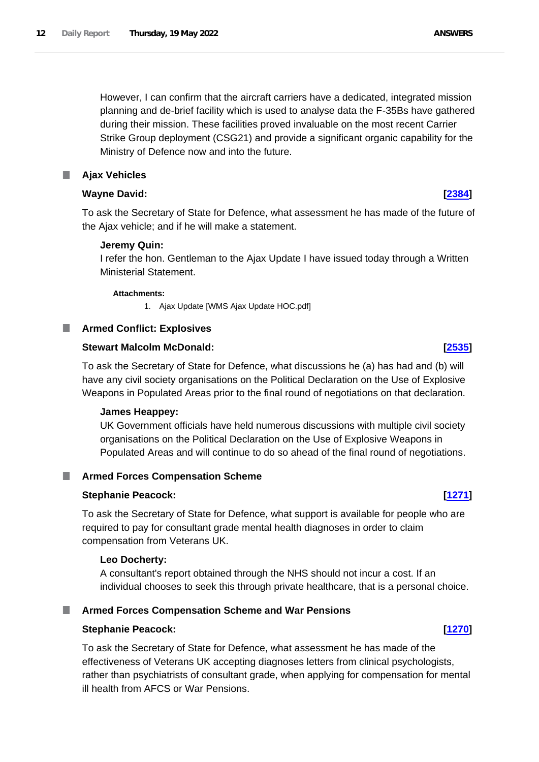However, I can confirm that the aircraft carriers have a dedicated, integrated mission planning and de-brief facility which is used to analyse data the F-35Bs have gathered during their mission. These facilities proved invaluable on the most recent Carrier Strike Group deployment (CSG21) and provide a significant organic capability for the Ministry of Defence now and into the future.

## Ajax Vehicles

**Wayne David:** **[2384]**

To ask the Secretary of State for Defence, what assessment he has made of the future of the Ajax vehicle; and if he will make a statement.

**Jeremy Quin:**

I refer the hon. Gentleman to the Ajax Update I have issued today through a Written Ministerial Statement.

**Attachments:**

1. Ajax Update [WMS Ajax Update HOC.pdf]

## Armed Conflict: Explosives

**Stewart Malcolm McDonald:** **[2535]**

To ask the Secretary of State for Defence, what discussions he (a) has had and (b) will have any civil society organisations on the Political Declaration on the Use of Explosive Weapons in Populated Areas prior to the final round of negotiations on that declaration.

**James Heappey:**

UK Government officials have held numerous discussions with multiple civil society organisations on the Political Declaration on the Use of Explosive Weapons in Populated Areas and will continue to do so ahead of the final round of negotiations.

## Armed Forces Compensation Scheme

**Stephanie Peacock:** **[1271]**

To ask the Secretary of State for Defence, what support is available for people who are required to pay for consultant grade mental health diagnoses in order to claim compensation from Veterans UK.

**Leo Docherty:**

A consultant's report obtained through the NHS should not incur a cost. If an individual chooses to seek this through private healthcare, that is a personal choice.

## Armed Forces Compensation Scheme and War Pensions

**Stephanie Peacock:** **[1270]**

To ask the Secretary of State for Defence, what assessment he has made of the effectiveness of Veterans UK accepting diagnoses letters from clinical psychologists, rather than psychiatrists of consultant grade, when applying for compensation for mental ill health from AFCS or War Pensions.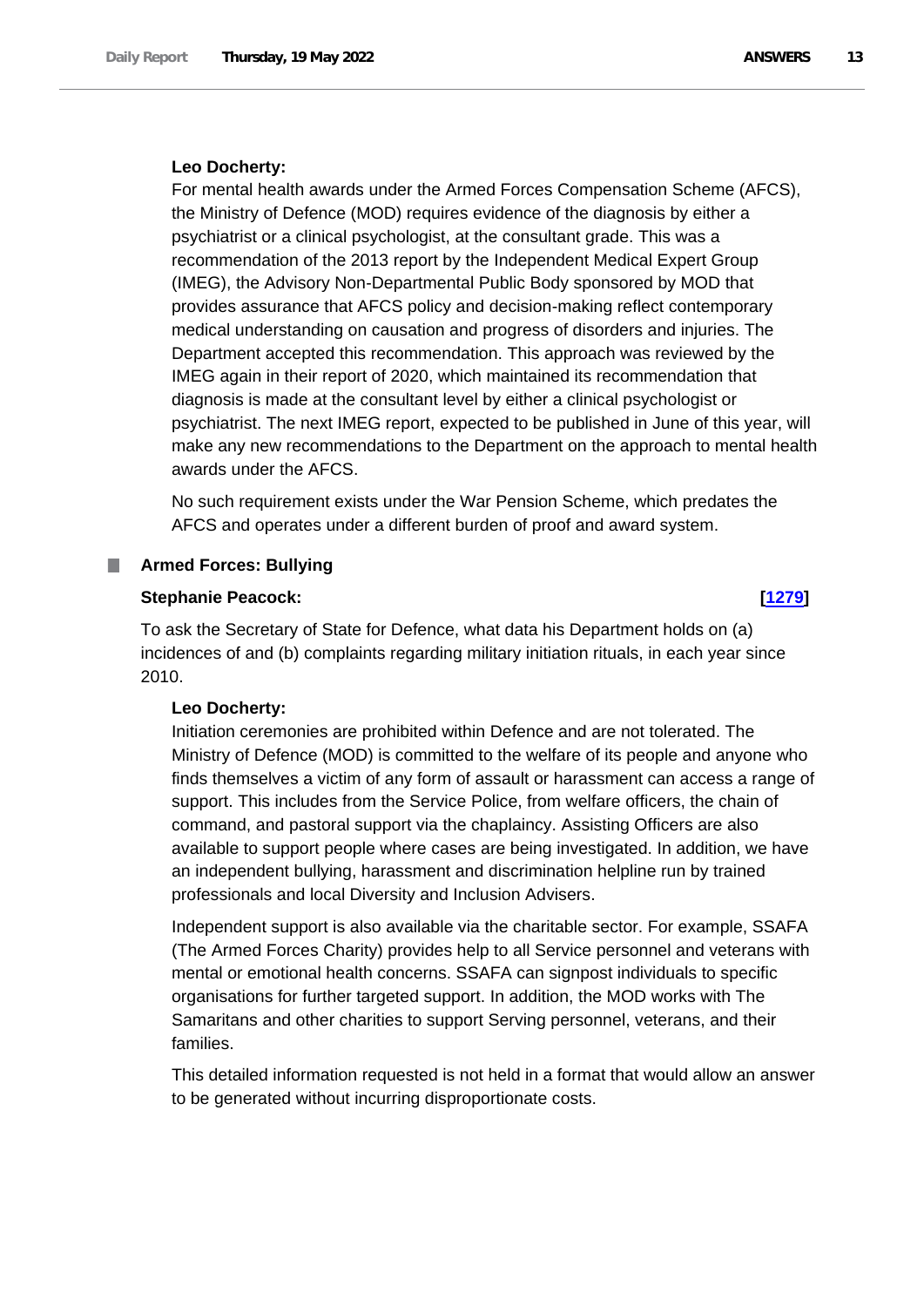**Leo Docherty:**

For mental health awards under the Armed Forces Compensation Scheme (AFCS), the Ministry of Defence (MOD) requires evidence of the diagnosis by either a psychiatrist or a clinical psychologist, at the consultant grade. This was a recommendation of the 2013 report by the Independent Medical Expert Group (IMEG), the Advisory Non-Departmental Public Body sponsored by MOD that provides assurance that AFCS policy and decision-making reflect contemporary medical understanding on causation and progress of disorders and injuries. The Department accepted this recommendation. This approach was reviewed by the IMEG again in their report of 2020, which maintained its recommendation that diagnosis is made at the consultant level by either a clinical psychologist or psychiatrist. The next IMEG report, expected to be published in June of this year, will make any new recommendations to the Department on the approach to mental health awards under the AFCS.

No such requirement exists under the War Pension Scheme, which predates the AFCS and operates under a different burden of proof and award system.

### Armed Forces: Bullying

**Stephanie Peacock:** **[1279]**

To ask the Secretary of State for Defence, what data his Department holds on (a) incidences of and (b) complaints regarding military initiation rituals, in each year since 2010.

**Leo Docherty:**

Initiation ceremonies are prohibited within Defence and are not tolerated. The Ministry of Defence (MOD) is committed to the welfare of its people and anyone who finds themselves a victim of any form of assault or harassment can access a range of support. This includes from the Service Police, from welfare officers, the chain of command, and pastoral support via the chaplaincy. Assisting Officers are also available to support people where cases are being investigated. In addition, we have an independent bullying, harassment and discrimination helpline run by trained professionals and local Diversity and Inclusion Advisers.

Independent support is also available via the charitable sector. For example, SSAFA (The Armed Forces Charity) provides help to all Service personnel and veterans with mental or emotional health concerns. SSAFA can signpost individuals to specific organisations for further targeted support. In addition, the MOD works with The Samaritans and other charities to support Serving personnel, veterans, and their families.

This detailed information requested is not held in a format that would allow an answer to be generated without incurring disproportionate costs.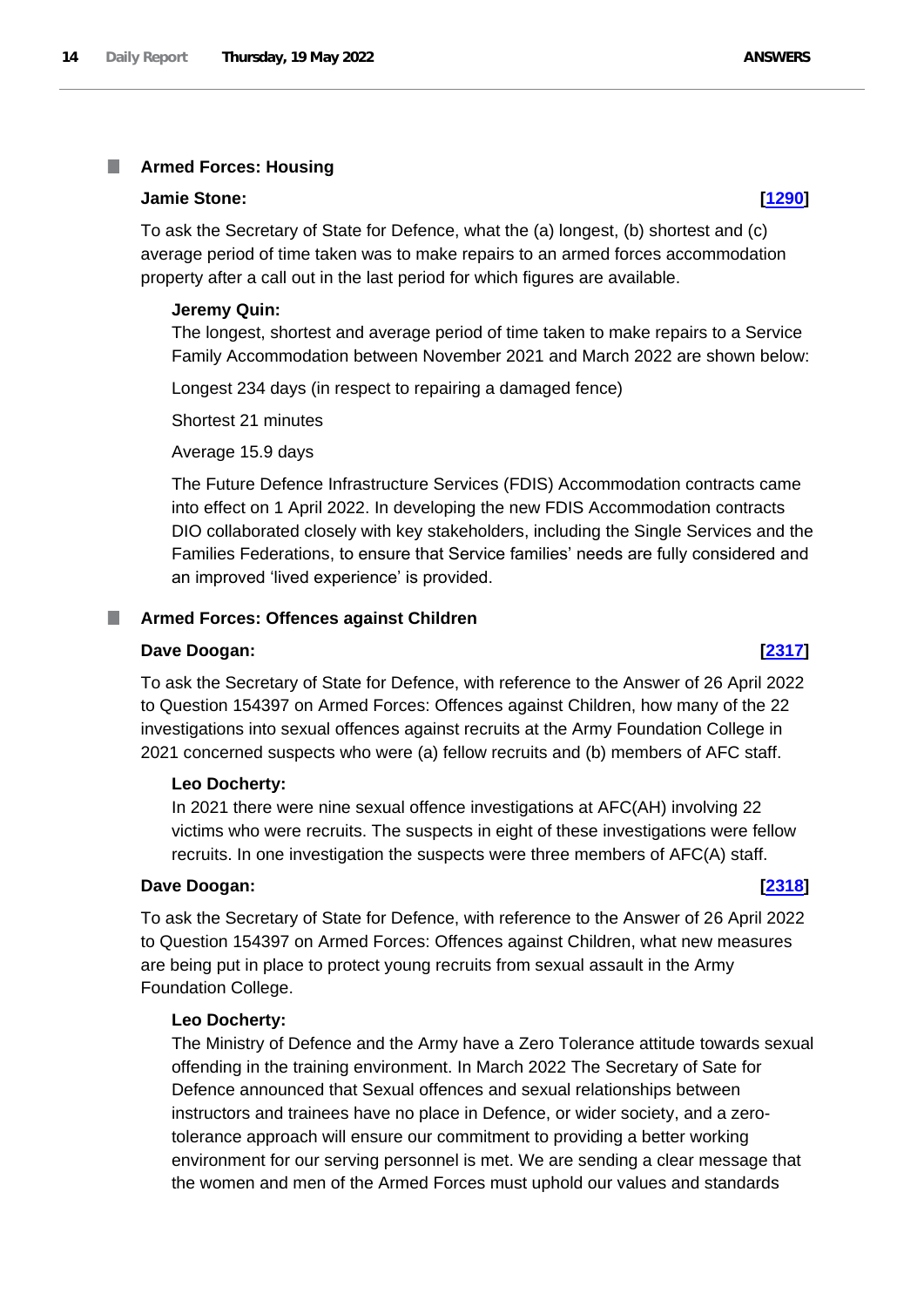## Armed Forces: Housing

**Jamie Stone:** **[1290]**

To ask the Secretary of State for Defence, what the (a) longest, (b) shortest and (c) average period of time taken was to make repairs to an armed forces accommodation property after a call out in the last period for which figures are available.

**Jeremy Quin:**

The longest, shortest and average period of time taken to make repairs to a Service Family Accommodation between November 2021 and March 2022 are shown below:

Longest 234 days (in respect to repairing a damaged fence)

Shortest 21 minutes

Average 15.9 days

The Future Defence Infrastructure Services (FDIS) Accommodation contracts came into effect on 1 April 2022. In developing the new FDIS Accommodation contracts DIO collaborated closely with key stakeholders, including the Single Services and the Families Federations, to ensure that Service families' needs are fully considered and an improved 'lived experience' is provided.

## Armed Forces: Offences against Children

**Dave Doogan:** **[2317]**

To ask the Secretary of State for Defence, with reference to the Answer of 26 April 2022 to Question 154397 on Armed Forces: Offences against Children, how many of the 22 investigations into sexual offences against recruits at the Army Foundation College in 2021 concerned suspects who were (a) fellow recruits and (b) members of AFC staff.

**Leo Docherty:**

In 2021 there were nine sexual offence investigations at AFC(AH) involving 22 victims who were recruits. The suspects in eight of these investigations were fellow recruits. In one investigation the suspects were three members of AFC(A) staff.

**Dave Doogan:** **[2318]**

To ask the Secretary of State for Defence, with reference to the Answer of 26 April 2022 to Question 154397 on Armed Forces: Offences against Children, what new measures are being put in place to protect young recruits from sexual assault in the Army Foundation College.

**Leo Docherty:**

The Ministry of Defence and the Army have a Zero Tolerance attitude towards sexual offending in the training environment. In March 2022 The Secretary of Sate for Defence announced that Sexual offences and sexual relationships between instructors and trainees have no place in Defence, or wider society, and a zero-tolerance approach will ensure our commitment to providing a better working environment for our serving personnel is met. We are sending a clear message that the women and men of the Armed Forces must uphold our values and standards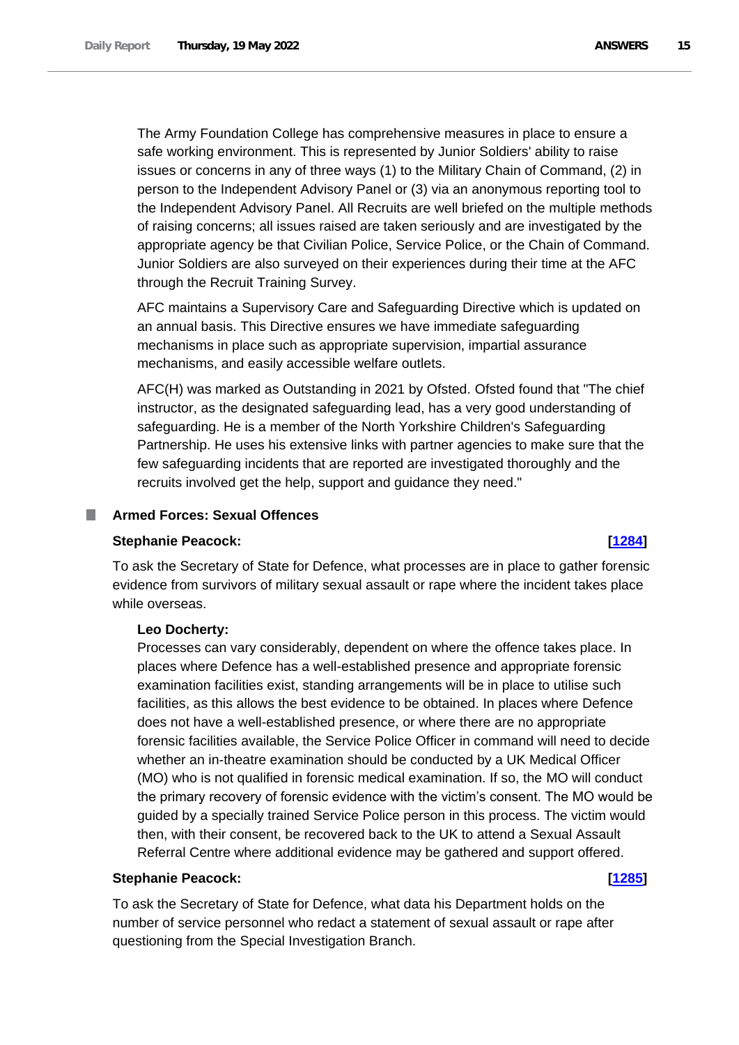The Army Foundation College has comprehensive measures in place to ensure a safe working environment. This is represented by Junior Soldiers' ability to raise issues or concerns in any of three ways (1) to the Military Chain of Command, (2) in person to the Independent Advisory Panel or (3) via an anonymous reporting tool to the Independent Advisory Panel. All Recruits are well briefed on the multiple methods of raising concerns; all issues raised are taken seriously and are investigated by the appropriate agency be that Civilian Police, Service Police, or the Chain of Command. Junior Soldiers are also surveyed on their experiences during their time at the AFC through the Recruit Training Survey.

AFC maintains a Supervisory Care and Safeguarding Directive which is updated on an annual basis. This Directive ensures we have immediate safeguarding mechanisms in place such as appropriate supervision, impartial assurance mechanisms, and easily accessible welfare outlets.

AFC(H) was marked as Outstanding in 2021 by Ofsted. Ofsted found that "The chief instructor, as the designated safeguarding lead, has a very good understanding of safeguarding. He is a member of the North Yorkshire Children's Safeguarding Partnership. He uses his extensive links with partner agencies to make sure that the few safeguarding incidents that are reported are investigated thoroughly and the recruits involved get the help, support and guidance they need."

## Armed Forces: Sexual Offences

**Stephanie Peacock:** **[1284]**

To ask the Secretary of State for Defence, what processes are in place to gather forensic evidence from survivors of military sexual assault or rape where the incident takes place while overseas.

**Leo Docherty:**

Processes can vary considerably, dependent on where the offence takes place. In places where Defence has a well-established presence and appropriate forensic examination facilities exist, standing arrangements will be in place to utilise such facilities, as this allows the best evidence to be obtained. In places where Defence does not have a well-established presence, or where there are no appropriate forensic facilities available, the Service Police Officer in command will need to decide whether an in-theatre examination should be conducted by a UK Medical Officer (MO) who is not qualified in forensic medical examination. If so, the MO will conduct the primary recovery of forensic evidence with the victim's consent. The MO would be guided by a specially trained Service Police person in this process. The victim would then, with their consent, be recovered back to the UK to attend a Sexual Assault Referral Centre where additional evidence may be gathered and support offered.

**Stephanie Peacock:** **[1285]**

To ask the Secretary of State for Defence, what data his Department holds on the number of service personnel who redact a statement of sexual assault or rape after questioning from the Special Investigation Branch.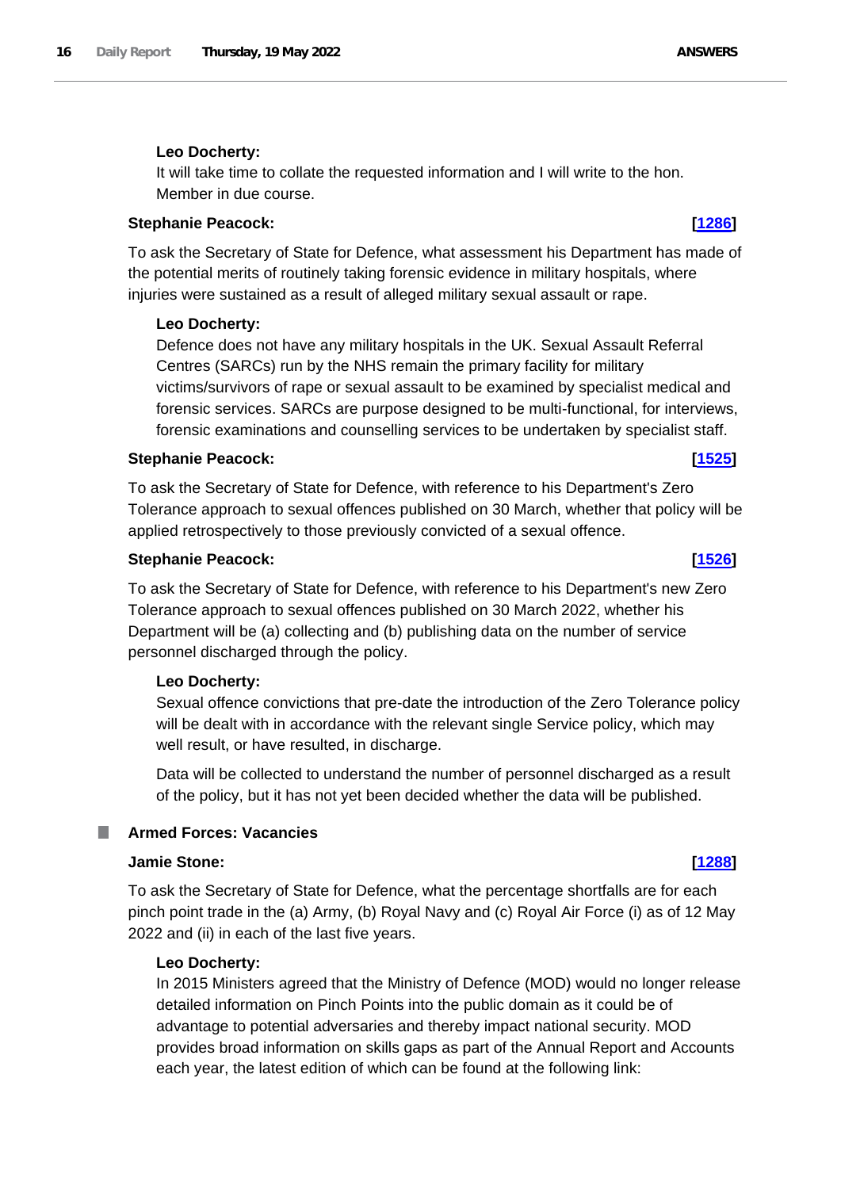**Leo Docherty:**

It will take time to collate the requested information and I will write to the hon. Member in due course.

**Stephanie Peacock:** **[1286]**

To ask the Secretary of State for Defence, what assessment his Department has made of the potential merits of routinely taking forensic evidence in military hospitals, where injuries were sustained as a result of alleged military sexual assault or rape.

**Leo Docherty:**

Defence does not have any military hospitals in the UK. Sexual Assault Referral Centres (SARCs) run by the NHS remain the primary facility for military victims/survivors of rape or sexual assault to be examined by specialist medical and forensic services. SARCs are purpose designed to be multi-functional, for interviews, forensic examinations and counselling services to be undertaken by specialist staff.

**Stephanie Peacock:** **[1525]**

To ask the Secretary of State for Defence, with reference to his Department's Zero Tolerance approach to sexual offences published on 30 March, whether that policy will be applied retrospectively to those previously convicted of a sexual offence.

**Stephanie Peacock:** **[1526]**

To ask the Secretary of State for Defence, with reference to his Department's new Zero Tolerance approach to sexual offences published on 30 March 2022, whether his Department will be (a) collecting and (b) publishing data on the number of service personnel discharged through the policy.

**Leo Docherty:**

Sexual offence convictions that pre-date the introduction of the Zero Tolerance policy will be dealt with in accordance with the relevant single Service policy, which may well result, or have resulted, in discharge.

Data will be collected to understand the number of personnel discharged as a result of the policy, but it has not yet been decided whether the data will be published.

## Armed Forces: Vacancies

**Jamie Stone:** **[1288]**

To ask the Secretary of State for Defence, what the percentage shortfalls are for each pinch point trade in the (a) Army, (b) Royal Navy and (c) Royal Air Force (i) as of 12 May 2022 and (ii) in each of the last five years.

**Leo Docherty:**

In 2015 Ministers agreed that the Ministry of Defence (MOD) would no longer release detailed information on Pinch Points into the public domain as it could be of advantage to potential adversaries and thereby impact national security. MOD provides broad information on skills gaps as part of the Annual Report and Accounts each year, the latest edition of which can be found at the following link: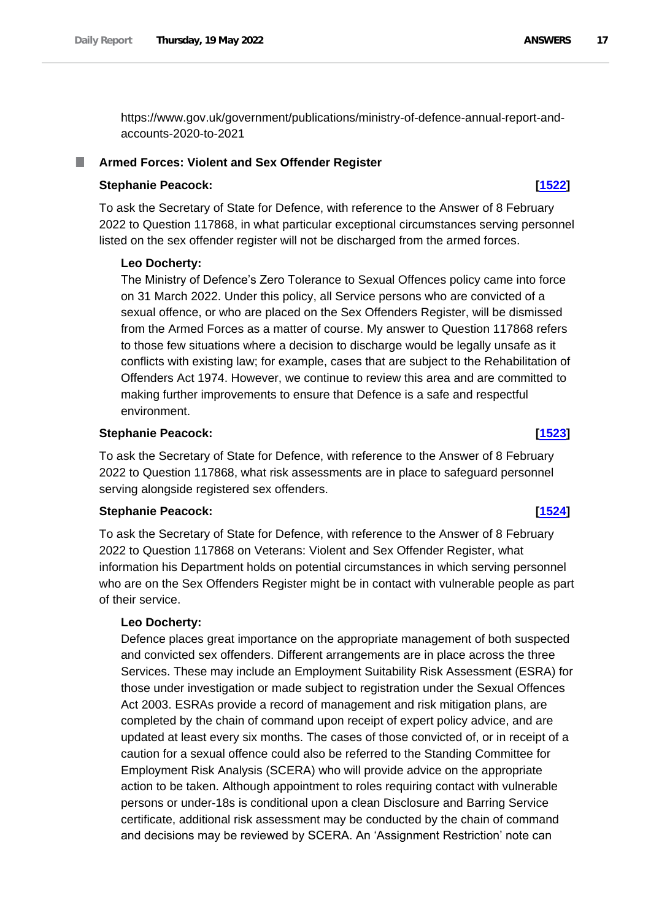https://www.gov.uk/government/publications/ministry-of-defence-annual-report-and-accounts-2020-to-2021

## Armed Forces: Violent and Sex Offender Register

**Stephanie Peacock:** **[1522]**

To ask the Secretary of State for Defence, with reference to the Answer of 8 February 2022 to Question 117868, in what particular exceptional circumstances serving personnel listed on the sex offender register will not be discharged from the armed forces.

**Leo Docherty:**

The Ministry of Defence's Zero Tolerance to Sexual Offences policy came into force on 31 March 2022. Under this policy, all Service persons who are convicted of a sexual offence, or who are placed on the Sex Offenders Register, will be dismissed from the Armed Forces as a matter of course. My answer to Question 117868 refers to those few situations where a decision to discharge would be legally unsafe as it conflicts with existing law; for example, cases that are subject to the Rehabilitation of Offenders Act 1974. However, we continue to review this area and are committed to making further improvements to ensure that Defence is a safe and respectful environment.

**Stephanie Peacock:** **[1523]**

To ask the Secretary of State for Defence, with reference to the Answer of 8 February 2022 to Question 117868, what risk assessments are in place to safeguard personnel serving alongside registered sex offenders.

**Stephanie Peacock:** **[1524]**

To ask the Secretary of State for Defence, with reference to the Answer of 8 February 2022 to Question 117868 on Veterans: Violent and Sex Offender Register, what information his Department holds on potential circumstances in which serving personnel who are on the Sex Offenders Register might be in contact with vulnerable people as part of their service.

**Leo Docherty:**

Defence places great importance on the appropriate management of both suspected and convicted sex offenders. Different arrangements are in place across the three Services. These may include an Employment Suitability Risk Assessment (ESRA) for those under investigation or made subject to registration under the Sexual Offences Act 2003. ESRAs provide a record of management and risk mitigation plans, are completed by the chain of command upon receipt of expert policy advice, and are updated at least every six months. The cases of those convicted of, or in receipt of a caution for a sexual offence could also be referred to the Standing Committee for Employment Risk Analysis (SCERA) who will provide advice on the appropriate action to be taken. Although appointment to roles requiring contact with vulnerable persons or under-18s is conditional upon a clean Disclosure and Barring Service certificate, additional risk assessment may be conducted by the chain of command and decisions may be reviewed by SCERA. An 'Assignment Restriction' note can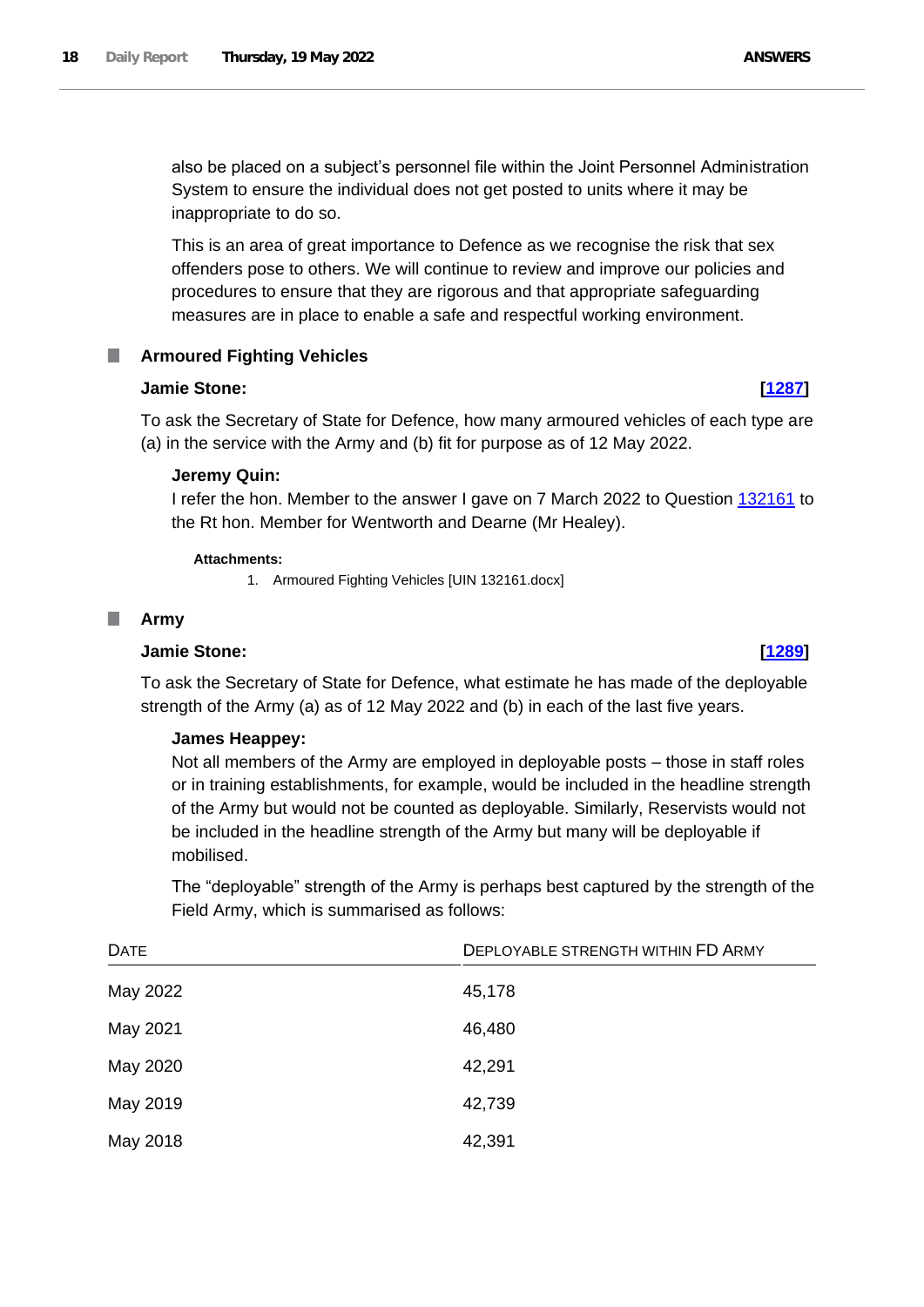also be placed on a subject's personnel file within the Joint Personnel Administration System to ensure the individual does not get posted to units where it may be inappropriate to do so.

This is an area of great importance to Defence as we recognise the risk that sex offenders pose to others. We will continue to review and improve our policies and procedures to ensure that they are rigorous and that appropriate safeguarding measures are in place to enable a safe and respectful working environment.

## Armoured Fighting Vehicles

**Jamie Stone:** **[1287]**

To ask the Secretary of State for Defence, how many armoured vehicles of each type are (a) in the service with the Army and (b) fit for purpose as of 12 May 2022.

**Jeremy Quin:**

I refer the hon. Member to the answer I gave on 7 March 2022 to Question 132161 to the Rt hon. Member for Wentworth and Dearne (Mr Healey).

**Attachments:**

1. Armoured Fighting Vehicles [UIN 132161.docx]

## Army

**Jamie Stone:** **[1289]**

To ask the Secretary of State for Defence, what estimate he has made of the deployable strength of the Army (a) as of 12 May 2022 and (b) in each of the last five years.

**James Heappey:**

Not all members of the Army are employed in deployable posts – those in staff roles or in training establishments, for example, would be included in the headline strength of the Army but would not be counted as deployable. Similarly, Reservists would not be included in the headline strength of the Army but many will be deployable if mobilised.

The "deployable" strength of the Army is perhaps best captured by the strength of the Field Army, which is summarised as follows:

| Date | Deployable strength within FD Army |
|---|---|
| May 2022 | 45,178 |
| May 2021 | 46,480 |
| May 2020 | 42,291 |
| May 2019 | 42,739 |
| May 2018 | 42,391 |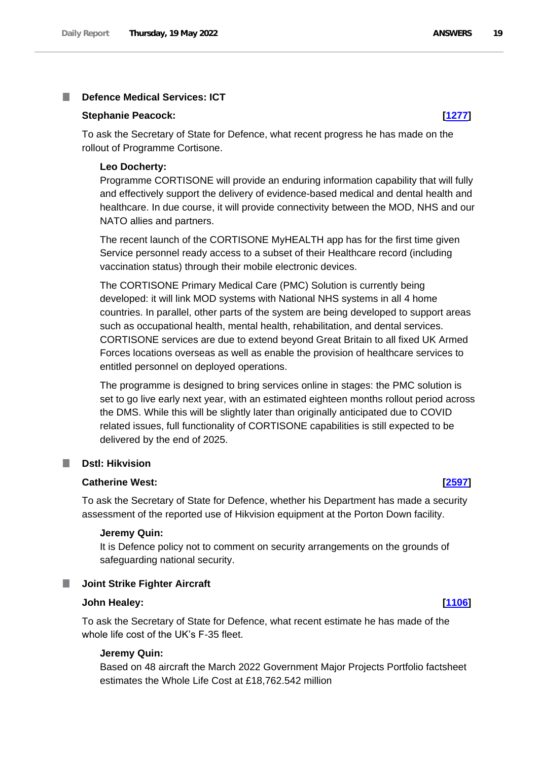## Defence Medical Services: ICT

**Stephanie Peacock:** **[1277]**

To ask the Secretary of State for Defence, what recent progress he has made on the rollout of Programme Cortisone.

**Leo Docherty:**

Programme CORTISONE will provide an enduring information capability that will fully and effectively support the delivery of evidence-based medical and dental health and healthcare. In due course, it will provide connectivity between the MOD, NHS and our NATO allies and partners.

The recent launch of the CORTISONE MyHEALTH app has for the first time given Service personnel ready access to a subset of their Healthcare record (including vaccination status) through their mobile electronic devices.

The CORTISONE Primary Medical Care (PMC) Solution is currently being developed: it will link MOD systems with National NHS systems in all 4 home countries. In parallel, other parts of the system are being developed to support areas such as occupational health, mental health, rehabilitation, and dental services. CORTISONE services are due to extend beyond Great Britain to all fixed UK Armed Forces locations overseas as well as enable the provision of healthcare services to entitled personnel on deployed operations.

The programme is designed to bring services online in stages: the PMC solution is set to go live early next year, with an estimated eighteen months rollout period across the DMS. While this will be slightly later than originally anticipated due to COVID related issues, full functionality of CORTISONE capabilities is still expected to be delivered by the end of 2025.

## Dstl: Hikvision

**Catherine West:** **[2597]**

To ask the Secretary of State for Defence, whether his Department has made a security assessment of the reported use of Hikvision equipment at the Porton Down facility.

**Jeremy Quin:**

It is Defence policy not to comment on security arrangements on the grounds of safeguarding national security.

## Joint Strike Fighter Aircraft

**John Healey:** **[1106]**

To ask the Secretary of State for Defence, what recent estimate he has made of the whole life cost of the UK's F-35 fleet.

**Jeremy Quin:**

Based on 48 aircraft the March 2022 Government Major Projects Portfolio factsheet estimates the Whole Life Cost at £18,762.542 million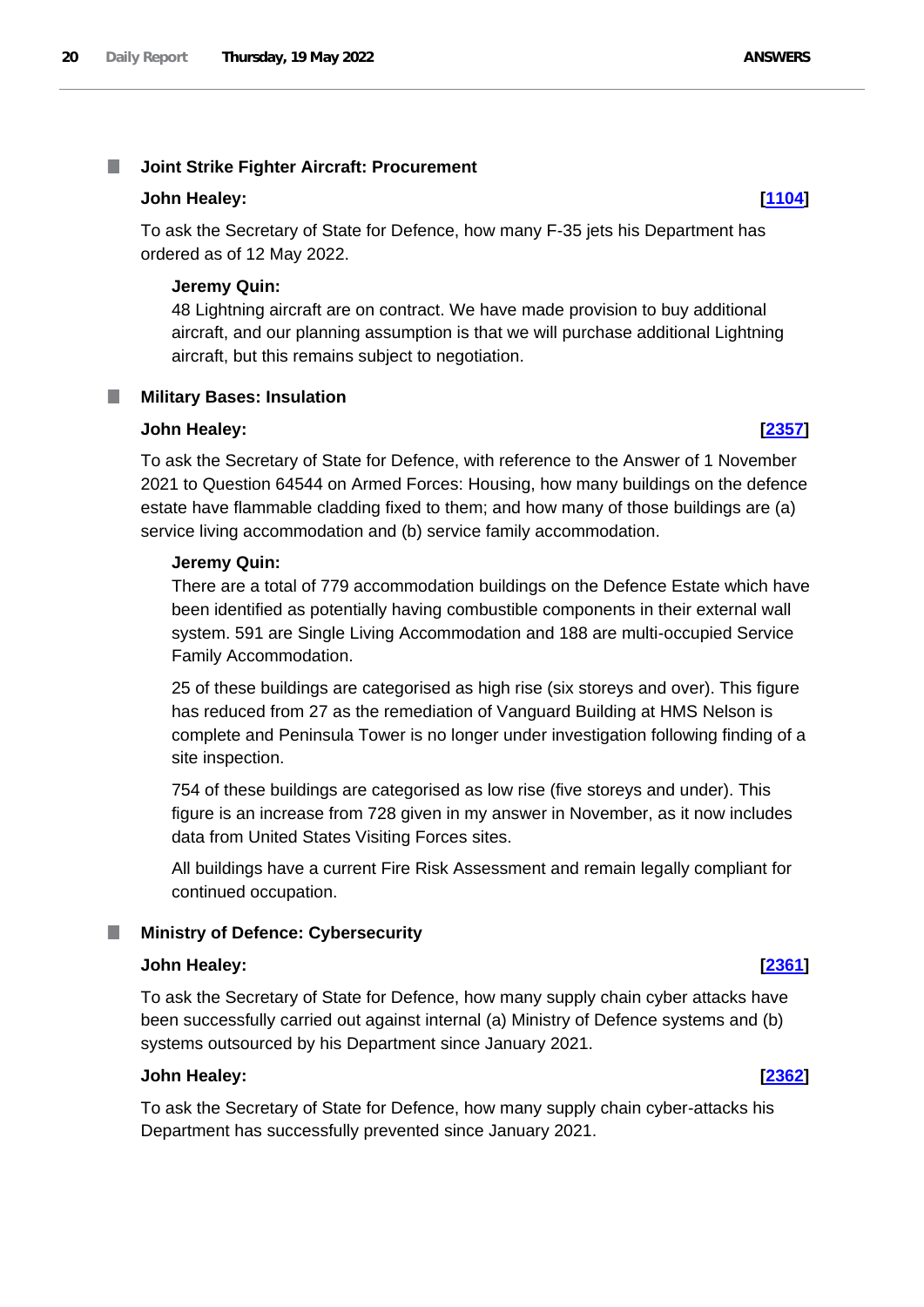## Joint Strike Fighter Aircraft: Procurement

**John Healey:** **[1104]**

To ask the Secretary of State for Defence, how many F-35 jets his Department has ordered as of 12 May 2022.

**Jeremy Quin:**

48 Lightning aircraft are on contract. We have made provision to buy additional aircraft, and our planning assumption is that we will purchase additional Lightning aircraft, but this remains subject to negotiation.

## Military Bases: Insulation

**John Healey:** **[2357]**

To ask the Secretary of State for Defence, with reference to the Answer of 1 November 2021 to Question 64544 on Armed Forces: Housing, how many buildings on the defence estate have flammable cladding fixed to them; and how many of those buildings are (a) service living accommodation and (b) service family accommodation.

**Jeremy Quin:**

There are a total of 779 accommodation buildings on the Defence Estate which have been identified as potentially having combustible components in their external wall system. 591 are Single Living Accommodation and 188 are multi-occupied Service Family Accommodation.

25 of these buildings are categorised as high rise (six storeys and over). This figure has reduced from 27 as the remediation of Vanguard Building at HMS Nelson is complete and Peninsula Tower is no longer under investigation following finding of a site inspection.

754 of these buildings are categorised as low rise (five storeys and under). This figure is an increase from 728 given in my answer in November, as it now includes data from United States Visiting Forces sites.

All buildings have a current Fire Risk Assessment and remain legally compliant for continued occupation.

## Ministry of Defence: Cybersecurity

**John Healey:** **[2361]**

To ask the Secretary of State for Defence, how many supply chain cyber attacks have been successfully carried out against internal (a) Ministry of Defence systems and (b) systems outsourced by his Department since January 2021.

**John Healey:** **[2362]**

To ask the Secretary of State for Defence, how many supply chain cyber-attacks his Department has successfully prevented since January 2021.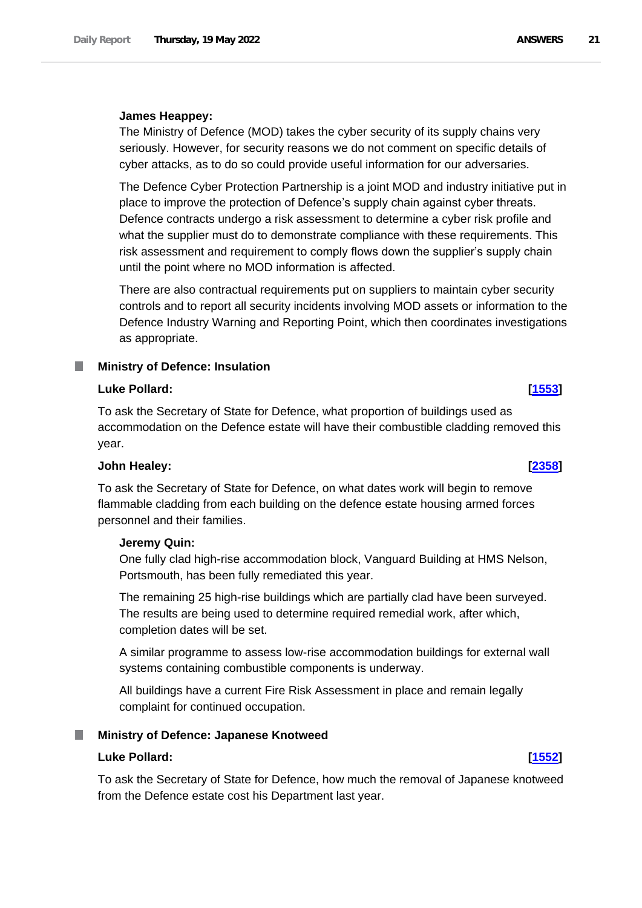**James Heappey:**

The Ministry of Defence (MOD) takes the cyber security of its supply chains very seriously. However, for security reasons we do not comment on specific details of cyber attacks, as to do so could provide useful information for our adversaries.

The Defence Cyber Protection Partnership is a joint MOD and industry initiative put in place to improve the protection of Defence's supply chain against cyber threats. Defence contracts undergo a risk assessment to determine a cyber risk profile and what the supplier must do to demonstrate compliance with these requirements. This risk assessment and requirement to comply flows down the supplier's supply chain until the point where no MOD information is affected.

There are also contractual requirements put on suppliers to maintain cyber security controls and to report all security incidents involving MOD assets or information to the Defence Industry Warning and Reporting Point, which then coordinates investigations as appropriate.

### Ministry of Defence: Insulation

**Luke Pollard:** **[1553]**

To ask the Secretary of State for Defence, what proportion of buildings used as accommodation on the Defence estate will have their combustible cladding removed this year.

**John Healey:** **[2358]**

To ask the Secretary of State for Defence, on what dates work will begin to remove flammable cladding from each building on the defence estate housing armed forces personnel and their families.

**Jeremy Quin:**

One fully clad high-rise accommodation block, Vanguard Building at HMS Nelson, Portsmouth, has been fully remediated this year.

The remaining 25 high-rise buildings which are partially clad have been surveyed. The results are being used to determine required remedial work, after which, completion dates will be set.

A similar programme to assess low-rise accommodation buildings for external wall systems containing combustible components is underway.

All buildings have a current Fire Risk Assessment in place and remain legally complaint for continued occupation.

### Ministry of Defence: Japanese Knotweed

**Luke Pollard:** **[1552]**

To ask the Secretary of State for Defence, how much the removal of Japanese knotweed from the Defence estate cost his Department last year.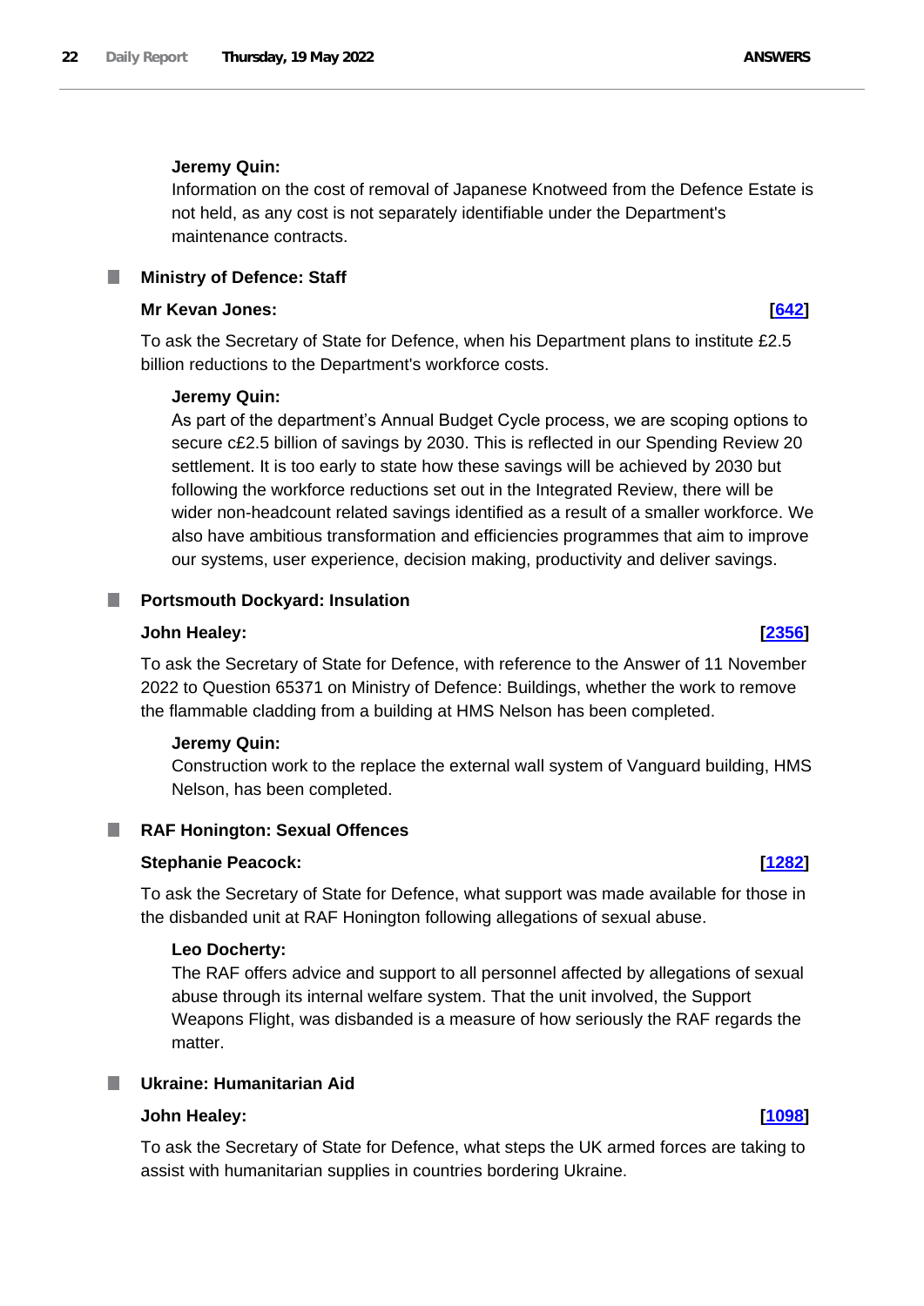**Jeremy Quin:**

Information on the cost of removal of Japanese Knotweed from the Defence Estate is not held, as any cost is not separately identifiable under the Department's maintenance contracts.

### Ministry of Defence: Staff

**Mr Kevan Jones:** **[642]**

To ask the Secretary of State for Defence, when his Department plans to institute £2.5 billion reductions to the Department's workforce costs.

**Jeremy Quin:**

As part of the department's Annual Budget Cycle process, we are scoping options to secure c£2.5 billion of savings by 2030. This is reflected in our Spending Review 20 settlement. It is too early to state how these savings will be achieved by 2030 but following the workforce reductions set out in the Integrated Review, there will be wider non-headcount related savings identified as a result of a smaller workforce. We also have ambitious transformation and efficiencies programmes that aim to improve our systems, user experience, decision making, productivity and deliver savings.

### Portsmouth Dockyard: Insulation

**John Healey:** **[2356]**

To ask the Secretary of State for Defence, with reference to the Answer of 11 November 2022 to Question 65371 on Ministry of Defence: Buildings, whether the work to remove the flammable cladding from a building at HMS Nelson has been completed.

**Jeremy Quin:**

Construction work to the replace the external wall system of Vanguard building, HMS Nelson, has been completed.

### RAF Honington: Sexual Offences

**Stephanie Peacock:** **[1282]**

To ask the Secretary of State for Defence, what support was made available for those in the disbanded unit at RAF Honington following allegations of sexual abuse.

**Leo Docherty:**

The RAF offers advice and support to all personnel affected by allegations of sexual abuse through its internal welfare system. That the unit involved, the Support Weapons Flight, was disbanded is a measure of how seriously the RAF regards the matter.

### Ukraine: Humanitarian Aid

**John Healey:** **[1098]**

To ask the Secretary of State for Defence, what steps the UK armed forces are taking to assist with humanitarian supplies in countries bordering Ukraine.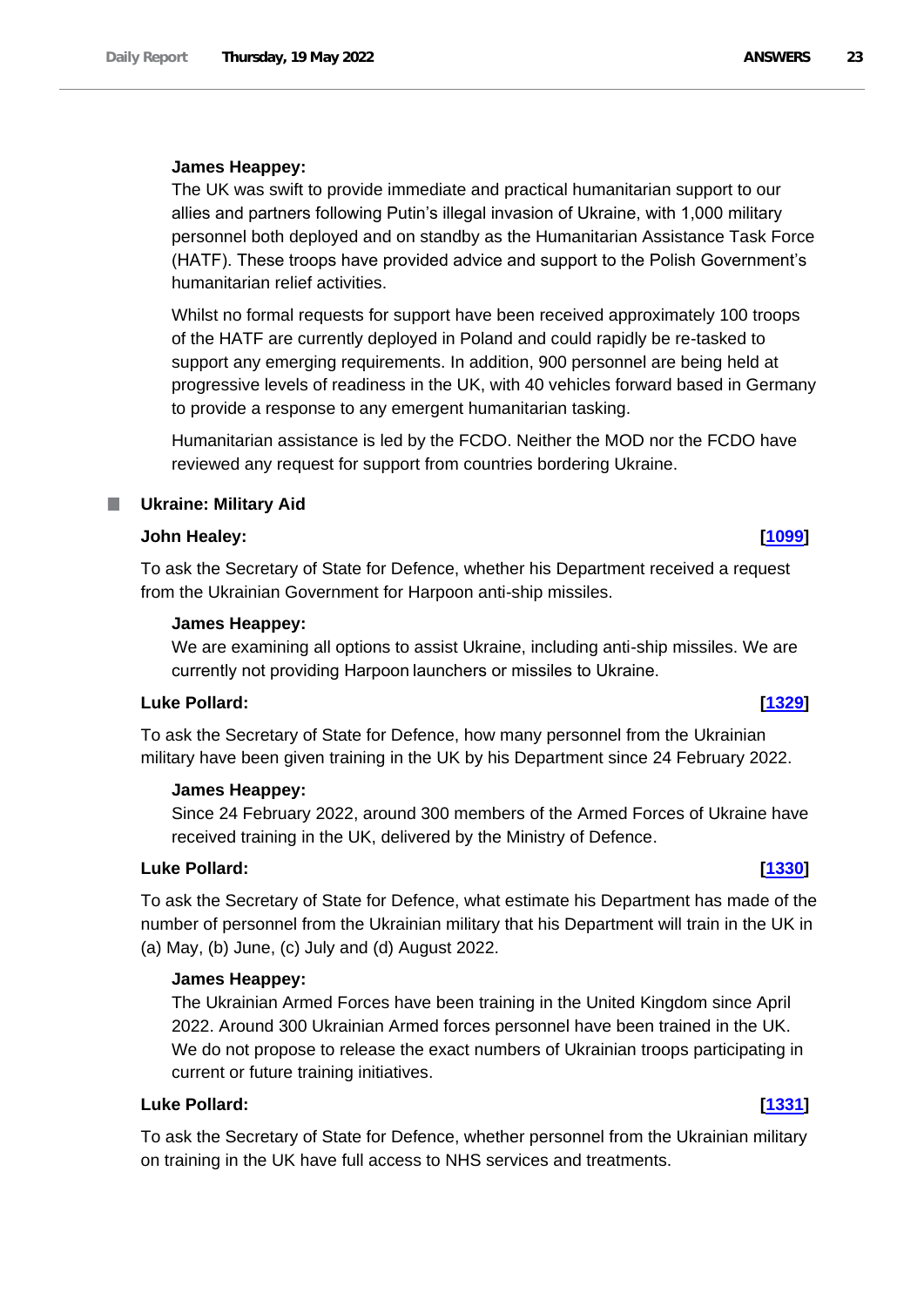**James Heappey:**

The UK was swift to provide immediate and practical humanitarian support to our allies and partners following Putin's illegal invasion of Ukraine, with 1,000 military personnel both deployed and on standby as the Humanitarian Assistance Task Force (HATF). These troops have provided advice and support to the Polish Government's humanitarian relief activities.

Whilst no formal requests for support have been received approximately 100 troops of the HATF are currently deployed in Poland and could rapidly be re-tasked to support any emerging requirements. In addition, 900 personnel are being held at progressive levels of readiness in the UK, with 40 vehicles forward based in Germany to provide a response to any emergent humanitarian tasking.

Humanitarian assistance is led by the FCDO. Neither the MOD nor the FCDO have reviewed any request for support from countries bordering Ukraine.

## Ukraine: Military Aid

**John Healey:** **[1099]**

To ask the Secretary of State for Defence, whether his Department received a request from the Ukrainian Government for Harpoon anti-ship missiles.

**James Heappey:**

We are examining all options to assist Ukraine, including anti-ship missiles. We are currently not providing Harpoon launchers or missiles to Ukraine.

**Luke Pollard:** **[1329]**

To ask the Secretary of State for Defence, how many personnel from the Ukrainian military have been given training in the UK by his Department since 24 February 2022.

**James Heappey:**

Since 24 February 2022, around 300 members of the Armed Forces of Ukraine have received training in the UK, delivered by the Ministry of Defence.

**Luke Pollard:** **[1330]**

To ask the Secretary of State for Defence, what estimate his Department has made of the number of personnel from the Ukrainian military that his Department will train in the UK in (a) May, (b) June, (c) July and (d) August 2022.

**James Heappey:**

The Ukrainian Armed Forces have been training in the United Kingdom since April 2022. Around 300 Ukrainian Armed forces personnel have been trained in the UK. We do not propose to release the exact numbers of Ukrainian troops participating in current or future training initiatives.

**Luke Pollard:** **[1331]**

To ask the Secretary of State for Defence, whether personnel from the Ukrainian military on training in the UK have full access to NHS services and treatments.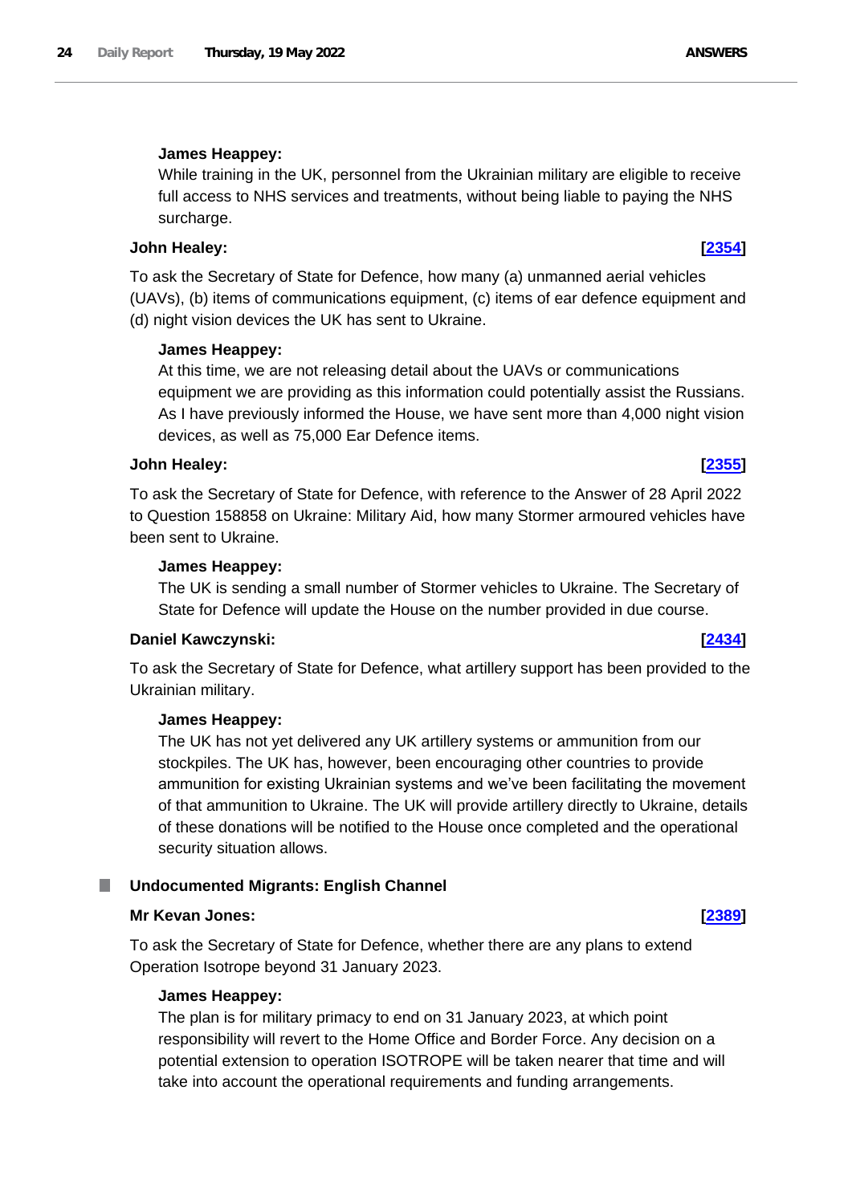**James Heappey:**

While training in the UK, personnel from the Ukrainian military are eligible to receive full access to NHS services and treatments, without being liable to paying the NHS surcharge.

**John Healey:** **[2354]**

To ask the Secretary of State for Defence, how many (a) unmanned aerial vehicles (UAVs), (b) items of communications equipment, (c) items of ear defence equipment and (d) night vision devices the UK has sent to Ukraine.

**James Heappey:**

At this time, we are not releasing detail about the UAVs or communications equipment we are providing as this information could potentially assist the Russians. As I have previously informed the House, we have sent more than 4,000 night vision devices, as well as 75,000 Ear Defence items.

**John Healey:** **[2355]**

To ask the Secretary of State for Defence, with reference to the Answer of 28 April 2022 to Question 158858 on Ukraine: Military Aid, how many Stormer armoured vehicles have been sent to Ukraine.

**James Heappey:**

The UK is sending a small number of Stormer vehicles to Ukraine. The Secretary of State for Defence will update the House on the number provided in due course.

**Daniel Kawczynski:** **[2434]**

To ask the Secretary of State for Defence, what artillery support has been provided to the Ukrainian military.

**James Heappey:**

The UK has not yet delivered any UK artillery systems or ammunition from our stockpiles. The UK has, however, been encouraging other countries to provide ammunition for existing Ukrainian systems and we've been facilitating the movement of that ammunition to Ukraine. The UK will provide artillery directly to Ukraine, details of these donations will be notified to the House once completed and the operational security situation allows.

## Undocumented Migrants: English Channel

**Mr Kevan Jones:** **[2389]**

To ask the Secretary of State for Defence, whether there are any plans to extend Operation Isotrope beyond 31 January 2023.

**James Heappey:**

The plan is for military primacy to end on 31 January 2023, at which point responsibility will revert to the Home Office and Border Force. Any decision on a potential extension to operation ISOTROPE will be taken nearer that time and will take into account the operational requirements and funding arrangements.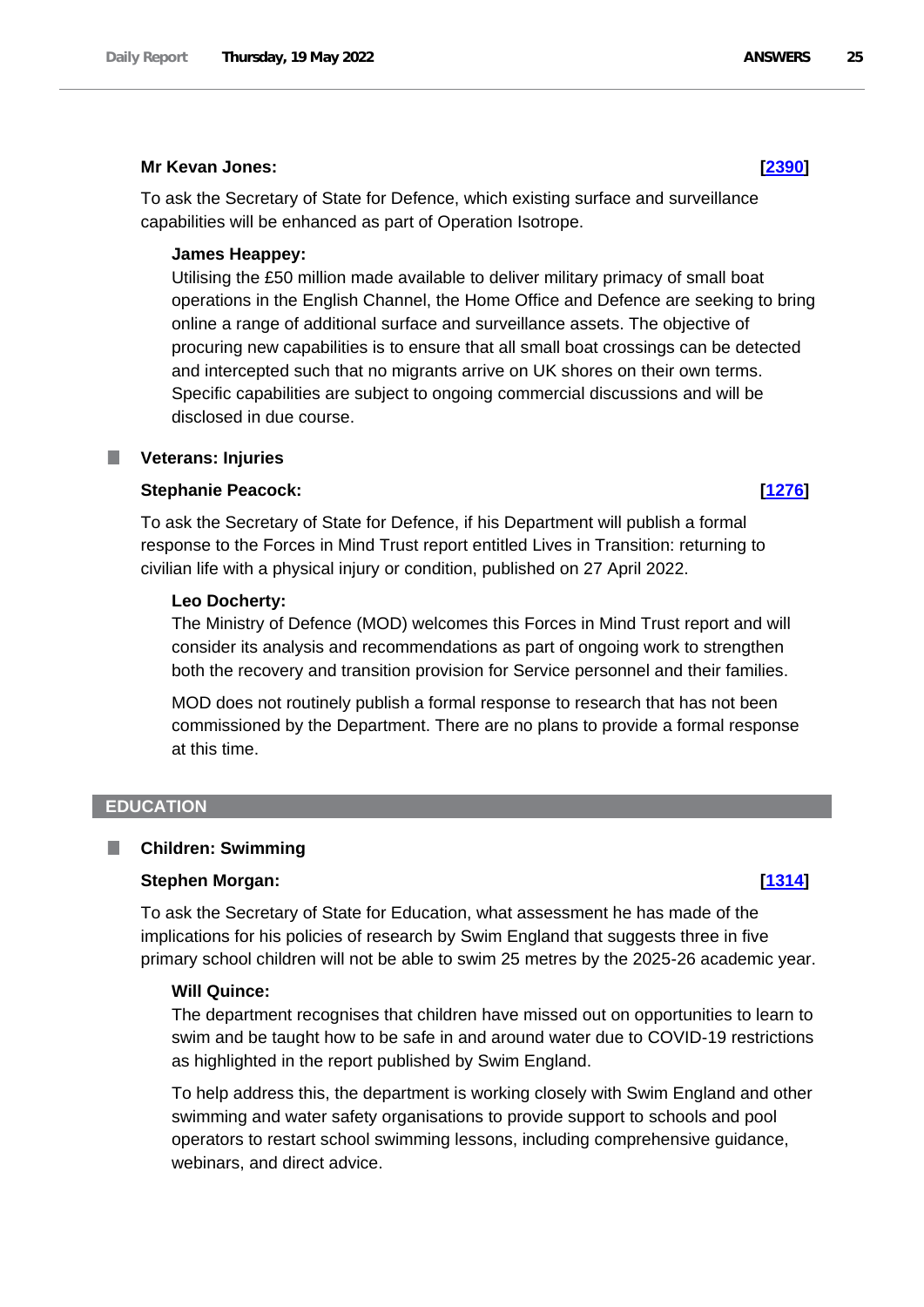**Mr Kevan Jones:** **[2390]**

To ask the Secretary of State for Defence, which existing surface and surveillance capabilities will be enhanced as part of Operation Isotrope.

**James Heappey:**

Utilising the £50 million made available to deliver military primacy of small boat operations in the English Channel, the Home Office and Defence are seeking to bring online a range of additional surface and surveillance assets. The objective of procuring new capabilities is to ensure that all small boat crossings can be detected and intercepted such that no migrants arrive on UK shores on their own terms. Specific capabilities are subject to ongoing commercial discussions and will be disclosed in due course.

### Veterans: Injuries

**Stephanie Peacock:** **[1276]**

To ask the Secretary of State for Defence, if his Department will publish a formal response to the Forces in Mind Trust report entitled Lives in Transition: returning to civilian life with a physical injury or condition, published on 27 April 2022.

**Leo Docherty:**

The Ministry of Defence (MOD) welcomes this Forces in Mind Trust report and will consider its analysis and recommendations as part of ongoing work to strengthen both the recovery and transition provision for Service personnel and their families.

MOD does not routinely publish a formal response to research that has not been commissioned by the Department. There are no plans to provide a formal response at this time.

## EDUCATION

### Children: Swimming

**Stephen Morgan:** **[1314]**

To ask the Secretary of State for Education, what assessment he has made of the implications for his policies of research by Swim England that suggests three in five primary school children will not be able to swim 25 metres by the 2025-26 academic year.

**Will Quince:**

The department recognises that children have missed out on opportunities to learn to swim and be taught how to be safe in and around water due to COVID-19 restrictions as highlighted in the report published by Swim England.

To help address this, the department is working closely with Swim England and other swimming and water safety organisations to provide support to schools and pool operators to restart school swimming lessons, including comprehensive guidance, webinars, and direct advice.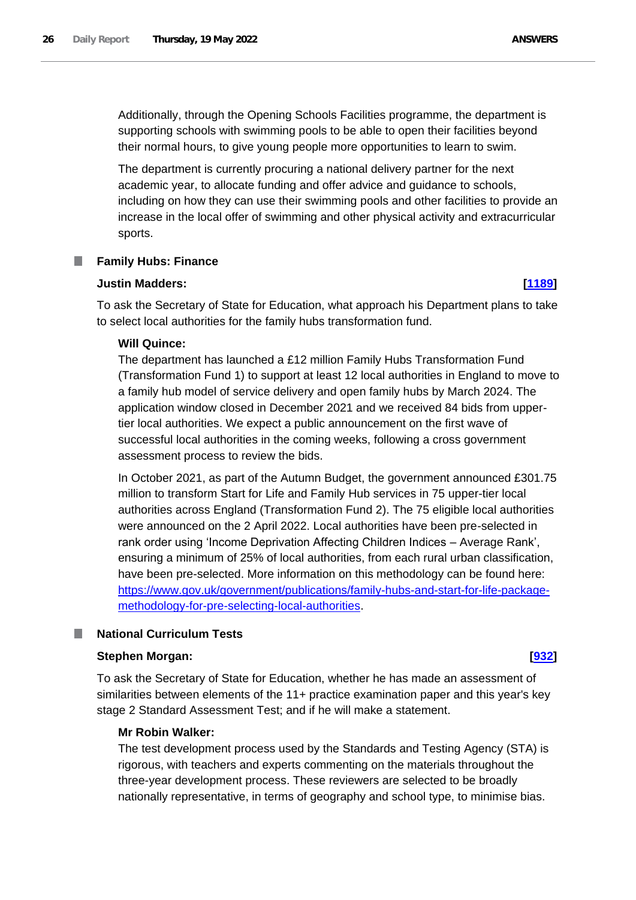Additionally, through the Opening Schools Facilities programme, the department is supporting schools with swimming pools to be able to open their facilities beyond their normal hours, to give young people more opportunities to learn to swim.

The department is currently procuring a national delivery partner for the next academic year, to allocate funding and offer advice and guidance to schools, including on how they can use their swimming pools and other facilities to provide an increase in the local offer of swimming and other physical activity and extracurricular sports.

## Family Hubs: Finance

**Justin Madders:** **[1189]**

To ask the Secretary of State for Education, what approach his Department plans to take to select local authorities for the family hubs transformation fund.

**Will Quince:**

The department has launched a £12 million Family Hubs Transformation Fund (Transformation Fund 1) to support at least 12 local authorities in England to move to a family hub model of service delivery and open family hubs by March 2024. The application window closed in December 2021 and we received 84 bids from upper-tier local authorities. We expect a public announcement on the first wave of successful local authorities in the coming weeks, following a cross government assessment process to review the bids.

In October 2021, as part of the Autumn Budget, the government announced £301.75 million to transform Start for Life and Family Hub services in 75 upper-tier local authorities across England (Transformation Fund 2). The 75 eligible local authorities were announced on the 2 April 2022. Local authorities have been pre-selected in rank order using 'Income Deprivation Affecting Children Indices – Average Rank', ensuring a minimum of 25% of local authorities, from each rural urban classification, have been pre-selected. More information on this methodology can be found here: https://www.gov.uk/government/publications/family-hubs-and-start-for-life-package-methodology-for-pre-selecting-local-authorities.

## National Curriculum Tests

**Stephen Morgan:** **[932]**

To ask the Secretary of State for Education, whether he has made an assessment of similarities between elements of the 11+ practice examination paper and this year's key stage 2 Standard Assessment Test; and if he will make a statement.

**Mr Robin Walker:**

The test development process used by the Standards and Testing Agency (STA) is rigorous, with teachers and experts commenting on the materials throughout the three-year development process. These reviewers are selected to be broadly nationally representative, in terms of geography and school type, to minimise bias.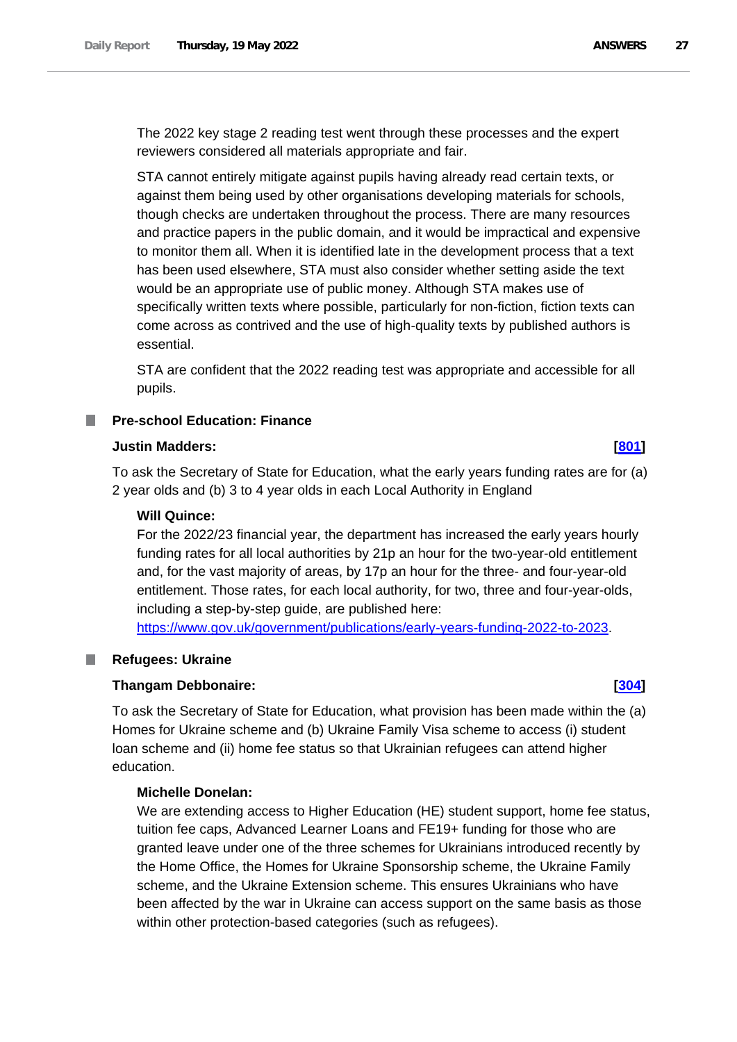The 2022 key stage 2 reading test went through these processes and the expert reviewers considered all materials appropriate and fair.

STA cannot entirely mitigate against pupils having already read certain texts, or against them being used by other organisations developing materials for schools, though checks are undertaken throughout the process. There are many resources and practice papers in the public domain, and it would be impractical and expensive to monitor them all. When it is identified late in the development process that a text has been used elsewhere, STA must also consider whether setting aside the text would be an appropriate use of public money. Although STA makes use of specifically written texts where possible, particularly for non-fiction, fiction texts can come across as contrived and the use of high-quality texts by published authors is essential.

STA are confident that the 2022 reading test was appropriate and accessible for all pupils.

## Pre-school Education: Finance

**Justin Madders:** **[801]**

To ask the Secretary of State for Education, what the early years funding rates are for (a) 2 year olds and (b) 3 to 4 year olds in each Local Authority in England

**Will Quince:**

For the 2022/23 financial year, the department has increased the early years hourly funding rates for all local authorities by 21p an hour for the two-year-old entitlement and, for the vast majority of areas, by 17p an hour for the three- and four-year-old entitlement. Those rates, for each local authority, for two, three and four-year-olds, including a step-by-step guide, are published here: https://www.gov.uk/government/publications/early-years-funding-2022-to-2023.

## Refugees: Ukraine

**Thangam Debbonaire:** **[304]**

To ask the Secretary of State for Education, what provision has been made within the (a) Homes for Ukraine scheme and (b) Ukraine Family Visa scheme to access (i) student loan scheme and (ii) home fee status so that Ukrainian refugees can attend higher education.

**Michelle Donelan:**

We are extending access to Higher Education (HE) student support, home fee status, tuition fee caps, Advanced Learner Loans and FE19+ funding for those who are granted leave under one of the three schemes for Ukrainians introduced recently by the Home Office, the Homes for Ukraine Sponsorship scheme, the Ukraine Family scheme, and the Ukraine Extension scheme. This ensures Ukrainians who have been affected by the war in Ukraine can access support on the same basis as those within other protection-based categories (such as refugees).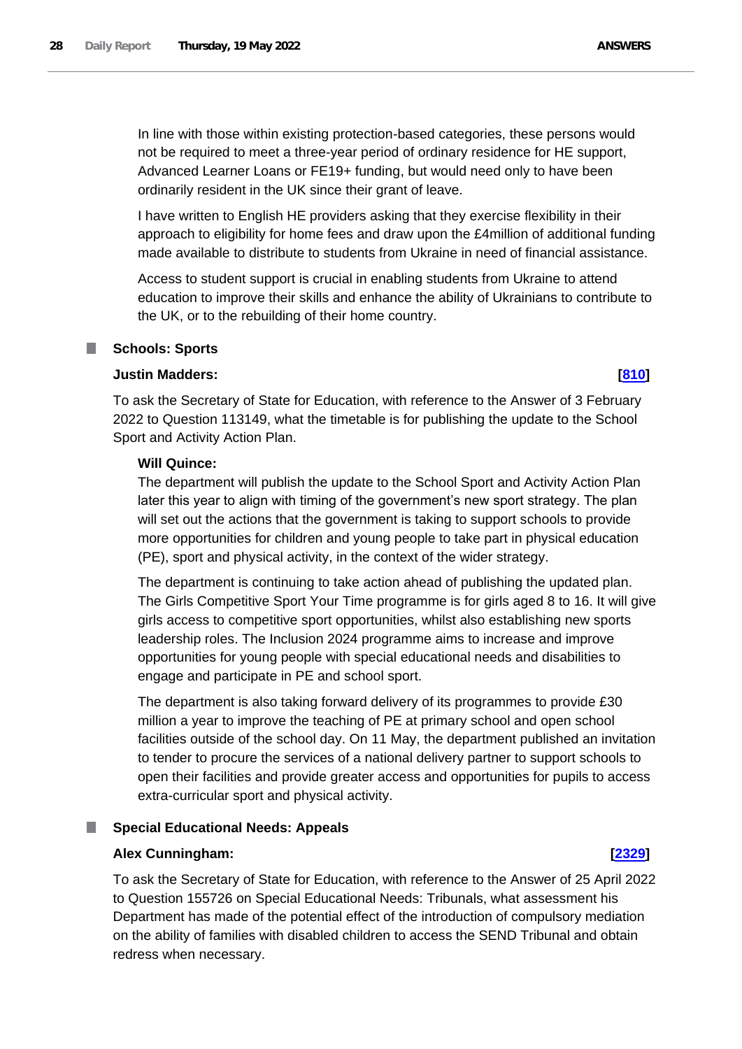In line with those within existing protection-based categories, these persons would not be required to meet a three-year period of ordinary residence for HE support, Advanced Learner Loans or FE19+ funding, but would need only to have been ordinarily resident in the UK since their grant of leave.

I have written to English HE providers asking that they exercise flexibility in their approach to eligibility for home fees and draw upon the £4million of additional funding made available to distribute to students from Ukraine in need of financial assistance.

Access to student support is crucial in enabling students from Ukraine to attend education to improve their skills and enhance the ability of Ukrainians to contribute to the UK, or to the rebuilding of their home country.

## Schools: Sports

**Justin Madders:** **[810]**

To ask the Secretary of State for Education, with reference to the Answer of 3 February 2022 to Question 113149, what the timetable is for publishing the update to the School Sport and Activity Action Plan.

**Will Quince:**

The department will publish the update to the School Sport and Activity Action Plan later this year to align with timing of the government's new sport strategy. The plan will set out the actions that the government is taking to support schools to provide more opportunities for children and young people to take part in physical education (PE), sport and physical activity, in the context of the wider strategy.

The department is continuing to take action ahead of publishing the updated plan. The Girls Competitive Sport Your Time programme is for girls aged 8 to 16. It will give girls access to competitive sport opportunities, whilst also establishing new sports leadership roles. The Inclusion 2024 programme aims to increase and improve opportunities for young people with special educational needs and disabilities to engage and participate in PE and school sport.

The department is also taking forward delivery of its programmes to provide £30 million a year to improve the teaching of PE at primary school and open school facilities outside of the school day. On 11 May, the department published an invitation to tender to procure the services of a national delivery partner to support schools to open their facilities and provide greater access and opportunities for pupils to access extra-curricular sport and physical activity.

## Special Educational Needs: Appeals

**Alex Cunningham:** **[2329]**

To ask the Secretary of State for Education, with reference to the Answer of 25 April 2022 to Question 155726 on Special Educational Needs: Tribunals, what assessment his Department has made of the potential effect of the introduction of compulsory mediation on the ability of families with disabled children to access the SEND Tribunal and obtain redress when necessary.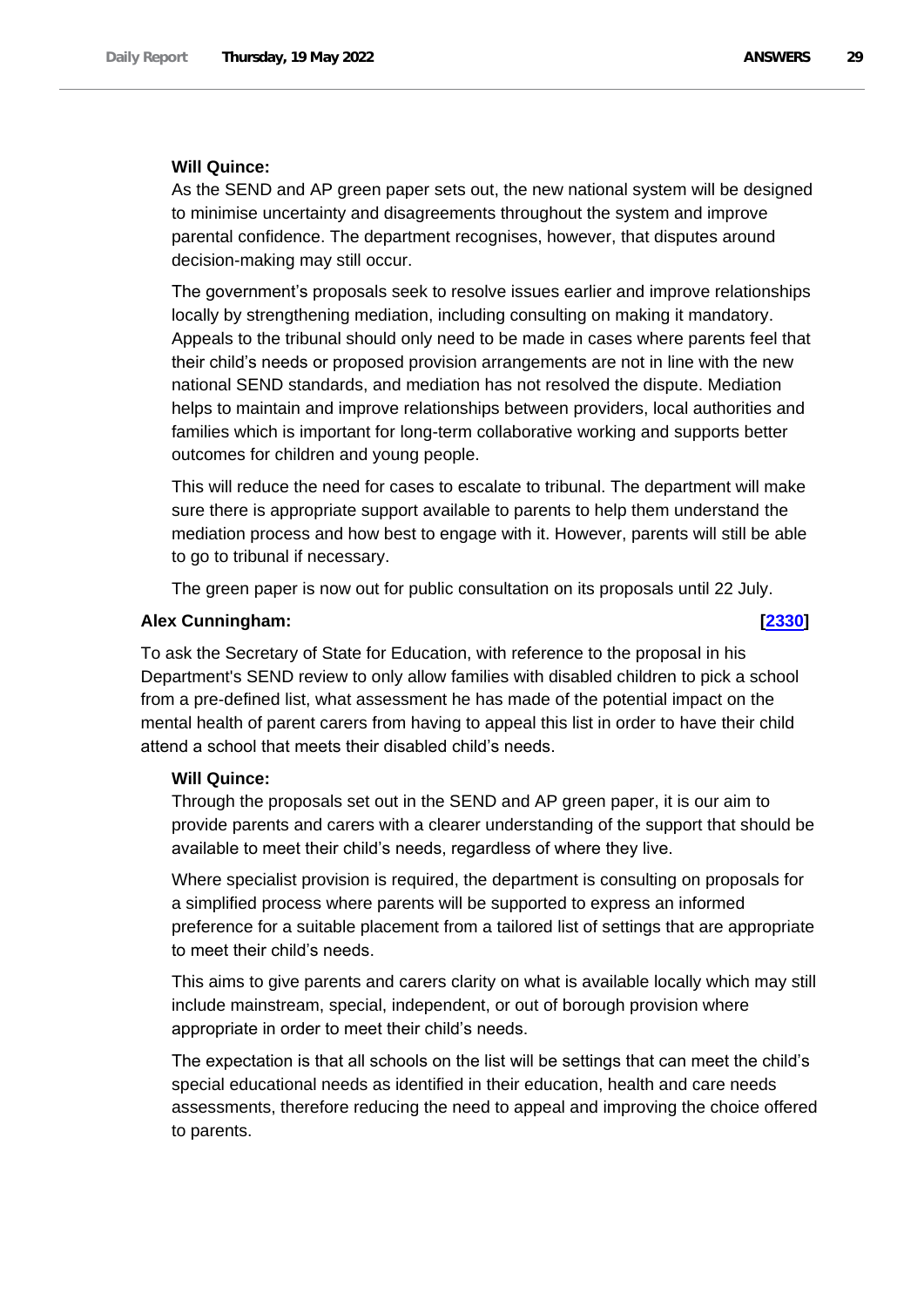**Will Quince:**

As the SEND and AP green paper sets out, the new national system will be designed to minimise uncertainty and disagreements throughout the system and improve parental confidence. The department recognises, however, that disputes around decision-making may still occur.

The government's proposals seek to resolve issues earlier and improve relationships locally by strengthening mediation, including consulting on making it mandatory. Appeals to the tribunal should only need to be made in cases where parents feel that their child's needs or proposed provision arrangements are not in line with the new national SEND standards, and mediation has not resolved the dispute. Mediation helps to maintain and improve relationships between providers, local authorities and families which is important for long-term collaborative working and supports better outcomes for children and young people.

This will reduce the need for cases to escalate to tribunal. The department will make sure there is appropriate support available to parents to help them understand the mediation process and how best to engage with it. However, parents will still be able to go to tribunal if necessary.

The green paper is now out for public consultation on its proposals until 22 July.

**Alex Cunningham:** **[2330]**

To ask the Secretary of State for Education, with reference to the proposal in his Department's SEND review to only allow families with disabled children to pick a school from a pre-defined list, what assessment he has made of the potential impact on the mental health of parent carers from having to appeal this list in order to have their child attend a school that meets their disabled child's needs.

**Will Quince:**

Through the proposals set out in the SEND and AP green paper, it is our aim to provide parents and carers with a clearer understanding of the support that should be available to meet their child's needs, regardless of where they live.

Where specialist provision is required, the department is consulting on proposals for a simplified process where parents will be supported to express an informed preference for a suitable placement from a tailored list of settings that are appropriate to meet their child's needs.

This aims to give parents and carers clarity on what is available locally which may still include mainstream, special, independent, or out of borough provision where appropriate in order to meet their child's needs.

The expectation is that all schools on the list will be settings that can meet the child's special educational needs as identified in their education, health and care needs assessments, therefore reducing the need to appeal and improving the choice offered to parents.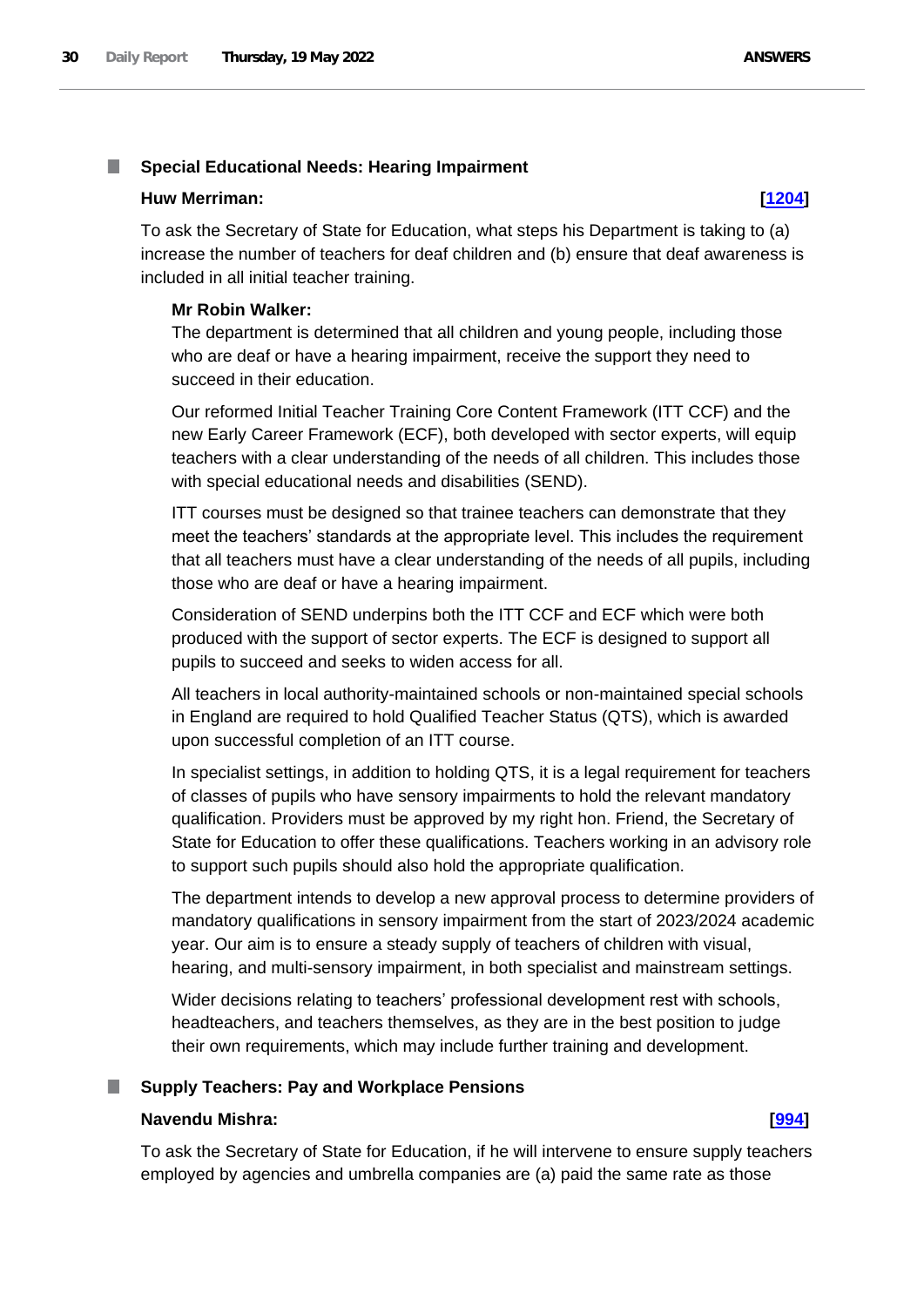### Special Educational Needs: Hearing Impairment

**Huw Merriman:** **[1204]**

To ask the Secretary of State for Education, what steps his Department is taking to (a) increase the number of teachers for deaf children and (b) ensure that deaf awareness is included in all initial teacher training.

**Mr Robin Walker:**

The department is determined that all children and young people, including those who are deaf or have a hearing impairment, receive the support they need to succeed in their education.

Our reformed Initial Teacher Training Core Content Framework (ITT CCF) and the new Early Career Framework (ECF), both developed with sector experts, will equip teachers with a clear understanding of the needs of all children. This includes those with special educational needs and disabilities (SEND).

ITT courses must be designed so that trainee teachers can demonstrate that they meet the teachers' standards at the appropriate level. This includes the requirement that all teachers must have a clear understanding of the needs of all pupils, including those who are deaf or have a hearing impairment.

Consideration of SEND underpins both the ITT CCF and ECF which were both produced with the support of sector experts. The ECF is designed to support all pupils to succeed and seeks to widen access for all.

All teachers in local authority-maintained schools or non-maintained special schools in England are required to hold Qualified Teacher Status (QTS), which is awarded upon successful completion of an ITT course.

In specialist settings, in addition to holding QTS, it is a legal requirement for teachers of classes of pupils who have sensory impairments to hold the relevant mandatory qualification. Providers must be approved by my right hon. Friend, the Secretary of State for Education to offer these qualifications. Teachers working in an advisory role to support such pupils should also hold the appropriate qualification.

The department intends to develop a new approval process to determine providers of mandatory qualifications in sensory impairment from the start of 2023/2024 academic year. Our aim is to ensure a steady supply of teachers of children with visual, hearing, and multi-sensory impairment, in both specialist and mainstream settings.

Wider decisions relating to teachers' professional development rest with schools, headteachers, and teachers themselves, as they are in the best position to judge their own requirements, which may include further training and development.

### Supply Teachers: Pay and Workplace Pensions

**Navendu Mishra:** **[994]**

To ask the Secretary of State for Education, if he will intervene to ensure supply teachers employed by agencies and umbrella companies are (a) paid the same rate as those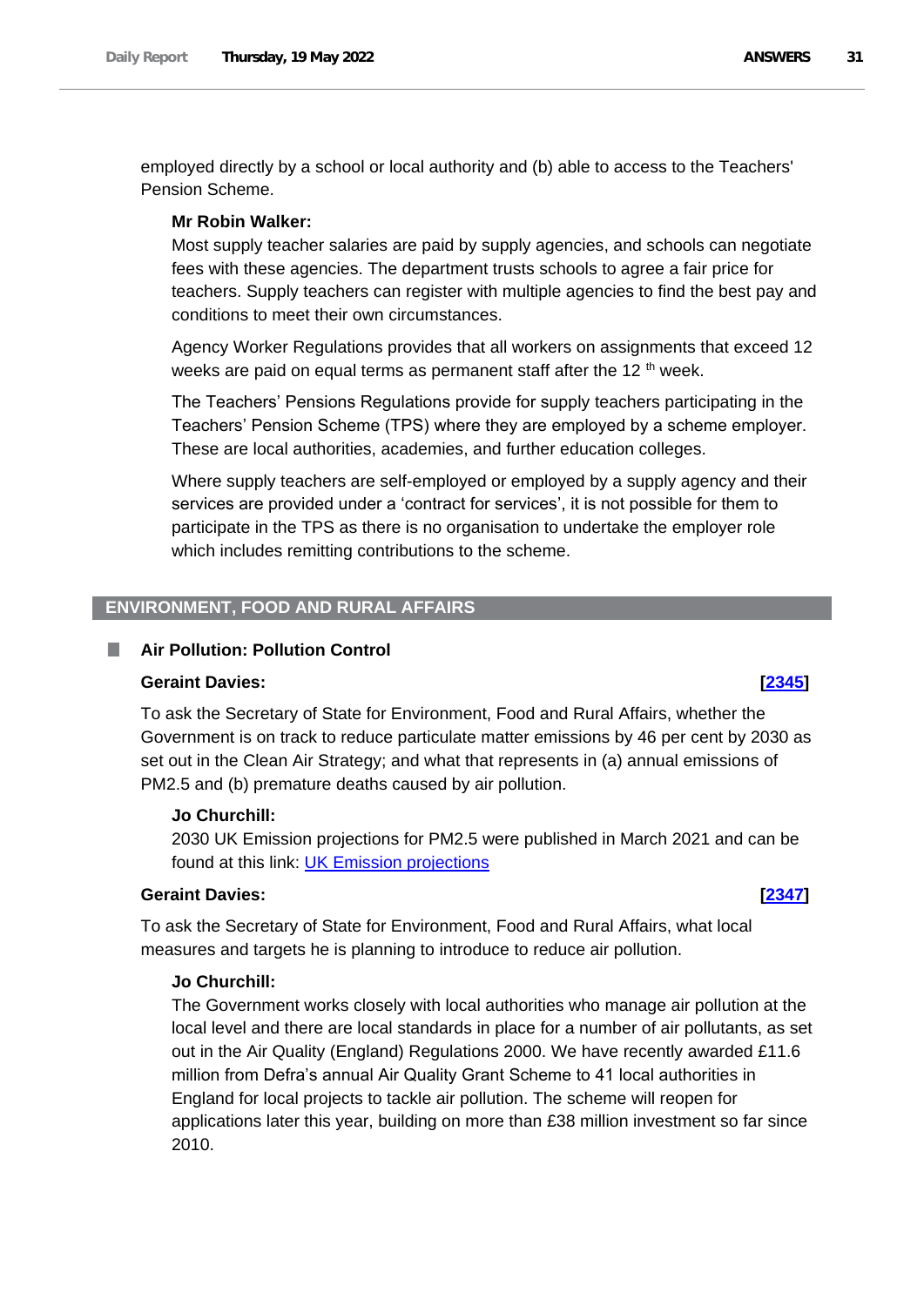employed directly by a school or local authority and (b) able to access to the Teachers' Pension Scheme.

**Mr Robin Walker:**

Most supply teacher salaries are paid by supply agencies, and schools can negotiate fees with these agencies. The department trusts schools to agree a fair price for teachers. Supply teachers can register with multiple agencies to find the best pay and conditions to meet their own circumstances.

Agency Worker Regulations provides that all workers on assignments that exceed 12 weeks are paid on equal terms as permanent staff after the 12 th week.

The Teachers' Pensions Regulations provide for supply teachers participating in the Teachers' Pension Scheme (TPS) where they are employed by a scheme employer. These are local authorities, academies, and further education colleges.

Where supply teachers are self-employed or employed by a supply agency and their services are provided under a 'contract for services', it is not possible for them to participate in the TPS as there is no organisation to undertake the employer role which includes remitting contributions to the scheme.

## ENVIRONMENT, FOOD AND RURAL AFFAIRS

### Air Pollution: Pollution Control

**Geraint Davies:** **[2345]**

To ask the Secretary of State for Environment, Food and Rural Affairs, whether the Government is on track to reduce particulate matter emissions by 46 per cent by 2030 as set out in the Clean Air Strategy; and what that represents in (a) annual emissions of PM2.5 and (b) premature deaths caused by air pollution.

**Jo Churchill:**

2030 UK Emission projections for PM2.5 were published in March 2021 and can be found at this link: UK Emission projections

**Geraint Davies:** **[2347]**

To ask the Secretary of State for Environment, Food and Rural Affairs, what local measures and targets he is planning to introduce to reduce air pollution.

**Jo Churchill:**

The Government works closely with local authorities who manage air pollution at the local level and there are local standards in place for a number of air pollutants, as set out in the Air Quality (England) Regulations 2000. We have recently awarded £11.6 million from Defra's annual Air Quality Grant Scheme to 41 local authorities in England for local projects to tackle air pollution. The scheme will reopen for applications later this year, building on more than £38 million investment so far since 2010.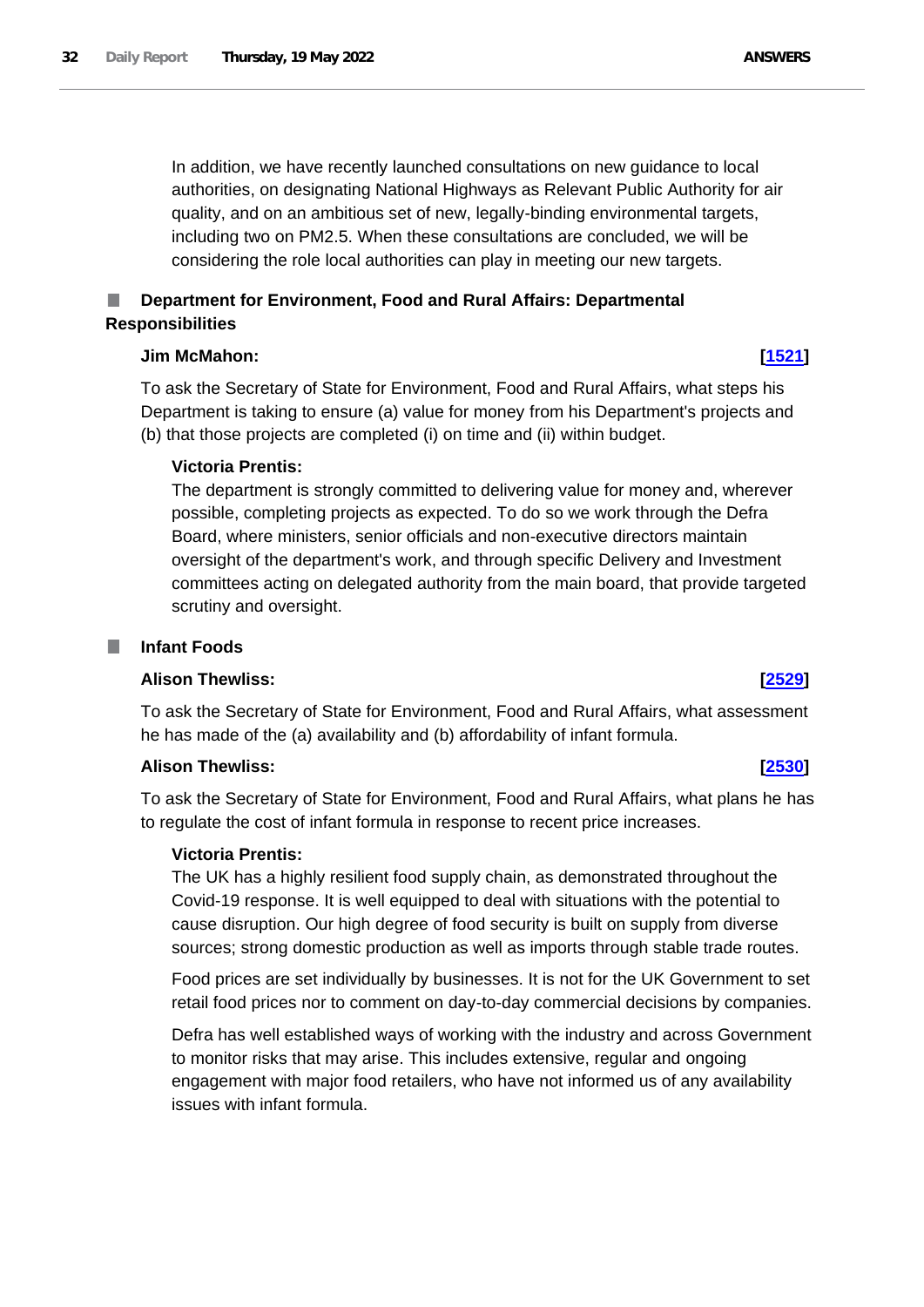In addition, we have recently launched consultations on new guidance to local authorities, on designating National Highways as Relevant Public Authority for air quality, and on an ambitious set of new, legally-binding environmental targets, including two on PM2.5. When these consultations are concluded, we will be considering the role local authorities can play in meeting our new targets.

## Department for Environment, Food and Rural Affairs: Departmental Responsibilities

**Jim McMahon:** **[1521]**

To ask the Secretary of State for Environment, Food and Rural Affairs, what steps his Department is taking to ensure (a) value for money from his Department's projects and (b) that those projects are completed (i) on time and (ii) within budget.

**Victoria Prentis:**

The department is strongly committed to delivering value for money and, wherever possible, completing projects as expected. To do so we work through the Defra Board, where ministers, senior officials and non-executive directors maintain oversight of the department's work, and through specific Delivery and Investment committees acting on delegated authority from the main board, that provide targeted scrutiny and oversight.

## Infant Foods

**Alison Thewliss:** **[2529]**

To ask the Secretary of State for Environment, Food and Rural Affairs, what assessment he has made of the (a) availability and (b) affordability of infant formula.

**Alison Thewliss:** **[2530]**

To ask the Secretary of State for Environment, Food and Rural Affairs, what plans he has to regulate the cost of infant formula in response to recent price increases.

**Victoria Prentis:**

The UK has a highly resilient food supply chain, as demonstrated throughout the Covid-19 response. It is well equipped to deal with situations with the potential to cause disruption. Our high degree of food security is built on supply from diverse sources; strong domestic production as well as imports through stable trade routes.

Food prices are set individually by businesses. It is not for the UK Government to set retail food prices nor to comment on day-to-day commercial decisions by companies.

Defra has well established ways of working with the industry and across Government to monitor risks that may arise. This includes extensive, regular and ongoing engagement with major food retailers, who have not informed us of any availability issues with infant formula.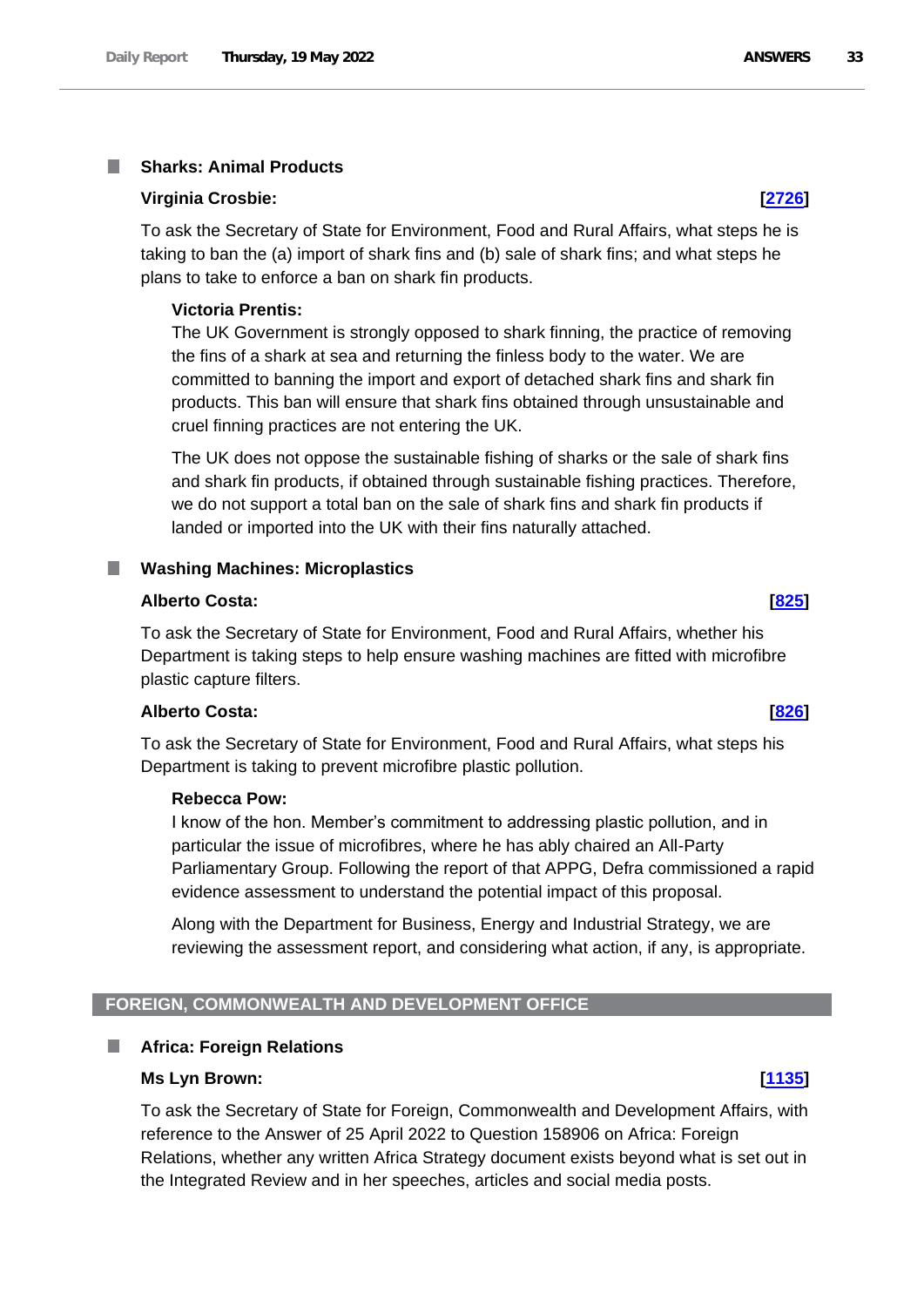### Sharks: Animal Products

**Virginia Crosbie:** **[2726]**

To ask the Secretary of State for Environment, Food and Rural Affairs, what steps he is taking to ban the (a) import of shark fins and (b) sale of shark fins; and what steps he plans to take to enforce a ban on shark fin products.

**Victoria Prentis:**

The UK Government is strongly opposed to shark finning, the practice of removing the fins of a shark at sea and returning the finless body to the water. We are committed to banning the import and export of detached shark fins and shark fin products. This ban will ensure that shark fins obtained through unsustainable and cruel finning practices are not entering the UK.

The UK does not oppose the sustainable fishing of sharks or the sale of shark fins and shark fin products, if obtained through sustainable fishing practices. Therefore, we do not support a total ban on the sale of shark fins and shark fin products if landed or imported into the UK with their fins naturally attached.

### Washing Machines: Microplastics

**Alberto Costa:** **[825]**

To ask the Secretary of State for Environment, Food and Rural Affairs, whether his Department is taking steps to help ensure washing machines are fitted with microfibre plastic capture filters.

**Alberto Costa:** **[826]**

To ask the Secretary of State for Environment, Food and Rural Affairs, what steps his Department is taking to prevent microfibre plastic pollution.

**Rebecca Pow:**

I know of the hon. Member's commitment to addressing plastic pollution, and in particular the issue of microfibres, where he has ably chaired an All-Party Parliamentary Group. Following the report of that APPG, Defra commissioned a rapid evidence assessment to understand the potential impact of this proposal.

Along with the Department for Business, Energy and Industrial Strategy, we are reviewing the assessment report, and considering what action, if any, is appropriate.

## FOREIGN, COMMONWEALTH AND DEVELOPMENT OFFICE

### Africa: Foreign Relations

**Ms Lyn Brown:** **[1135]**

To ask the Secretary of State for Foreign, Commonwealth and Development Affairs, with reference to the Answer of 25 April 2022 to Question 158906 on Africa: Foreign Relations, whether any written Africa Strategy document exists beyond what is set out in the Integrated Review and in her speeches, articles and social media posts.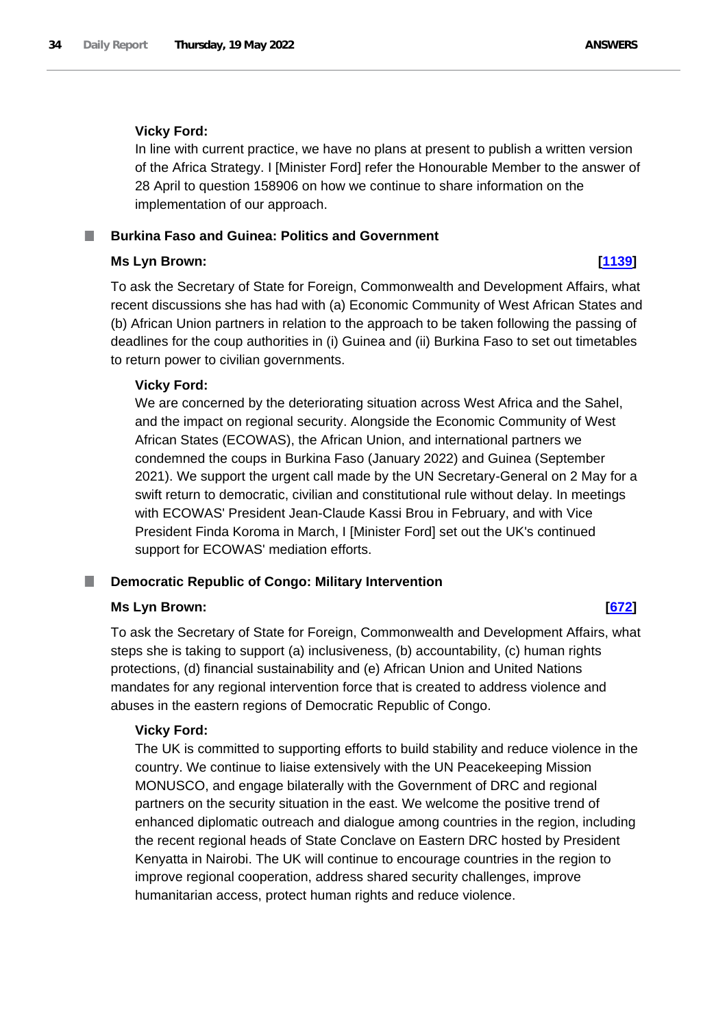**Vicky Ford:**

In line with current practice, we have no plans at present to publish a written version of the Africa Strategy. I [Minister Ford] refer the Honourable Member to the answer of 28 April to question 158906 on how we continue to share information on the implementation of our approach.

## Burkina Faso and Guinea: Politics and Government

**Ms Lyn Brown:** **[1139]**

To ask the Secretary of State for Foreign, Commonwealth and Development Affairs, what recent discussions she has had with (a) Economic Community of West African States and (b) African Union partners in relation to the approach to be taken following the passing of deadlines for the coup authorities in (i) Guinea and (ii) Burkina Faso to set out timetables to return power to civilian governments.

**Vicky Ford:**

We are concerned by the deteriorating situation across West Africa and the Sahel, and the impact on regional security. Alongside the Economic Community of West African States (ECOWAS), the African Union, and international partners we condemned the coups in Burkina Faso (January 2022) and Guinea (September 2021). We support the urgent call made by the UN Secretary-General on 2 May for a swift return to democratic, civilian and constitutional rule without delay. In meetings with ECOWAS' President Jean-Claude Kassi Brou in February, and with Vice President Finda Koroma in March, I [Minister Ford] set out the UK's continued support for ECOWAS' mediation efforts.

## Democratic Republic of Congo: Military Intervention

**Ms Lyn Brown:** **[672]**

To ask the Secretary of State for Foreign, Commonwealth and Development Affairs, what steps she is taking to support (a) inclusiveness, (b) accountability, (c) human rights protections, (d) financial sustainability and (e) African Union and United Nations mandates for any regional intervention force that is created to address violence and abuses in the eastern regions of Democratic Republic of Congo.

**Vicky Ford:**

The UK is committed to supporting efforts to build stability and reduce violence in the country. We continue to liaise extensively with the UN Peacekeeping Mission MONUSCO, and engage bilaterally with the Government of DRC and regional partners on the security situation in the east. We welcome the positive trend of enhanced diplomatic outreach and dialogue among countries in the region, including the recent regional heads of State Conclave on Eastern DRC hosted by President Kenyatta in Nairobi. The UK will continue to encourage countries in the region to improve regional cooperation, address shared security challenges, improve humanitarian access, protect human rights and reduce violence.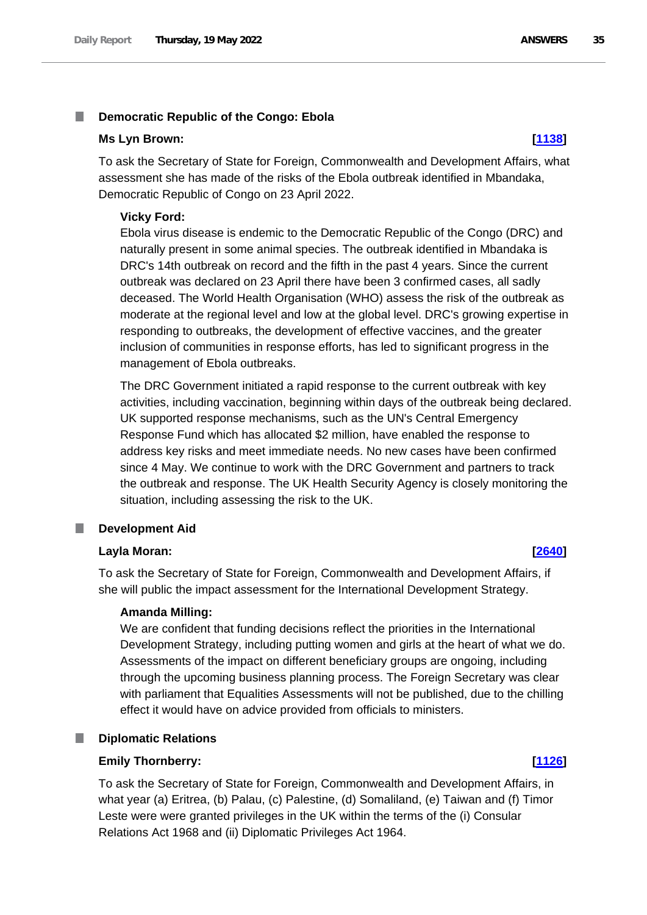### Democratic Republic of the Congo: Ebola

**Ms Lyn Brown:** **[1138]**

To ask the Secretary of State for Foreign, Commonwealth and Development Affairs, what assessment she has made of the risks of the Ebola outbreak identified in Mbandaka, Democratic Republic of Congo on 23 April 2022.

**Vicky Ford:**

Ebola virus disease is endemic to the Democratic Republic of the Congo (DRC) and naturally present in some animal species. The outbreak identified in Mbandaka is DRC's 14th outbreak on record and the fifth in the past 4 years. Since the current outbreak was declared on 23 April there have been 3 confirmed cases, all sadly deceased. The World Health Organisation (WHO) assess the risk of the outbreak as moderate at the regional level and low at the global level. DRC's growing expertise in responding to outbreaks, the development of effective vaccines, and the greater inclusion of communities in response efforts, has led to significant progress in the management of Ebola outbreaks.

The DRC Government initiated a rapid response to the current outbreak with key activities, including vaccination, beginning within days of the outbreak being declared. UK supported response mechanisms, such as the UN's Central Emergency Response Fund which has allocated $2 million, have enabled the response to address key risks and meet immediate needs. No new cases have been confirmed since 4 May. We continue to work with the DRC Government and partners to track the outbreak and response. The UK Health Security Agency is closely monitoring the situation, including assessing the risk to the UK.

### Development Aid

**Layla Moran:** **[2640]**

To ask the Secretary of State for Foreign, Commonwealth and Development Affairs, if she will public the impact assessment for the International Development Strategy.

**Amanda Milling:**

We are confident that funding decisions reflect the priorities in the International Development Strategy, including putting women and girls at the heart of what we do. Assessments of the impact on different beneficiary groups are ongoing, including through the upcoming business planning process. The Foreign Secretary was clear with parliament that Equalities Assessments will not be published, due to the chilling effect it would have on advice provided from officials to ministers.

### Diplomatic Relations

**Emily Thornberry:** **[1126]**

To ask the Secretary of State for Foreign, Commonwealth and Development Affairs, in what year (a) Eritrea, (b) Palau, (c) Palestine, (d) Somaliland, (e) Taiwan and (f) Timor Leste were were granted privileges in the UK within the terms of the (i) Consular Relations Act 1968 and (ii) Diplomatic Privileges Act 1964.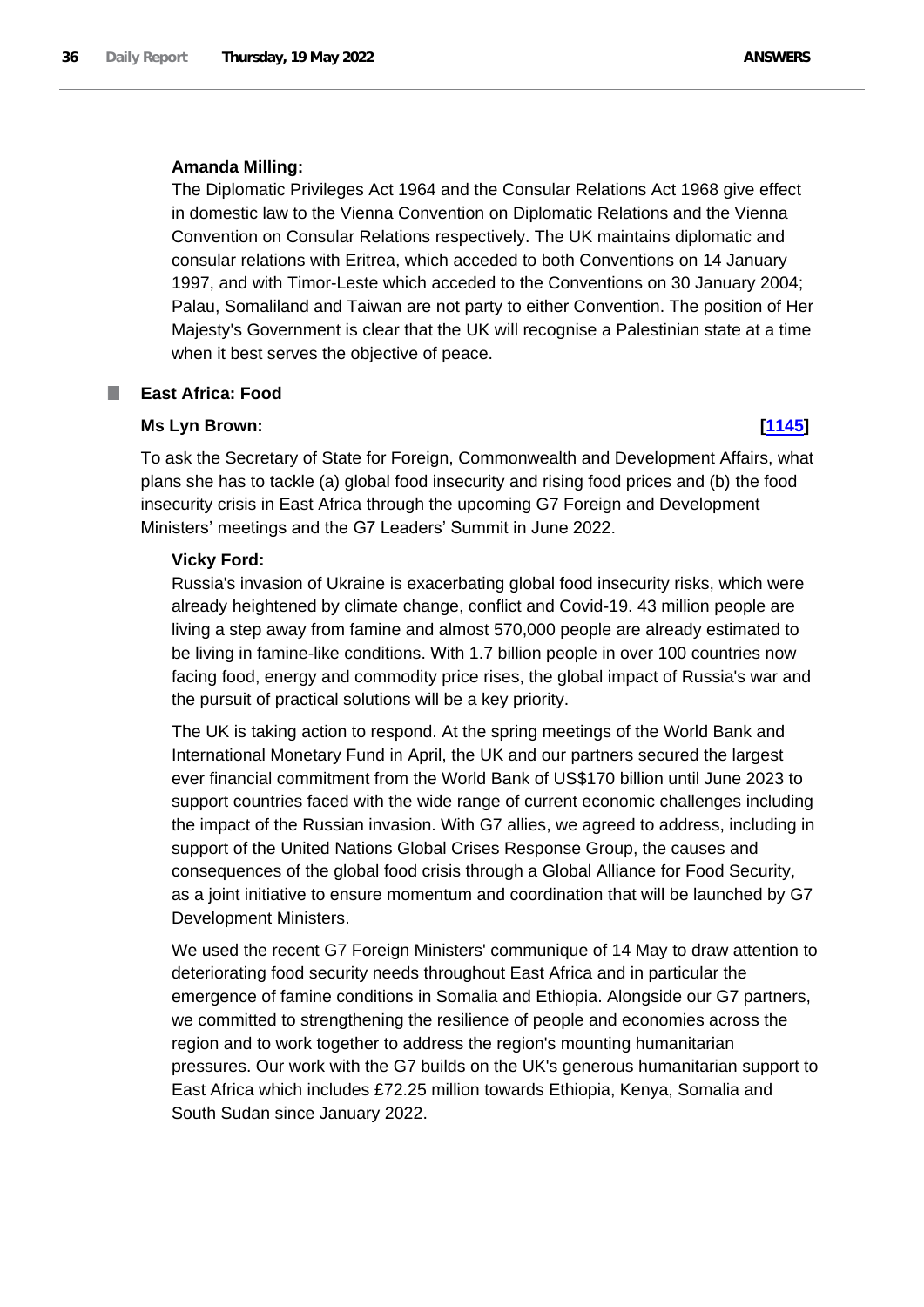**Amanda Milling:**

The Diplomatic Privileges Act 1964 and the Consular Relations Act 1968 give effect in domestic law to the Vienna Convention on Diplomatic Relations and the Vienna Convention on Consular Relations respectively. The UK maintains diplomatic and consular relations with Eritrea, which acceded to both Conventions on 14 January 1997, and with Timor-Leste which acceded to the Conventions on 30 January 2004; Palau, Somaliland and Taiwan are not party to either Convention. The position of Her Majesty's Government is clear that the UK will recognise a Palestinian state at a time when it best serves the objective of peace.

## East Africa: Food

**Ms Lyn Brown:** **[1145]**

To ask the Secretary of State for Foreign, Commonwealth and Development Affairs, what plans she has to tackle (a) global food insecurity and rising food prices and (b) the food insecurity crisis in East Africa through the upcoming G7 Foreign and Development Ministers' meetings and the G7 Leaders' Summit in June 2022.

**Vicky Ford:**

Russia's invasion of Ukraine is exacerbating global food insecurity risks, which were already heightened by climate change, conflict and Covid-19. 43 million people are living a step away from famine and almost 570,000 people are already estimated to be living in famine-like conditions. With 1.7 billion people in over 100 countries now facing food, energy and commodity price rises, the global impact of Russia's war and the pursuit of practical solutions will be a key priority.

The UK is taking action to respond. At the spring meetings of the World Bank and International Monetary Fund in April, the UK and our partners secured the largest ever financial commitment from the World Bank of US$170 billion until June 2023 to support countries faced with the wide range of current economic challenges including the impact of the Russian invasion. With G7 allies, we agreed to address, including in support of the United Nations Global Crises Response Group, the causes and consequences of the global food crisis through a Global Alliance for Food Security, as a joint initiative to ensure momentum and coordination that will be launched by G7 Development Ministers.

We used the recent G7 Foreign Ministers' communique of 14 May to draw attention to deteriorating food security needs throughout East Africa and in particular the emergence of famine conditions in Somalia and Ethiopia. Alongside our G7 partners, we committed to strengthening the resilience of people and economies across the region and to work together to address the region's mounting humanitarian pressures. Our work with the G7 builds on the UK's generous humanitarian support to East Africa which includes £72.25 million towards Ethiopia, Kenya, Somalia and South Sudan since January 2022.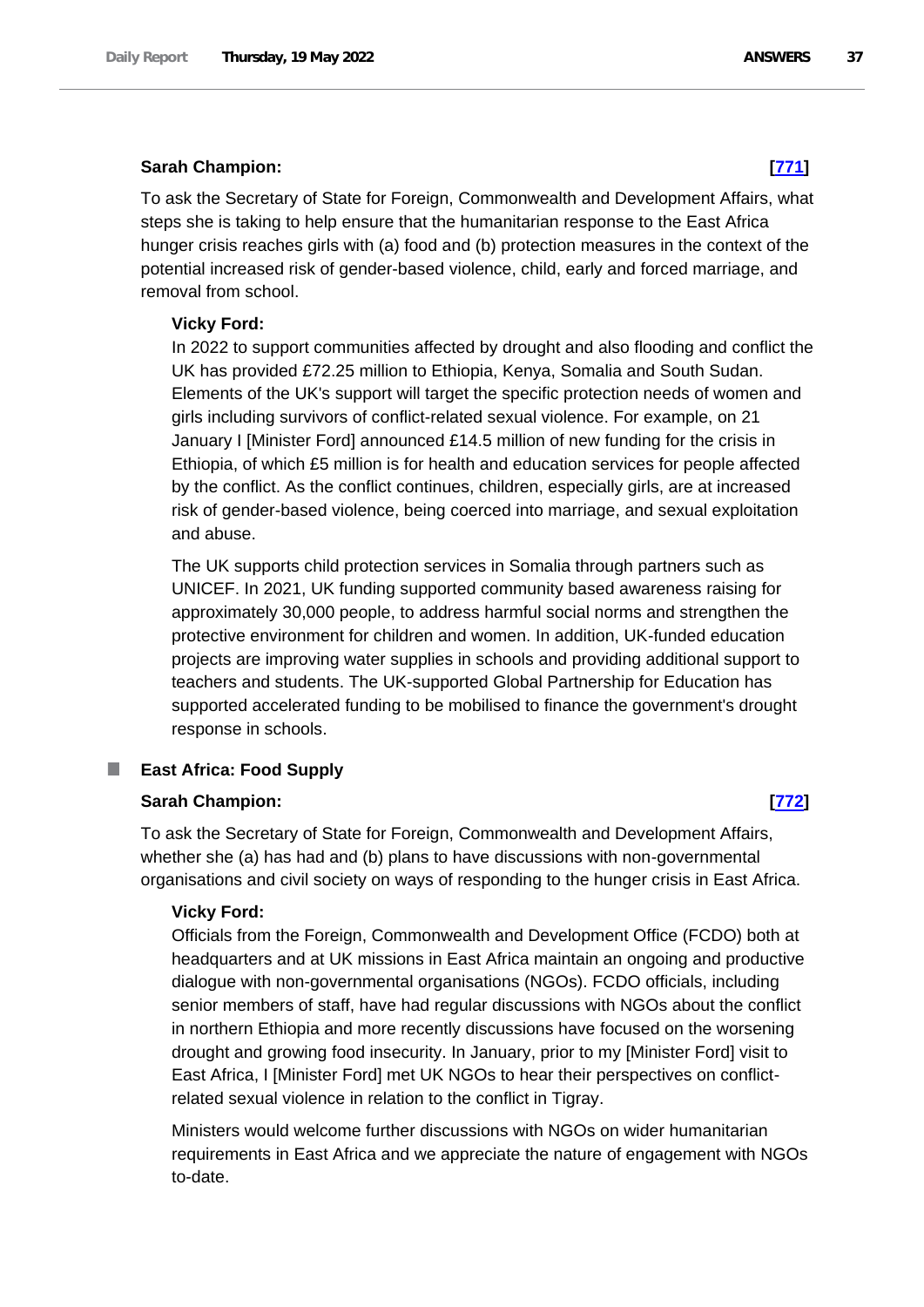**Sarah Champion:** **[771]**

To ask the Secretary of State for Foreign, Commonwealth and Development Affairs, what steps she is taking to help ensure that the humanitarian response to the East Africa hunger crisis reaches girls with (a) food and (b) protection measures in the context of the potential increased risk of gender-based violence, child, early and forced marriage, and removal from school.

**Vicky Ford:**

In 2022 to support communities affected by drought and also flooding and conflict the UK has provided £72.25 million to Ethiopia, Kenya, Somalia and South Sudan. Elements of the UK's support will target the specific protection needs of women and girls including survivors of conflict-related sexual violence. For example, on 21 January I [Minister Ford] announced £14.5 million of new funding for the crisis in Ethiopia, of which £5 million is for health and education services for people affected by the conflict. As the conflict continues, children, especially girls, are at increased risk of gender-based violence, being coerced into marriage, and sexual exploitation and abuse.

The UK supports child protection services in Somalia through partners such as UNICEF. In 2021, UK funding supported community based awareness raising for approximately 30,000 people, to address harmful social norms and strengthen the protective environment for children and women. In addition, UK-funded education projects are improving water supplies in schools and providing additional support to teachers and students. The UK-supported Global Partnership for Education has supported accelerated funding to be mobilised to finance the government's drought response in schools.

## East Africa: Food Supply

**Sarah Champion:** **[772]**

To ask the Secretary of State for Foreign, Commonwealth and Development Affairs, whether she (a) has had and (b) plans to have discussions with non-governmental organisations and civil society on ways of responding to the hunger crisis in East Africa.

**Vicky Ford:**

Officials from the Foreign, Commonwealth and Development Office (FCDO) both at headquarters and at UK missions in East Africa maintain an ongoing and productive dialogue with non-governmental organisations (NGOs). FCDO officials, including senior members of staff, have had regular discussions with NGOs about the conflict in northern Ethiopia and more recently discussions have focused on the worsening drought and growing food insecurity. In January, prior to my [Minister Ford] visit to East Africa, I [Minister Ford] met UK NGOs to hear their perspectives on conflict-related sexual violence in relation to the conflict in Tigray.

Ministers would welcome further discussions with NGOs on wider humanitarian requirements in East Africa and we appreciate the nature of engagement with NGOs to-date.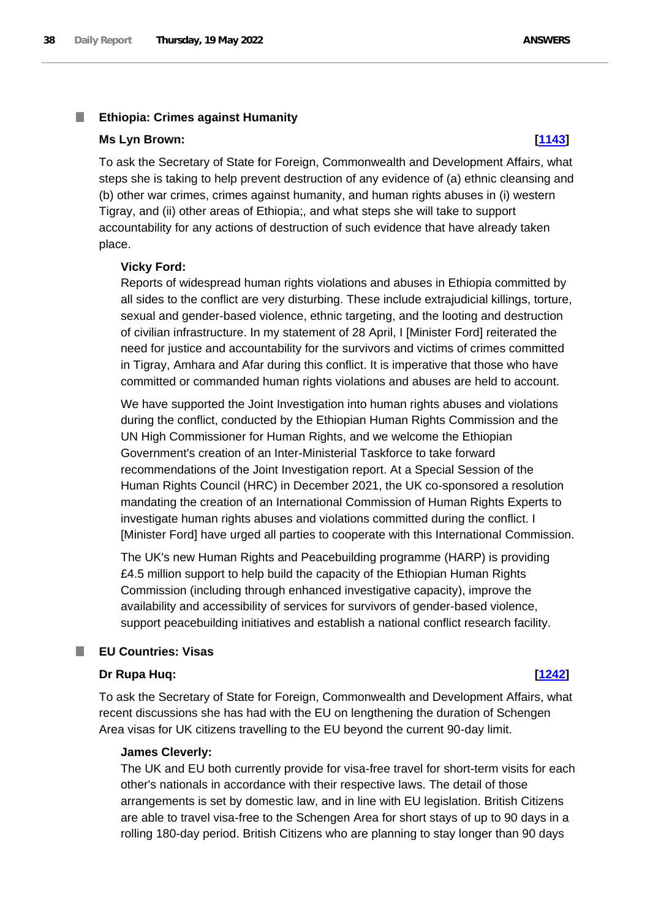## Ethiopia: Crimes against Humanity

**Ms Lyn Brown:** **[1143]**

To ask the Secretary of State for Foreign, Commonwealth and Development Affairs, what steps she is taking to help prevent destruction of any evidence of (a) ethnic cleansing and (b) other war crimes, crimes against humanity, and human rights abuses in (i) western Tigray, and (ii) other areas of Ethiopia;, and what steps she will take to support accountability for any actions of destruction of such evidence that have already taken place.

**Vicky Ford:**

Reports of widespread human rights violations and abuses in Ethiopia committed by all sides to the conflict are very disturbing. These include extrajudicial killings, torture, sexual and gender-based violence, ethnic targeting, and the looting and destruction of civilian infrastructure. In my statement of 28 April, I [Minister Ford] reiterated the need for justice and accountability for the survivors and victims of crimes committed in Tigray, Amhara and Afar during this conflict. It is imperative that those who have committed or commanded human rights violations and abuses are held to account.

We have supported the Joint Investigation into human rights abuses and violations during the conflict, conducted by the Ethiopian Human Rights Commission and the UN High Commissioner for Human Rights, and we welcome the Ethiopian Government's creation of an Inter-Ministerial Taskforce to take forward recommendations of the Joint Investigation report. At a Special Session of the Human Rights Council (HRC) in December 2021, the UK co-sponsored a resolution mandating the creation of an International Commission of Human Rights Experts to investigate human rights abuses and violations committed during the conflict. I [Minister Ford] have urged all parties to cooperate with this International Commission.

The UK's new Human Rights and Peacebuilding programme (HARP) is providing £4.5 million support to help build the capacity of the Ethiopian Human Rights Commission (including through enhanced investigative capacity), improve the availability and accessibility of services for survivors of gender-based violence, support peacebuilding initiatives and establish a national conflict research facility.

## EU Countries: Visas

**Dr Rupa Huq:** **[1242]**

To ask the Secretary of State for Foreign, Commonwealth and Development Affairs, what recent discussions she has had with the EU on lengthening the duration of Schengen Area visas for UK citizens travelling to the EU beyond the current 90-day limit.

**James Cleverly:**

The UK and EU both currently provide for visa-free travel for short-term visits for each other's nationals in accordance with their respective laws. The detail of those arrangements is set by domestic law, and in line with EU legislation. British Citizens are able to travel visa-free to the Schengen Area for short stays of up to 90 days in a rolling 180-day period. British Citizens who are planning to stay longer than 90 days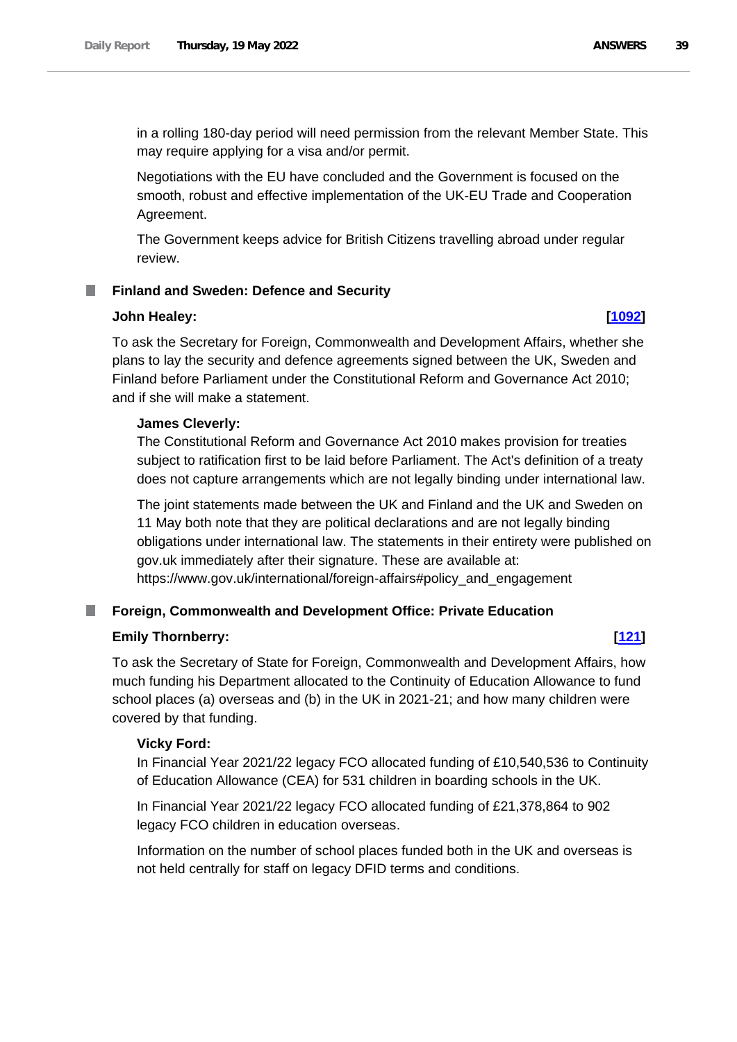in a rolling 180-day period will need permission from the relevant Member State. This may require applying for a visa and/or permit.

Negotiations with the EU have concluded and the Government is focused on the smooth, robust and effective implementation of the UK-EU Trade and Cooperation Agreement.

The Government keeps advice for British Citizens travelling abroad under regular review.

## Finland and Sweden: Defence and Security

**John Healey:** **[1092]**

To ask the Secretary for Foreign, Commonwealth and Development Affairs, whether she plans to lay the security and defence agreements signed between the UK, Sweden and Finland before Parliament under the Constitutional Reform and Governance Act 2010; and if she will make a statement.

**James Cleverly:**

The Constitutional Reform and Governance Act 2010 makes provision for treaties subject to ratification first to be laid before Parliament. The Act's definition of a treaty does not capture arrangements which are not legally binding under international law.

The joint statements made between the UK and Finland and the UK and Sweden on 11 May both note that they are political declarations and are not legally binding obligations under international law. The statements in their entirety were published on gov.uk immediately after their signature. These are available at: https://www.gov.uk/international/foreign-affairs#policy_and_engagement

## Foreign, Commonwealth and Development Office: Private Education

**Emily Thornberry:** **[121]**

To ask the Secretary of State for Foreign, Commonwealth and Development Affairs, how much funding his Department allocated to the Continuity of Education Allowance to fund school places (a) overseas and (b) in the UK in 2021-21; and how many children were covered by that funding.

**Vicky Ford:**

In Financial Year 2021/22 legacy FCO allocated funding of £10,540,536 to Continuity of Education Allowance (CEA) for 531 children in boarding schools in the UK.

In Financial Year 2021/22 legacy FCO allocated funding of £21,378,864 to 902 legacy FCO children in education overseas.

Information on the number of school places funded both in the UK and overseas is not held centrally for staff on legacy DFID terms and conditions.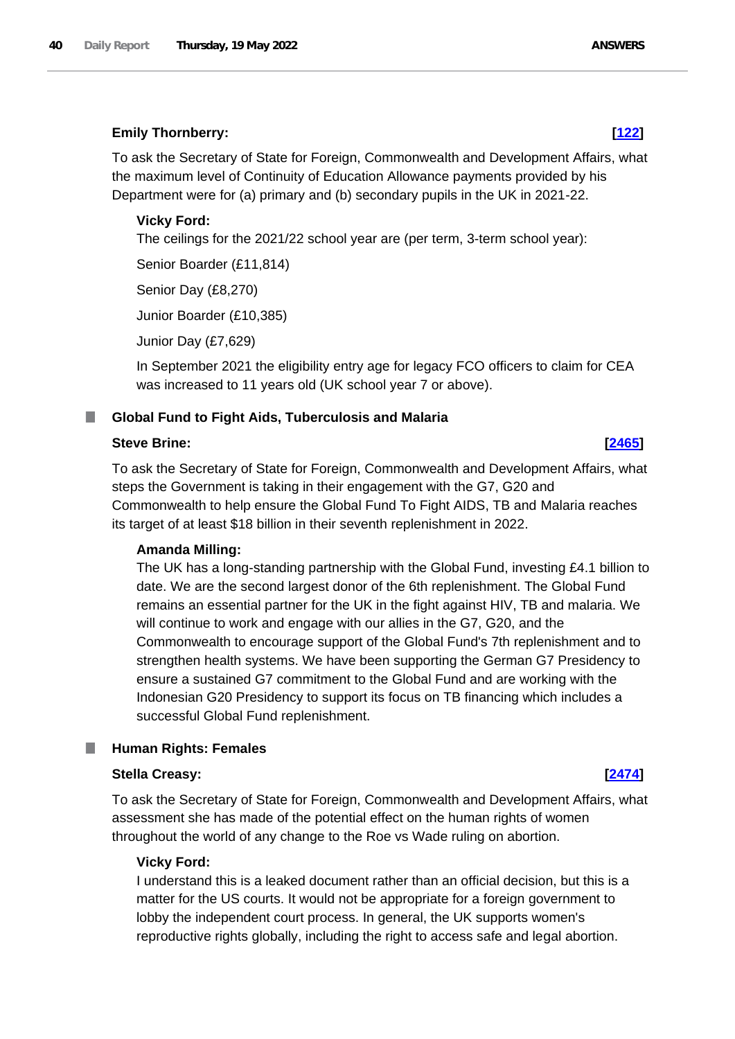**Emily Thornberry:** **[122]**

To ask the Secretary of State for Foreign, Commonwealth and Development Affairs, what the maximum level of Continuity of Education Allowance payments provided by his Department were for (a) primary and (b) secondary pupils in the UK in 2021-22.

**Vicky Ford:**

The ceilings for the 2021/22 school year are (per term, 3-term school year):

Senior Boarder (£11,814)

Senior Day (£8,270)

Junior Boarder (£10,385)

Junior Day (£7,629)

In September 2021 the eligibility entry age for legacy FCO officers to claim for CEA was increased to 11 years old (UK school year 7 or above).

## Global Fund to Fight Aids, Tuberculosis and Malaria

**Steve Brine:** **[2465]**

To ask the Secretary of State for Foreign, Commonwealth and Development Affairs, what steps the Government is taking in their engagement with the G7, G20 and Commonwealth to help ensure the Global Fund To Fight AIDS, TB and Malaria reaches its target of at least $18 billion in their seventh replenishment in 2022.

**Amanda Milling:**

The UK has a long-standing partnership with the Global Fund, investing £4.1 billion to date. We are the second largest donor of the 6th replenishment. The Global Fund remains an essential partner for the UK in the fight against HIV, TB and malaria. We will continue to work and engage with our allies in the G7, G20, and the Commonwealth to encourage support of the Global Fund's 7th replenishment and to strengthen health systems. We have been supporting the German G7 Presidency to ensure a sustained G7 commitment to the Global Fund and are working with the Indonesian G20 Presidency to support its focus on TB financing which includes a successful Global Fund replenishment.

## Human Rights: Females

**Stella Creasy:** **[2474]**

To ask the Secretary of State for Foreign, Commonwealth and Development Affairs, what assessment she has made of the potential effect on the human rights of women throughout the world of any change to the Roe vs Wade ruling on abortion.

**Vicky Ford:**

I understand this is a leaked document rather than an official decision, but this is a matter for the US courts. It would not be appropriate for a foreign government to lobby the independent court process. In general, the UK supports women's reproductive rights globally, including the right to access safe and legal abortion.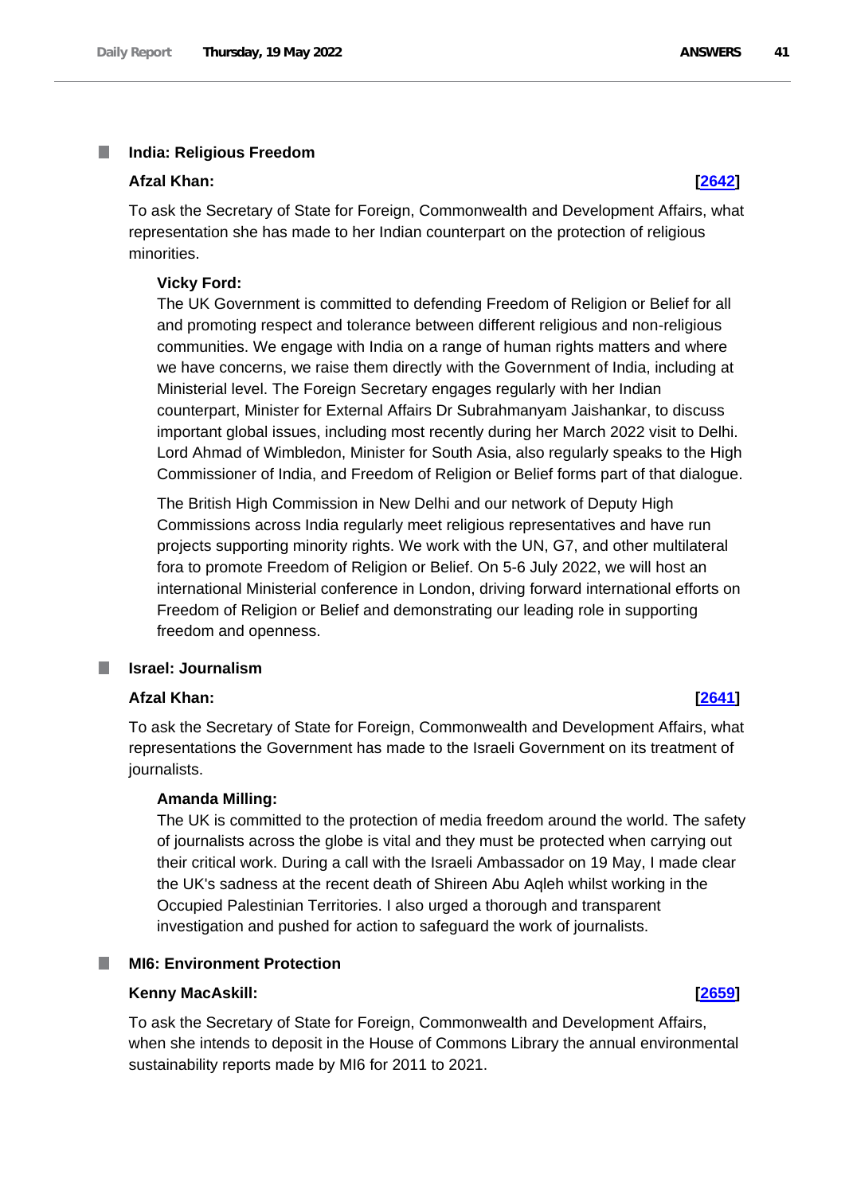### India: Religious Freedom

**Afzal Khan:** **[2642]**

To ask the Secretary of State for Foreign, Commonwealth and Development Affairs, what representation she has made to her Indian counterpart on the protection of religious minorities.

**Vicky Ford:**

The UK Government is committed to defending Freedom of Religion or Belief for all and promoting respect and tolerance between different religious and non-religious communities. We engage with India on a range of human rights matters and where we have concerns, we raise them directly with the Government of India, including at Ministerial level. The Foreign Secretary engages regularly with her Indian counterpart, Minister for External Affairs Dr Subrahmanyam Jaishankar, to discuss important global issues, including most recently during her March 2022 visit to Delhi. Lord Ahmad of Wimbledon, Minister for South Asia, also regularly speaks to the High Commissioner of India, and Freedom of Religion or Belief forms part of that dialogue.

The British High Commission in New Delhi and our network of Deputy High Commissions across India regularly meet religious representatives and have run projects supporting minority rights. We work with the UN, G7, and other multilateral fora to promote Freedom of Religion or Belief. On 5-6 July 2022, we will host an international Ministerial conference in London, driving forward international efforts on Freedom of Religion or Belief and demonstrating our leading role in supporting freedom and openness.

### Israel: Journalism

**Afzal Khan:** **[2641]**

To ask the Secretary of State for Foreign, Commonwealth and Development Affairs, what representations the Government has made to the Israeli Government on its treatment of journalists.

**Amanda Milling:**

The UK is committed to the protection of media freedom around the world. The safety of journalists across the globe is vital and they must be protected when carrying out their critical work. During a call with the Israeli Ambassador on 19 May, I made clear the UK's sadness at the recent death of Shireen Abu Aqleh whilst working in the Occupied Palestinian Territories. I also urged a thorough and transparent investigation and pushed for action to safeguard the work of journalists.

### MI6: Environment Protection

**Kenny MacAskill:** **[2659]**

To ask the Secretary of State for Foreign, Commonwealth and Development Affairs, when she intends to deposit in the House of Commons Library the annual environmental sustainability reports made by MI6 for 2011 to 2021.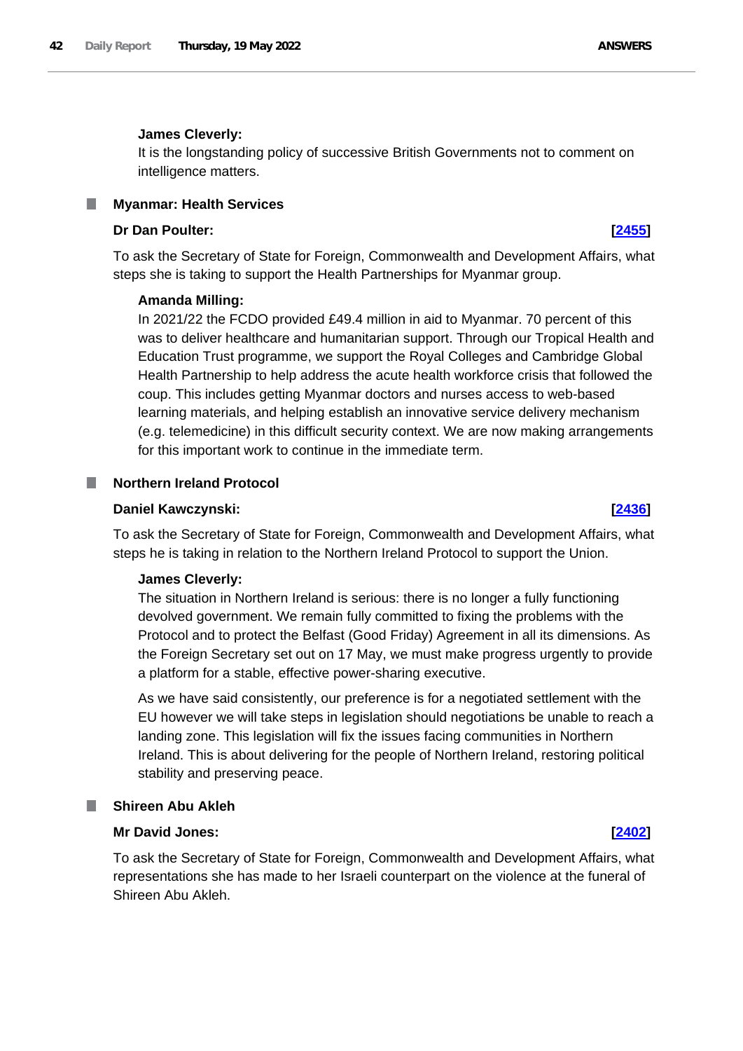**James Cleverly:**

It is the longstanding policy of successive British Governments not to comment on intelligence matters.

## Myanmar: Health Services

**Dr Dan Poulter:** **[2455]**

To ask the Secretary of State for Foreign, Commonwealth and Development Affairs, what steps she is taking to support the Health Partnerships for Myanmar group.

**Amanda Milling:**

In 2021/22 the FCDO provided £49.4 million in aid to Myanmar. 70 percent of this was to deliver healthcare and humanitarian support. Through our Tropical Health and Education Trust programme, we support the Royal Colleges and Cambridge Global Health Partnership to help address the acute health workforce crisis that followed the coup. This includes getting Myanmar doctors and nurses access to web-based learning materials, and helping establish an innovative service delivery mechanism (e.g. telemedicine) in this difficult security context. We are now making arrangements for this important work to continue in the immediate term.

## Northern Ireland Protocol

**Daniel Kawczynski:** **[2436]**

To ask the Secretary of State for Foreign, Commonwealth and Development Affairs, what steps he is taking in relation to the Northern Ireland Protocol to support the Union.

**James Cleverly:**

The situation in Northern Ireland is serious: there is no longer a fully functioning devolved government. We remain fully committed to fixing the problems with the Protocol and to protect the Belfast (Good Friday) Agreement in all its dimensions. As the Foreign Secretary set out on 17 May, we must make progress urgently to provide a platform for a stable, effective power-sharing executive.

As we have said consistently, our preference is for a negotiated settlement with the EU however we will take steps in legislation should negotiations be unable to reach a landing zone. This legislation will fix the issues facing communities in Northern Ireland. This is about delivering for the people of Northern Ireland, restoring political stability and preserving peace.

## Shireen Abu Akleh

**Mr David Jones:** **[2402]**

To ask the Secretary of State for Foreign, Commonwealth and Development Affairs, what representations she has made to her Israeli counterpart on the violence at the funeral of Shireen Abu Akleh.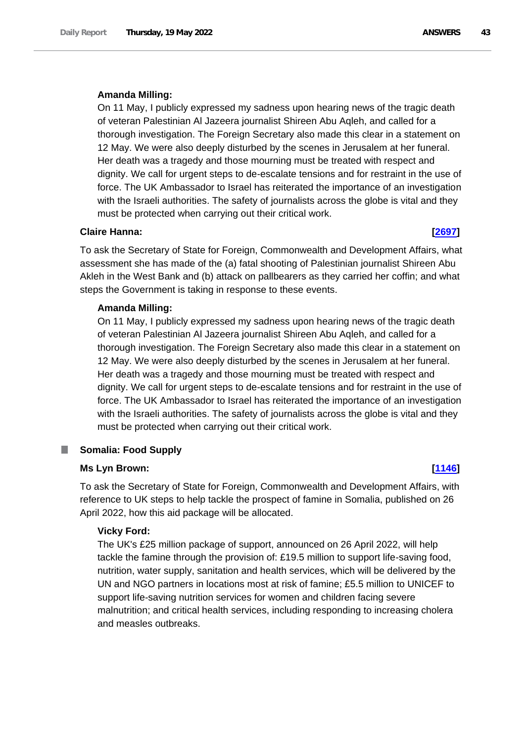**Amanda Milling:**

On 11 May, I publicly expressed my sadness upon hearing news of the tragic death of veteran Palestinian Al Jazeera journalist Shireen Abu Aqleh, and called for a thorough investigation. The Foreign Secretary also made this clear in a statement on 12 May. We were also deeply disturbed by the scenes in Jerusalem at her funeral. Her death was a tragedy and those mourning must be treated with respect and dignity. We call for urgent steps to de-escalate tensions and for restraint in the use of force. The UK Ambassador to Israel has reiterated the importance of an investigation with the Israeli authorities. The safety of journalists across the globe is vital and they must be protected when carrying out their critical work.

**Claire Hanna:** **[2697]**

To ask the Secretary of State for Foreign, Commonwealth and Development Affairs, what assessment she has made of the (a) fatal shooting of Palestinian journalist Shireen Abu Akleh in the West Bank and (b) attack on pallbearers as they carried her coffin; and what steps the Government is taking in response to these events.

**Amanda Milling:**

On 11 May, I publicly expressed my sadness upon hearing news of the tragic death of veteran Palestinian Al Jazeera journalist Shireen Abu Aqleh, and called for a thorough investigation. The Foreign Secretary also made this clear in a statement on 12 May. We were also deeply disturbed by the scenes in Jerusalem at her funeral. Her death was a tragedy and those mourning must be treated with respect and dignity. We call for urgent steps to de-escalate tensions and for restraint in the use of force. The UK Ambassador to Israel has reiterated the importance of an investigation with the Israeli authorities. The safety of journalists across the globe is vital and they must be protected when carrying out their critical work.

## Somalia: Food Supply

**Ms Lyn Brown:** **[1146]**

To ask the Secretary of State for Foreign, Commonwealth and Development Affairs, with reference to UK steps to help tackle the prospect of famine in Somalia, published on 26 April 2022, how this aid package will be allocated.

**Vicky Ford:**

The UK's £25 million package of support, announced on 26 April 2022, will help tackle the famine through the provision of: £19.5 million to support life-saving food, nutrition, water supply, sanitation and health services, which will be delivered by the UN and NGO partners in locations most at risk of famine; £5.5 million to UNICEF to support life-saving nutrition services for women and children facing severe malnutrition; and critical health services, including responding to increasing cholera and measles outbreaks.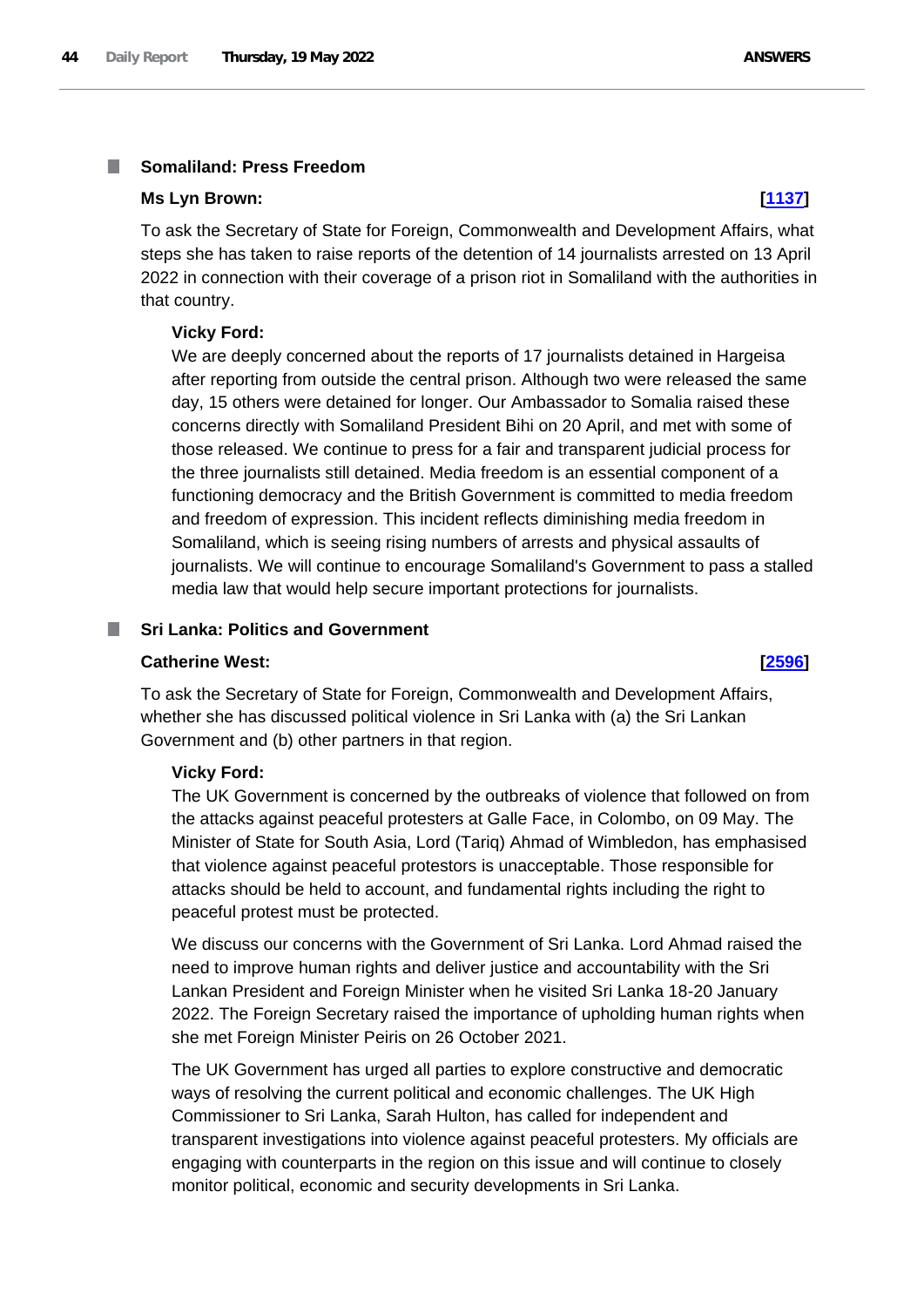### Somaliland: Press Freedom

**Ms Lyn Brown:** **[1137]**

To ask the Secretary of State for Foreign, Commonwealth and Development Affairs, what steps she has taken to raise reports of the detention of 14 journalists arrested on 13 April 2022 in connection with their coverage of a prison riot in Somaliland with the authorities in that country.

**Vicky Ford:**

We are deeply concerned about the reports of 17 journalists detained in Hargeisa after reporting from outside the central prison. Although two were released the same day, 15 others were detained for longer. Our Ambassador to Somalia raised these concerns directly with Somaliland President Bihi on 20 April, and met with some of those released. We continue to press for a fair and transparent judicial process for the three journalists still detained. Media freedom is an essential component of a functioning democracy and the British Government is committed to media freedom and freedom of expression. This incident reflects diminishing media freedom in Somaliland, which is seeing rising numbers of arrests and physical assaults of journalists. We will continue to encourage Somaliland's Government to pass a stalled media law that would help secure important protections for journalists.

### Sri Lanka: Politics and Government

**Catherine West:** **[2596]**

To ask the Secretary of State for Foreign, Commonwealth and Development Affairs, whether she has discussed political violence in Sri Lanka with (a) the Sri Lankan Government and (b) other partners in that region.

**Vicky Ford:**

The UK Government is concerned by the outbreaks of violence that followed on from the attacks against peaceful protesters at Galle Face, in Colombo, on 09 May. The Minister of State for South Asia, Lord (Tariq) Ahmad of Wimbledon, has emphasised that violence against peaceful protestors is unacceptable. Those responsible for attacks should be held to account, and fundamental rights including the right to peaceful protest must be protected.

We discuss our concerns with the Government of Sri Lanka. Lord Ahmad raised the need to improve human rights and deliver justice and accountability with the Sri Lankan President and Foreign Minister when he visited Sri Lanka 18-20 January 2022. The Foreign Secretary raised the importance of upholding human rights when she met Foreign Minister Peiris on 26 October 2021.

The UK Government has urged all parties to explore constructive and democratic ways of resolving the current political and economic challenges. The UK High Commissioner to Sri Lanka, Sarah Hulton, has called for independent and transparent investigations into violence against peaceful protesters. My officials are engaging with counterparts in the region on this issue and will continue to closely monitor political, economic and security developments in Sri Lanka.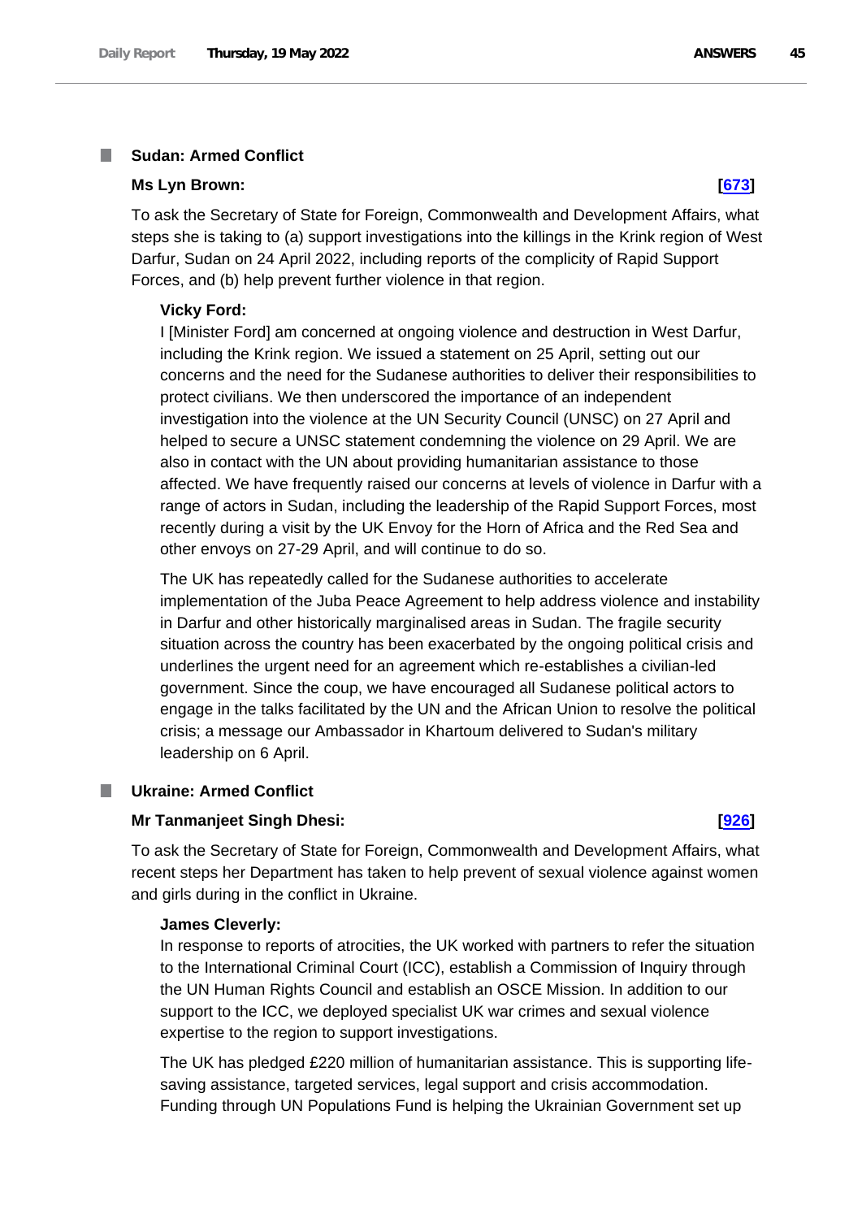## Sudan: Armed Conflict

**Ms Lyn Brown:** **[673]**

To ask the Secretary of State for Foreign, Commonwealth and Development Affairs, what steps she is taking to (a) support investigations into the killings in the Krink region of West Darfur, Sudan on 24 April 2022, including reports of the complicity of Rapid Support Forces, and (b) help prevent further violence in that region.

**Vicky Ford:**

I [Minister Ford] am concerned at ongoing violence and destruction in West Darfur, including the Krink region. We issued a statement on 25 April, setting out our concerns and the need for the Sudanese authorities to deliver their responsibilities to protect civilians. We then underscored the importance of an independent investigation into the violence at the UN Security Council (UNSC) on 27 April and helped to secure a UNSC statement condemning the violence on 29 April. We are also in contact with the UN about providing humanitarian assistance to those affected. We have frequently raised our concerns at levels of violence in Darfur with a range of actors in Sudan, including the leadership of the Rapid Support Forces, most recently during a visit by the UK Envoy for the Horn of Africa and the Red Sea and other envoys on 27-29 April, and will continue to do so.

The UK has repeatedly called for the Sudanese authorities to accelerate implementation of the Juba Peace Agreement to help address violence and instability in Darfur and other historically marginalised areas in Sudan. The fragile security situation across the country has been exacerbated by the ongoing political crisis and underlines the urgent need for an agreement which re-establishes a civilian-led government. Since the coup, we have encouraged all Sudanese political actors to engage in the talks facilitated by the UN and the African Union to resolve the political crisis; a message our Ambassador in Khartoum delivered to Sudan's military leadership on 6 April.

## Ukraine: Armed Conflict

**Mr Tanmanjeet Singh Dhesi:** **[926]**

To ask the Secretary of State for Foreign, Commonwealth and Development Affairs, what recent steps her Department has taken to help prevent of sexual violence against women and girls during in the conflict in Ukraine.

**James Cleverly:**

In response to reports of atrocities, the UK worked with partners to refer the situation to the International Criminal Court (ICC), establish a Commission of Inquiry through the UN Human Rights Council and establish an OSCE Mission. In addition to our support to the ICC, we deployed specialist UK war crimes and sexual violence expertise to the region to support investigations.

The UK has pledged £220 million of humanitarian assistance. This is supporting life-saving assistance, targeted services, legal support and crisis accommodation. Funding through UN Populations Fund is helping the Ukrainian Government set up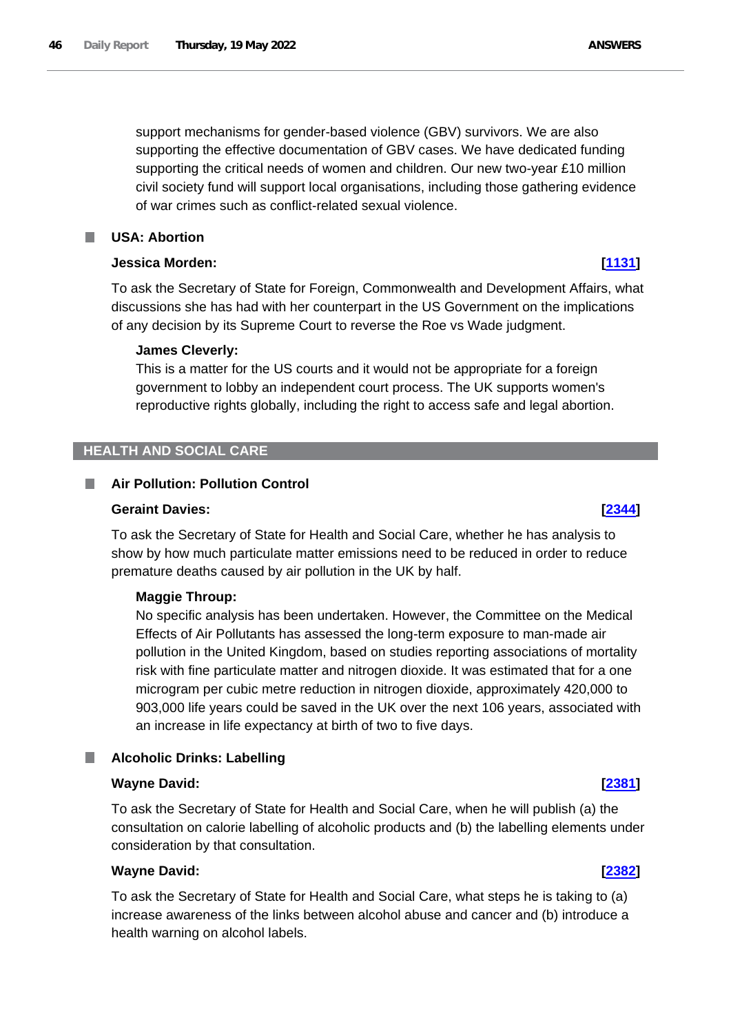support mechanisms for gender-based violence (GBV) survivors. We are also supporting the effective documentation of GBV cases. We have dedicated funding supporting the critical needs of women and children. Our new two-year £10 million civil society fund will support local organisations, including those gathering evidence of war crimes such as conflict-related sexual violence.

### USA: Abortion

**Jessica Morden:** **[1131]**

To ask the Secretary of State for Foreign, Commonwealth and Development Affairs, what discussions she has had with her counterpart in the US Government on the implications of any decision by its Supreme Court to reverse the Roe vs Wade judgment.

**James Cleverly:**

This is a matter for the US courts and it would not be appropriate for a foreign government to lobby an independent court process. The UK supports women's reproductive rights globally, including the right to access safe and legal abortion.

## HEALTH AND SOCIAL CARE

### Air Pollution: Pollution Control

**Geraint Davies:** **[2344]**

To ask the Secretary of State for Health and Social Care, whether he has analysis to show by how much particulate matter emissions need to be reduced in order to reduce premature deaths caused by air pollution in the UK by half.

**Maggie Throup:**

No specific analysis has been undertaken. However, the Committee on the Medical Effects of Air Pollutants has assessed the long-term exposure to man-made air pollution in the United Kingdom, based on studies reporting associations of mortality risk with fine particulate matter and nitrogen dioxide. It was estimated that for a one microgram per cubic metre reduction in nitrogen dioxide, approximately 420,000 to 903,000 life years could be saved in the UK over the next 106 years, associated with an increase in life expectancy at birth of two to five days.

### Alcoholic Drinks: Labelling

**Wayne David:** **[2381]**

To ask the Secretary of State for Health and Social Care, when he will publish (a) the consultation on calorie labelling of alcoholic products and (b) the labelling elements under consideration by that consultation.

**Wayne David:** **[2382]**

To ask the Secretary of State for Health and Social Care, what steps he is taking to (a) increase awareness of the links between alcohol abuse and cancer and (b) introduce a health warning on alcohol labels.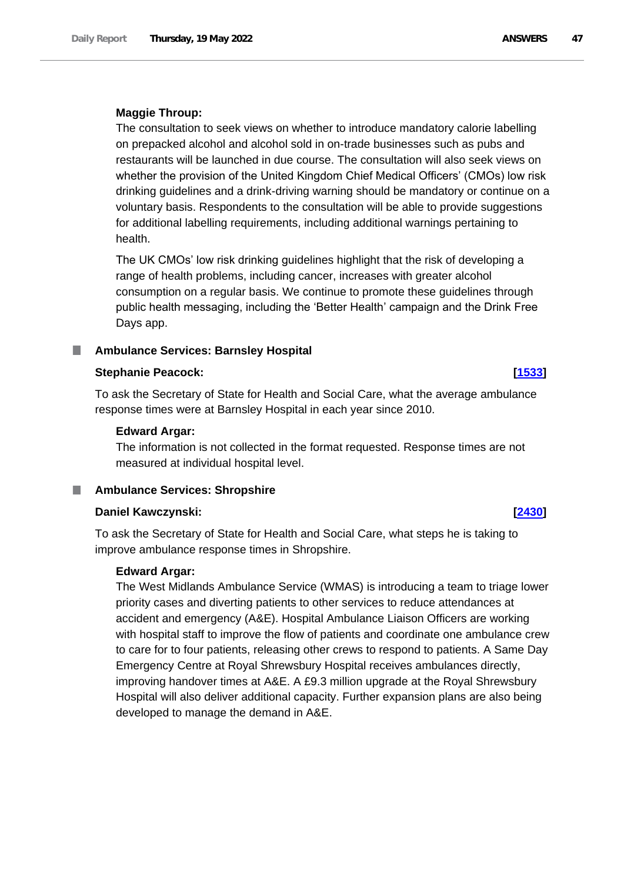**Maggie Throup:**

The consultation to seek views on whether to introduce mandatory calorie labelling on prepacked alcohol and alcohol sold in on-trade businesses such as pubs and restaurants will be launched in due course. The consultation will also seek views on whether the provision of the United Kingdom Chief Medical Officers' (CMOs) low risk drinking guidelines and a drink-driving warning should be mandatory or continue on a voluntary basis. Respondents to the consultation will be able to provide suggestions for additional labelling requirements, including additional warnings pertaining to health.

The UK CMOs' low risk drinking guidelines highlight that the risk of developing a range of health problems, including cancer, increases with greater alcohol consumption on a regular basis. We continue to promote these guidelines through public health messaging, including the 'Better Health' campaign and the Drink Free Days app.

## Ambulance Services: Barnsley Hospital

**Stephanie Peacock:** **[1533]**

To ask the Secretary of State for Health and Social Care, what the average ambulance response times were at Barnsley Hospital in each year since 2010.

**Edward Argar:**

The information is not collected in the format requested. Response times are not measured at individual hospital level.

## Ambulance Services: Shropshire

**Daniel Kawczynski:** **[2430]**

To ask the Secretary of State for Health and Social Care, what steps he is taking to improve ambulance response times in Shropshire.

**Edward Argar:**

The West Midlands Ambulance Service (WMAS) is introducing a team to triage lower priority cases and diverting patients to other services to reduce attendances at accident and emergency (A&E). Hospital Ambulance Liaison Officers are working with hospital staff to improve the flow of patients and coordinate one ambulance crew to care for to four patients, releasing other crews to respond to patients. A Same Day Emergency Centre at Royal Shrewsbury Hospital receives ambulances directly, improving handover times at A&E. A £9.3 million upgrade at the Royal Shrewsbury Hospital will also deliver additional capacity. Further expansion plans are also being developed to manage the demand in A&E.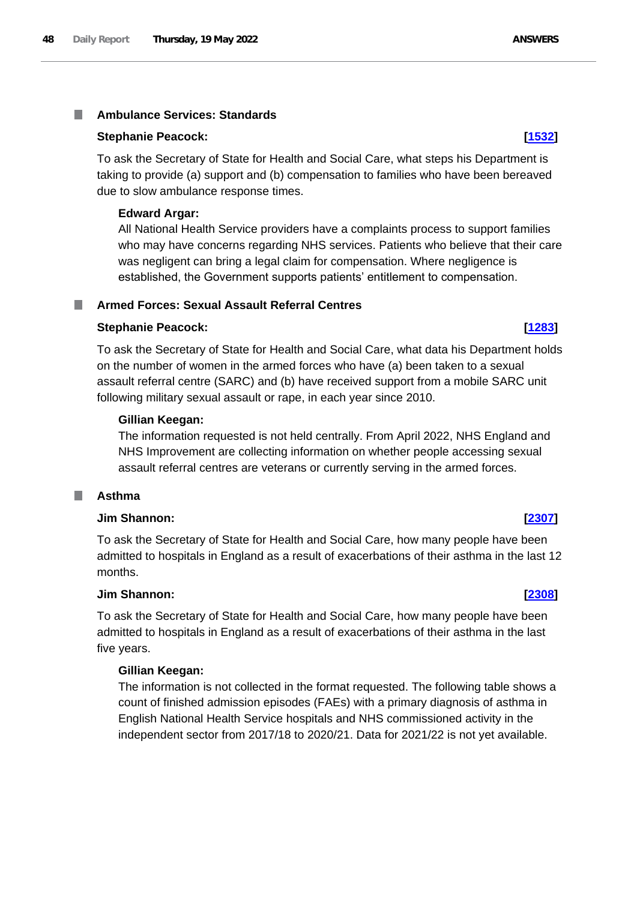## Ambulance Services: Standards

**Stephanie Peacock:** **[1532]**

To ask the Secretary of State for Health and Social Care, what steps his Department is taking to provide (a) support and (b) compensation to families who have been bereaved due to slow ambulance response times.

**Edward Argar:**

All National Health Service providers have a complaints process to support families who may have concerns regarding NHS services. Patients who believe that their care was negligent can bring a legal claim for compensation. Where negligence is established, the Government supports patients' entitlement to compensation.

## Armed Forces: Sexual Assault Referral Centres

**Stephanie Peacock:** **[1283]**

To ask the Secretary of State for Health and Social Care, what data his Department holds on the number of women in the armed forces who have (a) been taken to a sexual assault referral centre (SARC) and (b) have received support from a mobile SARC unit following military sexual assault or rape, in each year since 2010.

**Gillian Keegan:**

The information requested is not held centrally. From April 2022, NHS England and NHS Improvement are collecting information on whether people accessing sexual assault referral centres are veterans or currently serving in the armed forces.

## Asthma

**Jim Shannon:** **[2307]**

To ask the Secretary of State for Health and Social Care, how many people have been admitted to hospitals in England as a result of exacerbations of their asthma in the last 12 months.

**Jim Shannon:** **[2308]**

To ask the Secretary of State for Health and Social Care, how many people have been admitted to hospitals in England as a result of exacerbations of their asthma in the last five years.

**Gillian Keegan:**

The information is not collected in the format requested. The following table shows a count of finished admission episodes (FAEs) with a primary diagnosis of asthma in English National Health Service hospitals and NHS commissioned activity in the independent sector from 2017/18 to 2020/21. Data for 2021/22 is not yet available.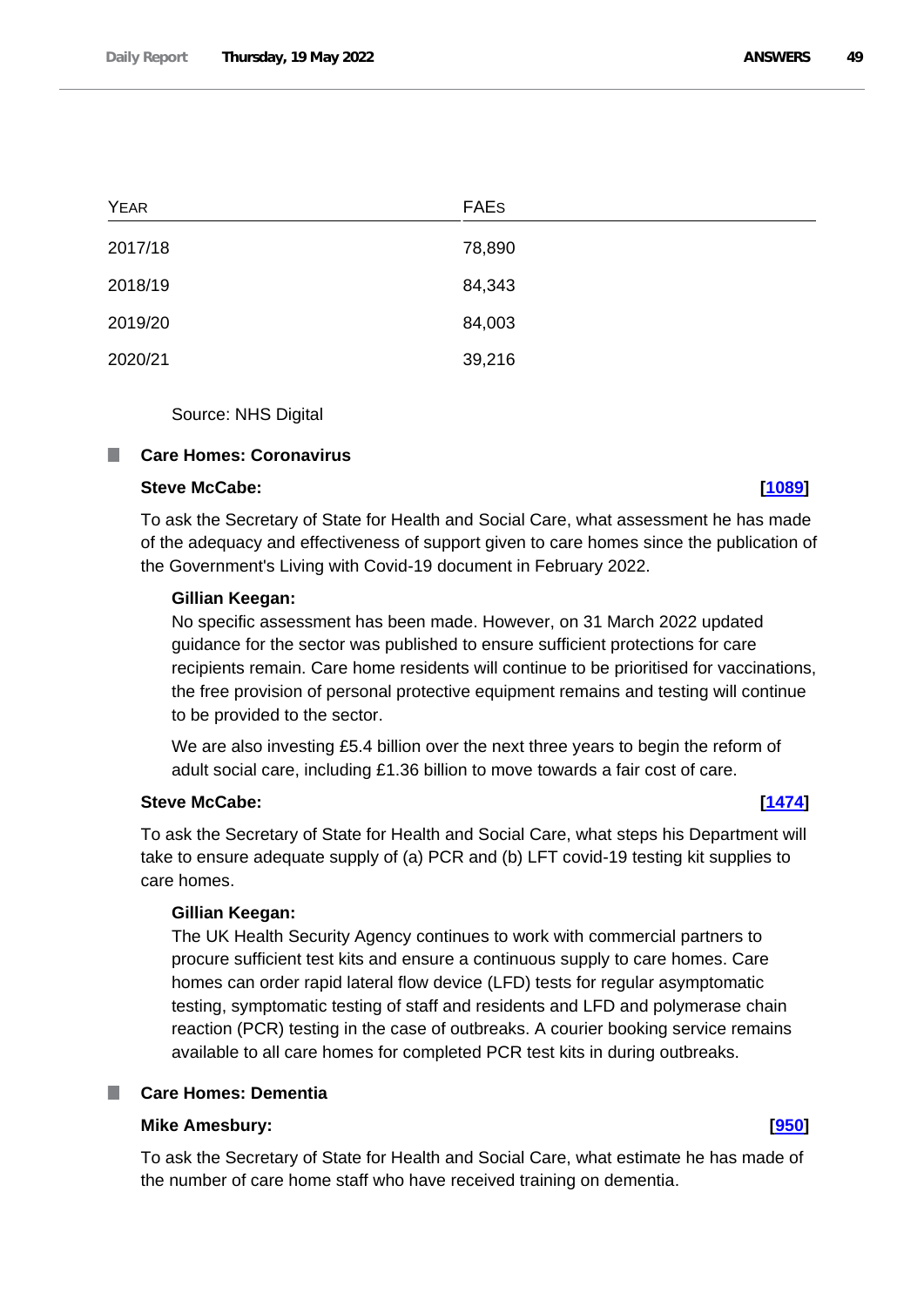| YEAR | FAES |
|---|---|
| 2017/18 | 78,890 |
| 2018/19 | 84,343 |
| 2019/20 | 84,003 |
| 2020/21 | 39,216 |

Source: NHS Digital

### Care Homes: Coronavirus

**Steve McCabe:** **[1089]**

To ask the Secretary of State for Health and Social Care, what assessment he has made of the adequacy and effectiveness of support given to care homes since the publication of the Government's Living with Covid-19 document in February 2022.

**Gillian Keegan:**

No specific assessment has been made. However, on 31 March 2022 updated guidance for the sector was published to ensure sufficient protections for care recipients remain. Care home residents will continue to be prioritised for vaccinations, the free provision of personal protective equipment remains and testing will continue to be provided to the sector.

We are also investing £5.4 billion over the next three years to begin the reform of adult social care, including £1.36 billion to move towards a fair cost of care.

**Steve McCabe:** **[1474]**

To ask the Secretary of State for Health and Social Care, what steps his Department will take to ensure adequate supply of (a) PCR and (b) LFT covid-19 testing kit supplies to care homes.

**Gillian Keegan:**

The UK Health Security Agency continues to work with commercial partners to procure sufficient test kits and ensure a continuous supply to care homes. Care homes can order rapid lateral flow device (LFD) tests for regular asymptomatic testing, symptomatic testing of staff and residents and LFD and polymerase chain reaction (PCR) testing in the case of outbreaks. A courier booking service remains available to all care homes for completed PCR test kits in during outbreaks.

### Care Homes: Dementia

**Mike Amesbury:** **[950]**

To ask the Secretary of State for Health and Social Care, what estimate he has made of the number of care home staff who have received training on dementia.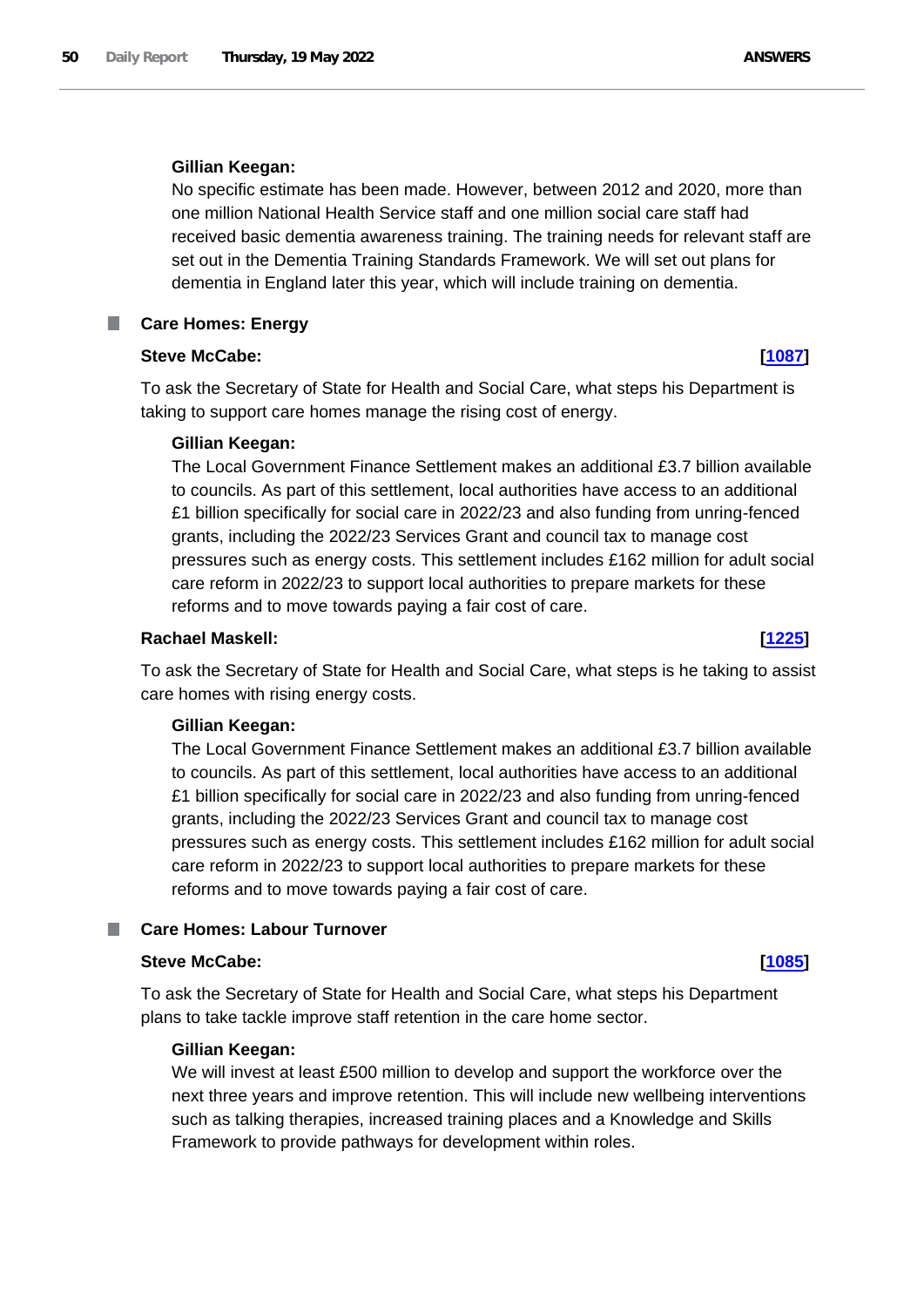**Gillian Keegan:**

No specific estimate has been made. However, between 2012 and 2020, more than one million National Health Service staff and one million social care staff had received basic dementia awareness training. The training needs for relevant staff are set out in the Dementia Training Standards Framework. We will set out plans for dementia in England later this year, which will include training on dementia.

## Care Homes: Energy

**Steve McCabe:** **[1087]**

To ask the Secretary of State for Health and Social Care, what steps his Department is taking to support care homes manage the rising cost of energy.

**Gillian Keegan:**

The Local Government Finance Settlement makes an additional £3.7 billion available to councils. As part of this settlement, local authorities have access to an additional £1 billion specifically for social care in 2022/23 and also funding from unring-fenced grants, including the 2022/23 Services Grant and council tax to manage cost pressures such as energy costs. This settlement includes £162 million for adult social care reform in 2022/23 to support local authorities to prepare markets for these reforms and to move towards paying a fair cost of care.

**Rachael Maskell:** **[1225]**

To ask the Secretary of State for Health and Social Care, what steps is he taking to assist care homes with rising energy costs.

**Gillian Keegan:**

The Local Government Finance Settlement makes an additional £3.7 billion available to councils. As part of this settlement, local authorities have access to an additional £1 billion specifically for social care in 2022/23 and also funding from unring-fenced grants, including the 2022/23 Services Grant and council tax to manage cost pressures such as energy costs. This settlement includes £162 million for adult social care reform in 2022/23 to support local authorities to prepare markets for these reforms and to move towards paying a fair cost of care.

## Care Homes: Labour Turnover

**Steve McCabe:** **[1085]**

To ask the Secretary of State for Health and Social Care, what steps his Department plans to take tackle improve staff retention in the care home sector.

**Gillian Keegan:**

We will invest at least £500 million to develop and support the workforce over the next three years and improve retention. This will include new wellbeing interventions such as talking therapies, increased training places and a Knowledge and Skills Framework to provide pathways for development within roles.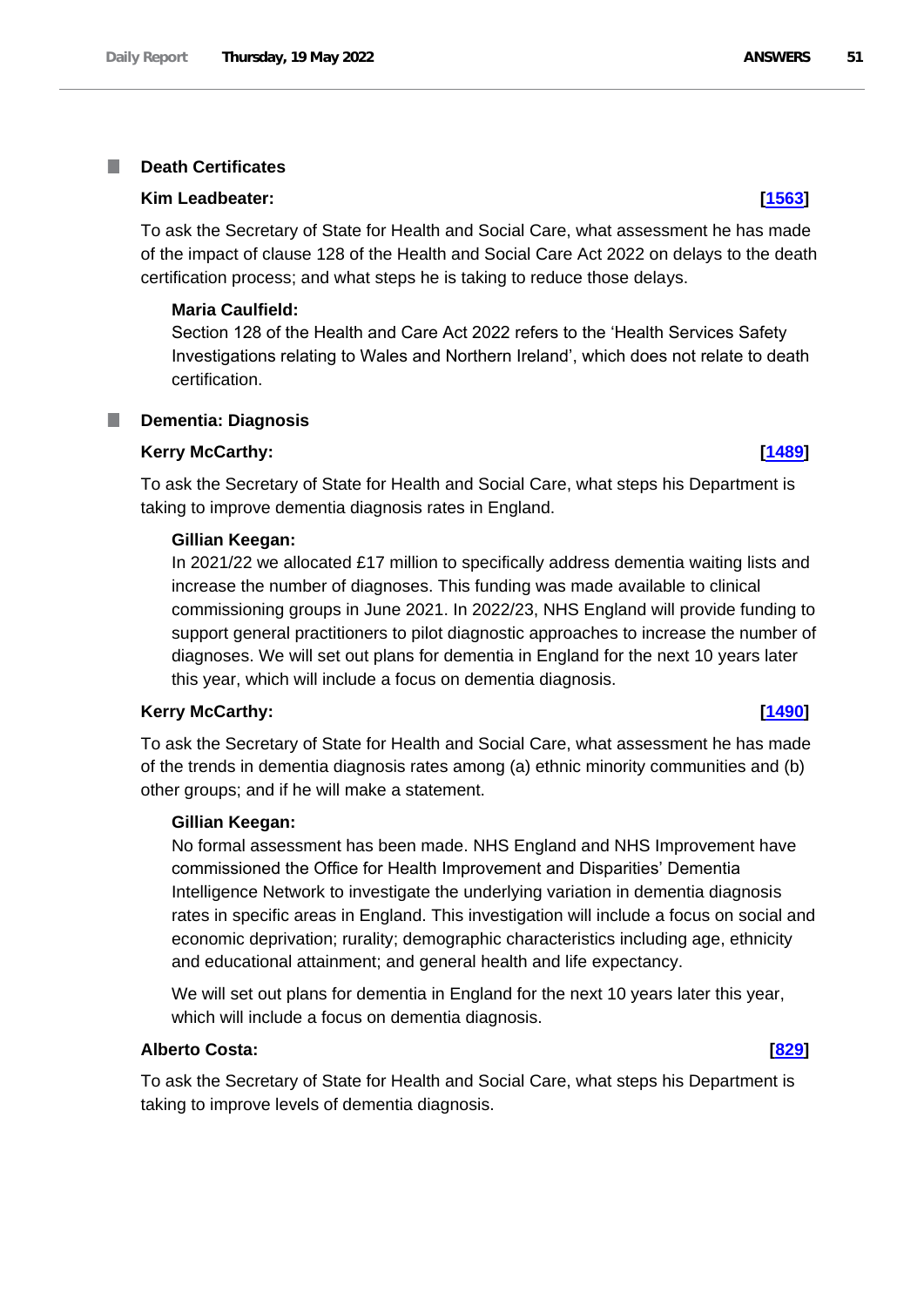## Death Certificates

**Kim Leadbeater:** **[1563]**

To ask the Secretary of State for Health and Social Care, what assessment he has made of the impact of clause 128 of the Health and Social Care Act 2022 on delays to the death certification process; and what steps he is taking to reduce those delays.

> **Maria Caulfield:**
>
> Section 128 of the Health and Care Act 2022 refers to the 'Health Services Safety Investigations relating to Wales and Northern Ireland', which does not relate to death certification.

## Dementia: Diagnosis

**Kerry McCarthy:** **[1489]**

To ask the Secretary of State for Health and Social Care, what steps his Department is taking to improve dementia diagnosis rates in England.

> **Gillian Keegan:**
>
> In 2021/22 we allocated £17 million to specifically address dementia waiting lists and increase the number of diagnoses. This funding was made available to clinical commissioning groups in June 2021. In 2022/23, NHS England will provide funding to support general practitioners to pilot diagnostic approaches to increase the number of diagnoses. We will set out plans for dementia in England for the next 10 years later this year, which will include a focus on dementia diagnosis.

**Kerry McCarthy:** **[1490]**

To ask the Secretary of State for Health and Social Care, what assessment he has made of the trends in dementia diagnosis rates among (a) ethnic minority communities and (b) other groups; and if he will make a statement.

> **Gillian Keegan:**
>
> No formal assessment has been made. NHS England and NHS Improvement have commissioned the Office for Health Improvement and Disparities' Dementia Intelligence Network to investigate the underlying variation in dementia diagnosis rates in specific areas in England. This investigation will include a focus on social and economic deprivation; rurality; demographic characteristics including age, ethnicity and educational attainment; and general health and life expectancy.
>
> We will set out plans for dementia in England for the next 10 years later this year, which will include a focus on dementia diagnosis.

**Alberto Costa:** **[829]**

To ask the Secretary of State for Health and Social Care, what steps his Department is taking to improve levels of dementia diagnosis.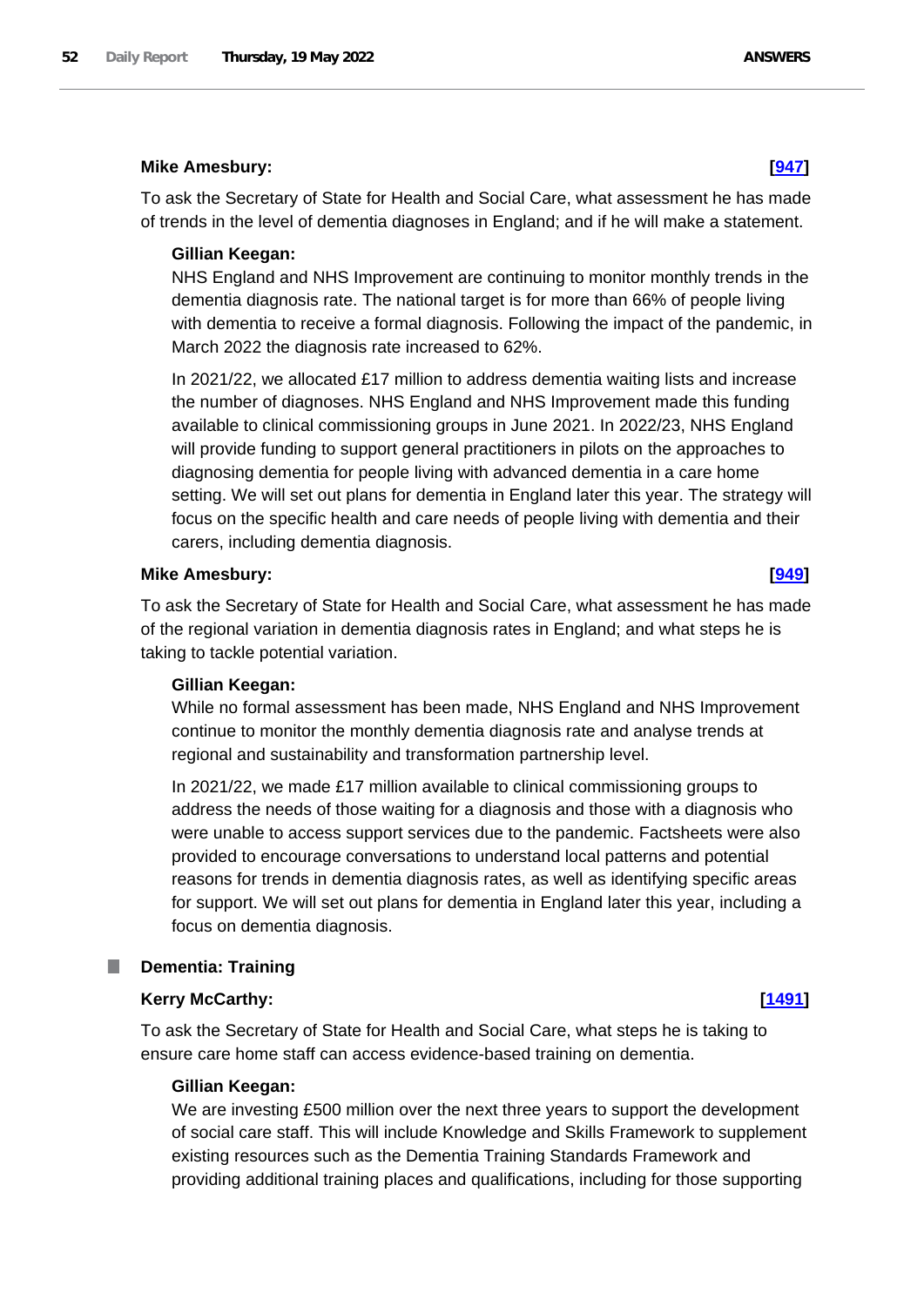**Mike Amesbury:** **[947]**

To ask the Secretary of State for Health and Social Care, what assessment he has made of trends in the level of dementia diagnoses in England; and if he will make a statement.

**Gillian Keegan:**

NHS England and NHS Improvement are continuing to monitor monthly trends in the dementia diagnosis rate. The national target is for more than 66% of people living with dementia to receive a formal diagnosis. Following the impact of the pandemic, in March 2022 the diagnosis rate increased to 62%.

In 2021/22, we allocated £17 million to address dementia waiting lists and increase the number of diagnoses. NHS England and NHS Improvement made this funding available to clinical commissioning groups in June 2021. In 2022/23, NHS England will provide funding to support general practitioners in pilots on the approaches to diagnosing dementia for people living with advanced dementia in a care home setting. We will set out plans for dementia in England later this year. The strategy will focus on the specific health and care needs of people living with dementia and their carers, including dementia diagnosis.

**Mike Amesbury:** **[949]**

To ask the Secretary of State for Health and Social Care, what assessment he has made of the regional variation in dementia diagnosis rates in England; and what steps he is taking to tackle potential variation.

**Gillian Keegan:**

While no formal assessment has been made, NHS England and NHS Improvement continue to monitor the monthly dementia diagnosis rate and analyse trends at regional and sustainability and transformation partnership level.

In 2021/22, we made £17 million available to clinical commissioning groups to address the needs of those waiting for a diagnosis and those with a diagnosis who were unable to access support services due to the pandemic. Factsheets were also provided to encourage conversations to understand local patterns and potential reasons for trends in dementia diagnosis rates, as well as identifying specific areas for support. We will set out plans for dementia in England later this year, including a focus on dementia diagnosis.

## Dementia: Training

**Kerry McCarthy:** **[1491]**

To ask the Secretary of State for Health and Social Care, what steps he is taking to ensure care home staff can access evidence-based training on dementia.

**Gillian Keegan:**

We are investing £500 million over the next three years to support the development of social care staff. This will include Knowledge and Skills Framework to supplement existing resources such as the Dementia Training Standards Framework and providing additional training places and qualifications, including for those supporting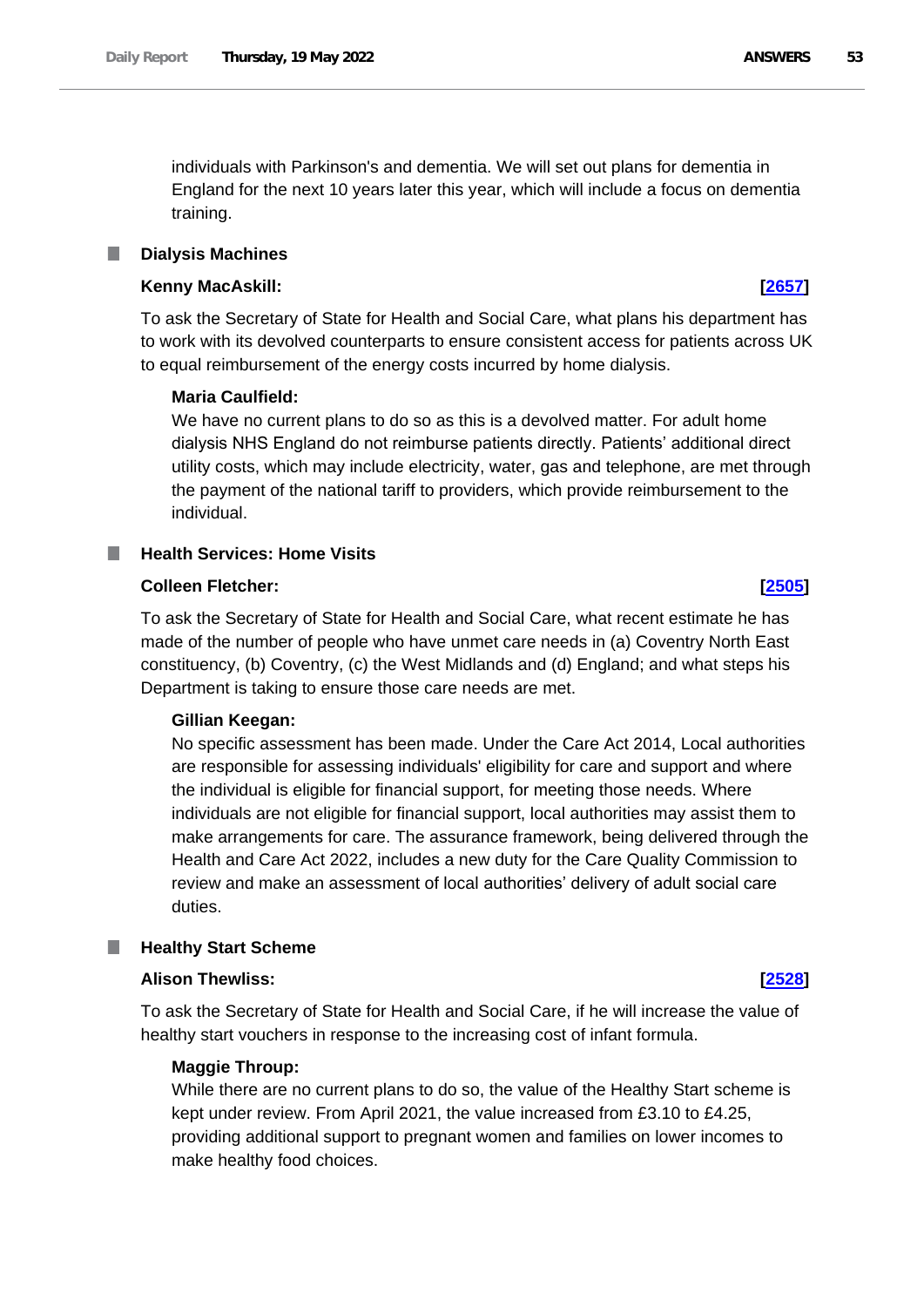individuals with Parkinson's and dementia. We will set out plans for dementia in England for the next 10 years later this year, which will include a focus on dementia training.

## Dialysis Machines

**Kenny MacAskill:** **[2657]**

To ask the Secretary of State for Health and Social Care, what plans his department has to work with its devolved counterparts to ensure consistent access for patients across UK to equal reimbursement of the energy costs incurred by home dialysis.

**Maria Caulfield:**

We have no current plans to do so as this is a devolved matter. For adult home dialysis NHS England do not reimburse patients directly. Patients' additional direct utility costs, which may include electricity, water, gas and telephone, are met through the payment of the national tariff to providers, which provide reimbursement to the individual.

## Health Services: Home Visits

**Colleen Fletcher:** **[2505]**

To ask the Secretary of State for Health and Social Care, what recent estimate he has made of the number of people who have unmet care needs in (a) Coventry North East constituency, (b) Coventry, (c) the West Midlands and (d) England; and what steps his Department is taking to ensure those care needs are met.

**Gillian Keegan:**

No specific assessment has been made. Under the Care Act 2014, Local authorities are responsible for assessing individuals' eligibility for care and support and where the individual is eligible for financial support, for meeting those needs. Where individuals are not eligible for financial support, local authorities may assist them to make arrangements for care. The assurance framework, being delivered through the Health and Care Act 2022, includes a new duty for the Care Quality Commission to review and make an assessment of local authorities' delivery of adult social care duties.

## Healthy Start Scheme

**Alison Thewliss:** **[2528]**

To ask the Secretary of State for Health and Social Care, if he will increase the value of healthy start vouchers in response to the increasing cost of infant formula.

**Maggie Throup:**

While there are no current plans to do so, the value of the Healthy Start scheme is kept under review. From April 2021, the value increased from £3.10 to £4.25, providing additional support to pregnant women and families on lower incomes to make healthy food choices.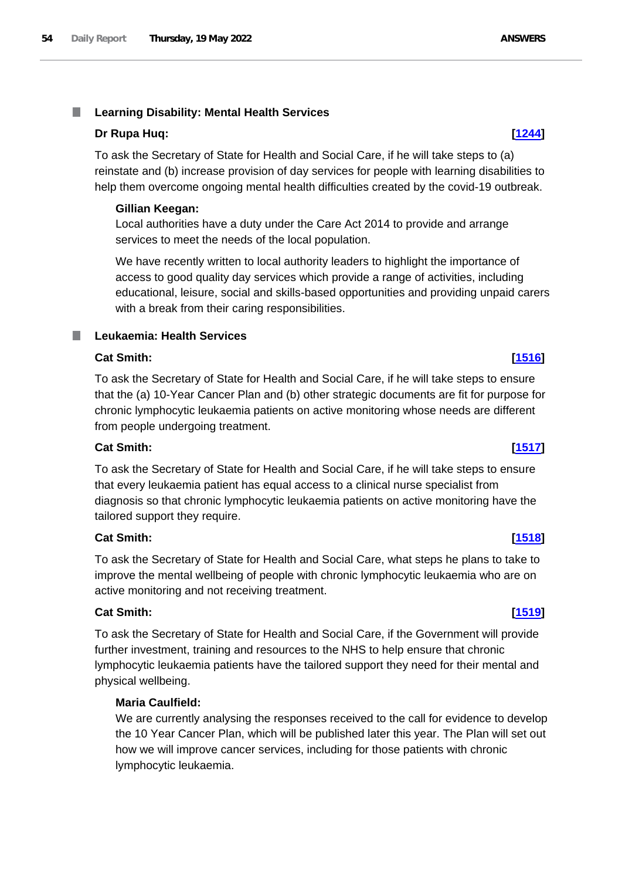### Learning Disability: Mental Health Services

**Dr Rupa Huq:** **[1244]**

To ask the Secretary of State for Health and Social Care, if he will take steps to (a) reinstate and (b) increase provision of day services for people with learning disabilities to help them overcome ongoing mental health difficulties created by the covid-19 outbreak.

**Gillian Keegan:**

Local authorities have a duty under the Care Act 2014 to provide and arrange services to meet the needs of the local population.

We have recently written to local authority leaders to highlight the importance of access to good quality day services which provide a range of activities, including educational, leisure, social and skills-based opportunities and providing unpaid carers with a break from their caring responsibilities.

### Leukaemia: Health Services

**Cat Smith:** **[1516]**

To ask the Secretary of State for Health and Social Care, if he will take steps to ensure that the (a) 10-Year Cancer Plan and (b) other strategic documents are fit for purpose for chronic lymphocytic leukaemia patients on active monitoring whose needs are different from people undergoing treatment.

**Cat Smith:** **[1517]**

To ask the Secretary of State for Health and Social Care, if he will take steps to ensure that every leukaemia patient has equal access to a clinical nurse specialist from diagnosis so that chronic lymphocytic leukaemia patients on active monitoring have the tailored support they require.

**Cat Smith:** **[1518]**

To ask the Secretary of State for Health and Social Care, what steps he plans to take to improve the mental wellbeing of people with chronic lymphocytic leukaemia who are on active monitoring and not receiving treatment.

**Cat Smith:** **[1519]**

To ask the Secretary of State for Health and Social Care, if the Government will provide further investment, training and resources to the NHS to help ensure that chronic lymphocytic leukaemia patients have the tailored support they need for their mental and physical wellbeing.

**Maria Caulfield:**

We are currently analysing the responses received to the call for evidence to develop the 10 Year Cancer Plan, which will be published later this year. The Plan will set out how we will improve cancer services, including for those patients with chronic lymphocytic leukaemia.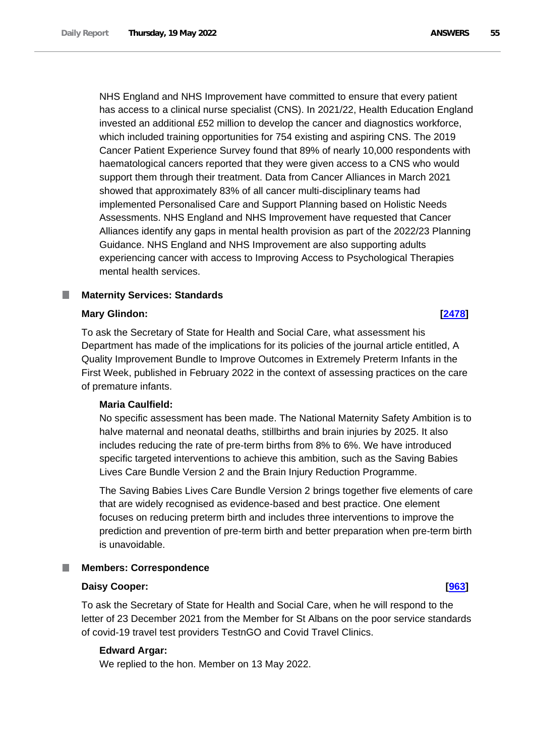NHS England and NHS Improvement have committed to ensure that every patient has access to a clinical nurse specialist (CNS). In 2021/22, Health Education England invested an additional £52 million to develop the cancer and diagnostics workforce, which included training opportunities for 754 existing and aspiring CNS. The 2019 Cancer Patient Experience Survey found that 89% of nearly 10,000 respondents with haematological cancers reported that they were given access to a CNS who would support them through their treatment. Data from Cancer Alliances in March 2021 showed that approximately 83% of all cancer multi-disciplinary teams had implemented Personalised Care and Support Planning based on Holistic Needs Assessments. NHS England and NHS Improvement have requested that Cancer Alliances identify any gaps in mental health provision as part of the 2022/23 Planning Guidance. NHS England and NHS Improvement are also supporting adults experiencing cancer with access to Improving Access to Psychological Therapies mental health services.

## Maternity Services: Standards

**Mary Glindon:** **[2478]**

To ask the Secretary of State for Health and Social Care, what assessment his Department has made of the implications for its policies of the journal article entitled, A Quality Improvement Bundle to Improve Outcomes in Extremely Preterm Infants in the First Week, published in February 2022 in the context of assessing practices on the care of premature infants.

**Maria Caulfield:**

No specific assessment has been made. The National Maternity Safety Ambition is to halve maternal and neonatal deaths, stillbirths and brain injuries by 2025. It also includes reducing the rate of pre-term births from 8% to 6%. We have introduced specific targeted interventions to achieve this ambition, such as the Saving Babies Lives Care Bundle Version 2 and the Brain Injury Reduction Programme.

The Saving Babies Lives Care Bundle Version 2 brings together five elements of care that are widely recognised as evidence-based and best practice. One element focuses on reducing preterm birth and includes three interventions to improve the prediction and prevention of pre-term birth and better preparation when pre-term birth is unavoidable.

## Members: Correspondence

**Daisy Cooper:** **[963]**

To ask the Secretary of State for Health and Social Care, when he will respond to the letter of 23 December 2021 from the Member for St Albans on the poor service standards of covid-19 travel test providers TestnGO and Covid Travel Clinics.

**Edward Argar:**

We replied to the hon. Member on 13 May 2022.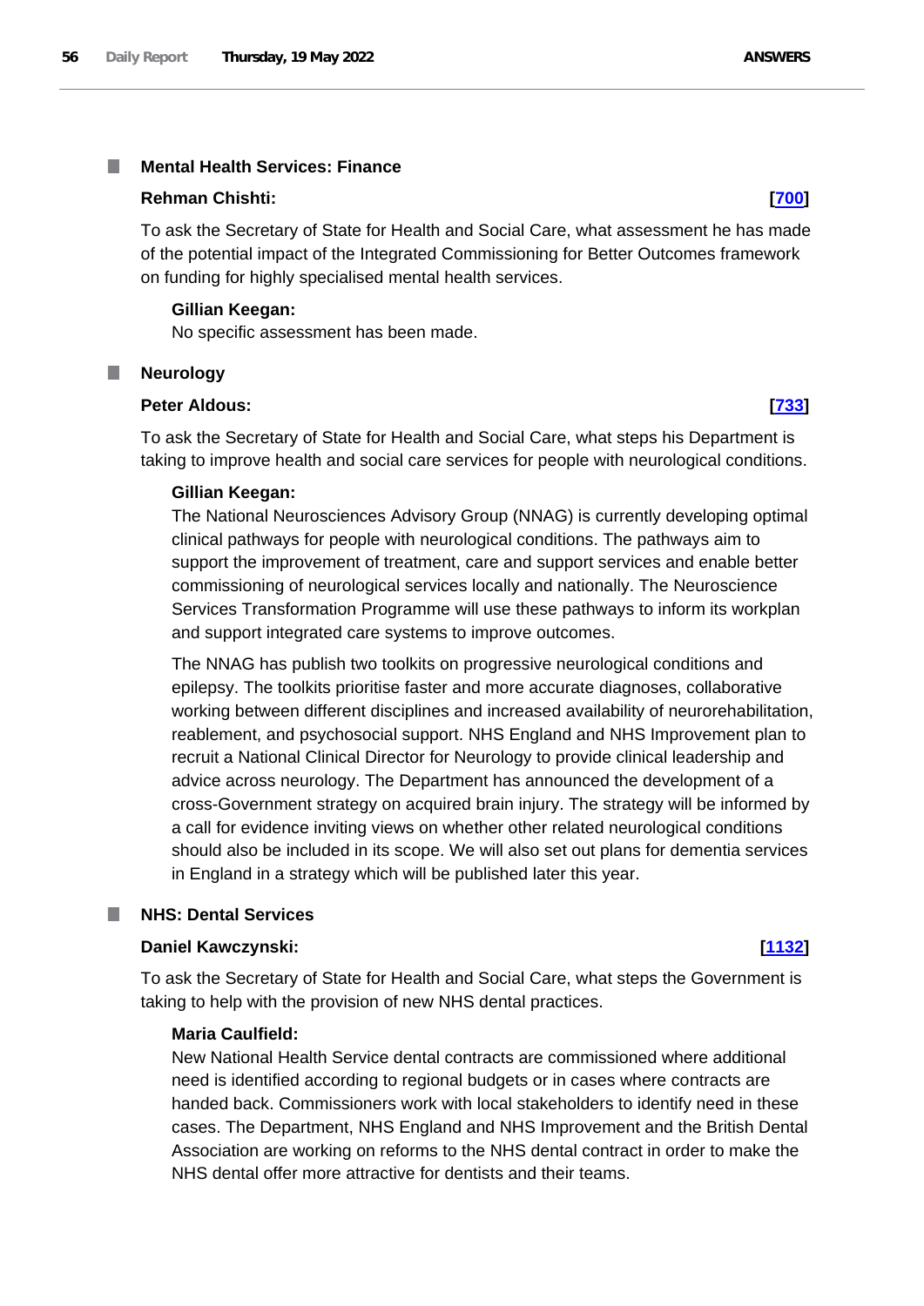### Mental Health Services: Finance

**Rehman Chishti:** **[700]**

To ask the Secretary of State for Health and Social Care, what assessment he has made of the potential impact of the Integrated Commissioning for Better Outcomes framework on funding for highly specialised mental health services.

**Gillian Keegan:**

No specific assessment has been made.

### Neurology

**Peter Aldous:** **[733]**

To ask the Secretary of State for Health and Social Care, what steps his Department is taking to improve health and social care services for people with neurological conditions.

**Gillian Keegan:**

The National Neurosciences Advisory Group (NNAG) is currently developing optimal clinical pathways for people with neurological conditions. The pathways aim to support the improvement of treatment, care and support services and enable better commissioning of neurological services locally and nationally. The Neuroscience Services Transformation Programme will use these pathways to inform its workplan and support integrated care systems to improve outcomes.

The NNAG has publish two toolkits on progressive neurological conditions and epilepsy. The toolkits prioritise faster and more accurate diagnoses, collaborative working between different disciplines and increased availability of neurorehabilitation, reablement, and psychosocial support. NHS England and NHS Improvement plan to recruit a National Clinical Director for Neurology to provide clinical leadership and advice across neurology. The Department has announced the development of a cross-Government strategy on acquired brain injury. The strategy will be informed by a call for evidence inviting views on whether other related neurological conditions should also be included in its scope. We will also set out plans for dementia services in England in a strategy which will be published later this year.

### NHS: Dental Services

**Daniel Kawczynski:** **[1132]**

To ask the Secretary of State for Health and Social Care, what steps the Government is taking to help with the provision of new NHS dental practices.

**Maria Caulfield:**

New National Health Service dental contracts are commissioned where additional need is identified according to regional budgets or in cases where contracts are handed back. Commissioners work with local stakeholders to identify need in these cases. The Department, NHS England and NHS Improvement and the British Dental Association are working on reforms to the NHS dental contract in order to make the NHS dental offer more attractive for dentists and their teams.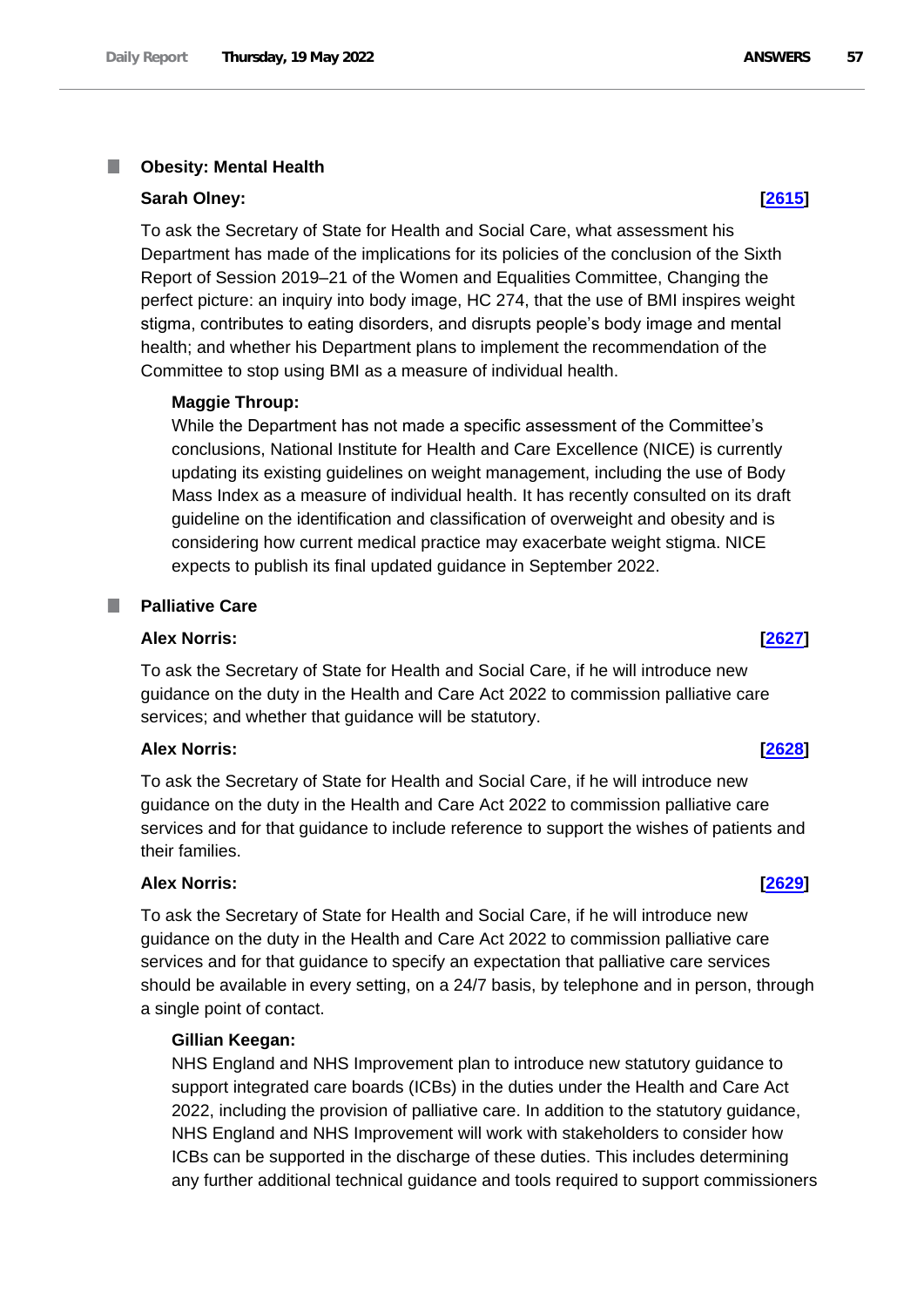### Obesity: Mental Health

**Sarah Olney:** **[2615]**

To ask the Secretary of State for Health and Social Care, what assessment his Department has made of the implications for its policies of the conclusion of the Sixth Report of Session 2019–21 of the Women and Equalities Committee, Changing the perfect picture: an inquiry into body image, HC 274, that the use of BMI inspires weight stigma, contributes to eating disorders, and disrupts people's body image and mental health; and whether his Department plans to implement the recommendation of the Committee to stop using BMI as a measure of individual health.

**Maggie Throup:**

While the Department has not made a specific assessment of the Committee's conclusions, National Institute for Health and Care Excellence (NICE) is currently updating its existing guidelines on weight management, including the use of Body Mass Index as a measure of individual health. It has recently consulted on its draft guideline on the identification and classification of overweight and obesity and is considering how current medical practice may exacerbate weight stigma. NICE expects to publish its final updated guidance in September 2022.

### Palliative Care

**Alex Norris:** **[2627]**

To ask the Secretary of State for Health and Social Care, if he will introduce new guidance on the duty in the Health and Care Act 2022 to commission palliative care services; and whether that guidance will be statutory.

**Alex Norris:** **[2628]**

To ask the Secretary of State for Health and Social Care, if he will introduce new guidance on the duty in the Health and Care Act 2022 to commission palliative care services and for that guidance to include reference to support the wishes of patients and their families.

**Alex Norris:** **[2629]**

To ask the Secretary of State for Health and Social Care, if he will introduce new guidance on the duty in the Health and Care Act 2022 to commission palliative care services and for that guidance to specify an expectation that palliative care services should be available in every setting, on a 24/7 basis, by telephone and in person, through a single point of contact.

**Gillian Keegan:**

NHS England and NHS Improvement plan to introduce new statutory guidance to support integrated care boards (ICBs) in the duties under the Health and Care Act 2022, including the provision of palliative care. In addition to the statutory guidance, NHS England and NHS Improvement will work with stakeholders to consider how ICBs can be supported in the discharge of these duties. This includes determining any further additional technical guidance and tools required to support commissioners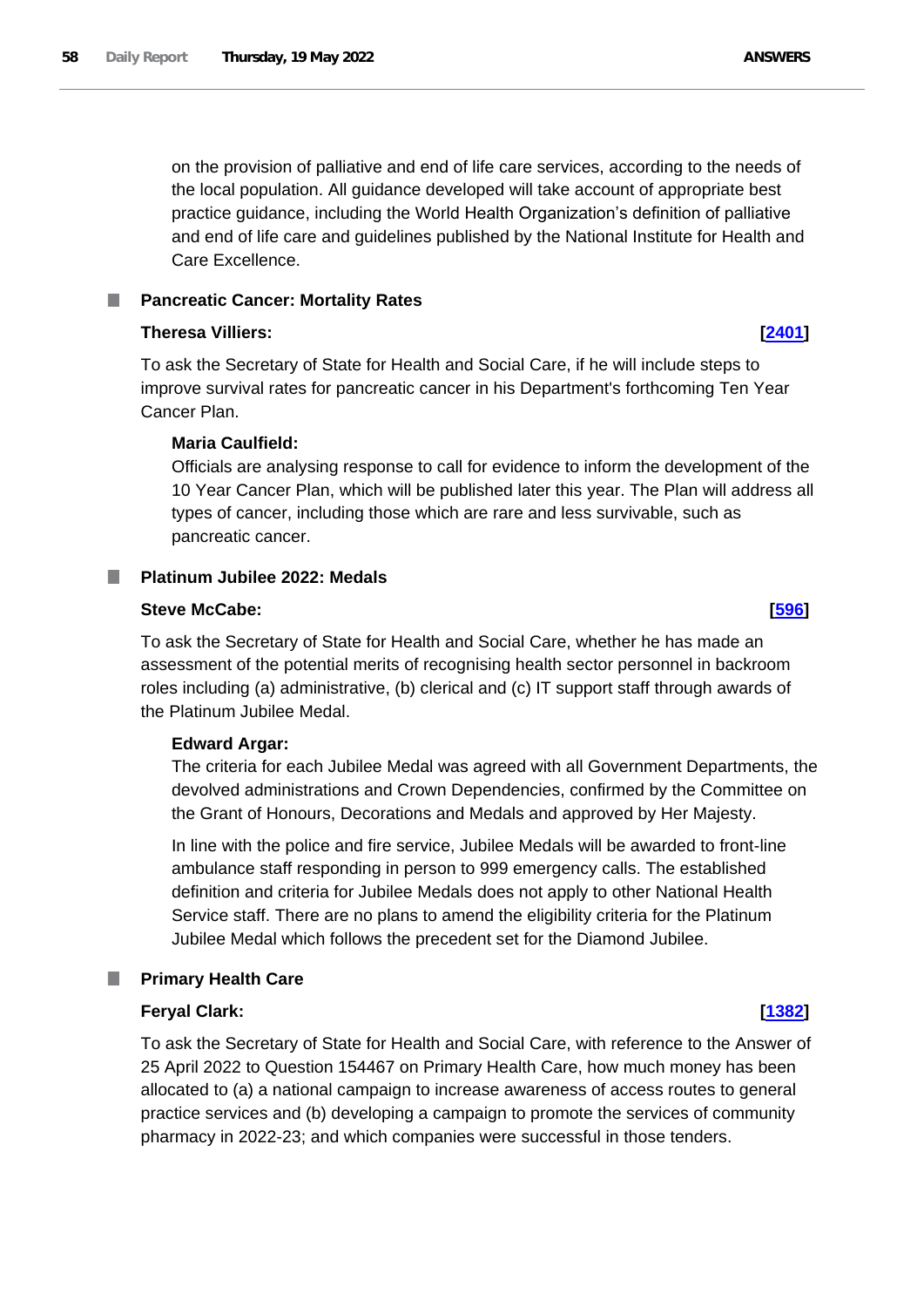on the provision of palliative and end of life care services, according to the needs of the local population. All guidance developed will take account of appropriate best practice guidance, including the World Health Organization's definition of palliative and end of life care and guidelines published by the National Institute for Health and Care Excellence.

## Pancreatic Cancer: Mortality Rates

**Theresa Villiers:** **[2401]**

To ask the Secretary of State for Health and Social Care, if he will include steps to improve survival rates for pancreatic cancer in his Department's forthcoming Ten Year Cancer Plan.

**Maria Caulfield:**

Officials are analysing response to call for evidence to inform the development of the 10 Year Cancer Plan, which will be published later this year. The Plan will address all types of cancer, including those which are rare and less survivable, such as pancreatic cancer.

## Platinum Jubilee 2022: Medals

**Steve McCabe:** **[596]**

To ask the Secretary of State for Health and Social Care, whether he has made an assessment of the potential merits of recognising health sector personnel in backroom roles including (a) administrative, (b) clerical and (c) IT support staff through awards of the Platinum Jubilee Medal.

**Edward Argar:**

The criteria for each Jubilee Medal was agreed with all Government Departments, the devolved administrations and Crown Dependencies, confirmed by the Committee on the Grant of Honours, Decorations and Medals and approved by Her Majesty.

In line with the police and fire service, Jubilee Medals will be awarded to front-line ambulance staff responding in person to 999 emergency calls. The established definition and criteria for Jubilee Medals does not apply to other National Health Service staff. There are no plans to amend the eligibility criteria for the Platinum Jubilee Medal which follows the precedent set for the Diamond Jubilee.

## Primary Health Care

**Feryal Clark:** **[1382]**

To ask the Secretary of State for Health and Social Care, with reference to the Answer of 25 April 2022 to Question 154467 on Primary Health Care, how much money has been allocated to (a) a national campaign to increase awareness of access routes to general practice services and (b) developing a campaign to promote the services of community pharmacy in 2022-23; and which companies were successful in those tenders.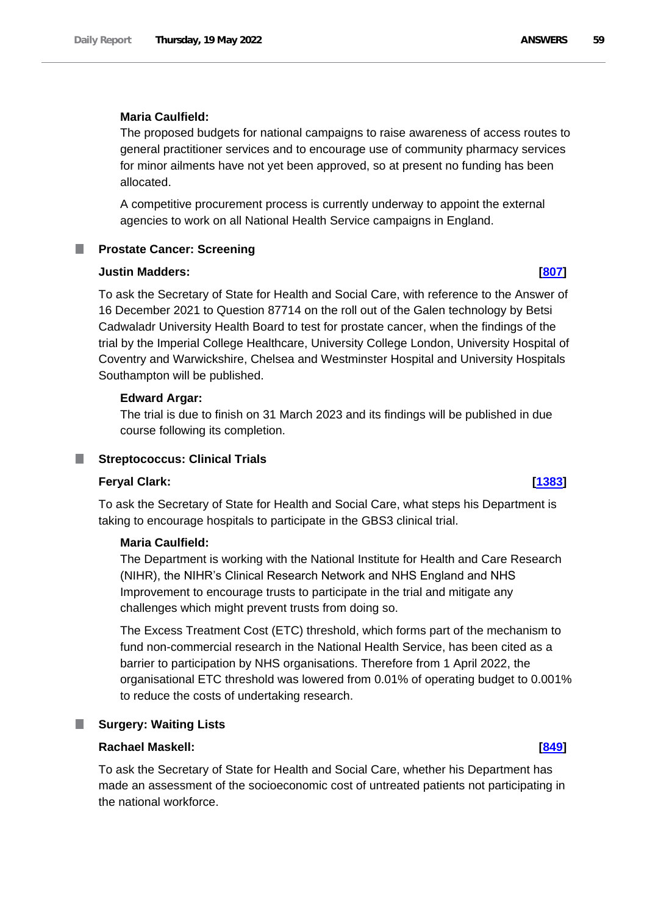**Maria Caulfield:**

The proposed budgets for national campaigns to raise awareness of access routes to general practitioner services and to encourage use of community pharmacy services for minor ailments have not yet been approved, so at present no funding has been allocated.

A competitive procurement process is currently underway to appoint the external agencies to work on all National Health Service campaigns in England.

## Prostate Cancer: Screening

**Justin Madders:** **[807]**

To ask the Secretary of State for Health and Social Care, with reference to the Answer of 16 December 2021 to Question 87714 on the roll out of the Galen technology by Betsi Cadwaladr University Health Board to test for prostate cancer, when the findings of the trial by the Imperial College Healthcare, University College London, University Hospital of Coventry and Warwickshire, Chelsea and Westminster Hospital and University Hospitals Southampton will be published.

**Edward Argar:**

The trial is due to finish on 31 March 2023 and its findings will be published in due course following its completion.

## Streptococcus: Clinical Trials

**Feryal Clark:** **[1383]**

To ask the Secretary of State for Health and Social Care, what steps his Department is taking to encourage hospitals to participate in the GBS3 clinical trial.

**Maria Caulfield:**

The Department is working with the National Institute for Health and Care Research (NIHR), the NIHR's Clinical Research Network and NHS England and NHS Improvement to encourage trusts to participate in the trial and mitigate any challenges which might prevent trusts from doing so.

The Excess Treatment Cost (ETC) threshold, which forms part of the mechanism to fund non-commercial research in the National Health Service, has been cited as a barrier to participation by NHS organisations. Therefore from 1 April 2022, the organisational ETC threshold was lowered from 0.01% of operating budget to 0.001% to reduce the costs of undertaking research.

## Surgery: Waiting Lists

**Rachael Maskell:** **[849]**

To ask the Secretary of State for Health and Social Care, whether his Department has made an assessment of the socioeconomic cost of untreated patients not participating in the national workforce.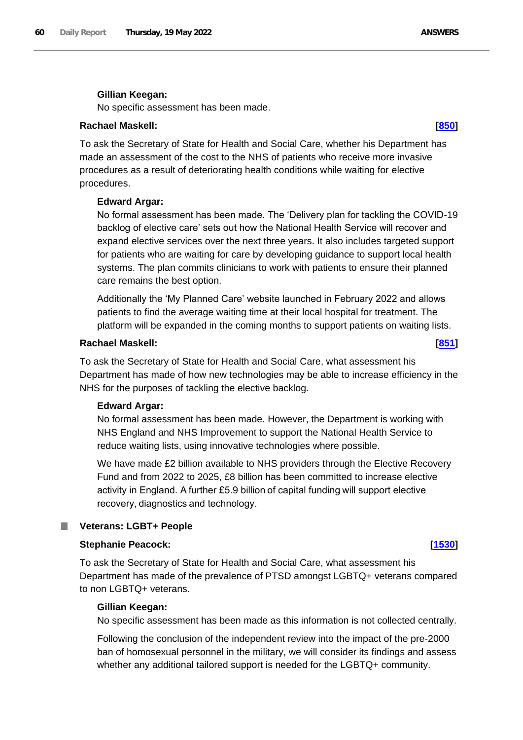**Gillian Keegan:**

No specific assessment has been made.

**Rachael Maskell:** **[850]**

To ask the Secretary of State for Health and Social Care, whether his Department has made an assessment of the cost to the NHS of patients who receive more invasive procedures as a result of deteriorating health conditions while waiting for elective procedures.

**Edward Argar:**

No formal assessment has been made. The 'Delivery plan for tackling the COVID-19 backlog of elective care' sets out how the National Health Service will recover and expand elective services over the next three years. It also includes targeted support for patients who are waiting for care by developing guidance to support local health systems. The plan commits clinicians to work with patients to ensure their planned care remains the best option.

Additionally the 'My Planned Care' website launched in February 2022 and allows patients to find the average waiting time at their local hospital for treatment. The platform will be expanded in the coming months to support patients on waiting lists.

**Rachael Maskell:** **[851]**

To ask the Secretary of State for Health and Social Care, what assessment his Department has made of how new technologies may be able to increase efficiency in the NHS for the purposes of tackling the elective backlog.

**Edward Argar:**

No formal assessment has been made. However, the Department is working with NHS England and NHS Improvement to support the National Health Service to reduce waiting lists, using innovative technologies where possible.

We have made £2 billion available to NHS providers through the Elective Recovery Fund and from 2022 to 2025, £8 billion has been committed to increase elective activity in England. A further £5.9 billion of capital funding will support elective recovery, diagnostics and technology.

## Veterans: LGBT+ People

**Stephanie Peacock:** **[1530]**

To ask the Secretary of State for Health and Social Care, what assessment his Department has made of the prevalence of PTSD amongst LGBTQ+ veterans compared to non LGBTQ+ veterans.

**Gillian Keegan:**

No specific assessment has been made as this information is not collected centrally.

Following the conclusion of the independent review into the impact of the pre-2000 ban of homosexual personnel in the military, we will consider its findings and assess whether any additional tailored support is needed for the LGBTQ+ community.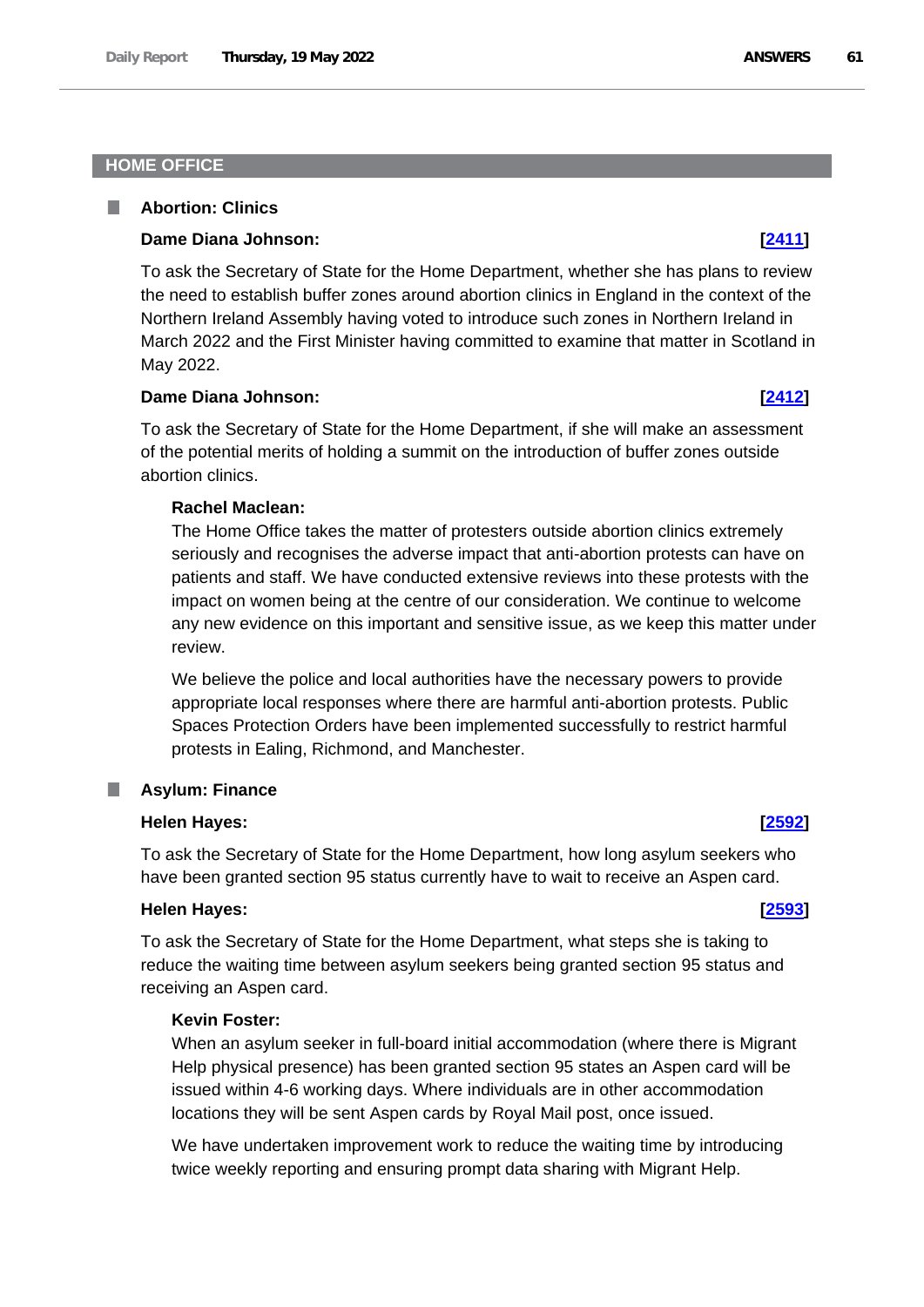## HOME OFFICE

### Abortion: Clinics

**Dame Diana Johnson:** **[2411]**

To ask the Secretary of State for the Home Department, whether she has plans to review the need to establish buffer zones around abortion clinics in England in the context of the Northern Ireland Assembly having voted to introduce such zones in Northern Ireland in March 2022 and the First Minister having committed to examine that matter in Scotland in May 2022.

**Dame Diana Johnson:** **[2412]**

To ask the Secretary of State for the Home Department, if she will make an assessment of the potential merits of holding a summit on the introduction of buffer zones outside abortion clinics.

**Rachel Maclean:**

The Home Office takes the matter of protesters outside abortion clinics extremely seriously and recognises the adverse impact that anti-abortion protests can have on patients and staff. We have conducted extensive reviews into these protests with the impact on women being at the centre of our consideration. We continue to welcome any new evidence on this important and sensitive issue, as we keep this matter under review.

We believe the police and local authorities have the necessary powers to provide appropriate local responses where there are harmful anti-abortion protests. Public Spaces Protection Orders have been implemented successfully to restrict harmful protests in Ealing, Richmond, and Manchester.

### Asylum: Finance

**Helen Hayes:** **[2592]**

To ask the Secretary of State for the Home Department, how long asylum seekers who have been granted section 95 status currently have to wait to receive an Aspen card.

**Helen Hayes:** **[2593]**

To ask the Secretary of State for the Home Department, what steps she is taking to reduce the waiting time between asylum seekers being granted section 95 status and receiving an Aspen card.

**Kevin Foster:**

When an asylum seeker in full-board initial accommodation (where there is Migrant Help physical presence) has been granted section 95 states an Aspen card will be issued within 4-6 working days. Where individuals are in other accommodation locations they will be sent Aspen cards by Royal Mail post, once issued.

We have undertaken improvement work to reduce the waiting time by introducing twice weekly reporting and ensuring prompt data sharing with Migrant Help.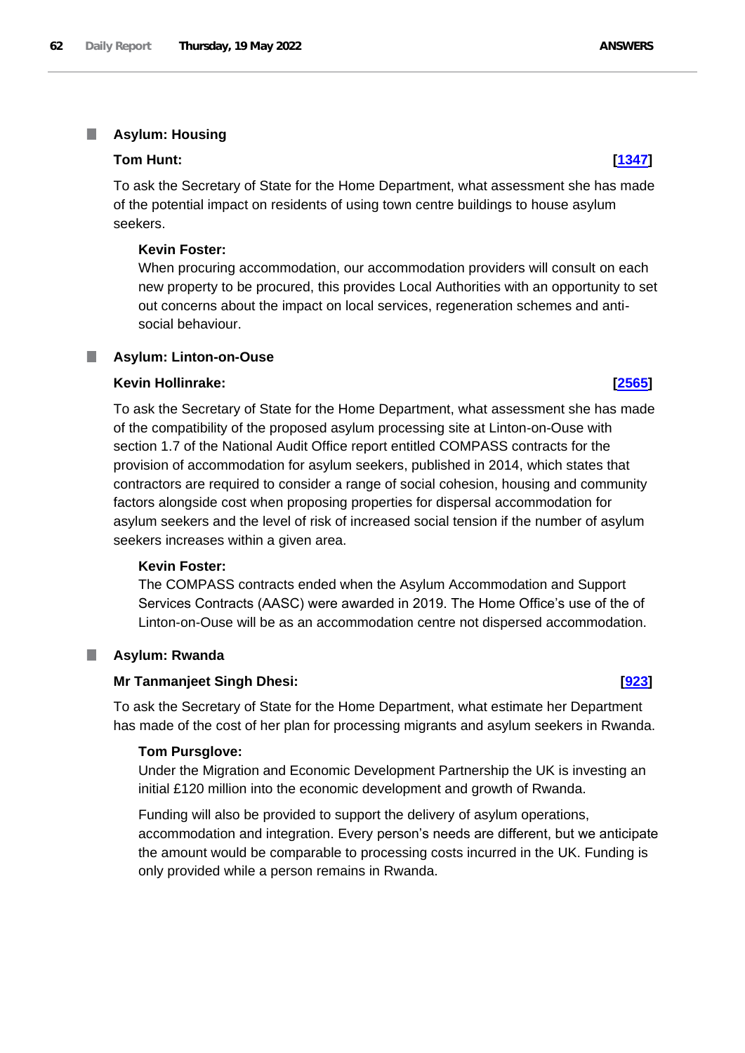## Asylum: Housing

**Tom Hunt:** **[1347]**

To ask the Secretary of State for the Home Department, what assessment she has made of the potential impact on residents of using town centre buildings to house asylum seekers.

**Kevin Foster:**

When procuring accommodation, our accommodation providers will consult on each new property to be procured, this provides Local Authorities with an opportunity to set out concerns about the impact on local services, regeneration schemes and anti-social behaviour.

## Asylum: Linton-on-Ouse

**Kevin Hollinrake:** **[2565]**

To ask the Secretary of State for the Home Department, what assessment she has made of the compatibility of the proposed asylum processing site at Linton-on-Ouse with section 1.7 of the National Audit Office report entitled COMPASS contracts for the provision of accommodation for asylum seekers, published in 2014, which states that contractors are required to consider a range of social cohesion, housing and community factors alongside cost when proposing properties for dispersal accommodation for asylum seekers and the level of risk of increased social tension if the number of asylum seekers increases within a given area.

**Kevin Foster:**

The COMPASS contracts ended when the Asylum Accommodation and Support Services Contracts (AASC) were awarded in 2019. The Home Office's use of the of Linton-on-Ouse will be as an accommodation centre not dispersed accommodation.

## Asylum: Rwanda

**Mr Tanmanjeet Singh Dhesi:** **[923]**

To ask the Secretary of State for the Home Department, what estimate her Department has made of the cost of her plan for processing migrants and asylum seekers in Rwanda.

**Tom Pursglove:**

Under the Migration and Economic Development Partnership the UK is investing an initial £120 million into the economic development and growth of Rwanda.

Funding will also be provided to support the delivery of asylum operations, accommodation and integration. Every person's needs are different, but we anticipate the amount would be comparable to processing costs incurred in the UK. Funding is only provided while a person remains in Rwanda.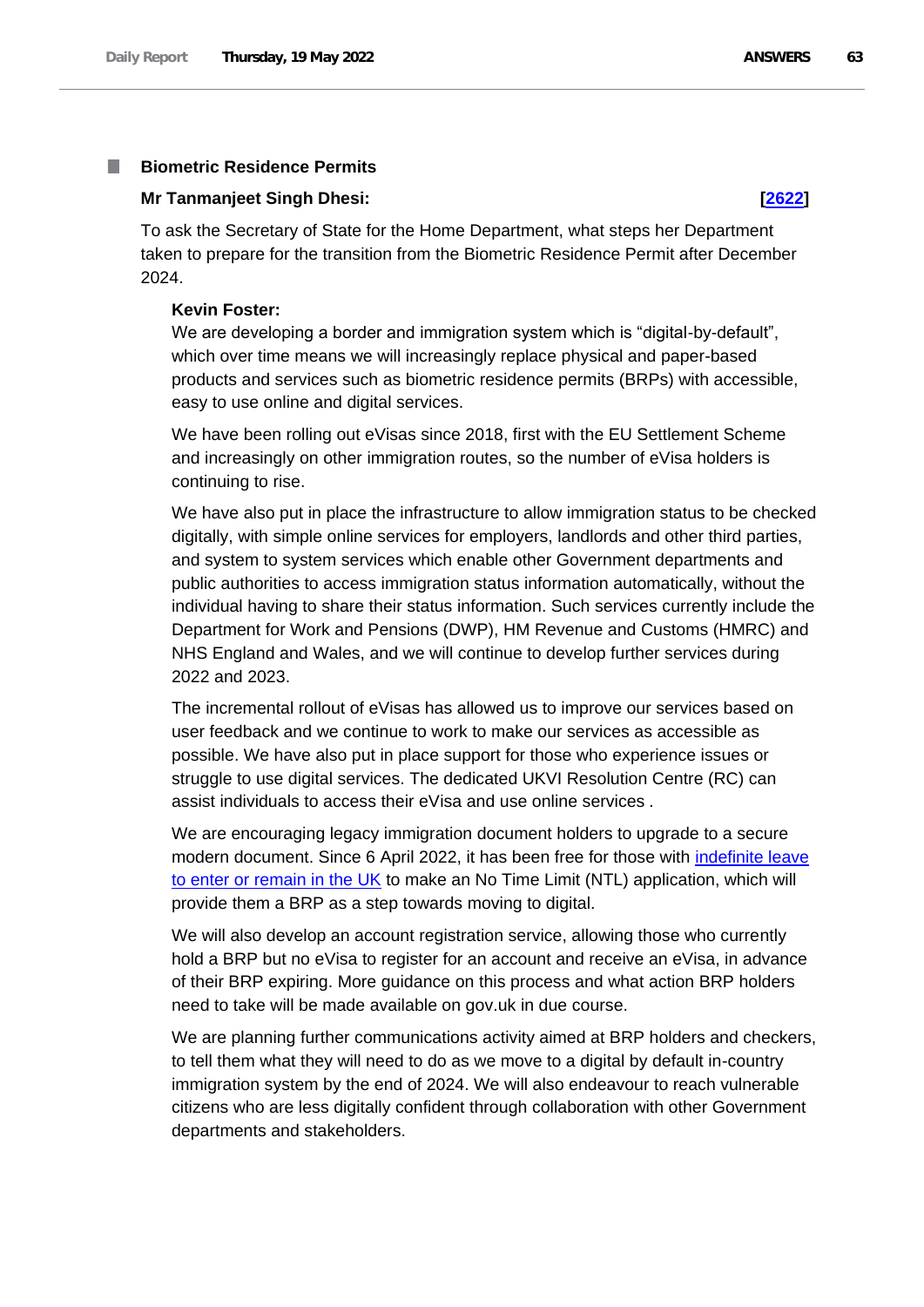## Biometric Residence Permits

**Mr Tanmanjeet Singh Dhesi:** **[2622]**

To ask the Secretary of State for the Home Department, what steps her Department taken to prepare for the transition from the Biometric Residence Permit after December 2024.

**Kevin Foster:**

We are developing a border and immigration system which is "digital-by-default", which over time means we will increasingly replace physical and paper-based products and services such as biometric residence permits (BRPs) with accessible, easy to use online and digital services.

We have been rolling out eVisas since 2018, first with the EU Settlement Scheme and increasingly on other immigration routes, so the number of eVisa holders is continuing to rise.

We have also put in place the infrastructure to allow immigration status to be checked digitally, with simple online services for employers, landlords and other third parties, and system to system services which enable other Government departments and public authorities to access immigration status information automatically, without the individual having to share their status information. Such services currently include the Department for Work and Pensions (DWP), HM Revenue and Customs (HMRC) and NHS England and Wales, and we will continue to develop further services during 2022 and 2023.

The incremental rollout of eVisas has allowed us to improve our services based on user feedback and we continue to work to make our services as accessible as possible. We have also put in place support for those who experience issues or struggle to use digital services. The dedicated UKVI Resolution Centre (RC) can assist individuals to access their eVisa and use online services .

We are encouraging legacy immigration document holders to upgrade to a secure modern document. Since 6 April 2022, it has been free for those with indefinite leave to enter or remain in the UK to make an No Time Limit (NTL) application, which will provide them a BRP as a step towards moving to digital.

We will also develop an account registration service, allowing those who currently hold a BRP but no eVisa to register for an account and receive an eVisa, in advance of their BRP expiring. More guidance on this process and what action BRP holders need to take will be made available on gov.uk in due course.

We are planning further communications activity aimed at BRP holders and checkers, to tell them what they will need to do as we move to a digital by default in-country immigration system by the end of 2024. We will also endeavour to reach vulnerable citizens who are less digitally confident through collaboration with other Government departments and stakeholders.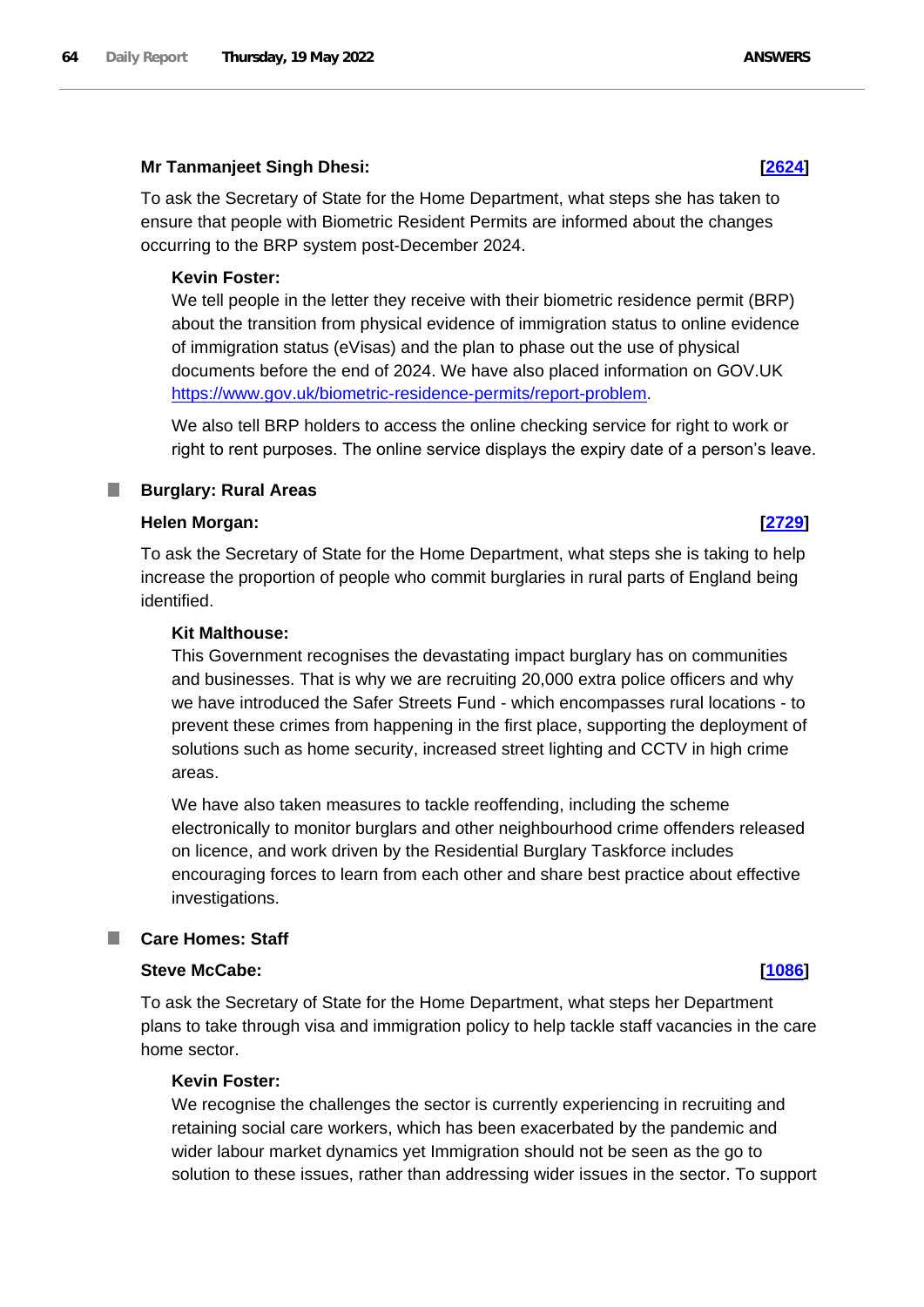**Mr Tanmanjeet Singh Dhesi:** **[2624]**

To ask the Secretary of State for the Home Department, what steps she has taken to ensure that people with Biometric Resident Permits are informed about the changes occurring to the BRP system post-December 2024.

**Kevin Foster:**

We tell people in the letter they receive with their biometric residence permit (BRP) about the transition from physical evidence of immigration status to online evidence of immigration status (eVisas) and the plan to phase out the use of physical documents before the end of 2024. We have also placed information on GOV.UK https://www.gov.uk/biometric-residence-permits/report-problem.

We also tell BRP holders to access the online checking service for right to work or right to rent purposes. The online service displays the expiry date of a person's leave.

## Burglary: Rural Areas

**Helen Morgan:** **[2729]**

To ask the Secretary of State for the Home Department, what steps she is taking to help increase the proportion of people who commit burglaries in rural parts of England being identified.

**Kit Malthouse:**

This Government recognises the devastating impact burglary has on communities and businesses. That is why we are recruiting 20,000 extra police officers and why we have introduced the Safer Streets Fund - which encompasses rural locations - to prevent these crimes from happening in the first place, supporting the deployment of solutions such as home security, increased street lighting and CCTV in high crime areas.

We have also taken measures to tackle reoffending, including the scheme electronically to monitor burglars and other neighbourhood crime offenders released on licence, and work driven by the Residential Burglary Taskforce includes encouraging forces to learn from each other and share best practice about effective investigations.

## Care Homes: Staff

**Steve McCabe:** **[1086]**

To ask the Secretary of State for the Home Department, what steps her Department plans to take through visa and immigration policy to help tackle staff vacancies in the care home sector.

**Kevin Foster:**

We recognise the challenges the sector is currently experiencing in recruiting and retaining social care workers, which has been exacerbated by the pandemic and wider labour market dynamics yet Immigration should not be seen as the go to solution to these issues, rather than addressing wider issues in the sector. To support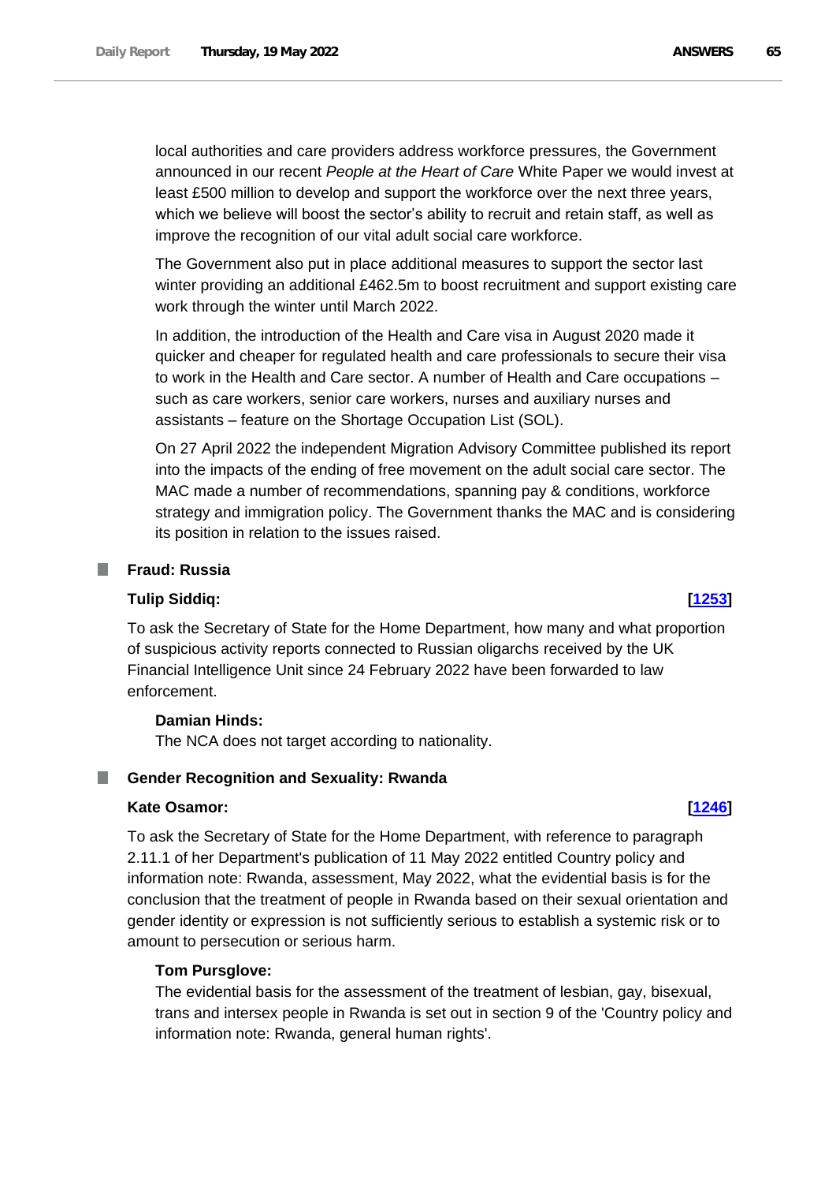local authorities and care providers address workforce pressures, the Government announced in our recent *People at the Heart of Care* White Paper we would invest at least £500 million to develop and support the workforce over the next three years, which we believe will boost the sector's ability to recruit and retain staff, as well as improve the recognition of our vital adult social care workforce.

The Government also put in place additional measures to support the sector last winter providing an additional £462.5m to boost recruitment and support existing care work through the winter until March 2022.

In addition, the introduction of the Health and Care visa in August 2020 made it quicker and cheaper for regulated health and care professionals to secure their visa to work in the Health and Care sector. A number of Health and Care occupations – such as care workers, senior care workers, nurses and auxiliary nurses and assistants – feature on the Shortage Occupation List (SOL).

On 27 April 2022 the independent Migration Advisory Committee published its report into the impacts of the ending of free movement on the adult social care sector. The MAC made a number of recommendations, spanning pay & conditions, workforce strategy and immigration policy. The Government thanks the MAC and is considering its position in relation to the issues raised.

## Fraud: Russia

**Tulip Siddiq:** **[1253]**

To ask the Secretary of State for the Home Department, how many and what proportion of suspicious activity reports connected to Russian oligarchs received by the UK Financial Intelligence Unit since 24 February 2022 have been forwarded to law enforcement.

**Damian Hinds:**

The NCA does not target according to nationality.

## Gender Recognition and Sexuality: Rwanda

**Kate Osamor:** **[1246]**

To ask the Secretary of State for the Home Department, with reference to paragraph 2.11.1 of her Department's publication of 11 May 2022 entitled Country policy and information note: Rwanda, assessment, May 2022, what the evidential basis is for the conclusion that the treatment of people in Rwanda based on their sexual orientation and gender identity or expression is not sufficiently serious to establish a systemic risk or to amount to persecution or serious harm.

**Tom Pursglove:**

The evidential basis for the assessment of the treatment of lesbian, gay, bisexual, trans and intersex people in Rwanda is set out in section 9 of the 'Country policy and information note: Rwanda, general human rights'.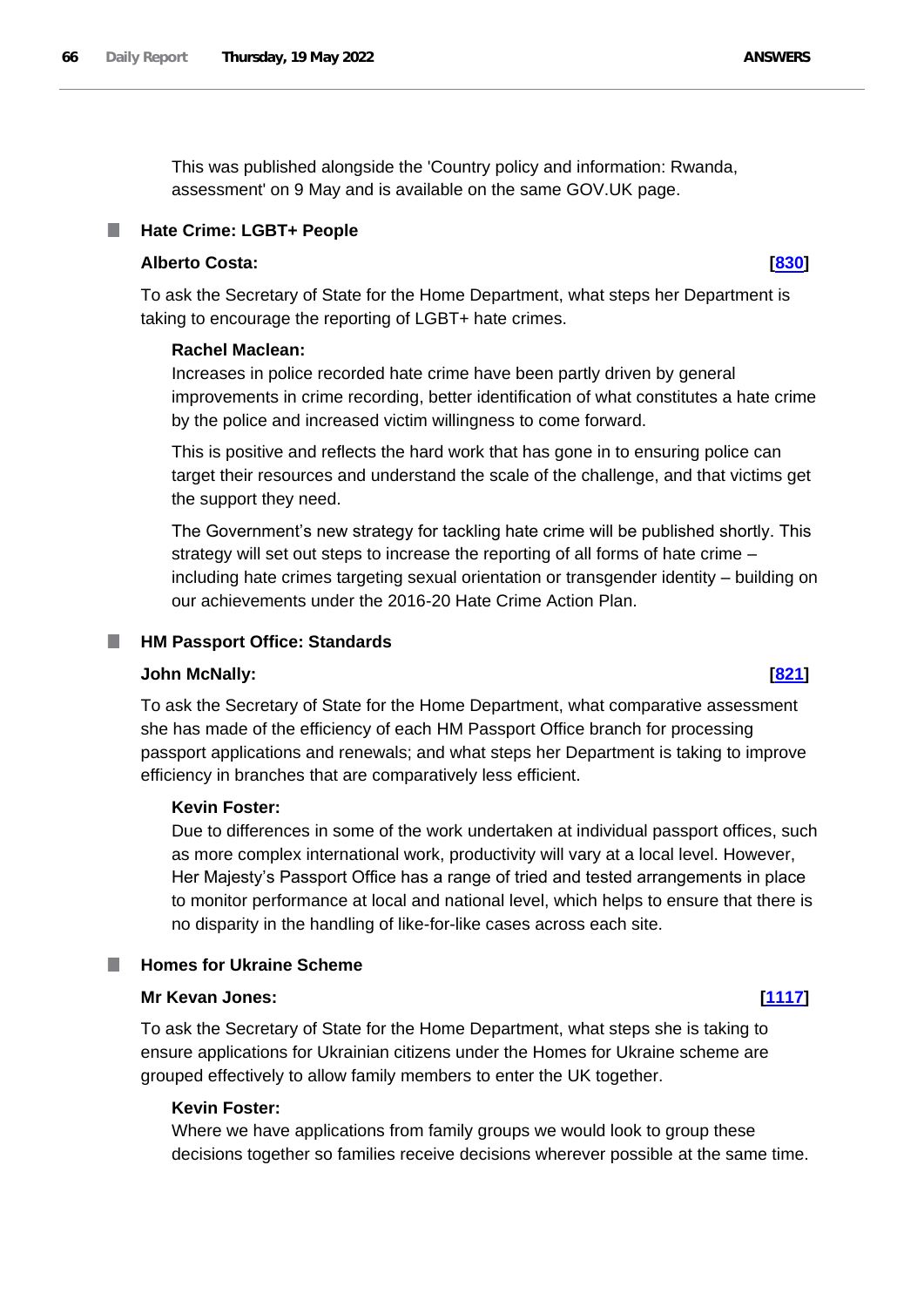This was published alongside the 'Country policy and information: Rwanda, assessment' on 9 May and is available on the same GOV.UK page.

## Hate Crime: LGBT+ People

**Alberto Costa:** **[830]**

To ask the Secretary of State for the Home Department, what steps her Department is taking to encourage the reporting of LGBT+ hate crimes.

**Rachel Maclean:**

Increases in police recorded hate crime have been partly driven by general improvements in crime recording, better identification of what constitutes a hate crime by the police and increased victim willingness to come forward.

This is positive and reflects the hard work that has gone in to ensuring police can target their resources and understand the scale of the challenge, and that victims get the support they need.

The Government's new strategy for tackling hate crime will be published shortly. This strategy will set out steps to increase the reporting of all forms of hate crime – including hate crimes targeting sexual orientation or transgender identity – building on our achievements under the 2016-20 Hate Crime Action Plan.

## HM Passport Office: Standards

**John McNally:** **[821]**

To ask the Secretary of State for the Home Department, what comparative assessment she has made of the efficiency of each HM Passport Office branch for processing passport applications and renewals; and what steps her Department is taking to improve efficiency in branches that are comparatively less efficient.

**Kevin Foster:**

Due to differences in some of the work undertaken at individual passport offices, such as more complex international work, productivity will vary at a local level. However, Her Majesty's Passport Office has a range of tried and tested arrangements in place to monitor performance at local and national level, which helps to ensure that there is no disparity in the handling of like-for-like cases across each site.

## Homes for Ukraine Scheme

**Mr Kevan Jones:** **[1117]**

To ask the Secretary of State for the Home Department, what steps she is taking to ensure applications for Ukrainian citizens under the Homes for Ukraine scheme are grouped effectively to allow family members to enter the UK together.

**Kevin Foster:**

Where we have applications from family groups we would look to group these decisions together so families receive decisions wherever possible at the same time.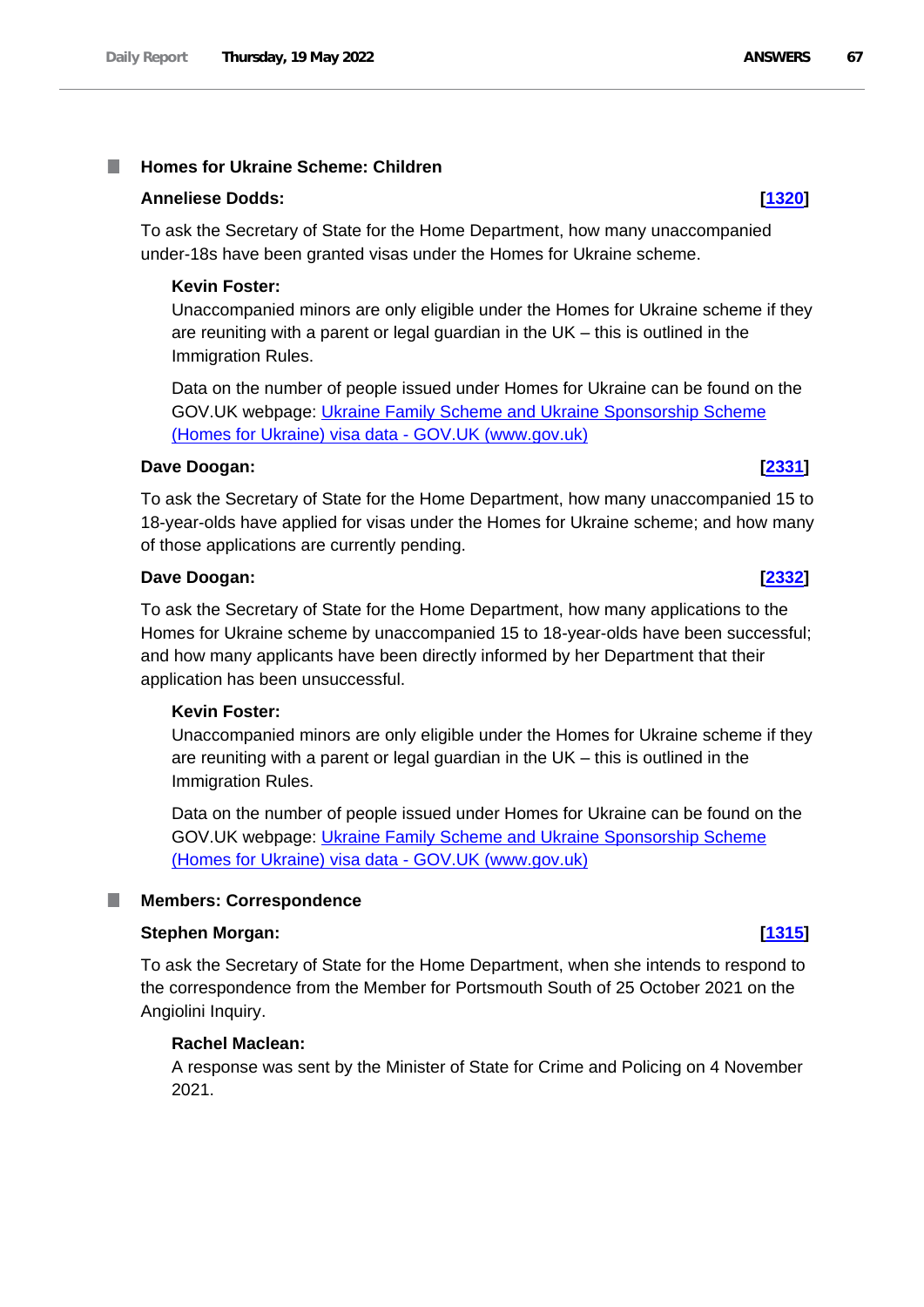## Homes for Ukraine Scheme: Children

**Anneliese Dodds:** **[1320]**

To ask the Secretary of State for the Home Department, how many unaccompanied under-18s have been granted visas under the Homes for Ukraine scheme.

**Kevin Foster:**

Unaccompanied minors are only eligible under the Homes for Ukraine scheme if they are reuniting with a parent or legal guardian in the UK – this is outlined in the Immigration Rules.

Data on the number of people issued under Homes for Ukraine can be found on the GOV.UK webpage: Ukraine Family Scheme and Ukraine Sponsorship Scheme (Homes for Ukraine) visa data - GOV.UK (www.gov.uk)

**Dave Doogan:** **[2331]**

To ask the Secretary of State for the Home Department, how many unaccompanied 15 to 18-year-olds have applied for visas under the Homes for Ukraine scheme; and how many of those applications are currently pending.

**Dave Doogan:** **[2332]**

To ask the Secretary of State for the Home Department, how many applications to the Homes for Ukraine scheme by unaccompanied 15 to 18-year-olds have been successful; and how many applicants have been directly informed by her Department that their application has been unsuccessful.

**Kevin Foster:**

Unaccompanied minors are only eligible under the Homes for Ukraine scheme if they are reuniting with a parent or legal guardian in the UK – this is outlined in the Immigration Rules.

Data on the number of people issued under Homes for Ukraine can be found on the GOV.UK webpage: Ukraine Family Scheme and Ukraine Sponsorship Scheme (Homes for Ukraine) visa data - GOV.UK (www.gov.uk)

## Members: Correspondence

**Stephen Morgan:** **[1315]**

To ask the Secretary of State for the Home Department, when she intends to respond to the correspondence from the Member for Portsmouth South of 25 October 2021 on the Angiolini Inquiry.

**Rachel Maclean:**

A response was sent by the Minister of State for Crime and Policing on 4 November 2021.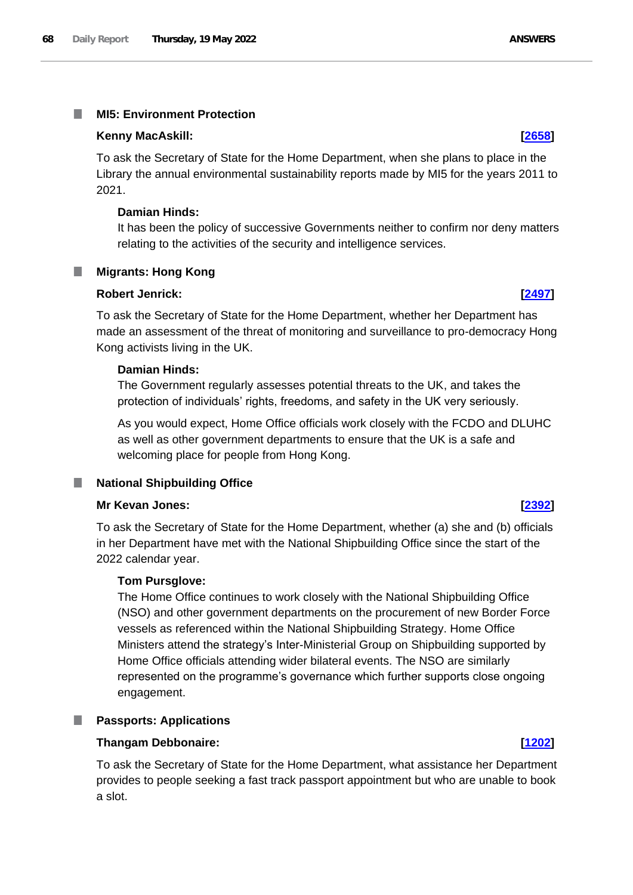### MI5: Environment Protection

**Kenny MacAskill:** **[2658]**

To ask the Secretary of State for the Home Department, when she plans to place in the Library the annual environmental sustainability reports made by MI5 for the years 2011 to 2021.

**Damian Hinds:**

It has been the policy of successive Governments neither to confirm nor deny matters relating to the activities of the security and intelligence services.

### Migrants: Hong Kong

**Robert Jenrick:** **[2497]**

To ask the Secretary of State for the Home Department, whether her Department has made an assessment of the threat of monitoring and surveillance to pro-democracy Hong Kong activists living in the UK.

**Damian Hinds:**

The Government regularly assesses potential threats to the UK, and takes the protection of individuals' rights, freedoms, and safety in the UK very seriously.

As you would expect, Home Office officials work closely with the FCDO and DLUHC as well as other government departments to ensure that the UK is a safe and welcoming place for people from Hong Kong.

### National Shipbuilding Office

**Mr Kevan Jones:** **[2392]**

To ask the Secretary of State for the Home Department, whether (a) she and (b) officials in her Department have met with the National Shipbuilding Office since the start of the 2022 calendar year.

**Tom Pursglove:**

The Home Office continues to work closely with the National Shipbuilding Office (NSO) and other government departments on the procurement of new Border Force vessels as referenced within the National Shipbuilding Strategy. Home Office Ministers attend the strategy's Inter-Ministerial Group on Shipbuilding supported by Home Office officials attending wider bilateral events. The NSO are similarly represented on the programme's governance which further supports close ongoing engagement.

### Passports: Applications

**Thangam Debbonaire:** **[1202]**

To ask the Secretary of State for the Home Department, what assistance her Department provides to people seeking a fast track passport appointment but who are unable to book a slot.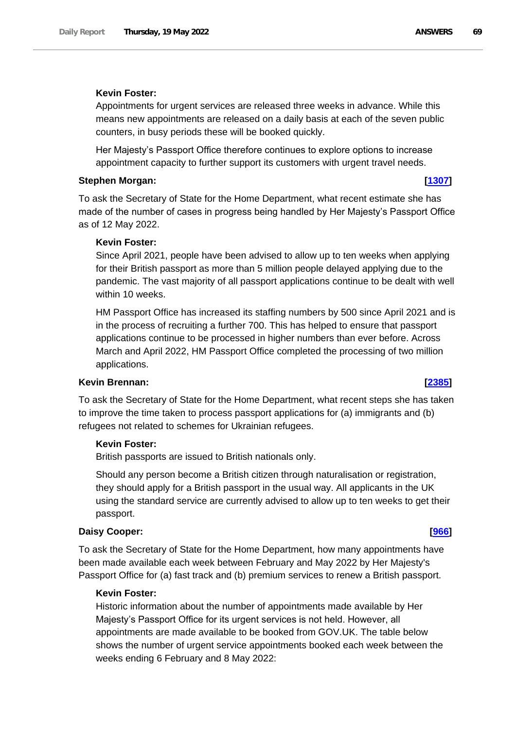**Kevin Foster:**

Appointments for urgent services are released three weeks in advance. While this means new appointments are released on a daily basis at each of the seven public counters, in busy periods these will be booked quickly.

Her Majesty's Passport Office therefore continues to explore options to increase appointment capacity to further support its customers with urgent travel needs.

**Stephen Morgan:** **[1307]**

To ask the Secretary of State for the Home Department, what recent estimate she has made of the number of cases in progress being handled by Her Majesty's Passport Office as of 12 May 2022.

**Kevin Foster:**

Since April 2021, people have been advised to allow up to ten weeks when applying for their British passport as more than 5 million people delayed applying due to the pandemic. The vast majority of all passport applications continue to be dealt with well within 10 weeks.

HM Passport Office has increased its staffing numbers by 500 since April 2021 and is in the process of recruiting a further 700. This has helped to ensure that passport applications continue to be processed in higher numbers than ever before. Across March and April 2022, HM Passport Office completed the processing of two million applications.

**Kevin Brennan:** **[2385]**

To ask the Secretary of State for the Home Department, what recent steps she has taken to improve the time taken to process passport applications for (a) immigrants and (b) refugees not related to schemes for Ukrainian refugees.

**Kevin Foster:**

British passports are issued to British nationals only.

Should any person become a British citizen through naturalisation or registration, they should apply for a British passport in the usual way. All applicants in the UK using the standard service are currently advised to allow up to ten weeks to get their passport.

**Daisy Cooper:** **[966]**

To ask the Secretary of State for the Home Department, how many appointments have been made available each week between February and May 2022 by Her Majesty's Passport Office for (a) fast track and (b) premium services to renew a British passport.

**Kevin Foster:**

Historic information about the number of appointments made available by Her Majesty's Passport Office for its urgent services is not held. However, all appointments are made available to be booked from GOV.UK. The table below shows the number of urgent service appointments booked each week between the weeks ending 6 February and 8 May 2022: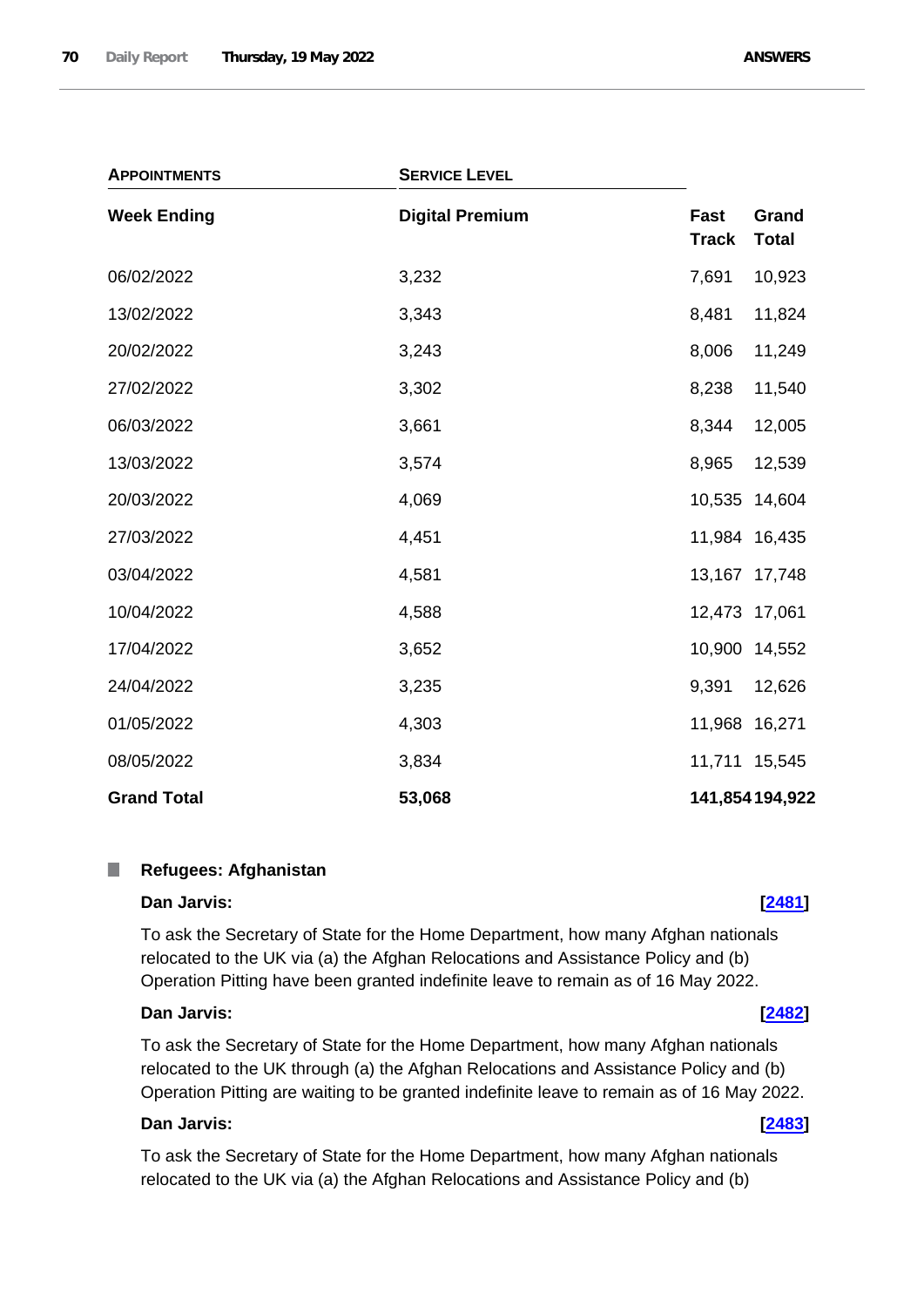| APPOINTMENTS | SERVICE LEVEL | | |
|---|---|---|---|
| **Week Ending** | **Digital Premium** | **Fast Track** | **Grand Total** |
| 06/02/2022 | 3,232 | 7,691 | 10,923 |
| 13/02/2022 | 3,343 | 8,481 | 11,824 |
| 20/02/2022 | 3,243 | 8,006 | 11,249 |
| 27/02/2022 | 3,302 | 8,238 | 11,540 |
| 06/03/2022 | 3,661 | 8,344 | 12,005 |
| 13/03/2022 | 3,574 | 8,965 | 12,539 |
| 20/03/2022 | 4,069 | 10,535 | 14,604 |
| 27/03/2022 | 4,451 | 11,984 | 16,435 |
| 03/04/2022 | 4,581 | 13,167 | 17,748 |
| 10/04/2022 | 4,588 | 12,473 | 17,061 |
| 17/04/2022 | 3,652 | 10,900 | 14,552 |
| 24/04/2022 | 3,235 | 9,391 | 12,626 |
| 01/05/2022 | 4,303 | 11,968 | 16,271 |
| 08/05/2022 | 3,834 | 11,711 | 15,545 |
| **Grand Total** | **53,068** | **141,854** | **194,922** |

### Refugees: Afghanistan

**Dan Jarvis:** **[2481]**

To ask the Secretary of State for the Home Department, how many Afghan nationals relocated to the UK via (a) the Afghan Relocations and Assistance Policy and (b) Operation Pitting have been granted indefinite leave to remain as of 16 May 2022.

**Dan Jarvis:** **[2482]**

To ask the Secretary of State for the Home Department, how many Afghan nationals relocated to the UK through (a) the Afghan Relocations and Assistance Policy and (b) Operation Pitting are waiting to be granted indefinite leave to remain as of 16 May 2022.

**Dan Jarvis:** **[2483]**

To ask the Secretary of State for the Home Department, how many Afghan nationals relocated to the UK via (a) the Afghan Relocations and Assistance Policy and (b)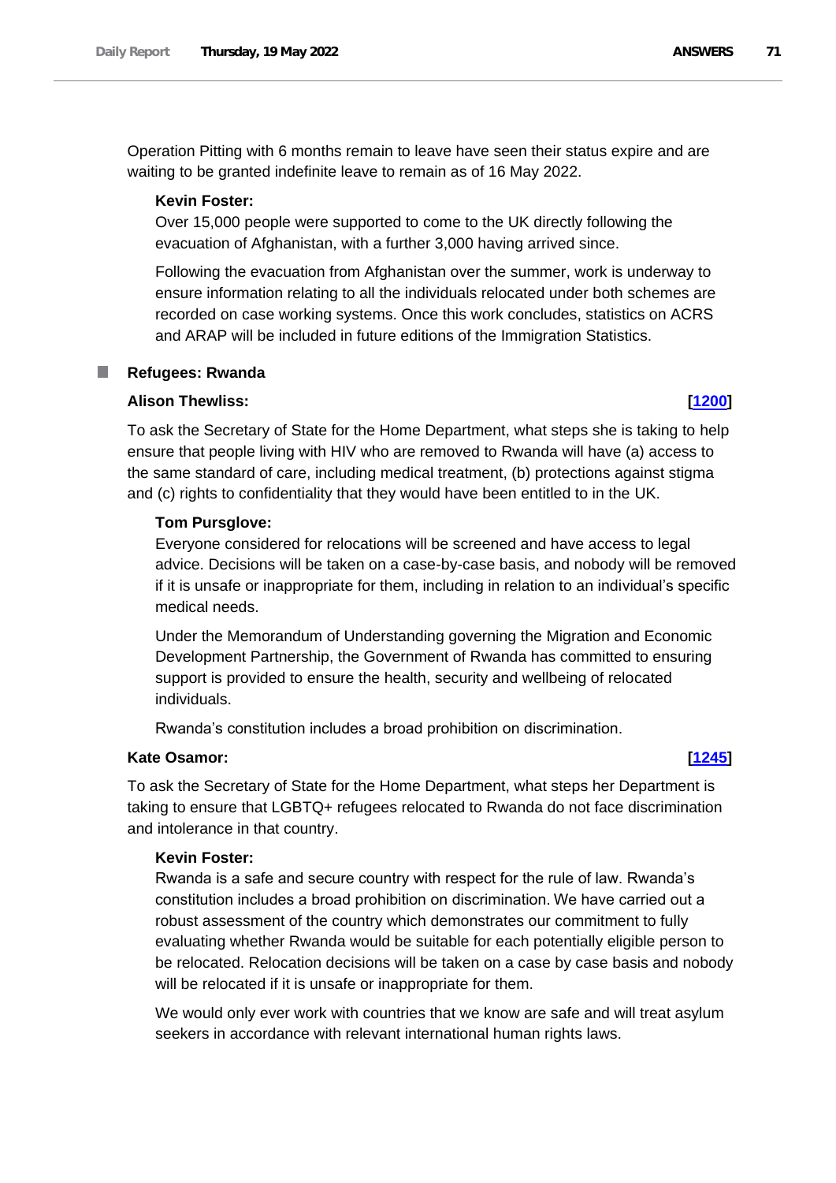Operation Pitting with 6 months remain to leave have seen their status expire and are waiting to be granted indefinite leave to remain as of 16 May 2022.

**Kevin Foster:**

Over 15,000 people were supported to come to the UK directly following the evacuation of Afghanistan, with a further 3,000 having arrived since.

Following the evacuation from Afghanistan over the summer, work is underway to ensure information relating to all the individuals relocated under both schemes are recorded on case working systems. Once this work concludes, statistics on ACRS and ARAP will be included in future editions of the Immigration Statistics.

## Refugees: Rwanda

**Alison Thewliss:** **[1200]**

To ask the Secretary of State for the Home Department, what steps she is taking to help ensure that people living with HIV who are removed to Rwanda will have (a) access to the same standard of care, including medical treatment, (b) protections against stigma and (c) rights to confidentiality that they would have been entitled to in the UK.

**Tom Pursglove:**

Everyone considered for relocations will be screened and have access to legal advice. Decisions will be taken on a case-by-case basis, and nobody will be removed if it is unsafe or inappropriate for them, including in relation to an individual's specific medical needs.

Under the Memorandum of Understanding governing the Migration and Economic Development Partnership, the Government of Rwanda has committed to ensuring support is provided to ensure the health, security and wellbeing of relocated individuals.

Rwanda's constitution includes a broad prohibition on discrimination.

**Kate Osamor:** **[1245]**

To ask the Secretary of State for the Home Department, what steps her Department is taking to ensure that LGBTQ+ refugees relocated to Rwanda do not face discrimination and intolerance in that country.

**Kevin Foster:**

Rwanda is a safe and secure country with respect for the rule of law. Rwanda's constitution includes a broad prohibition on discrimination. We have carried out a robust assessment of the country which demonstrates our commitment to fully evaluating whether Rwanda would be suitable for each potentially eligible person to be relocated. Relocation decisions will be taken on a case by case basis and nobody will be relocated if it is unsafe or inappropriate for them.

We would only ever work with countries that we know are safe and will treat asylum seekers in accordance with relevant international human rights laws.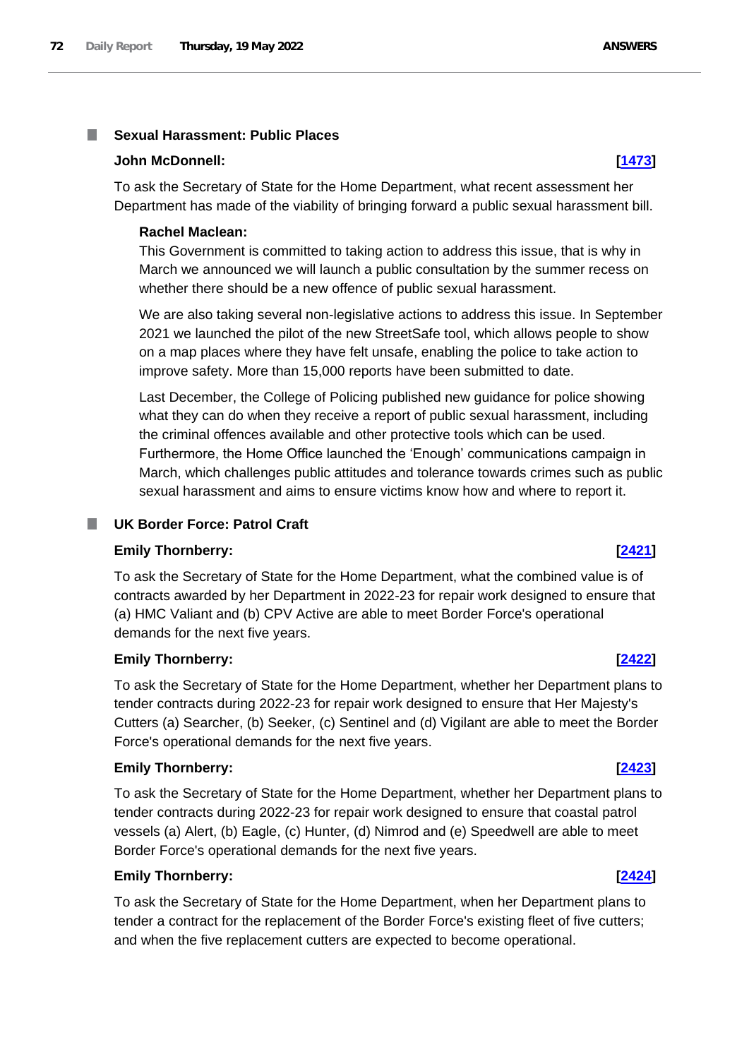## Sexual Harassment: Public Places

**John McDonnell:** **[1473]**

To ask the Secretary of State for the Home Department, what recent assessment her Department has made of the viability of bringing forward a public sexual harassment bill.

**Rachel Maclean:**

This Government is committed to taking action to address this issue, that is why in March we announced we will launch a public consultation by the summer recess on whether there should be a new offence of public sexual harassment.

We are also taking several non-legislative actions to address this issue. In September 2021 we launched the pilot of the new StreetSafe tool, which allows people to show on a map places where they have felt unsafe, enabling the police to take action to improve safety. More than 15,000 reports have been submitted to date.

Last December, the College of Policing published new guidance for police showing what they can do when they receive a report of public sexual harassment, including the criminal offences available and other protective tools which can be used. Furthermore, the Home Office launched the 'Enough' communications campaign in March, which challenges public attitudes and tolerance towards crimes such as public sexual harassment and aims to ensure victims know how and where to report it.

## UK Border Force: Patrol Craft

**Emily Thornberry:** **[2421]**

To ask the Secretary of State for the Home Department, what the combined value is of contracts awarded by her Department in 2022-23 for repair work designed to ensure that (a) HMC Valiant and (b) CPV Active are able to meet Border Force's operational demands for the next five years.

**Emily Thornberry:** **[2422]**

To ask the Secretary of State for the Home Department, whether her Department plans to tender contracts during 2022-23 for repair work designed to ensure that Her Majesty's Cutters (a) Searcher, (b) Seeker, (c) Sentinel and (d) Vigilant are able to meet the Border Force's operational demands for the next five years.

**Emily Thornberry:** **[2423]**

To ask the Secretary of State for the Home Department, whether her Department plans to tender contracts during 2022-23 for repair work designed to ensure that coastal patrol vessels (a) Alert, (b) Eagle, (c) Hunter, (d) Nimrod and (e) Speedwell are able to meet Border Force's operational demands for the next five years.

**Emily Thornberry:** **[2424]**

To ask the Secretary of State for the Home Department, when her Department plans to tender a contract for the replacement of the Border Force's existing fleet of five cutters; and when the five replacement cutters are expected to become operational.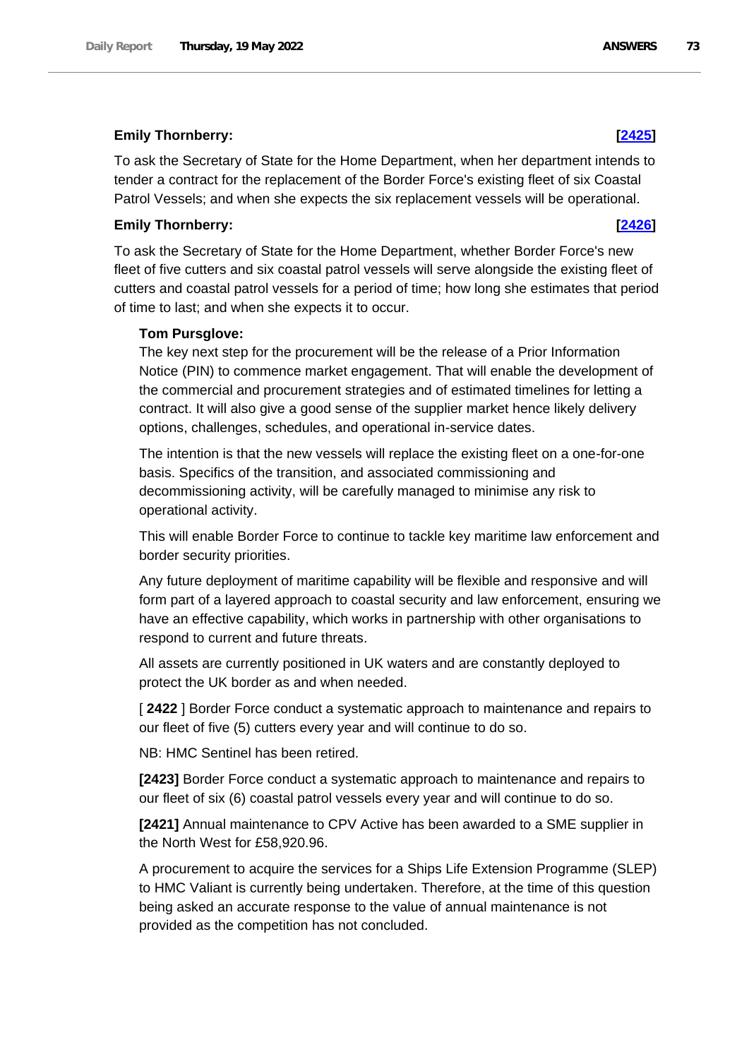**Emily Thornberry:** **[2425]**

To ask the Secretary of State for the Home Department, when her department intends to tender a contract for the replacement of the Border Force's existing fleet of six Coastal Patrol Vessels; and when she expects the six replacement vessels will be operational.

**Emily Thornberry:** **[2426]**

To ask the Secretary of State for the Home Department, whether Border Force's new fleet of five cutters and six coastal patrol vessels will serve alongside the existing fleet of cutters and coastal patrol vessels for a period of time; how long she estimates that period of time to last; and when she expects it to occur.

**Tom Pursglove:**

The key next step for the procurement will be the release of a Prior Information Notice (PIN) to commence market engagement. That will enable the development of the commercial and procurement strategies and of estimated timelines for letting a contract. It will also give a good sense of the supplier market hence likely delivery options, challenges, schedules, and operational in-service dates.

The intention is that the new vessels will replace the existing fleet on a one-for-one basis. Specifics of the transition, and associated commissioning and decommissioning activity, will be carefully managed to minimise any risk to operational activity.

This will enable Border Force to continue to tackle key maritime law enforcement and border security priorities.

Any future deployment of maritime capability will be flexible and responsive and will form part of a layered approach to coastal security and law enforcement, ensuring we have an effective capability, which works in partnership with other organisations to respond to current and future threats.

All assets are currently positioned in UK waters and are constantly deployed to protect the UK border as and when needed.

[ **2422** ] Border Force conduct a systematic approach to maintenance and repairs to our fleet of five (5) cutters every year and will continue to do so.

NB: HMC Sentinel has been retired.

**[2423]** Border Force conduct a systematic approach to maintenance and repairs to our fleet of six (6) coastal patrol vessels every year and will continue to do so.

**[2421]** Annual maintenance to CPV Active has been awarded to a SME supplier in the North West for £58,920.96.

A procurement to acquire the services for a Ships Life Extension Programme (SLEP) to HMC Valiant is currently being undertaken. Therefore, at the time of this question being asked an accurate response to the value of annual maintenance is not provided as the competition has not concluded.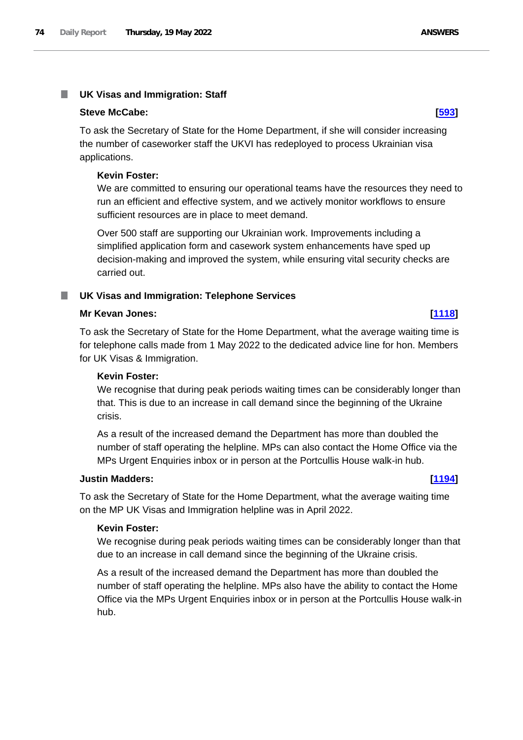## UK Visas and Immigration: Staff

**Steve McCabe:** **[593]**

To ask the Secretary of State for the Home Department, if she will consider increasing the number of caseworker staff the UKVI has redeployed to process Ukrainian visa applications.

**Kevin Foster:**

We are committed to ensuring our operational teams have the resources they need to run an efficient and effective system, and we actively monitor workflows to ensure sufficient resources are in place to meet demand.

Over 500 staff are supporting our Ukrainian work. Improvements including a simplified application form and casework system enhancements have sped up decision-making and improved the system, while ensuring vital security checks are carried out.

## UK Visas and Immigration: Telephone Services

**Mr Kevan Jones:** **[1118]**

To ask the Secretary of State for the Home Department, what the average waiting time is for telephone calls made from 1 May 2022 to the dedicated advice line for hon. Members for UK Visas & Immigration.

**Kevin Foster:**

We recognise that during peak periods waiting times can be considerably longer than that. This is due to an increase in call demand since the beginning of the Ukraine crisis.

As a result of the increased demand the Department has more than doubled the number of staff operating the helpline. MPs can also contact the Home Office via the MPs Urgent Enquiries inbox or in person at the Portcullis House walk-in hub.

**Justin Madders:** **[1194]**

To ask the Secretary of State for the Home Department, what the average waiting time on the MP UK Visas and Immigration helpline was in April 2022.

**Kevin Foster:**

We recognise during peak periods waiting times can be considerably longer than that due to an increase in call demand since the beginning of the Ukraine crisis.

As a result of the increased demand the Department has more than doubled the number of staff operating the helpline. MPs also have the ability to contact the Home Office via the MPs Urgent Enquiries inbox or in person at the Portcullis House walk-in hub.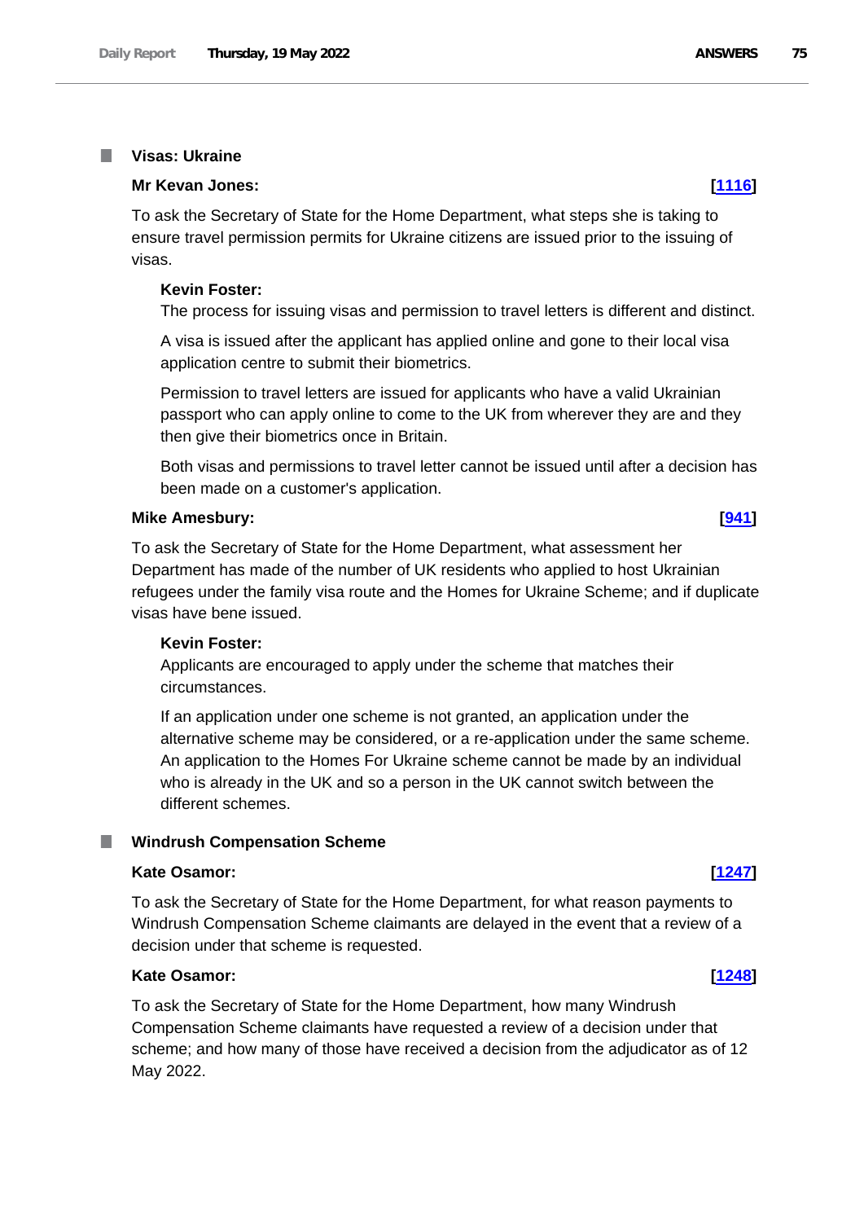## Visas: Ukraine

**Mr Kevan Jones:** **[1116]**

To ask the Secretary of State for the Home Department, what steps she is taking to ensure travel permission permits for Ukraine citizens are issued prior to the issuing of visas.

**Kevin Foster:**

The process for issuing visas and permission to travel letters is different and distinct.

A visa is issued after the applicant has applied online and gone to their local visa application centre to submit their biometrics.

Permission to travel letters are issued for applicants who have a valid Ukrainian passport who can apply online to come to the UK from wherever they are and they then give their biometrics once in Britain.

Both visas and permissions to travel letter cannot be issued until after a decision has been made on a customer's application.

**Mike Amesbury:** **[941]**

To ask the Secretary of State for the Home Department, what assessment her Department has made of the number of UK residents who applied to host Ukrainian refugees under the family visa route and the Homes for Ukraine Scheme; and if duplicate visas have bene issued.

**Kevin Foster:**

Applicants are encouraged to apply under the scheme that matches their circumstances.

If an application under one scheme is not granted, an application under the alternative scheme may be considered, or a re-application under the same scheme. An application to the Homes For Ukraine scheme cannot be made by an individual who is already in the UK and so a person in the UK cannot switch between the different schemes.

## Windrush Compensation Scheme

**Kate Osamor:** **[1247]**

To ask the Secretary of State for the Home Department, for what reason payments to Windrush Compensation Scheme claimants are delayed in the event that a review of a decision under that scheme is requested.

**Kate Osamor:** **[1248]**

To ask the Secretary of State for the Home Department, how many Windrush Compensation Scheme claimants have requested a review of a decision under that scheme; and how many of those have received a decision from the adjudicator as of 12 May 2022.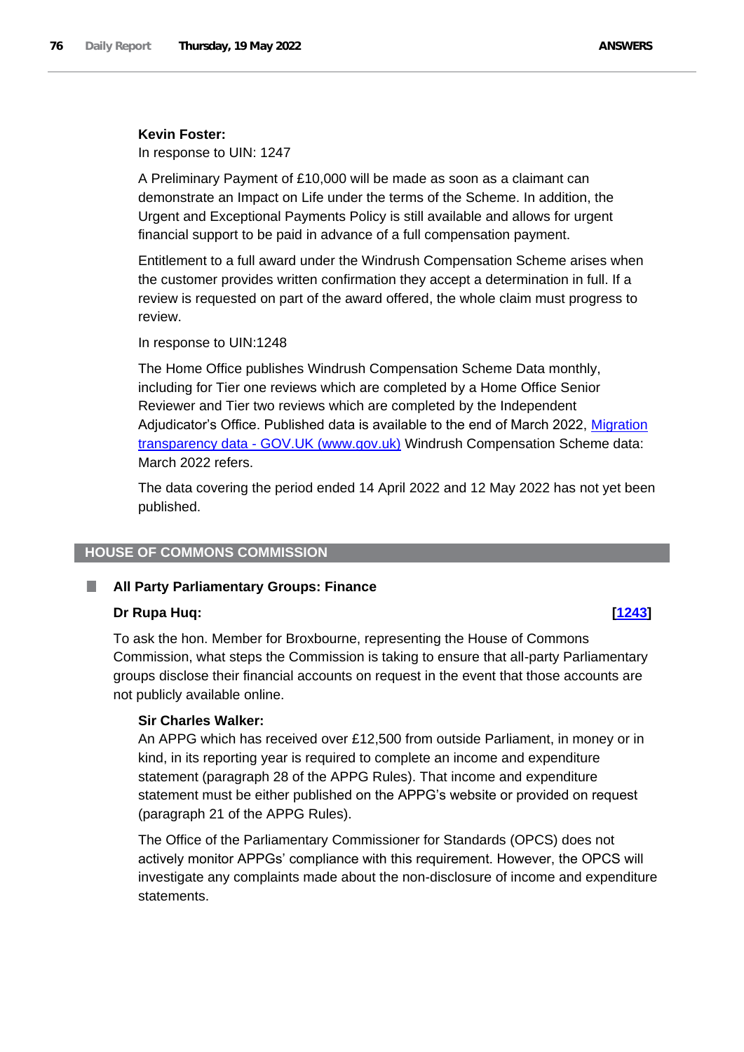**Kevin Foster:**

In response to UIN: 1247

A Preliminary Payment of £10,000 will be made as soon as a claimant can demonstrate an Impact on Life under the terms of the Scheme. In addition, the Urgent and Exceptional Payments Policy is still available and allows for urgent financial support to be paid in advance of a full compensation payment.

Entitlement to a full award under the Windrush Compensation Scheme arises when the customer provides written confirmation they accept a determination in full. If a review is requested on part of the award offered, the whole claim must progress to review.

In response to UIN:1248

The Home Office publishes Windrush Compensation Scheme Data monthly, including for Tier one reviews which are completed by a Home Office Senior Reviewer and Tier two reviews which are completed by the Independent Adjudicator's Office. Published data is available to the end of March 2022, Migration transparency data - GOV.UK (www.gov.uk) Windrush Compensation Scheme data: March 2022 refers.

The data covering the period ended 14 April 2022 and 12 May 2022 has not yet been published.

## HOUSE OF COMMONS COMMISSION

### All Party Parliamentary Groups: Finance

**Dr Rupa Huq:** **[1243]**

To ask the hon. Member for Broxbourne, representing the House of Commons Commission, what steps the Commission is taking to ensure that all-party Parliamentary groups disclose their financial accounts on request in the event that those accounts are not publicly available online.

**Sir Charles Walker:**

An APPG which has received over £12,500 from outside Parliament, in money or in kind, in its reporting year is required to complete an income and expenditure statement (paragraph 28 of the APPG Rules). That income and expenditure statement must be either published on the APPG's website or provided on request (paragraph 21 of the APPG Rules).

The Office of the Parliamentary Commissioner for Standards (OPCS) does not actively monitor APPGs' compliance with this requirement. However, the OPCS will investigate any complaints made about the non-disclosure of income and expenditure statements.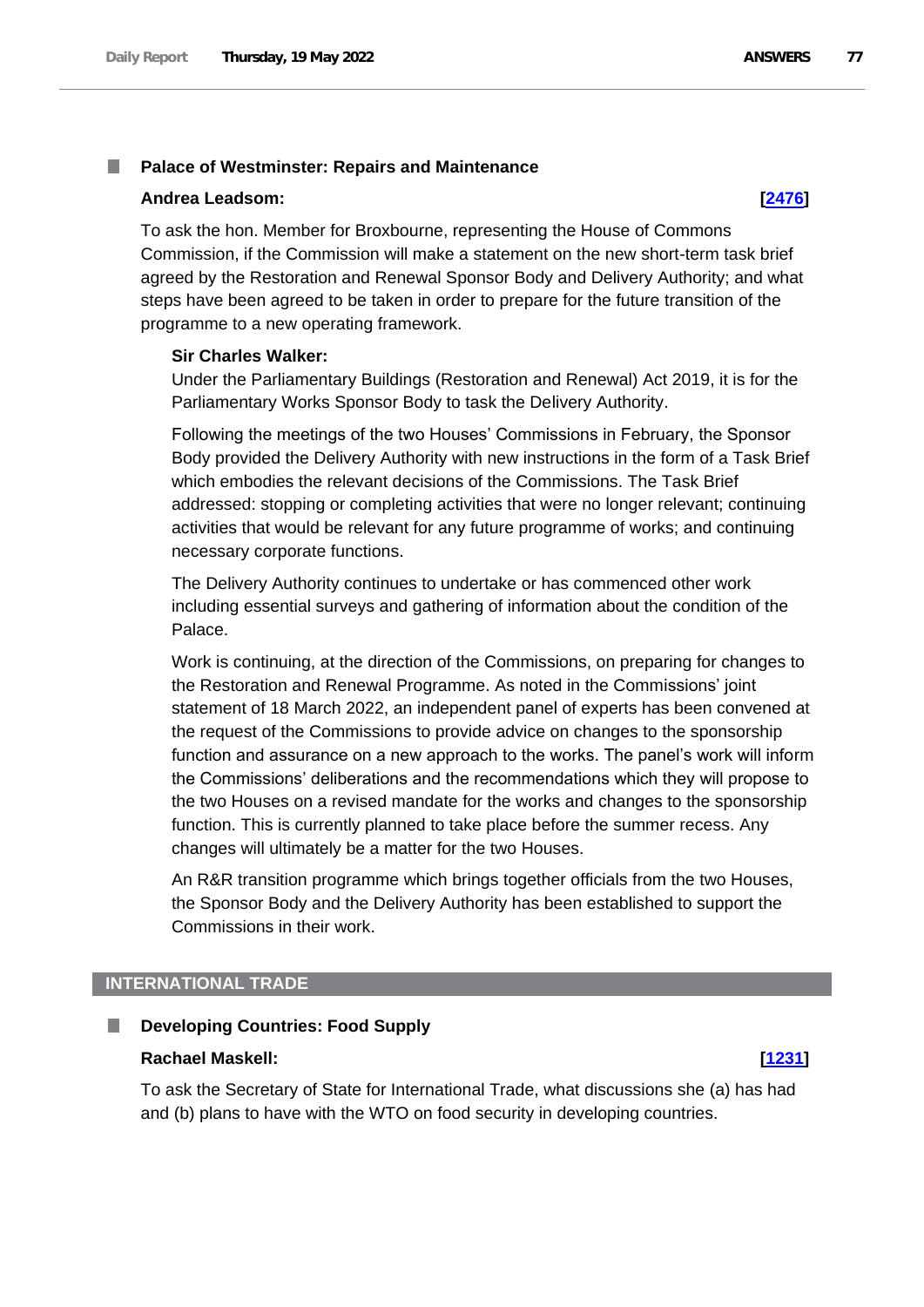### Palace of Westminster: Repairs and Maintenance

**Andrea Leadsom:** **[2476]**

To ask the hon. Member for Broxbourne, representing the House of Commons Commission, if the Commission will make a statement on the new short-term task brief agreed by the Restoration and Renewal Sponsor Body and Delivery Authority; and what steps have been agreed to be taken in order to prepare for the future transition of the programme to a new operating framework.

**Sir Charles Walker:**

Under the Parliamentary Buildings (Restoration and Renewal) Act 2019, it is for the Parliamentary Works Sponsor Body to task the Delivery Authority.

Following the meetings of the two Houses' Commissions in February, the Sponsor Body provided the Delivery Authority with new instructions in the form of a Task Brief which embodies the relevant decisions of the Commissions. The Task Brief addressed: stopping or completing activities that were no longer relevant; continuing activities that would be relevant for any future programme of works; and continuing necessary corporate functions.

The Delivery Authority continues to undertake or has commenced other work including essential surveys and gathering of information about the condition of the Palace.

Work is continuing, at the direction of the Commissions, on preparing for changes to the Restoration and Renewal Programme. As noted in the Commissions' joint statement of 18 March 2022, an independent panel of experts has been convened at the request of the Commissions to provide advice on changes to the sponsorship function and assurance on a new approach to the works. The panel's work will inform the Commissions' deliberations and the recommendations which they will propose to the two Houses on a revised mandate for the works and changes to the sponsorship function. This is currently planned to take place before the summer recess. Any changes will ultimately be a matter for the two Houses.

An R&R transition programme which brings together officials from the two Houses, the Sponsor Body and the Delivery Authority has been established to support the Commissions in their work.

## INTERNATIONAL TRADE

### Developing Countries: Food Supply

**Rachael Maskell:** **[1231]**

To ask the Secretary of State for International Trade, what discussions she (a) has had and (b) plans to have with the WTO on food security in developing countries.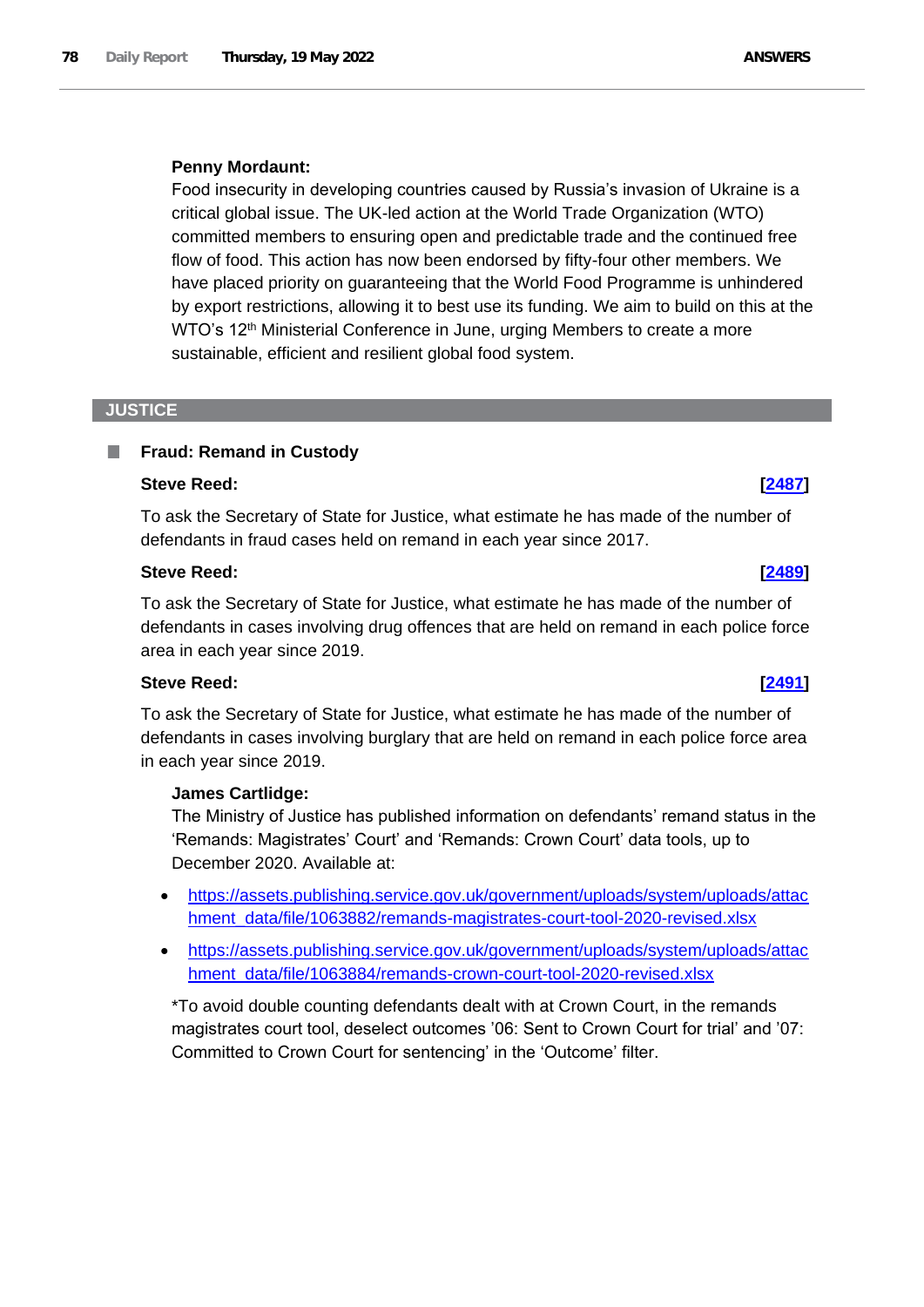**Penny Mordaunt:**

Food insecurity in developing countries caused by Russia's invasion of Ukraine is a critical global issue. The UK-led action at the World Trade Organization (WTO) committed members to ensuring open and predictable trade and the continued free flow of food. This action has now been endorsed by fifty-four other members. We have placed priority on guaranteeing that the World Food Programme is unhindered by export restrictions, allowing it to best use its funding. We aim to build on this at the WTO's 12th Ministerial Conference in June, urging Members to create a more sustainable, efficient and resilient global food system.

## JUSTICE

### Fraud: Remand in Custody

**Steve Reed:** **[2487]**

To ask the Secretary of State for Justice, what estimate he has made of the number of defendants in fraud cases held on remand in each year since 2017.

**Steve Reed:** **[2489]**

To ask the Secretary of State for Justice, what estimate he has made of the number of defendants in cases involving drug offences that are held on remand in each police force area in each year since 2019.

**Steve Reed:** **[2491]**

To ask the Secretary of State for Justice, what estimate he has made of the number of defendants in cases involving burglary that are held on remand in each police force area in each year since 2019.

**James Cartlidge:**

The Ministry of Justice has published information on defendants' remand status in the 'Remands: Magistrates' Court' and 'Remands: Crown Court' data tools, up to December 2020. Available at:

- https://assets.publishing.service.gov.uk/government/uploads/system/uploads/attachment_data/file/1063882/remands-magistrates-court-tool-2020-revised.xlsx
- https://assets.publishing.service.gov.uk/government/uploads/system/uploads/attachment_data/file/1063884/remands-crown-court-tool-2020-revised.xlsx

*To avoid double counting defendants dealt with at Crown Court, in the remands magistrates court tool, deselect outcomes '06: Sent to Crown Court for trial' and '07: Committed to Crown Court for sentencing' in the 'Outcome' filter.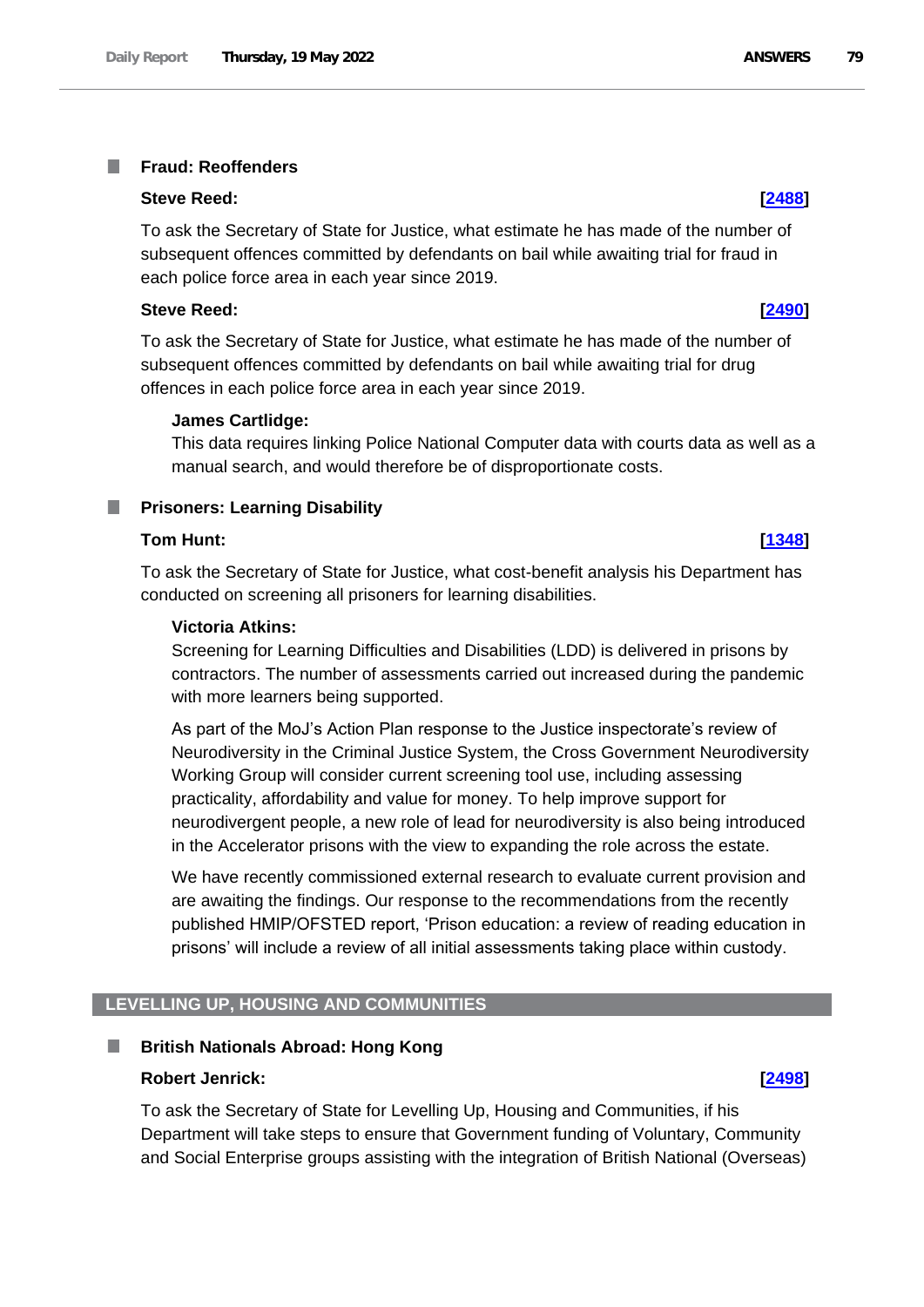### Fraud: Reoffenders

**Steve Reed:** **[2488]**

To ask the Secretary of State for Justice, what estimate he has made of the number of subsequent offences committed by defendants on bail while awaiting trial for fraud in each police force area in each year since 2019.

**Steve Reed:** **[2490]**

To ask the Secretary of State for Justice, what estimate he has made of the number of subsequent offences committed by defendants on bail while awaiting trial for drug offences in each police force area in each year since 2019.

**James Cartlidge:**

This data requires linking Police National Computer data with courts data as well as a manual search, and would therefore be of disproportionate costs.

### Prisoners: Learning Disability

**Tom Hunt:** **[1348]**

To ask the Secretary of State for Justice, what cost-benefit analysis his Department has conducted on screening all prisoners for learning disabilities.

**Victoria Atkins:**

Screening for Learning Difficulties and Disabilities (LDD) is delivered in prisons by contractors. The number of assessments carried out increased during the pandemic with more learners being supported.

As part of the MoJ's Action Plan response to the Justice inspectorate's review of Neurodiversity in the Criminal Justice System, the Cross Government Neurodiversity Working Group will consider current screening tool use, including assessing practicality, affordability and value for money. To help improve support for neurodivergent people, a new role of lead for neurodiversity is also being introduced in the Accelerator prisons with the view to expanding the role across the estate.

We have recently commissioned external research to evaluate current provision and are awaiting the findings. Our response to the recommendations from the recently published HMIP/OFSTED report, 'Prison education: a review of reading education in prisons' will include a review of all initial assessments taking place within custody.

## LEVELLING UP, HOUSING AND COMMUNITIES

### British Nationals Abroad: Hong Kong

**Robert Jenrick:** **[2498]**

To ask the Secretary of State for Levelling Up, Housing and Communities, if his Department will take steps to ensure that Government funding of Voluntary, Community and Social Enterprise groups assisting with the integration of British National (Overseas)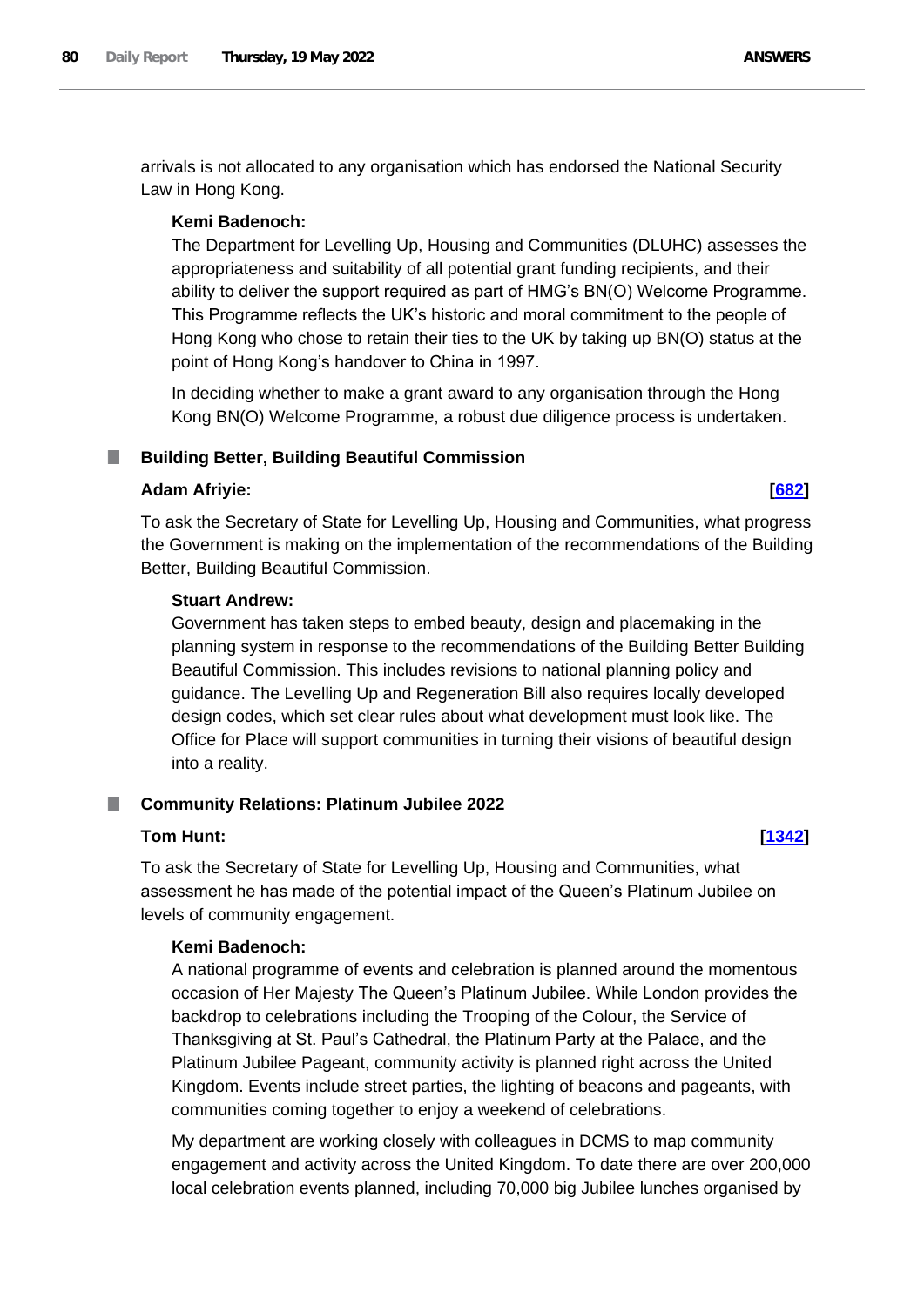arrivals is not allocated to any organisation which has endorsed the National Security Law in Hong Kong.

**Kemi Badenoch:**

The Department for Levelling Up, Housing and Communities (DLUHC) assesses the appropriateness and suitability of all potential grant funding recipients, and their ability to deliver the support required as part of HMG's BN(O) Welcome Programme. This Programme reflects the UK's historic and moral commitment to the people of Hong Kong who chose to retain their ties to the UK by taking up BN(O) status at the point of Hong Kong's handover to China in 1997.

In deciding whether to make a grant award to any organisation through the Hong Kong BN(O) Welcome Programme, a robust due diligence process is undertaken.

### Building Better, Building Beautiful Commission

**Adam Afriyie:** **[682]**

To ask the Secretary of State for Levelling Up, Housing and Communities, what progress the Government is making on the implementation of the recommendations of the Building Better, Building Beautiful Commission.

**Stuart Andrew:**

Government has taken steps to embed beauty, design and placemaking in the planning system in response to the recommendations of the Building Better Building Beautiful Commission. This includes revisions to national planning policy and guidance. The Levelling Up and Regeneration Bill also requires locally developed design codes, which set clear rules about what development must look like. The Office for Place will support communities in turning their visions of beautiful design into a reality.

### Community Relations: Platinum Jubilee 2022

**Tom Hunt:** **[1342]**

To ask the Secretary of State for Levelling Up, Housing and Communities, what assessment he has made of the potential impact of the Queen's Platinum Jubilee on levels of community engagement.

**Kemi Badenoch:**

A national programme of events and celebration is planned around the momentous occasion of Her Majesty The Queen's Platinum Jubilee. While London provides the backdrop to celebrations including the Trooping of the Colour, the Service of Thanksgiving at St. Paul's Cathedral, the Platinum Party at the Palace, and the Platinum Jubilee Pageant, community activity is planned right across the United Kingdom. Events include street parties, the lighting of beacons and pageants, with communities coming together to enjoy a weekend of celebrations.

My department are working closely with colleagues in DCMS to map community engagement and activity across the United Kingdom. To date there are over 200,000 local celebration events planned, including 70,000 big Jubilee lunches organised by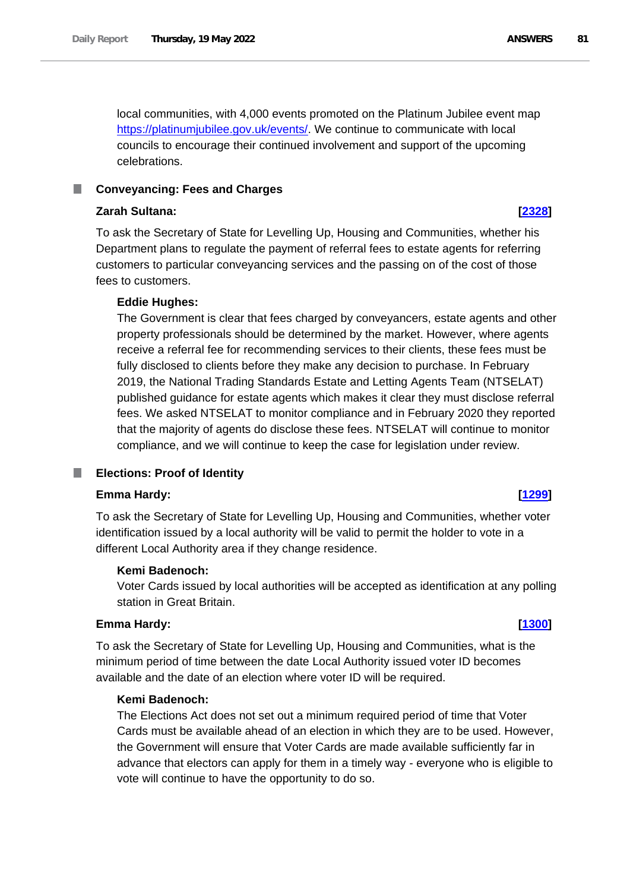local communities, with 4,000 events promoted on the Platinum Jubilee event map https://platinumjubilee.gov.uk/events/. We continue to communicate with local councils to encourage their continued involvement and support of the upcoming celebrations.

### Conveyancing: Fees and Charges

**Zarah Sultana:** **[2328]**

To ask the Secretary of State for Levelling Up, Housing and Communities, whether his Department plans to regulate the payment of referral fees to estate agents for referring customers to particular conveyancing services and the passing on of the cost of those fees to customers.

**Eddie Hughes:**

The Government is clear that fees charged by conveyancers, estate agents and other property professionals should be determined by the market. However, where agents receive a referral fee for recommending services to their clients, these fees must be fully disclosed to clients before they make any decision to purchase. In February 2019, the National Trading Standards Estate and Letting Agents Team (NTSELAT) published guidance for estate agents which makes it clear they must disclose referral fees. We asked NTSELAT to monitor compliance and in February 2020 they reported that the majority of agents do disclose these fees. NTSELAT will continue to monitor compliance, and we will continue to keep the case for legislation under review.

### Elections: Proof of Identity

**Emma Hardy:** **[1299]**

To ask the Secretary of State for Levelling Up, Housing and Communities, whether voter identification issued by a local authority will be valid to permit the holder to vote in a different Local Authority area if they change residence.

**Kemi Badenoch:**

Voter Cards issued by local authorities will be accepted as identification at any polling station in Great Britain.

**Emma Hardy:** **[1300]**

To ask the Secretary of State for Levelling Up, Housing and Communities, what is the minimum period of time between the date Local Authority issued voter ID becomes available and the date of an election where voter ID will be required.

**Kemi Badenoch:**

The Elections Act does not set out a minimum required period of time that Voter Cards must be available ahead of an election in which they are to be used. However, the Government will ensure that Voter Cards are made available sufficiently far in advance that electors can apply for them in a timely way - everyone who is eligible to vote will continue to have the opportunity to do so.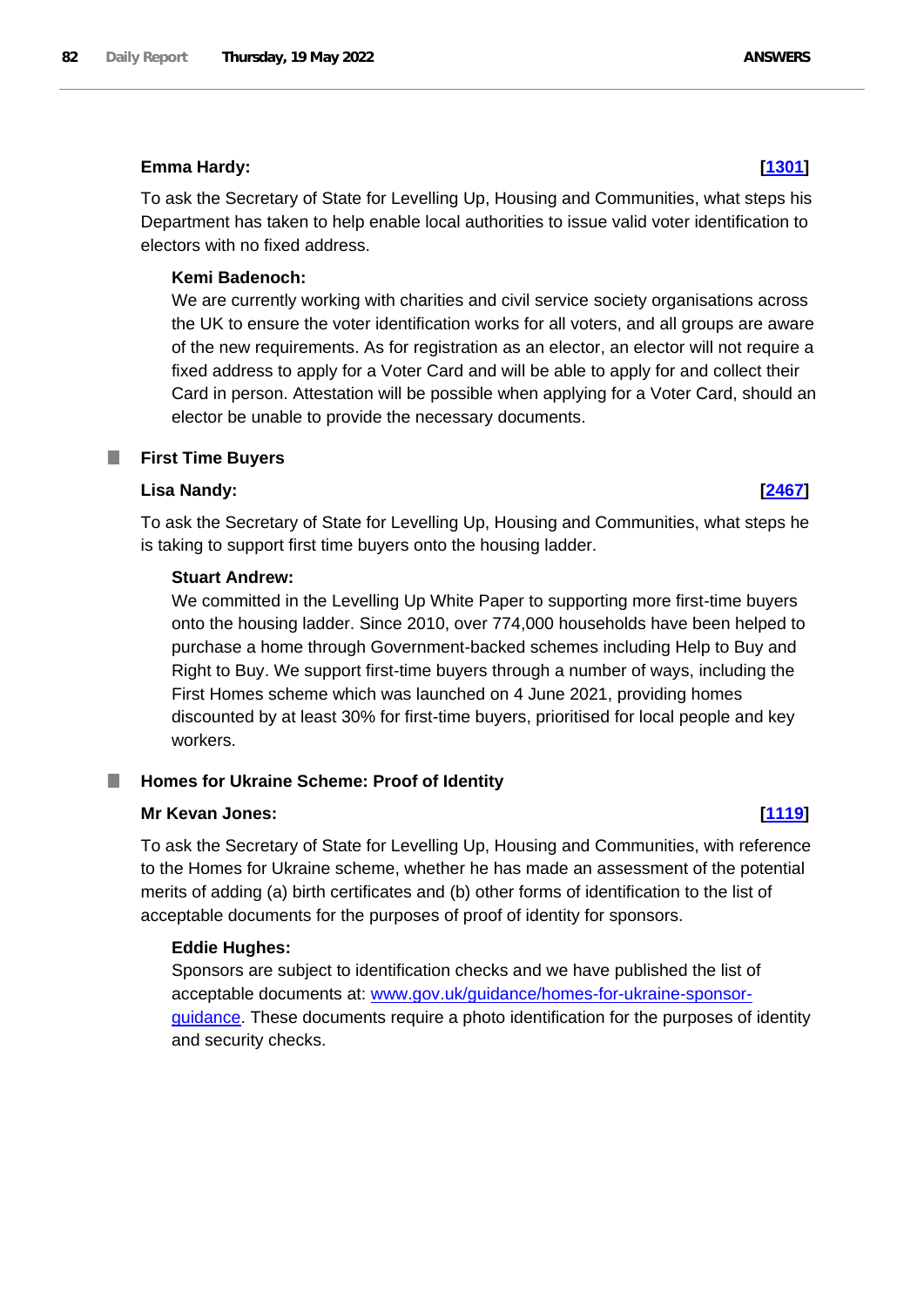**Emma Hardy:** **[1301]**

To ask the Secretary of State for Levelling Up, Housing and Communities, what steps his Department has taken to help enable local authorities to issue valid voter identification to electors with no fixed address.

**Kemi Badenoch:**

We are currently working with charities and civil service society organisations across the UK to ensure the voter identification works for all voters, and all groups are aware of the new requirements. As for registration as an elector, an elector will not require a fixed address to apply for a Voter Card and will be able to apply for and collect their Card in person. Attestation will be possible when applying for a Voter Card, should an elector be unable to provide the necessary documents.

## First Time Buyers

**Lisa Nandy:** **[2467]**

To ask the Secretary of State for Levelling Up, Housing and Communities, what steps he is taking to support first time buyers onto the housing ladder.

**Stuart Andrew:**

We committed in the Levelling Up White Paper to supporting more first-time buyers onto the housing ladder. Since 2010, over 774,000 households have been helped to purchase a home through Government-backed schemes including Help to Buy and Right to Buy. We support first-time buyers through a number of ways, including the First Homes scheme which was launched on 4 June 2021, providing homes discounted by at least 30% for first-time buyers, prioritised for local people and key workers.

## Homes for Ukraine Scheme: Proof of Identity

**Mr Kevan Jones:** **[1119]**

To ask the Secretary of State for Levelling Up, Housing and Communities, with reference to the Homes for Ukraine scheme, whether he has made an assessment of the potential merits of adding (a) birth certificates and (b) other forms of identification to the list of acceptable documents for the purposes of proof of identity for sponsors.

**Eddie Hughes:**

Sponsors are subject to identification checks and we have published the list of acceptable documents at: www.gov.uk/guidance/homes-for-ukraine-sponsor-guidance. These documents require a photo identification for the purposes of identity and security checks.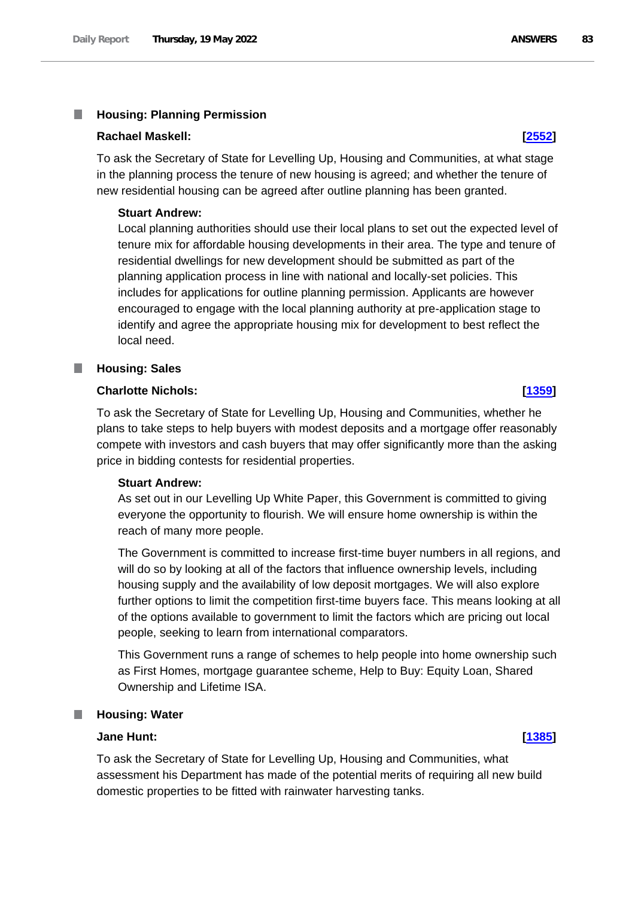## Housing: Planning Permission

**Rachael Maskell:** **[2552]**

To ask the Secretary of State for Levelling Up, Housing and Communities, at what stage in the planning process the tenure of new housing is agreed; and whether the tenure of new residential housing can be agreed after outline planning has been granted.

**Stuart Andrew:**

Local planning authorities should use their local plans to set out the expected level of tenure mix for affordable housing developments in their area. The type and tenure of residential dwellings for new development should be submitted as part of the planning application process in line with national and locally-set policies. This includes for applications for outline planning permission. Applicants are however encouraged to engage with the local planning authority at pre-application stage to identify and agree the appropriate housing mix for development to best reflect the local need.

## Housing: Sales

**Charlotte Nichols:** **[1359]**

To ask the Secretary of State for Levelling Up, Housing and Communities, whether he plans to take steps to help buyers with modest deposits and a mortgage offer reasonably compete with investors and cash buyers that may offer significantly more than the asking price in bidding contests for residential properties.

**Stuart Andrew:**

As set out in our Levelling Up White Paper, this Government is committed to giving everyone the opportunity to flourish. We will ensure home ownership is within the reach of many more people.

The Government is committed to increase first-time buyer numbers in all regions, and will do so by looking at all of the factors that influence ownership levels, including housing supply and the availability of low deposit mortgages. We will also explore further options to limit the competition first-time buyers face. This means looking at all of the options available to government to limit the factors which are pricing out local people, seeking to learn from international comparators.

This Government runs a range of schemes to help people into home ownership such as First Homes, mortgage guarantee scheme, Help to Buy: Equity Loan, Shared Ownership and Lifetime ISA.

## Housing: Water

**Jane Hunt:** **[1385]**

To ask the Secretary of State for Levelling Up, Housing and Communities, what assessment his Department has made of the potential merits of requiring all new build domestic properties to be fitted with rainwater harvesting tanks.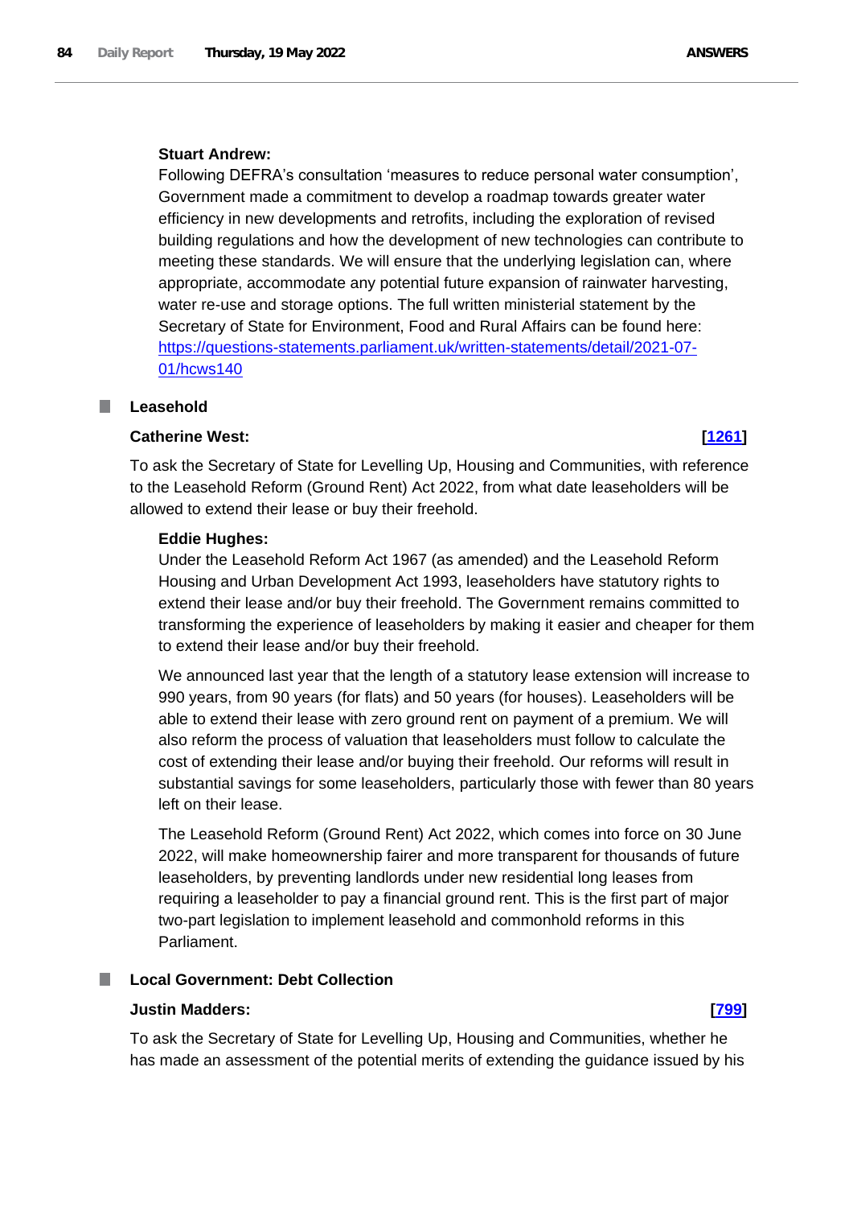**Stuart Andrew:**

Following DEFRA's consultation 'measures to reduce personal water consumption', Government made a commitment to develop a roadmap towards greater water efficiency in new developments and retrofits, including the exploration of revised building regulations and how the development of new technologies can contribute to meeting these standards. We will ensure that the underlying legislation can, where appropriate, accommodate any potential future expansion of rainwater harvesting, water re-use and storage options. The full written ministerial statement by the Secretary of State for Environment, Food and Rural Affairs can be found here: [https://questions-statements.parliament.uk/written-statements/detail/2021-07-01/hcws140](https://questions-statements.parliament.uk/written-statements/detail/2021-07-01/hcws140)

## Leasehold

**Catherine West:** **[1261]**

To ask the Secretary of State for Levelling Up, Housing and Communities, with reference to the Leasehold Reform (Ground Rent) Act 2022, from what date leaseholders will be allowed to extend their lease or buy their freehold.

**Eddie Hughes:**

Under the Leasehold Reform Act 1967 (as amended) and the Leasehold Reform Housing and Urban Development Act 1993, leaseholders have statutory rights to extend their lease and/or buy their freehold. The Government remains committed to transforming the experience of leaseholders by making it easier and cheaper for them to extend their lease and/or buy their freehold.

We announced last year that the length of a statutory lease extension will increase to 990 years, from 90 years (for flats) and 50 years (for houses). Leaseholders will be able to extend their lease with zero ground rent on payment of a premium. We will also reform the process of valuation that leaseholders must follow to calculate the cost of extending their lease and/or buying their freehold. Our reforms will result in substantial savings for some leaseholders, particularly those with fewer than 80 years left on their lease.

The Leasehold Reform (Ground Rent) Act 2022, which comes into force on 30 June 2022, will make homeownership fairer and more transparent for thousands of future leaseholders, by preventing landlords under new residential long leases from requiring a leaseholder to pay a financial ground rent. This is the first part of major two-part legislation to implement leasehold and commonhold reforms in this Parliament.

## Local Government: Debt Collection

**Justin Madders:** **[799]**

To ask the Secretary of State for Levelling Up, Housing and Communities, whether he has made an assessment of the potential merits of extending the guidance issued by his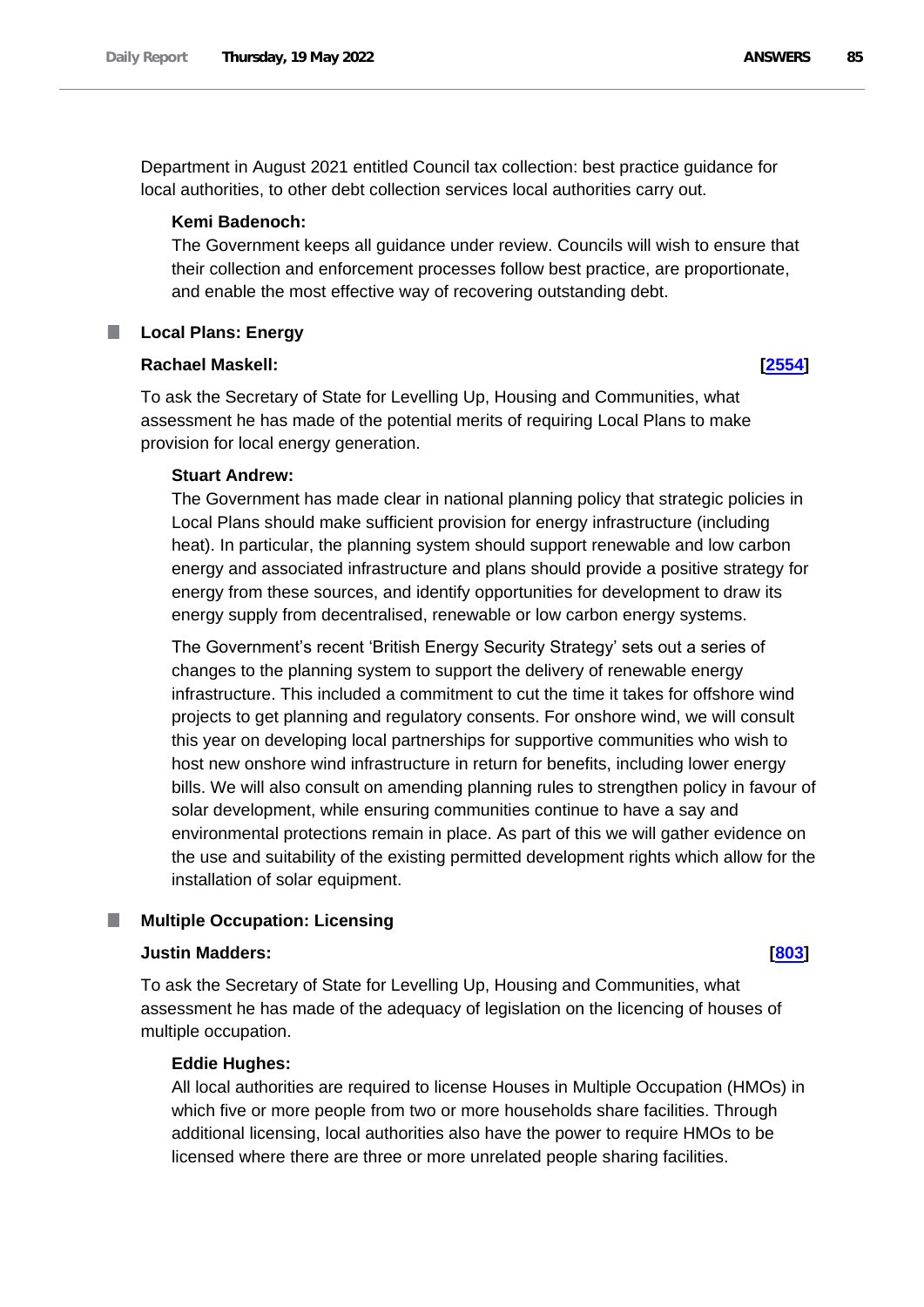Department in August 2021 entitled Council tax collection: best practice guidance for local authorities, to other debt collection services local authorities carry out.

**Kemi Badenoch:**

The Government keeps all guidance under review. Councils will wish to ensure that their collection and enforcement processes follow best practice, are proportionate, and enable the most effective way of recovering outstanding debt.

## Local Plans: Energy

**Rachael Maskell:** **[2554]**

To ask the Secretary of State for Levelling Up, Housing and Communities, what assessment he has made of the potential merits of requiring Local Plans to make provision for local energy generation.

**Stuart Andrew:**

The Government has made clear in national planning policy that strategic policies in Local Plans should make sufficient provision for energy infrastructure (including heat). In particular, the planning system should support renewable and low carbon energy and associated infrastructure and plans should provide a positive strategy for energy from these sources, and identify opportunities for development to draw its energy supply from decentralised, renewable or low carbon energy systems.

The Government's recent 'British Energy Security Strategy' sets out a series of changes to the planning system to support the delivery of renewable energy infrastructure. This included a commitment to cut the time it takes for offshore wind projects to get planning and regulatory consents. For onshore wind, we will consult this year on developing local partnerships for supportive communities who wish to host new onshore wind infrastructure in return for benefits, including lower energy bills. We will also consult on amending planning rules to strengthen policy in favour of solar development, while ensuring communities continue to have a say and environmental protections remain in place. As part of this we will gather evidence on the use and suitability of the existing permitted development rights which allow for the installation of solar equipment.

## Multiple Occupation: Licensing

**Justin Madders:** **[803]**

To ask the Secretary of State for Levelling Up, Housing and Communities, what assessment he has made of the adequacy of legislation on the licencing of houses of multiple occupation.

**Eddie Hughes:**

All local authorities are required to license Houses in Multiple Occupation (HMOs) in which five or more people from two or more households share facilities. Through additional licensing, local authorities also have the power to require HMOs to be licensed where there are three or more unrelated people sharing facilities.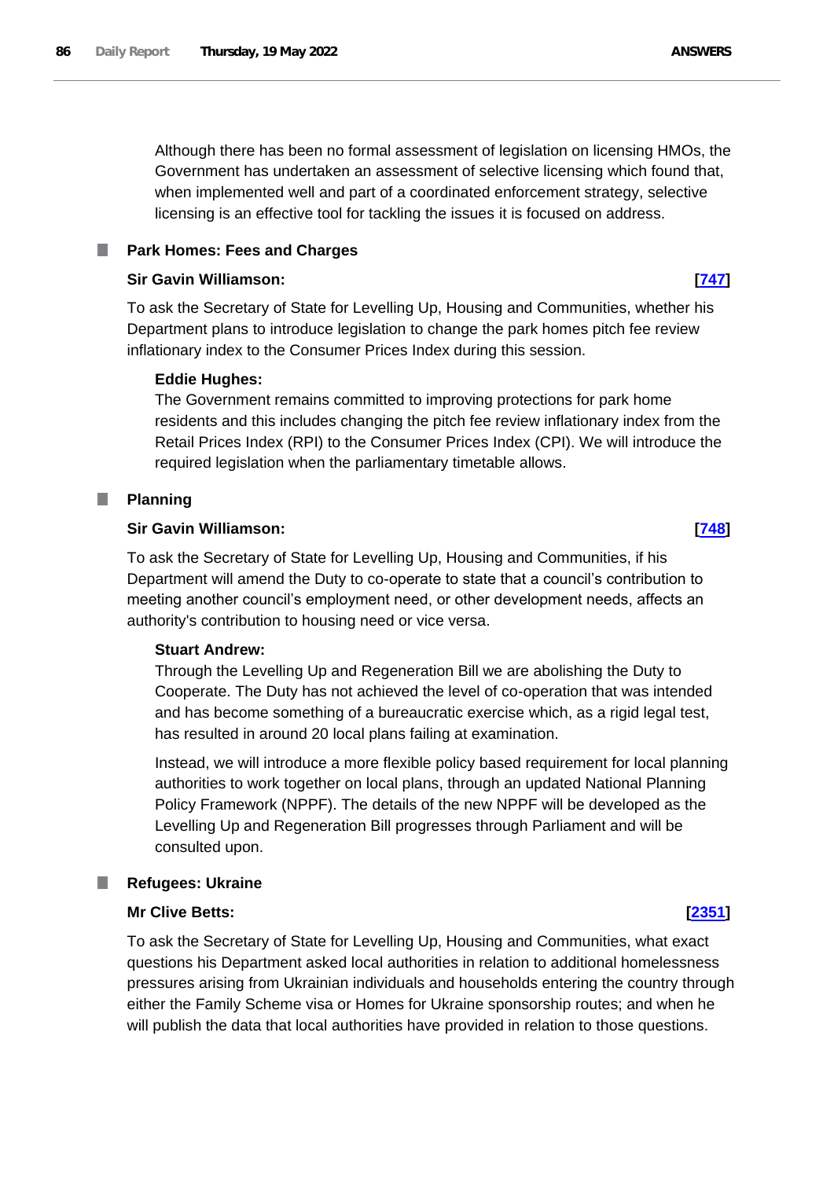Although there has been no formal assessment of legislation on licensing HMOs, the Government has undertaken an assessment of selective licensing which found that, when implemented well and part of a coordinated enforcement strategy, selective licensing is an effective tool for tackling the issues it is focused on address.

## Park Homes: Fees and Charges

**Sir Gavin Williamson:** **[747]**

To ask the Secretary of State for Levelling Up, Housing and Communities, whether his Department plans to introduce legislation to change the park homes pitch fee review inflationary index to the Consumer Prices Index during this session.

**Eddie Hughes:**

The Government remains committed to improving protections for park home residents and this includes changing the pitch fee review inflationary index from the Retail Prices Index (RPI) to the Consumer Prices Index (CPI). We will introduce the required legislation when the parliamentary timetable allows.

## Planning

**Sir Gavin Williamson:** **[748]**

To ask the Secretary of State for Levelling Up, Housing and Communities, if his Department will amend the Duty to co-operate to state that a council's contribution to meeting another council's employment need, or other development needs, affects an authority's contribution to housing need or vice versa.

**Stuart Andrew:**

Through the Levelling Up and Regeneration Bill we are abolishing the Duty to Cooperate. The Duty has not achieved the level of co-operation that was intended and has become something of a bureaucratic exercise which, as a rigid legal test, has resulted in around 20 local plans failing at examination.

Instead, we will introduce a more flexible policy based requirement for local planning authorities to work together on local plans, through an updated National Planning Policy Framework (NPPF). The details of the new NPPF will be developed as the Levelling Up and Regeneration Bill progresses through Parliament and will be consulted upon.

## Refugees: Ukraine

**Mr Clive Betts:** **[2351]**

To ask the Secretary of State for Levelling Up, Housing and Communities, what exact questions his Department asked local authorities in relation to additional homelessness pressures arising from Ukrainian individuals and households entering the country through either the Family Scheme visa or Homes for Ukraine sponsorship routes; and when he will publish the data that local authorities have provided in relation to those questions.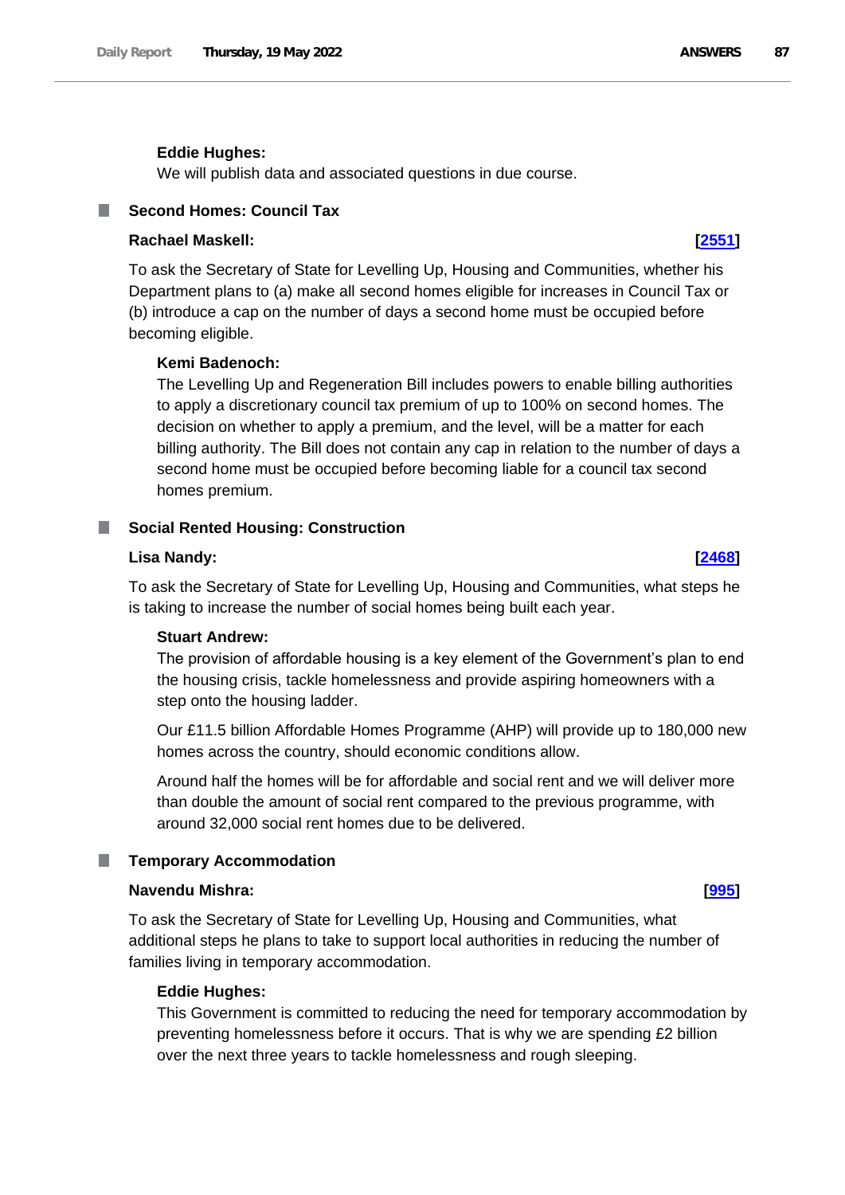**Eddie Hughes:**

We will publish data and associated questions in due course.

### Second Homes: Council Tax

**Rachael Maskell:** **[2551]**

To ask the Secretary of State for Levelling Up, Housing and Communities, whether his Department plans to (a) make all second homes eligible for increases in Council Tax or (b) introduce a cap on the number of days a second home must be occupied before becoming eligible.

**Kemi Badenoch:**

The Levelling Up and Regeneration Bill includes powers to enable billing authorities to apply a discretionary council tax premium of up to 100% on second homes. The decision on whether to apply a premium, and the level, will be a matter for each billing authority. The Bill does not contain any cap in relation to the number of days a second home must be occupied before becoming liable for a council tax second homes premium.

### Social Rented Housing: Construction

**Lisa Nandy:** **[2468]**

To ask the Secretary of State for Levelling Up, Housing and Communities, what steps he is taking to increase the number of social homes being built each year.

**Stuart Andrew:**

The provision of affordable housing is a key element of the Government's plan to end the housing crisis, tackle homelessness and provide aspiring homeowners with a step onto the housing ladder.

Our £11.5 billion Affordable Homes Programme (AHP) will provide up to 180,000 new homes across the country, should economic conditions allow.

Around half the homes will be for affordable and social rent and we will deliver more than double the amount of social rent compared to the previous programme, with around 32,000 social rent homes due to be delivered.

### Temporary Accommodation

**Navendu Mishra:** **[995]**

To ask the Secretary of State for Levelling Up, Housing and Communities, what additional steps he plans to take to support local authorities in reducing the number of families living in temporary accommodation.

**Eddie Hughes:**

This Government is committed to reducing the need for temporary accommodation by preventing homelessness before it occurs. That is why we are spending £2 billion over the next three years to tackle homelessness and rough sleeping.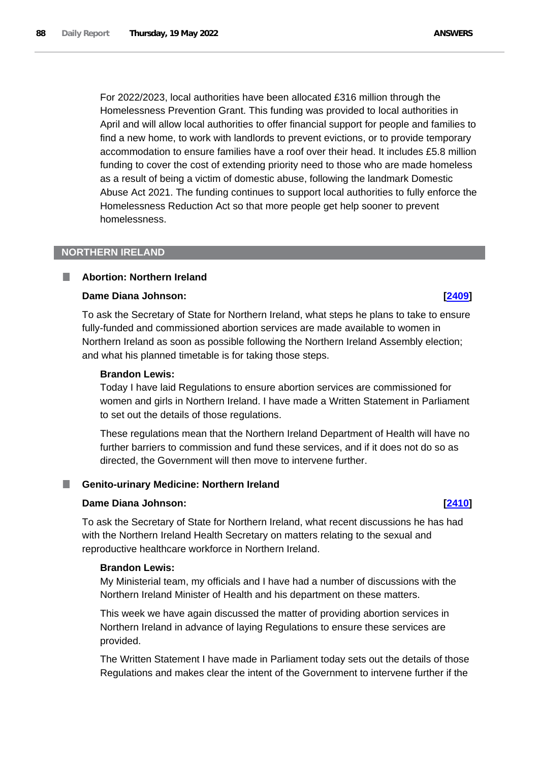For 2022/2023, local authorities have been allocated £316 million through the Homelessness Prevention Grant. This funding was provided to local authorities in April and will allow local authorities to offer financial support for people and families to find a new home, to work with landlords to prevent evictions, or to provide temporary accommodation to ensure families have a roof over their head. It includes £5.8 million funding to cover the cost of extending priority need to those who are made homeless as a result of being a victim of domestic abuse, following the landmark Domestic Abuse Act 2021. The funding continues to support local authorities to fully enforce the Homelessness Reduction Act so that more people get help sooner to prevent homelessness.

## NORTHERN IRELAND

### Abortion: Northern Ireland

**Dame Diana Johnson:** **[2409]**

To ask the Secretary of State for Northern Ireland, what steps he plans to take to ensure fully-funded and commissioned abortion services are made available to women in Northern Ireland as soon as possible following the Northern Ireland Assembly election; and what his planned timetable is for taking those steps.

**Brandon Lewis:**

Today I have laid Regulations to ensure abortion services are commissioned for women and girls in Northern Ireland. I have made a Written Statement in Parliament to set out the details of those regulations.

These regulations mean that the Northern Ireland Department of Health will have no further barriers to commission and fund these services, and if it does not do so as directed, the Government will then move to intervene further.

### Genito-urinary Medicine: Northern Ireland

**Dame Diana Johnson:** **[2410]**

To ask the Secretary of State for Northern Ireland, what recent discussions he has had with the Northern Ireland Health Secretary on matters relating to the sexual and reproductive healthcare workforce in Northern Ireland.

**Brandon Lewis:**

My Ministerial team, my officials and I have had a number of discussions with the Northern Ireland Minister of Health and his department on these matters.

This week we have again discussed the matter of providing abortion services in Northern Ireland in advance of laying Regulations to ensure these services are provided.

The Written Statement I have made in Parliament today sets out the details of those Regulations and makes clear the intent of the Government to intervene further if the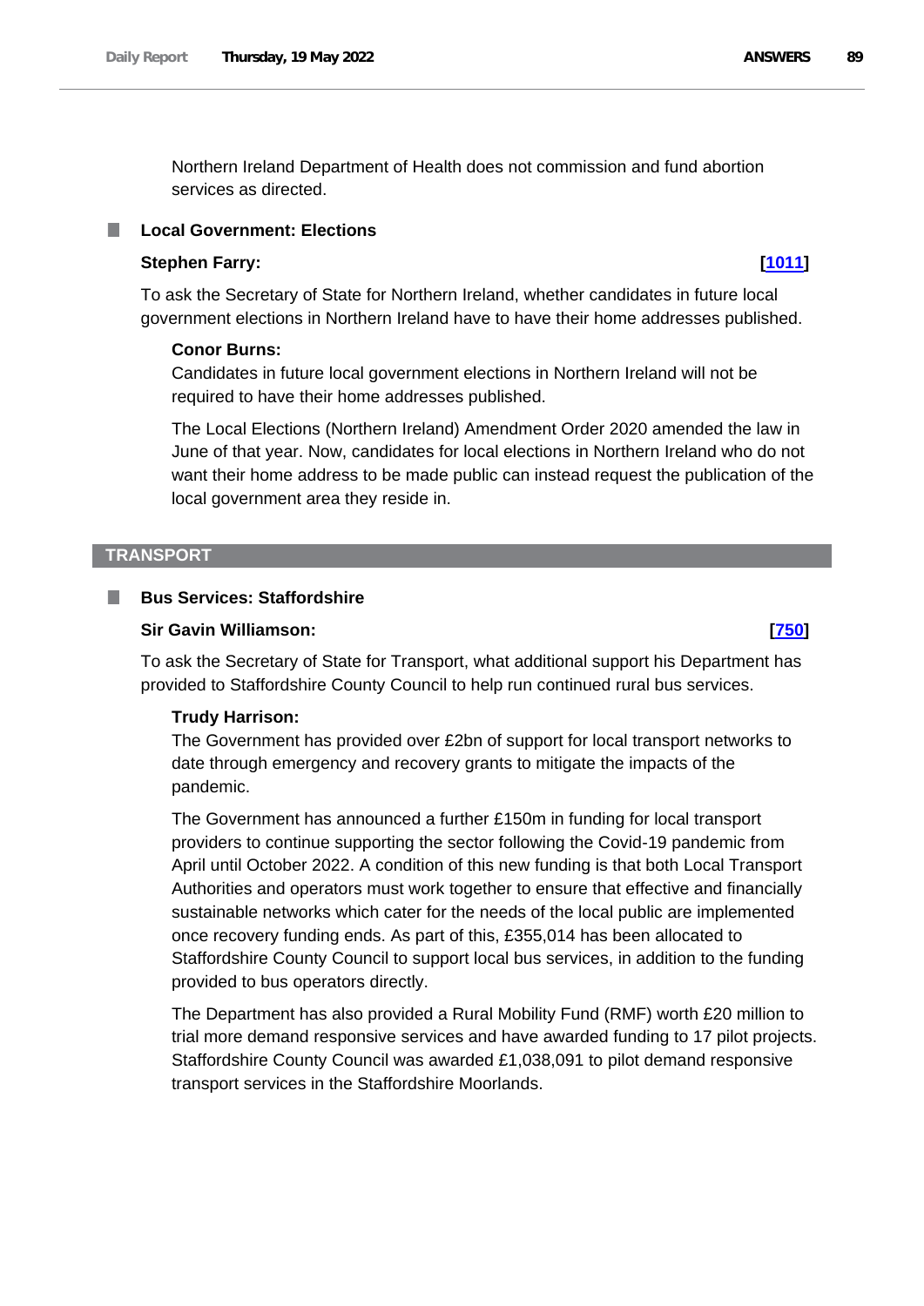Northern Ireland Department of Health does not commission and fund abortion services as directed.

### Local Government: Elections

**Stephen Farry:** **[1011]**

To ask the Secretary of State for Northern Ireland, whether candidates in future local government elections in Northern Ireland have to have their home addresses published.

**Conor Burns:**

Candidates in future local government elections in Northern Ireland will not be required to have their home addresses published.

The Local Elections (Northern Ireland) Amendment Order 2020 amended the law in June of that year. Now, candidates for local elections in Northern Ireland who do not want their home address to be made public can instead request the publication of the local government area they reside in.

## TRANSPORT

### Bus Services: Staffordshire

**Sir Gavin Williamson:** **[750]**

To ask the Secretary of State for Transport, what additional support his Department has provided to Staffordshire County Council to help run continued rural bus services.

**Trudy Harrison:**

The Government has provided over £2bn of support for local transport networks to date through emergency and recovery grants to mitigate the impacts of the pandemic.

The Government has announced a further £150m in funding for local transport providers to continue supporting the sector following the Covid-19 pandemic from April until October 2022. A condition of this new funding is that both Local Transport Authorities and operators must work together to ensure that effective and financially sustainable networks which cater for the needs of the local public are implemented once recovery funding ends. As part of this, £355,014 has been allocated to Staffordshire County Council to support local bus services, in addition to the funding provided to bus operators directly.

The Department has also provided a Rural Mobility Fund (RMF) worth £20 million to trial more demand responsive services and have awarded funding to 17 pilot projects. Staffordshire County Council was awarded £1,038,091 to pilot demand responsive transport services in the Staffordshire Moorlands.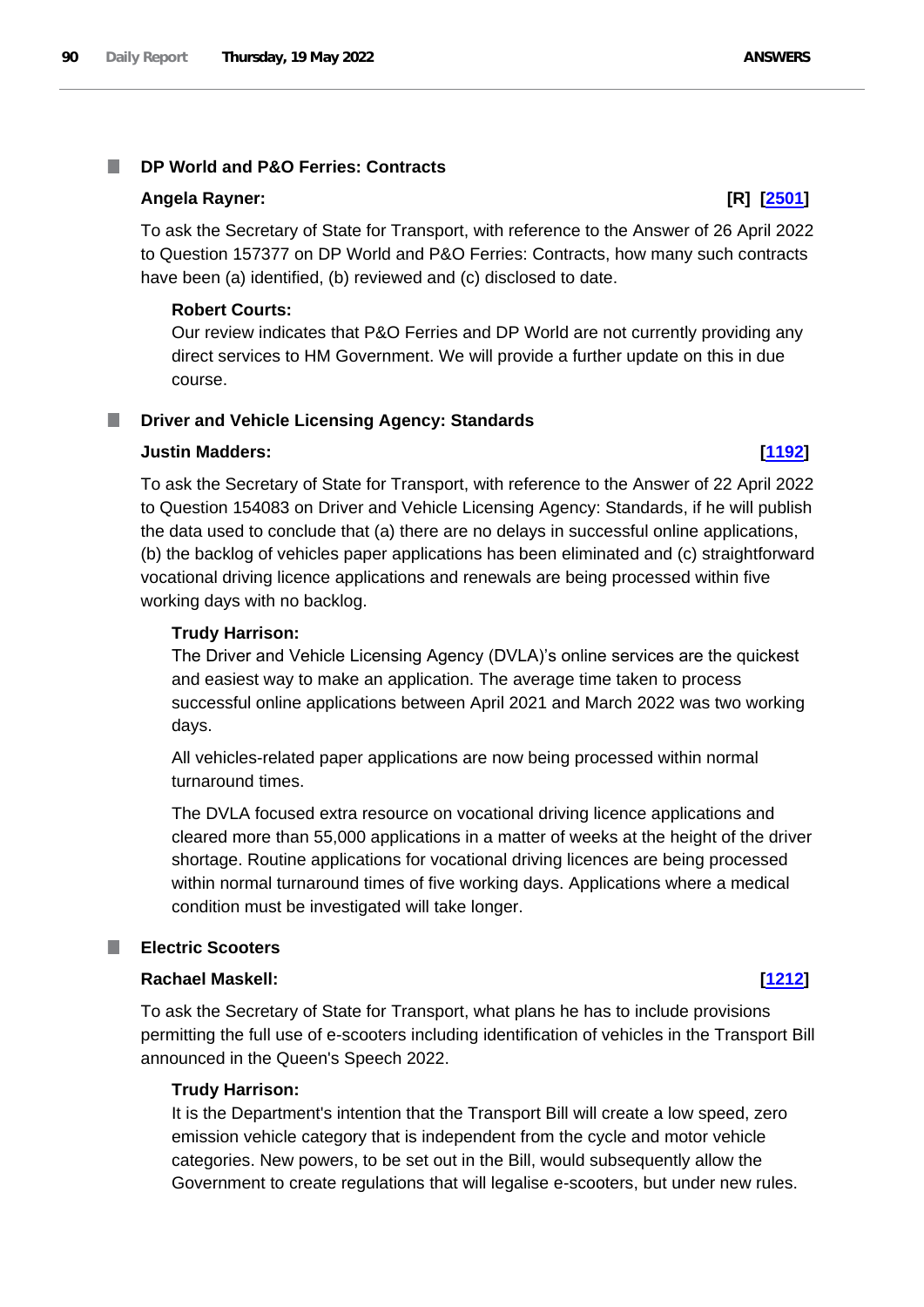## DP World and P&O Ferries: Contracts

**Angela Rayner:** **[R] [2501]**

To ask the Secretary of State for Transport, with reference to the Answer of 26 April 2022 to Question 157377 on DP World and P&O Ferries: Contracts, how many such contracts have been (a) identified, (b) reviewed and (c) disclosed to date.

**Robert Courts:**

Our review indicates that P&O Ferries and DP World are not currently providing any direct services to HM Government. We will provide a further update on this in due course.

## Driver and Vehicle Licensing Agency: Standards

**Justin Madders:** **[1192]**

To ask the Secretary of State for Transport, with reference to the Answer of 22 April 2022 to Question 154083 on Driver and Vehicle Licensing Agency: Standards, if he will publish the data used to conclude that (a) there are no delays in successful online applications, (b) the backlog of vehicles paper applications has been eliminated and (c) straightforward vocational driving licence applications and renewals are being processed within five working days with no backlog.

**Trudy Harrison:**

The Driver and Vehicle Licensing Agency (DVLA)'s online services are the quickest and easiest way to make an application. The average time taken to process successful online applications between April 2021 and March 2022 was two working days.

All vehicles-related paper applications are now being processed within normal turnaround times.

The DVLA focused extra resource on vocational driving licence applications and cleared more than 55,000 applications in a matter of weeks at the height of the driver shortage. Routine applications for vocational driving licences are being processed within normal turnaround times of five working days. Applications where a medical condition must be investigated will take longer.

## Electric Scooters

**Rachael Maskell:** **[1212]**

To ask the Secretary of State for Transport, what plans he has to include provisions permitting the full use of e-scooters including identification of vehicles in the Transport Bill announced in the Queen's Speech 2022.

**Trudy Harrison:**

It is the Department's intention that the Transport Bill will create a low speed, zero emission vehicle category that is independent from the cycle and motor vehicle categories. New powers, to be set out in the Bill, would subsequently allow the Government to create regulations that will legalise e-scooters, but under new rules.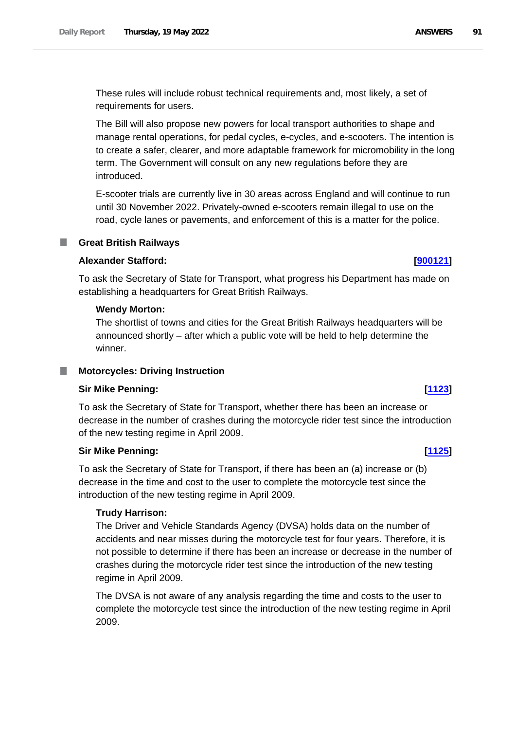These rules will include robust technical requirements and, most likely, a set of requirements for users.

The Bill will also propose new powers for local transport authorities to shape and manage rental operations, for pedal cycles, e-cycles, and e-scooters. The intention is to create a safer, clearer, and more adaptable framework for micromobility in the long term. The Government will consult on any new regulations before they are introduced.

E-scooter trials are currently live in 30 areas across England and will continue to run until 30 November 2022. Privately-owned e-scooters remain illegal to use on the road, cycle lanes or pavements, and enforcement of this is a matter for the police.

### Great British Railways

**Alexander Stafford:** **[900121]**

To ask the Secretary of State for Transport, what progress his Department has made on establishing a headquarters for Great British Railways.

**Wendy Morton:**

The shortlist of towns and cities for the Great British Railways headquarters will be announced shortly – after which a public vote will be held to help determine the winner.

### Motorcycles: Driving Instruction

**Sir Mike Penning:** **[1123]**

To ask the Secretary of State for Transport, whether there has been an increase or decrease in the number of crashes during the motorcycle rider test since the introduction of the new testing regime in April 2009.

**Sir Mike Penning:** **[1125]**

To ask the Secretary of State for Transport, if there has been an (a) increase or (b) decrease in the time and cost to the user to complete the motorcycle test since the introduction of the new testing regime in April 2009.

**Trudy Harrison:**

The Driver and Vehicle Standards Agency (DVSA) holds data on the number of accidents and near misses during the motorcycle test for four years. Therefore, it is not possible to determine if there has been an increase or decrease in the number of crashes during the motorcycle rider test since the introduction of the new testing regime in April 2009.

The DVSA is not aware of any analysis regarding the time and costs to the user to complete the motorcycle test since the introduction of the new testing regime in April 2009.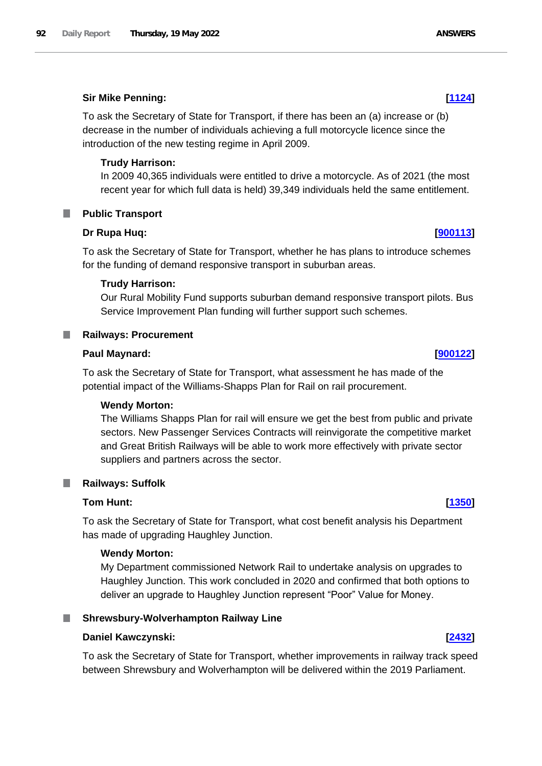**Sir Mike Penning:** **[1124]**

To ask the Secretary of State for Transport, if there has been an (a) increase or (b) decrease in the number of individuals achieving a full motorcycle licence since the introduction of the new testing regime in April 2009.

**Trudy Harrison:**

In 2009 40,365 individuals were entitled to drive a motorcycle. As of 2021 (the most recent year for which full data is held) 39,349 individuals held the same entitlement.

## Public Transport

**Dr Rupa Huq:** **[900113]**

To ask the Secretary of State for Transport, whether he has plans to introduce schemes for the funding of demand responsive transport in suburban areas.

**Trudy Harrison:**

Our Rural Mobility Fund supports suburban demand responsive transport pilots. Bus Service Improvement Plan funding will further support such schemes.

## Railways: Procurement

**Paul Maynard:** **[900122]**

To ask the Secretary of State for Transport, what assessment he has made of the potential impact of the Williams-Shapps Plan for Rail on rail procurement.

**Wendy Morton:**

The Williams Shapps Plan for rail will ensure we get the best from public and private sectors. New Passenger Services Contracts will reinvigorate the competitive market and Great British Railways will be able to work more effectively with private sector suppliers and partners across the sector.

## Railways: Suffolk

**Tom Hunt:** **[1350]**

To ask the Secretary of State for Transport, what cost benefit analysis his Department has made of upgrading Haughley Junction.

**Wendy Morton:**

My Department commissioned Network Rail to undertake analysis on upgrades to Haughley Junction. This work concluded in 2020 and confirmed that both options to deliver an upgrade to Haughley Junction represent "Poor" Value for Money.

## Shrewsbury-Wolverhampton Railway Line

**Daniel Kawczynski:** **[2432]**

To ask the Secretary of State for Transport, whether improvements in railway track speed between Shrewsbury and Wolverhampton will be delivered within the 2019 Parliament.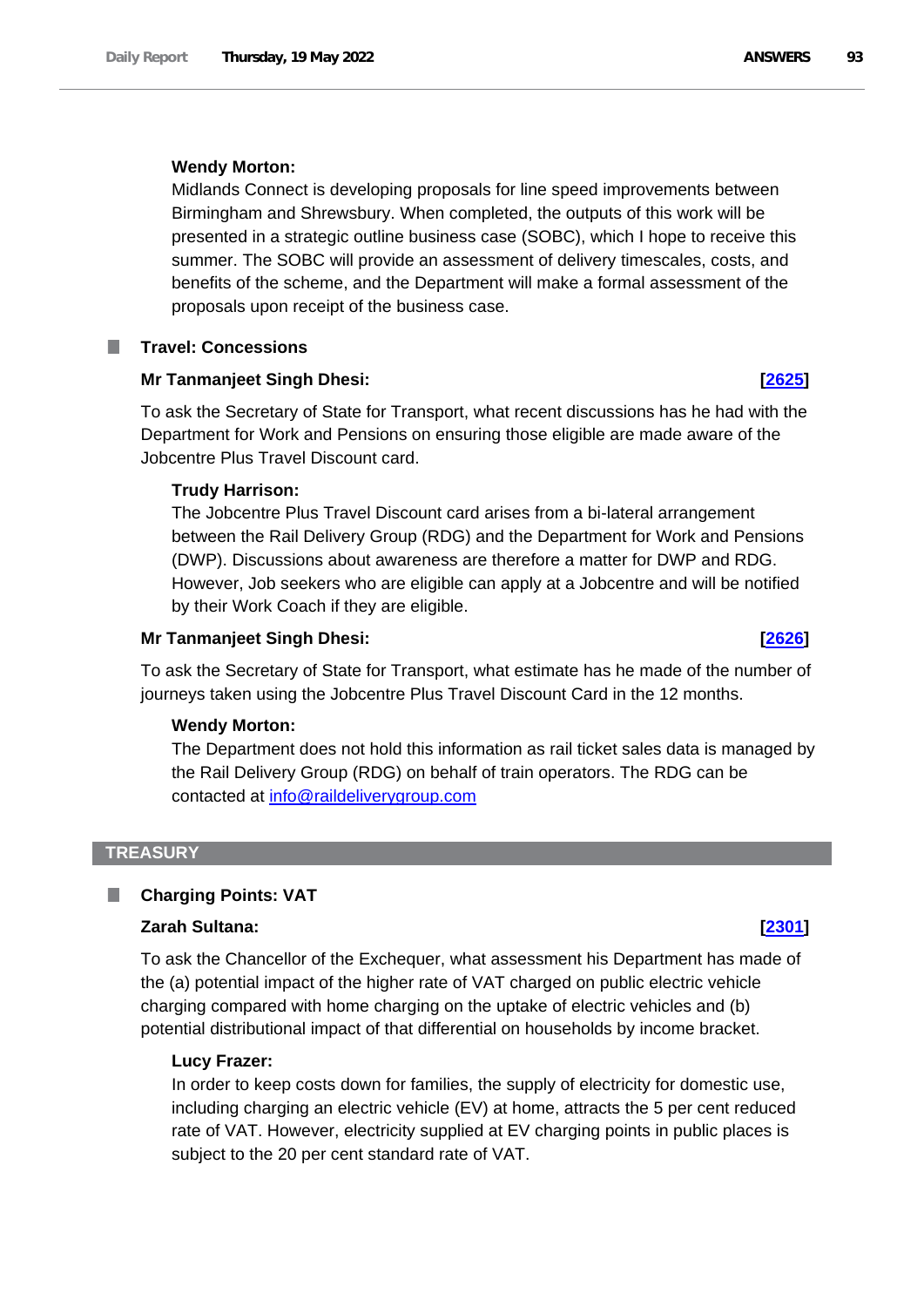**Wendy Morton:**

Midlands Connect is developing proposals for line speed improvements between Birmingham and Shrewsbury. When completed, the outputs of this work will be presented in a strategic outline business case (SOBC), which I hope to receive this summer. The SOBC will provide an assessment of delivery timescales, costs, and benefits of the scheme, and the Department will make a formal assessment of the proposals upon receipt of the business case.

### Travel: Concessions

**Mr Tanmanjeet Singh Dhesi:** **[2625]**

To ask the Secretary of State for Transport, what recent discussions has he had with the Department for Work and Pensions on ensuring those eligible are made aware of the Jobcentre Plus Travel Discount card.

**Trudy Harrison:**

The Jobcentre Plus Travel Discount card arises from a bi-lateral arrangement between the Rail Delivery Group (RDG) and the Department for Work and Pensions (DWP). Discussions about awareness are therefore a matter for DWP and RDG. However, Job seekers who are eligible can apply at a Jobcentre and will be notified by their Work Coach if they are eligible.

**Mr Tanmanjeet Singh Dhesi:** **[2626]**

To ask the Secretary of State for Transport, what estimate has he made of the number of journeys taken using the Jobcentre Plus Travel Discount Card in the 12 months.

**Wendy Morton:**

The Department does not hold this information as rail ticket sales data is managed by the Rail Delivery Group (RDG) on behalf of train operators. The RDG can be contacted at info@raildeliverygroup.com

## TREASURY

### Charging Points: VAT

**Zarah Sultana:** **[2301]**

To ask the Chancellor of the Exchequer, what assessment his Department has made of the (a) potential impact of the higher rate of VAT charged on public electric vehicle charging compared with home charging on the uptake of electric vehicles and (b) potential distributional impact of that differential on households by income bracket.

**Lucy Frazer:**

In order to keep costs down for families, the supply of electricity for domestic use, including charging an electric vehicle (EV) at home, attracts the 5 per cent reduced rate of VAT. However, electricity supplied at EV charging points in public places is subject to the 20 per cent standard rate of VAT.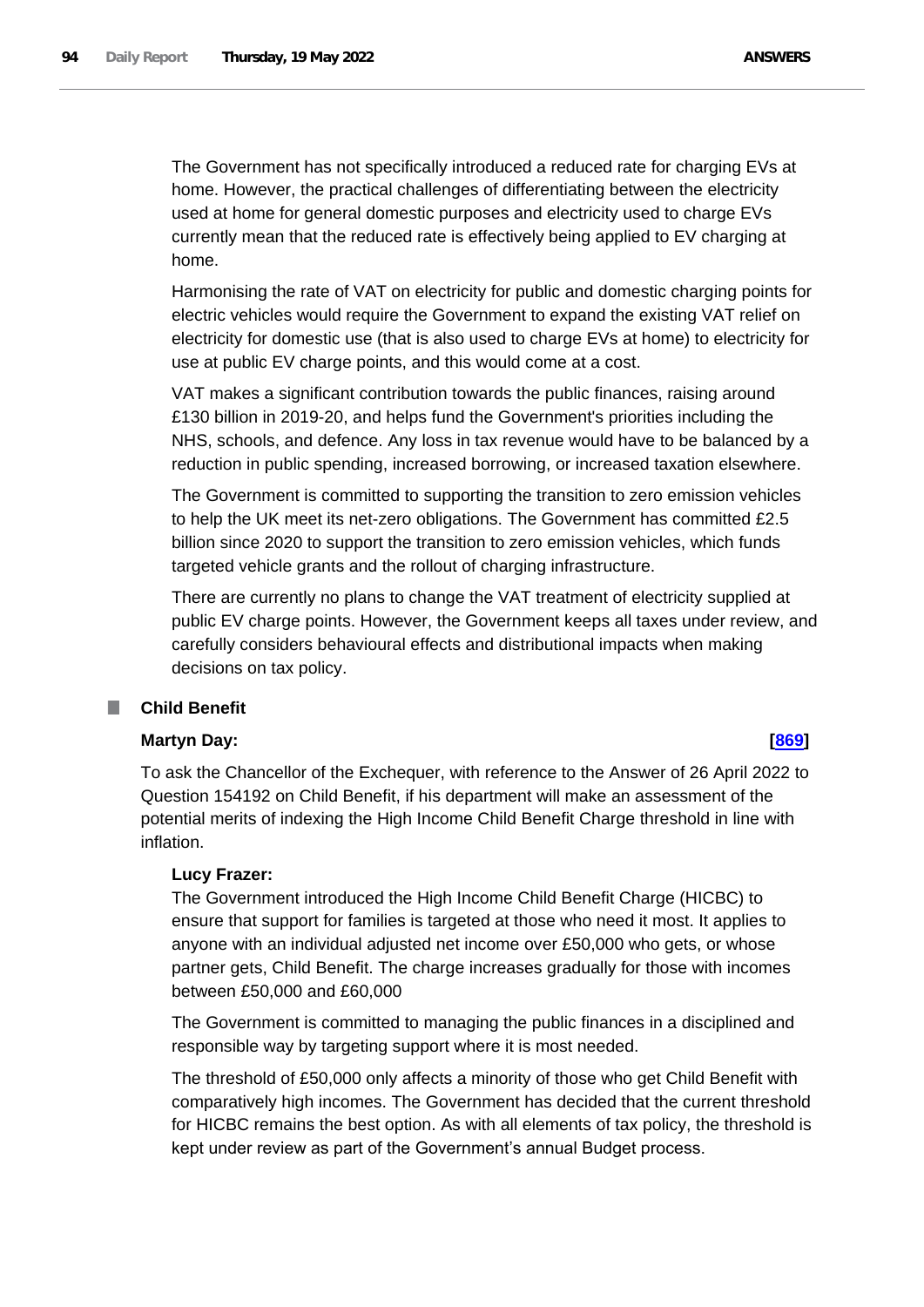The Government has not specifically introduced a reduced rate for charging EVs at home. However, the practical challenges of differentiating between the electricity used at home for general domestic purposes and electricity used to charge EVs currently mean that the reduced rate is effectively being applied to EV charging at home.

Harmonising the rate of VAT on electricity for public and domestic charging points for electric vehicles would require the Government to expand the existing VAT relief on electricity for domestic use (that is also used to charge EVs at home) to electricity for use at public EV charge points, and this would come at a cost.

VAT makes a significant contribution towards the public finances, raising around £130 billion in 2019-20, and helps fund the Government's priorities including the NHS, schools, and defence. Any loss in tax revenue would have to be balanced by a reduction in public spending, increased borrowing, or increased taxation elsewhere.

The Government is committed to supporting the transition to zero emission vehicles to help the UK meet its net-zero obligations. The Government has committed £2.5 billion since 2020 to support the transition to zero emission vehicles, which funds targeted vehicle grants and the rollout of charging infrastructure.

There are currently no plans to change the VAT treatment of electricity supplied at public EV charge points. However, the Government keeps all taxes under review, and carefully considers behavioural effects and distributional impacts when making decisions on tax policy.

## Child Benefit

**Martyn Day:** **[869]**

To ask the Chancellor of the Exchequer, with reference to the Answer of 26 April 2022 to Question 154192 on Child Benefit, if his department will make an assessment of the potential merits of indexing the High Income Child Benefit Charge threshold in line with inflation.

**Lucy Frazer:**

The Government introduced the High Income Child Benefit Charge (HICBC) to ensure that support for families is targeted at those who need it most. It applies to anyone with an individual adjusted net income over £50,000 who gets, or whose partner gets, Child Benefit. The charge increases gradually for those with incomes between £50,000 and £60,000

The Government is committed to managing the public finances in a disciplined and responsible way by targeting support where it is most needed.

The threshold of £50,000 only affects a minority of those who get Child Benefit with comparatively high incomes. The Government has decided that the current threshold for HICBC remains the best option. As with all elements of tax policy, the threshold is kept under review as part of the Government's annual Budget process.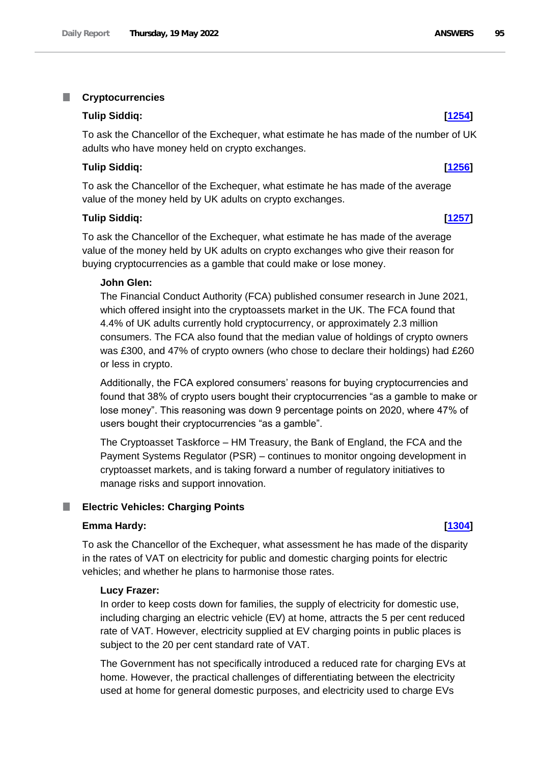## Cryptocurrencies

**Tulip Siddiq:** **[1254]**

To ask the Chancellor of the Exchequer, what estimate he has made of the number of UK adults who have money held on crypto exchanges.

**Tulip Siddiq:** **[1256]**

To ask the Chancellor of the Exchequer, what estimate he has made of the average value of the money held by UK adults on crypto exchanges.

**Tulip Siddiq:** **[1257]**

To ask the Chancellor of the Exchequer, what estimate he has made of the average value of the money held by UK adults on crypto exchanges who give their reason for buying cryptocurrencies as a gamble that could make or lose money.

**John Glen:**

The Financial Conduct Authority (FCA) published consumer research in June 2021, which offered insight into the cryptoassets market in the UK. The FCA found that 4.4% of UK adults currently hold cryptocurrency, or approximately 2.3 million consumers. The FCA also found that the median value of holdings of crypto owners was £300, and 47% of crypto owners (who chose to declare their holdings) had £260 or less in crypto.

Additionally, the FCA explored consumers' reasons for buying cryptocurrencies and found that 38% of crypto users bought their cryptocurrencies "as a gamble to make or lose money". This reasoning was down 9 percentage points on 2020, where 47% of users bought their cryptocurrencies "as a gamble".

The Cryptoasset Taskforce – HM Treasury, the Bank of England, the FCA and the Payment Systems Regulator (PSR) – continues to monitor ongoing development in cryptoasset markets, and is taking forward a number of regulatory initiatives to manage risks and support innovation.

## Electric Vehicles: Charging Points

**Emma Hardy:** **[1304]**

To ask the Chancellor of the Exchequer, what assessment he has made of the disparity in the rates of VAT on electricity for public and domestic charging points for electric vehicles; and whether he plans to harmonise those rates.

**Lucy Frazer:**

In order to keep costs down for families, the supply of electricity for domestic use, including charging an electric vehicle (EV) at home, attracts the 5 per cent reduced rate of VAT. However, electricity supplied at EV charging points in public places is subject to the 20 per cent standard rate of VAT.

The Government has not specifically introduced a reduced rate for charging EVs at home. However, the practical challenges of differentiating between the electricity used at home for general domestic purposes, and electricity used to charge EVs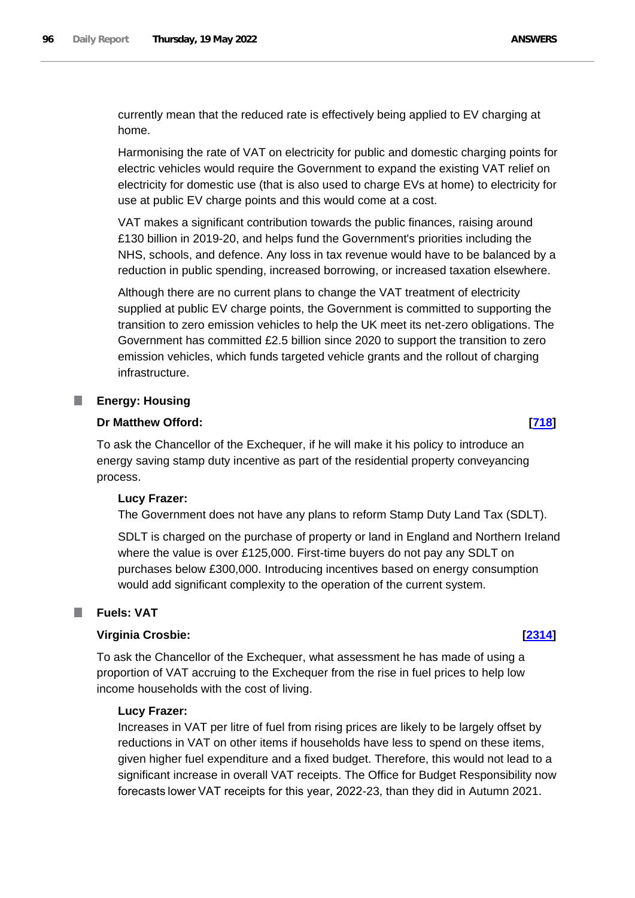currently mean that the reduced rate is effectively being applied to EV charging at home.

Harmonising the rate of VAT on electricity for public and domestic charging points for electric vehicles would require the Government to expand the existing VAT relief on electricity for domestic use (that is also used to charge EVs at home) to electricity for use at public EV charge points and this would come at a cost.

VAT makes a significant contribution towards the public finances, raising around £130 billion in 2019-20, and helps fund the Government's priorities including the NHS, schools, and defence. Any loss in tax revenue would have to be balanced by a reduction in public spending, increased borrowing, or increased taxation elsewhere.

Although there are no current plans to change the VAT treatment of electricity supplied at public EV charge points, the Government is committed to supporting the transition to zero emission vehicles to help the UK meet its net-zero obligations. The Government has committed £2.5 billion since 2020 to support the transition to zero emission vehicles, which funds targeted vehicle grants and the rollout of charging infrastructure.

### Energy: Housing

**Dr Matthew Offord:** **[718]**

To ask the Chancellor of the Exchequer, if he will make it his policy to introduce an energy saving stamp duty incentive as part of the residential property conveyancing process.

**Lucy Frazer:**

The Government does not have any plans to reform Stamp Duty Land Tax (SDLT).

SDLT is charged on the purchase of property or land in England and Northern Ireland where the value is over £125,000. First-time buyers do not pay any SDLT on purchases below £300,000. Introducing incentives based on energy consumption would add significant complexity to the operation of the current system.

### Fuels: VAT

**Virginia Crosbie:** **[2314]**

To ask the Chancellor of the Exchequer, what assessment he has made of using a proportion of VAT accruing to the Exchequer from the rise in fuel prices to help low income households with the cost of living.

**Lucy Frazer:**

Increases in VAT per litre of fuel from rising prices are likely to be largely offset by reductions in VAT on other items if households have less to spend on these items, given higher fuel expenditure and a fixed budget. Therefore, this would not lead to a significant increase in overall VAT receipts. The Office for Budget Responsibility now forecasts lower VAT receipts for this year, 2022-23, than they did in Autumn 2021.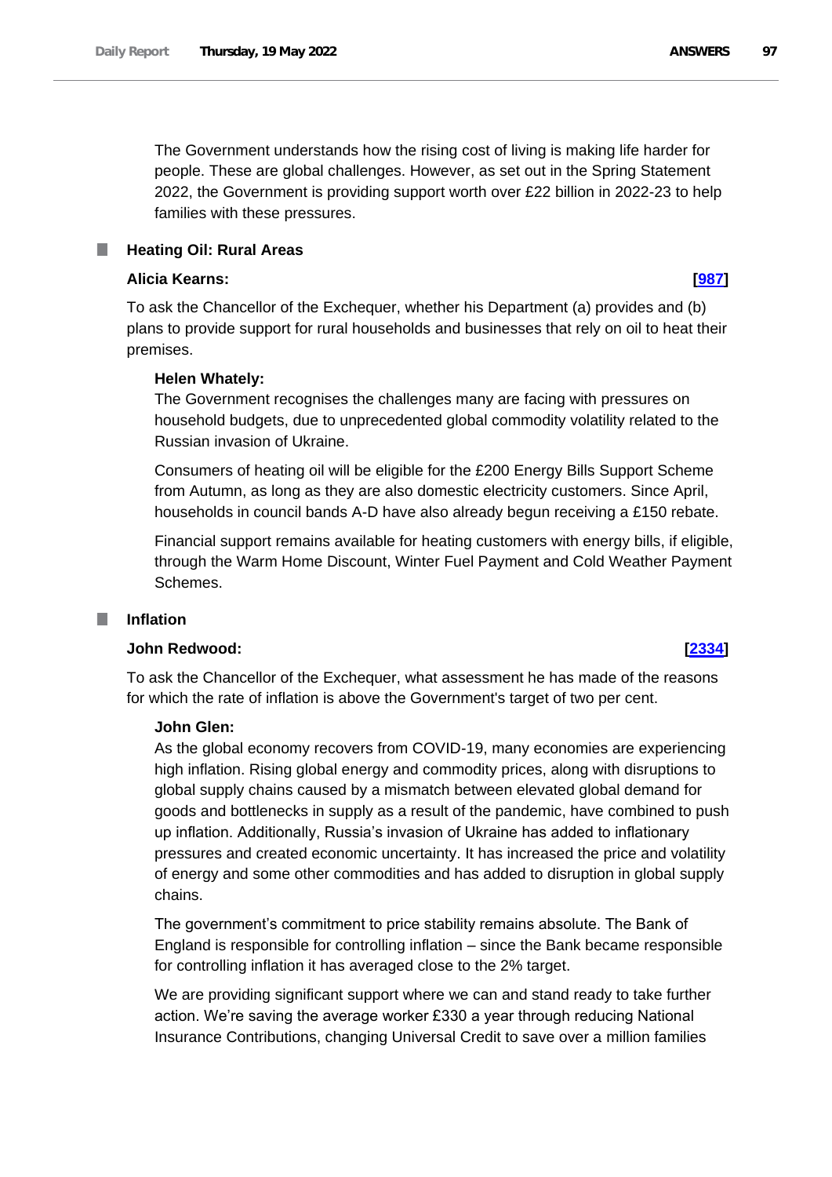The Government understands how the rising cost of living is making life harder for people. These are global challenges. However, as set out in the Spring Statement 2022, the Government is providing support worth over £22 billion in 2022-23 to help families with these pressures.

### Heating Oil: Rural Areas

**Alicia Kearns:** **[987]**

To ask the Chancellor of the Exchequer, whether his Department (a) provides and (b) plans to provide support for rural households and businesses that rely on oil to heat their premises.

**Helen Whately:**

The Government recognises the challenges many are facing with pressures on household budgets, due to unprecedented global commodity volatility related to the Russian invasion of Ukraine.

Consumers of heating oil will be eligible for the £200 Energy Bills Support Scheme from Autumn, as long as they are also domestic electricity customers. Since April, households in council bands A-D have also already begun receiving a £150 rebate.

Financial support remains available for heating customers with energy bills, if eligible, through the Warm Home Discount, Winter Fuel Payment and Cold Weather Payment Schemes.

### Inflation

**John Redwood:** **[2334]**

To ask the Chancellor of the Exchequer, what assessment he has made of the reasons for which the rate of inflation is above the Government's target of two per cent.

**John Glen:**

As the global economy recovers from COVID-19, many economies are experiencing high inflation. Rising global energy and commodity prices, along with disruptions to global supply chains caused by a mismatch between elevated global demand for goods and bottlenecks in supply as a result of the pandemic, have combined to push up inflation. Additionally, Russia's invasion of Ukraine has added to inflationary pressures and created economic uncertainty. It has increased the price and volatility of energy and some other commodities and has added to disruption in global supply chains.

The government's commitment to price stability remains absolute. The Bank of England is responsible for controlling inflation – since the Bank became responsible for controlling inflation it has averaged close to the 2% target.

We are providing significant support where we can and stand ready to take further action. We're saving the average worker £330 a year through reducing National Insurance Contributions, changing Universal Credit to save over a million families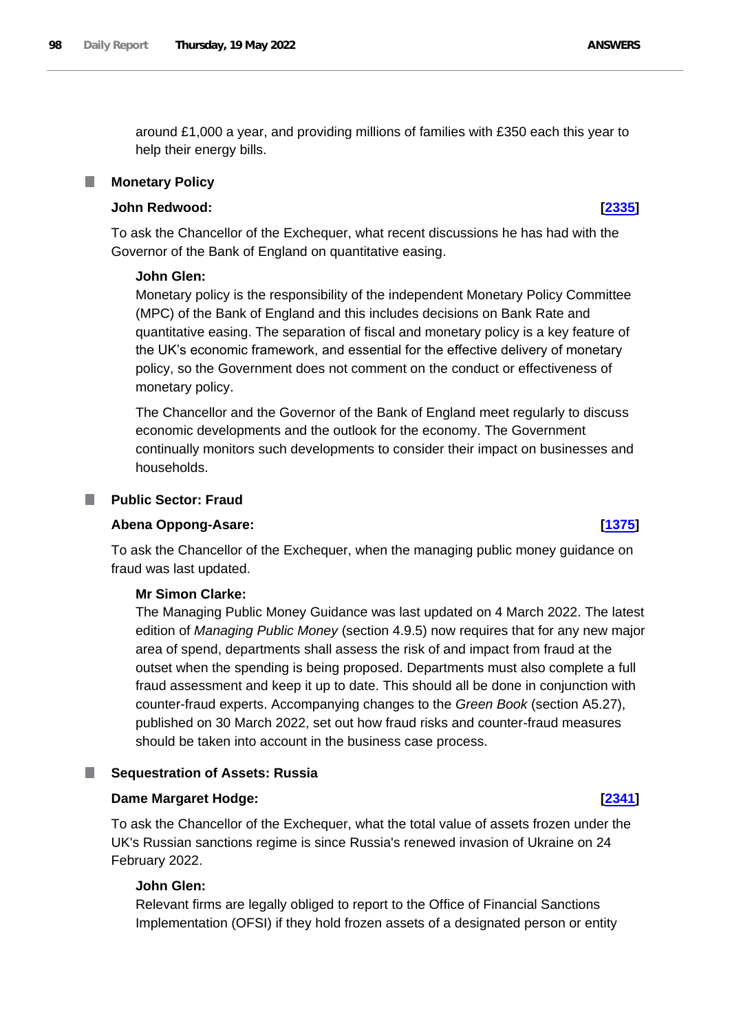around £1,000 a year, and providing millions of families with £350 each this year to help their energy bills.

### Monetary Policy

**John Redwood:** **[2335]**

To ask the Chancellor of the Exchequer, what recent discussions he has had with the Governor of the Bank of England on quantitative easing.

**John Glen:**

Monetary policy is the responsibility of the independent Monetary Policy Committee (MPC) of the Bank of England and this includes decisions on Bank Rate and quantitative easing. The separation of fiscal and monetary policy is a key feature of the UK's economic framework, and essential for the effective delivery of monetary policy, so the Government does not comment on the conduct or effectiveness of monetary policy.

The Chancellor and the Governor of the Bank of England meet regularly to discuss economic developments and the outlook for the economy. The Government continually monitors such developments to consider their impact on businesses and households.

### Public Sector: Fraud

**Abena Oppong-Asare:** **[1375]**

To ask the Chancellor of the Exchequer, when the managing public money guidance on fraud was last updated.

**Mr Simon Clarke:**

The Managing Public Money Guidance was last updated on 4 March 2022. The latest edition of *Managing Public Money* (section 4.9.5) now requires that for any new major area of spend, departments shall assess the risk of and impact from fraud at the outset when the spending is being proposed. Departments must also complete a full fraud assessment and keep it up to date. This should all be done in conjunction with counter-fraud experts. Accompanying changes to the *Green Book* (section A5.27), published on 30 March 2022, set out how fraud risks and counter-fraud measures should be taken into account in the business case process.

### Sequestration of Assets: Russia

**Dame Margaret Hodge:** **[2341]**

To ask the Chancellor of the Exchequer, what the total value of assets frozen under the UK's Russian sanctions regime is since Russia's renewed invasion of Ukraine on 24 February 2022.

**John Glen:**

Relevant firms are legally obliged to report to the Office of Financial Sanctions Implementation (OFSI) if they hold frozen assets of a designated person or entity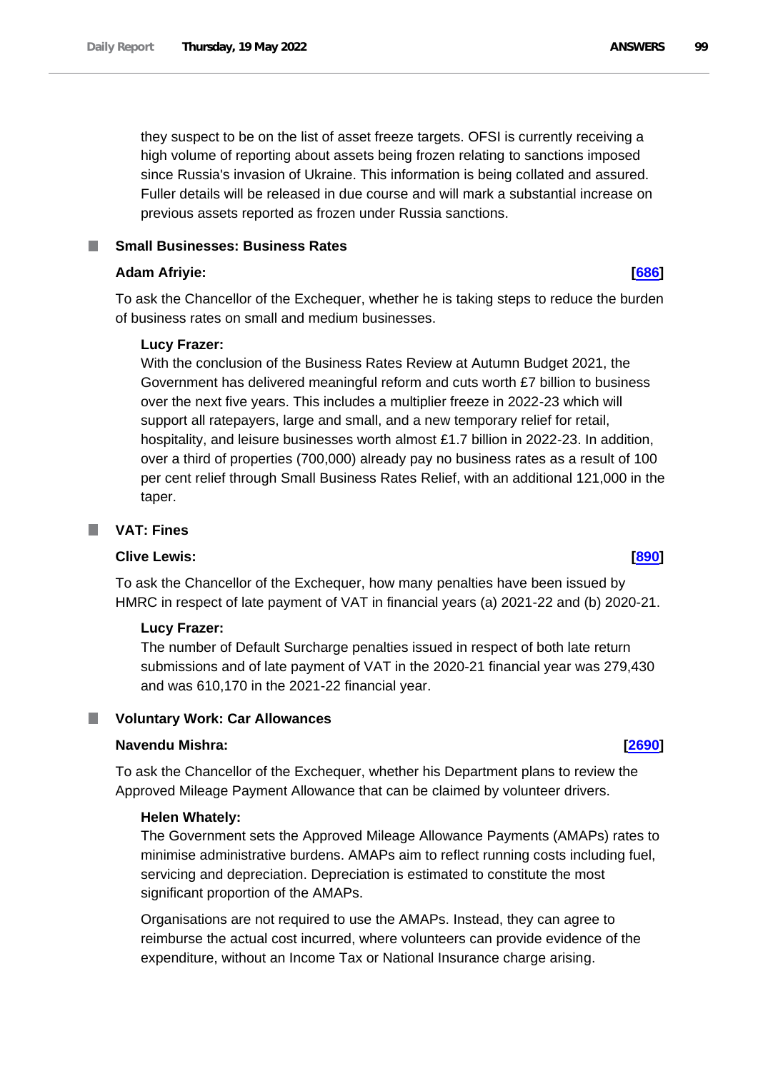they suspect to be on the list of asset freeze targets. OFSI is currently receiving a high volume of reporting about assets being frozen relating to sanctions imposed since Russia's invasion of Ukraine. This information is being collated and assured. Fuller details will be released in due course and will mark a substantial increase on previous assets reported as frozen under Russia sanctions.

## Small Businesses: Business Rates

**Adam Afriyie:** **[686]**

To ask the Chancellor of the Exchequer, whether he is taking steps to reduce the burden of business rates on small and medium businesses.

**Lucy Frazer:**

With the conclusion of the Business Rates Review at Autumn Budget 2021, the Government has delivered meaningful reform and cuts worth £7 billion to business over the next five years. This includes a multiplier freeze in 2022-23 which will support all ratepayers, large and small, and a new temporary relief for retail, hospitality, and leisure businesses worth almost £1.7 billion in 2022-23. In addition, over a third of properties (700,000) already pay no business rates as a result of 100 per cent relief through Small Business Rates Relief, with an additional 121,000 in the taper.

## VAT: Fines

**Clive Lewis:** **[890]**

To ask the Chancellor of the Exchequer, how many penalties have been issued by HMRC in respect of late payment of VAT in financial years (a) 2021-22 and (b) 2020-21.

**Lucy Frazer:**

The number of Default Surcharge penalties issued in respect of both late return submissions and of late payment of VAT in the 2020-21 financial year was 279,430 and was 610,170 in the 2021-22 financial year.

## Voluntary Work: Car Allowances

**Navendu Mishra:** **[2690]**

To ask the Chancellor of the Exchequer, whether his Department plans to review the Approved Mileage Payment Allowance that can be claimed by volunteer drivers.

**Helen Whately:**

The Government sets the Approved Mileage Allowance Payments (AMAPs) rates to minimise administrative burdens. AMAPs aim to reflect running costs including fuel, servicing and depreciation. Depreciation is estimated to constitute the most significant proportion of the AMAPs.

Organisations are not required to use the AMAPs. Instead, they can agree to reimburse the actual cost incurred, where volunteers can provide evidence of the expenditure, without an Income Tax or National Insurance charge arising.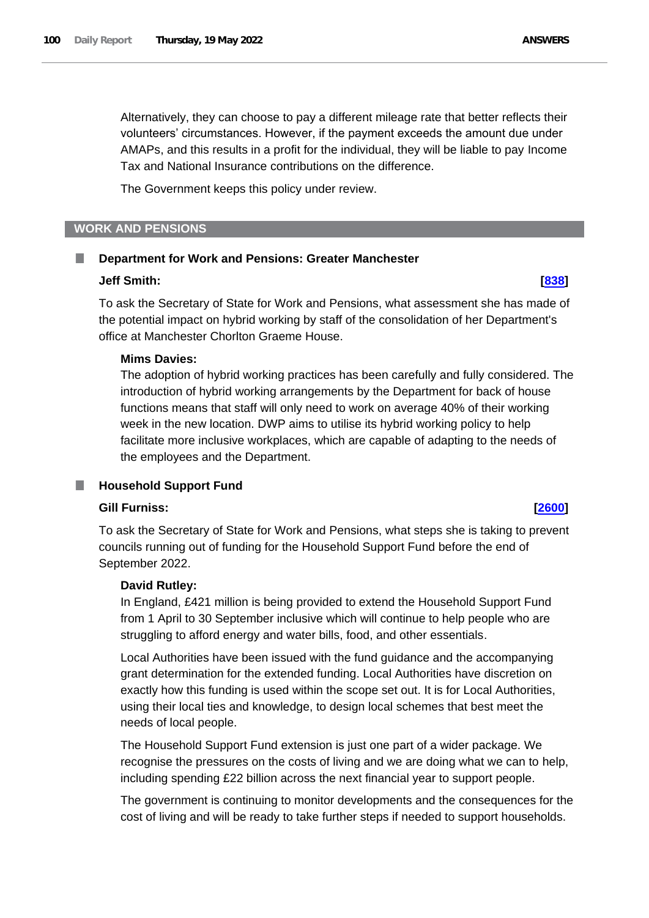Alternatively, they can choose to pay a different mileage rate that better reflects their volunteers' circumstances. However, if the payment exceeds the amount due under AMAPs, and this results in a profit for the individual, they will be liable to pay Income Tax and National Insurance contributions on the difference.

The Government keeps this policy under review.

## WORK AND PENSIONS

### Department for Work and Pensions: Greater Manchester

**Jeff Smith:** **[838]**

To ask the Secretary of State for Work and Pensions, what assessment she has made of the potential impact on hybrid working by staff of the consolidation of her Department's office at Manchester Chorlton Graeme House.

**Mims Davies:**

The adoption of hybrid working practices has been carefully and fully considered. The introduction of hybrid working arrangements by the Department for back of house functions means that staff will only need to work on average 40% of their working week in the new location. DWP aims to utilise its hybrid working policy to help facilitate more inclusive workplaces, which are capable of adapting to the needs of the employees and the Department.

### Household Support Fund

**Gill Furniss:** **[2600]**

To ask the Secretary of State for Work and Pensions, what steps she is taking to prevent councils running out of funding for the Household Support Fund before the end of September 2022.

**David Rutley:**

In England, £421 million is being provided to extend the Household Support Fund from 1 April to 30 September inclusive which will continue to help people who are struggling to afford energy and water bills, food, and other essentials.

Local Authorities have been issued with the fund guidance and the accompanying grant determination for the extended funding. Local Authorities have discretion on exactly how this funding is used within the scope set out. It is for Local Authorities, using their local ties and knowledge, to design local schemes that best meet the needs of local people.

The Household Support Fund extension is just one part of a wider package. We recognise the pressures on the costs of living and we are doing what we can to help, including spending £22 billion across the next financial year to support people.

The government is continuing to monitor developments and the consequences for the cost of living and will be ready to take further steps if needed to support households.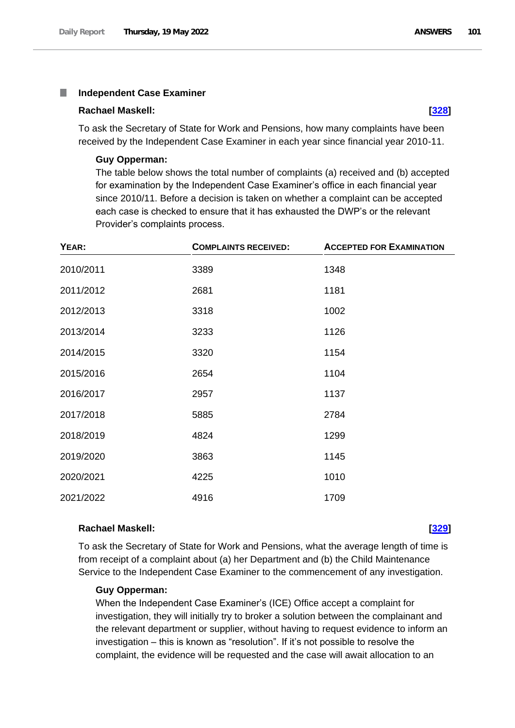### Independent Case Examiner

**Rachael Maskell:** **[328]**

To ask the Secretary of State for Work and Pensions, how many complaints have been received by the Independent Case Examiner in each year since financial year 2010-11.

**Guy Opperman:**

The table below shows the total number of complaints (a) received and (b) accepted for examination by the Independent Case Examiner's office in each financial year since 2010/11. Before a decision is taken on whether a complaint can be accepted each case is checked to ensure that it has exhausted the DWP's or the relevant Provider's complaints process.

| YEAR: | COMPLAINTS RECEIVED: | ACCEPTED FOR EXAMINATION |
|---|---|---|
| 2010/2011 | 3389 | 1348 |
| 2011/2012 | 2681 | 1181 |
| 2012/2013 | 3318 | 1002 |
| 2013/2014 | 3233 | 1126 |
| 2014/2015 | 3320 | 1154 |
| 2015/2016 | 2654 | 1104 |
| 2016/2017 | 2957 | 1137 |
| 2017/2018 | 5885 | 2784 |
| 2018/2019 | 4824 | 1299 |
| 2019/2020 | 3863 | 1145 |
| 2020/2021 | 4225 | 1010 |
| 2021/2022 | 4916 | 1709 |

**Rachael Maskell:** **[329]**

To ask the Secretary of State for Work and Pensions, what the average length of time is from receipt of a complaint about (a) her Department and (b) the Child Maintenance Service to the Independent Case Examiner to the commencement of any investigation.

**Guy Opperman:**

When the Independent Case Examiner's (ICE) Office accept a complaint for investigation, they will initially try to broker a solution between the complainant and the relevant department or supplier, without having to request evidence to inform an investigation – this is known as "resolution". If it's not possible to resolve the complaint, the evidence will be requested and the case will await allocation to an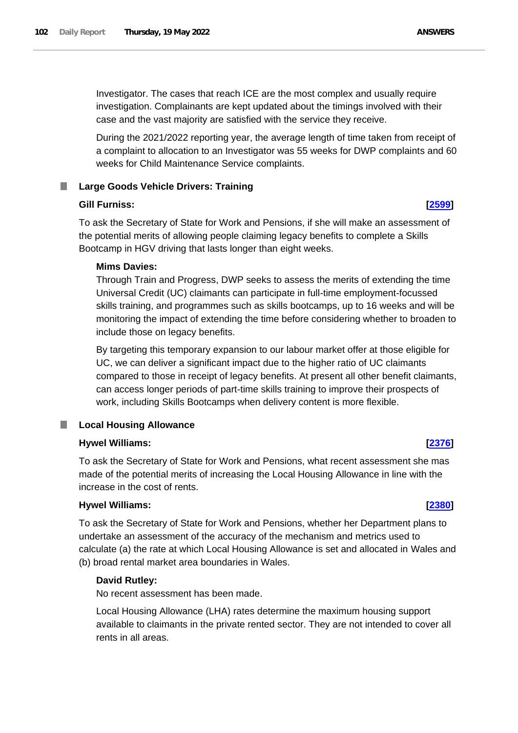Investigator. The cases that reach ICE are the most complex and usually require investigation. Complainants are kept updated about the timings involved with their case and the vast majority are satisfied with the service they receive.

During the 2021/2022 reporting year, the average length of time taken from receipt of a complaint to allocation to an Investigator was 55 weeks for DWP complaints and 60 weeks for Child Maintenance Service complaints.

## Large Goods Vehicle Drivers: Training

**Gill Furniss:** **[2599]**

To ask the Secretary of State for Work and Pensions, if she will make an assessment of the potential merits of allowing people claiming legacy benefits to complete a Skills Bootcamp in HGV driving that lasts longer than eight weeks.

**Mims Davies:**

Through Train and Progress, DWP seeks to assess the merits of extending the time Universal Credit (UC) claimants can participate in full-time employment-focussed skills training, and programmes such as skills bootcamps, up to 16 weeks and will be monitoring the impact of extending the time before considering whether to broaden to include those on legacy benefits.

By targeting this temporary expansion to our labour market offer at those eligible for UC, we can deliver a significant impact due to the higher ratio of UC claimants compared to those in receipt of legacy benefits. At present all other benefit claimants, can access longer periods of part-time skills training to improve their prospects of work, including Skills Bootcamps when delivery content is more flexible.

## Local Housing Allowance

**Hywel Williams:** **[2376]**

To ask the Secretary of State for Work and Pensions, what recent assessment she mas made of the potential merits of increasing the Local Housing Allowance in line with the increase in the cost of rents.

**Hywel Williams:** **[2380]**

To ask the Secretary of State for Work and Pensions, whether her Department plans to undertake an assessment of the accuracy of the mechanism and metrics used to calculate (a) the rate at which Local Housing Allowance is set and allocated in Wales and (b) broad rental market area boundaries in Wales.

**David Rutley:**

No recent assessment has been made.

Local Housing Allowance (LHA) rates determine the maximum housing support available to claimants in the private rented sector. They are not intended to cover all rents in all areas.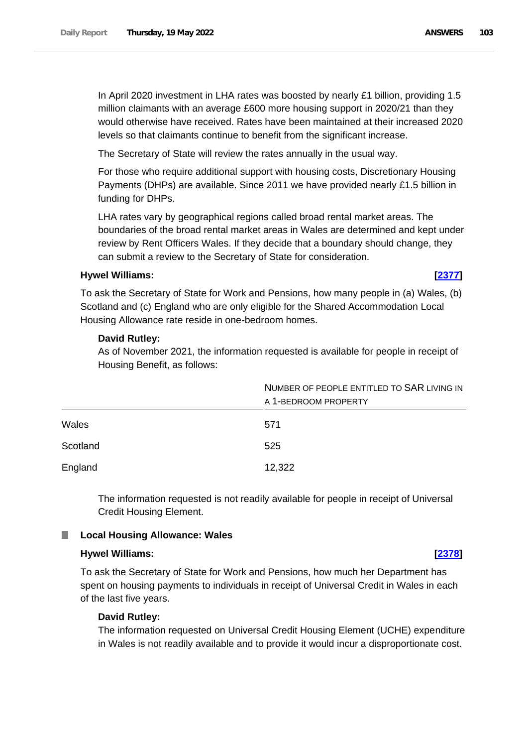In April 2020 investment in LHA rates was boosted by nearly £1 billion, providing 1.5 million claimants with an average £600 more housing support in 2020/21 than they would otherwise have received. Rates have been maintained at their increased 2020 levels so that claimants continue to benefit from the significant increase.

The Secretary of State will review the rates annually in the usual way.

For those who require additional support with housing costs, Discretionary Housing Payments (DHPs) are available. Since 2011 we have provided nearly £1.5 billion in funding for DHPs.

LHA rates vary by geographical regions called broad rental market areas. The boundaries of the broad rental market areas in Wales are determined and kept under review by Rent Officers Wales. If they decide that a boundary should change, they can submit a review to the Secretary of State for consideration.

**Hywel Williams:** **[2377]**

To ask the Secretary of State for Work and Pensions, how many people in (a) Wales, (b) Scotland and (c) England who are only eligible for the Shared Accommodation Local Housing Allowance rate reside in one-bedroom homes.

**David Rutley:**

As of November 2021, the information requested is available for people in receipt of Housing Benefit, as follows:

| | Number of people entitled to SAR living in a 1-bedroom property |
|---|---|
| Wales | 571 |
| Scotland | 525 |
| England | 12,322 |

The information requested is not readily available for people in receipt of Universal Credit Housing Element.

### Local Housing Allowance: Wales

**Hywel Williams:** **[2378]**

To ask the Secretary of State for Work and Pensions, how much her Department has spent on housing payments to individuals in receipt of Universal Credit in Wales in each of the last five years.

**David Rutley:**

The information requested on Universal Credit Housing Element (UCHE) expenditure in Wales is not readily available and to provide it would incur a disproportionate cost.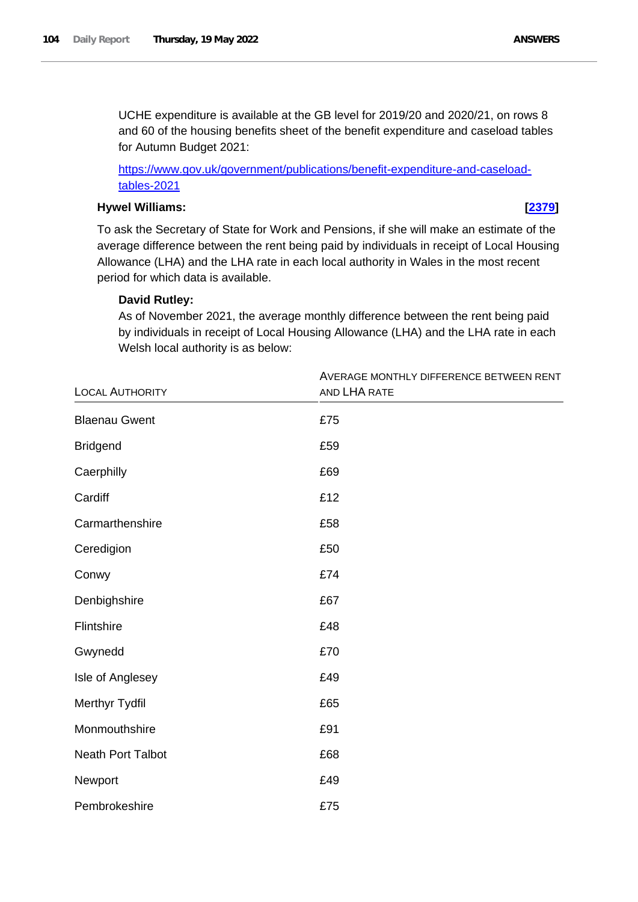UCHE expenditure is available at the GB level for 2019/20 and 2020/21, on rows 8 and 60 of the housing benefits sheet of the benefit expenditure and caseload tables for Autumn Budget 2021:

[https://www.gov.uk/government/publications/benefit-expenditure-and-caseload-tables-2021](https://www.gov.uk/government/publications/benefit-expenditure-and-caseload-tables-2021)

**Hywel Williams:** **[2379]**

To ask the Secretary of State for Work and Pensions, if she will make an estimate of the average difference between the rent being paid by individuals in receipt of Local Housing Allowance (LHA) and the LHA rate in each local authority in Wales in the most recent period for which data is available.

**David Rutley:**

As of November 2021, the average monthly difference between the rent being paid by individuals in receipt of Local Housing Allowance (LHA) and the LHA rate in each Welsh local authority is as below:

| Local Authority | Average monthly difference between rent and LHA rate |
|---|---|
| Blaenau Gwent | £75 |
| Bridgend | £59 |
| Caerphilly | £69 |
| Cardiff | £12 |
| Carmarthenshire | £58 |
| Ceredigion | £50 |
| Conwy | £74 |
| Denbighshire | £67 |
| Flintshire | £48 |
| Gwynedd | £70 |
| Isle of Anglesey | £49 |
| Merthyr Tydfil | £65 |
| Monmouthshire | £91 |
| Neath Port Talbot | £68 |
| Newport | £49 |
| Pembrokeshire | £75 |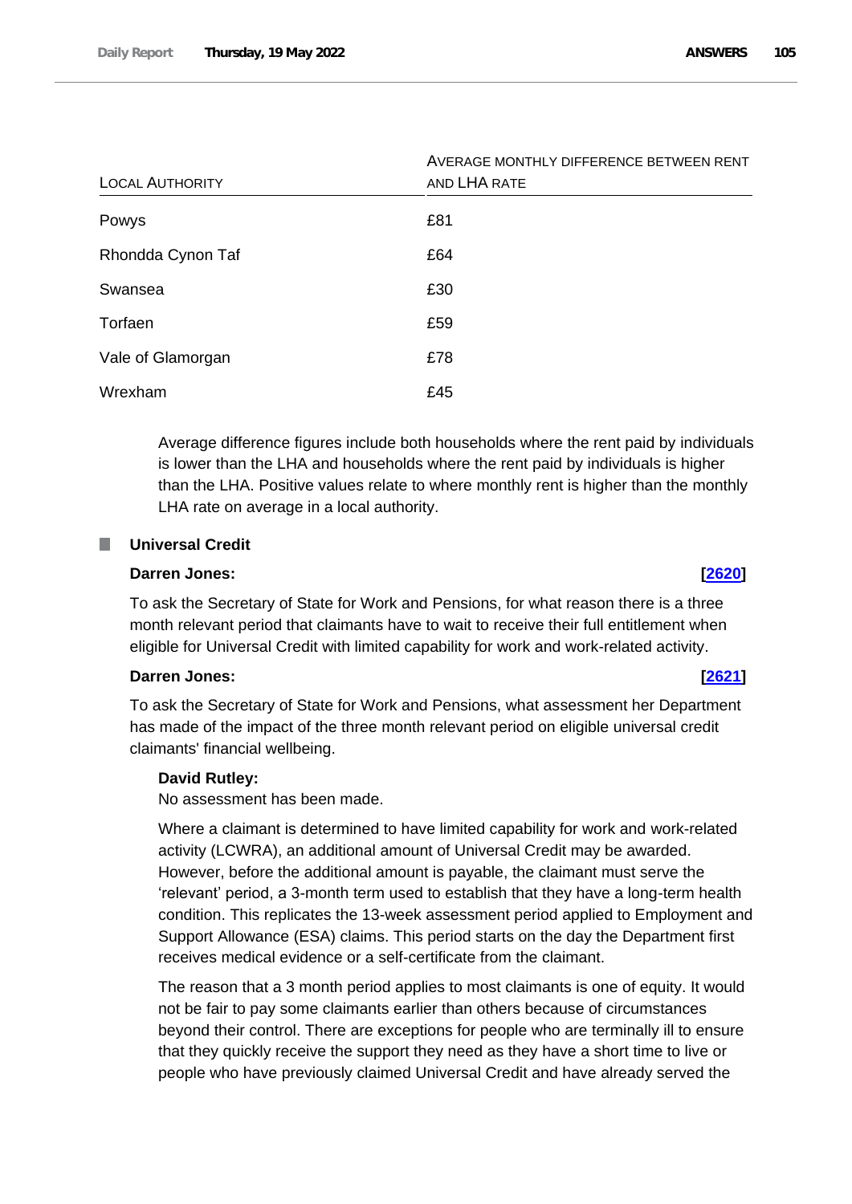| Local Authority | Average monthly difference between rent and LHA rate |
| --- | --- |
| Powys | £81 |
| Rhondda Cynon Taf | £64 |
| Swansea | £30 |
| Torfaen | £59 |
| Vale of Glamorgan | £78 |
| Wrexham | £45 |

Average difference figures include both households where the rent paid by individuals is lower than the LHA and households where the rent paid by individuals is higher than the LHA. Positive values relate to where monthly rent is higher than the monthly LHA rate on average in a local authority.

### Universal Credit

**Darren Jones:** **[2620]**

To ask the Secretary of State for Work and Pensions, for what reason there is a three month relevant period that claimants have to wait to receive their full entitlement when eligible for Universal Credit with limited capability for work and work-related activity.

**Darren Jones:** **[2621]**

To ask the Secretary of State for Work and Pensions, what assessment her Department has made of the impact of the three month relevant period on eligible universal credit claimants' financial wellbeing.

**David Rutley:**

No assessment has been made.

Where a claimant is determined to have limited capability for work and work-related activity (LCWRA), an additional amount of Universal Credit may be awarded. However, before the additional amount is payable, the claimant must serve the 'relevant' period, a 3-month term used to establish that they have a long-term health condition. This replicates the 13-week assessment period applied to Employment and Support Allowance (ESA) claims. This period starts on the day the Department first receives medical evidence or a self-certificate from the claimant.

The reason that a 3 month period applies to most claimants is one of equity. It would not be fair to pay some claimants earlier than others because of circumstances beyond their control. There are exceptions for people who are terminally ill to ensure that they quickly receive the support they need as they have a short time to live or people who have previously claimed Universal Credit and have already served the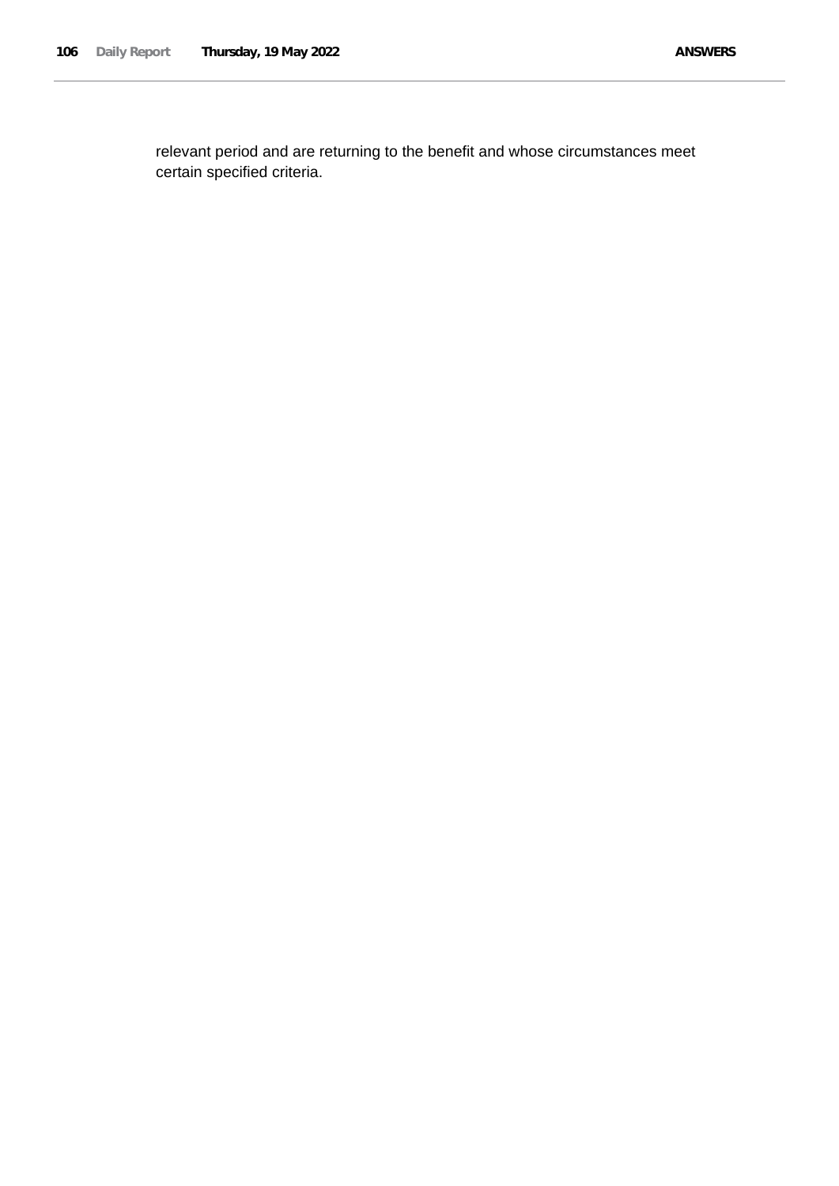relevant period and are returning to the benefit and whose circumstances meet certain specified criteria.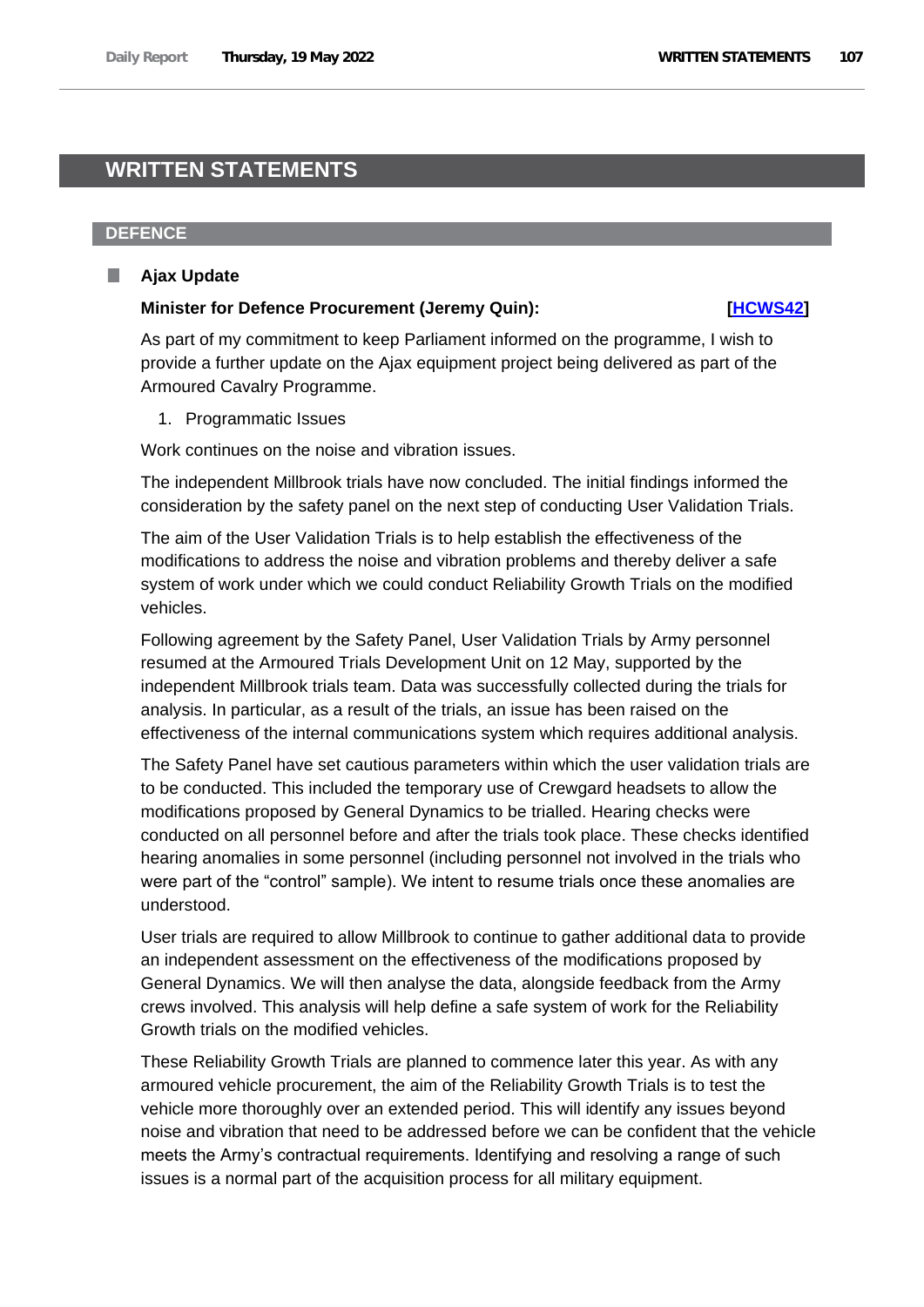# WRITTEN STATEMENTS

## DEFENCE

### Ajax Update

**Minister for Defence Procurement (Jeremy Quin):** **[HCWS42]**

As part of my commitment to keep Parliament informed on the programme, I wish to provide a further update on the Ajax equipment project being delivered as part of the Armoured Cavalry Programme.

1. Programmatic Issues

Work continues on the noise and vibration issues.

The independent Millbrook trials have now concluded. The initial findings informed the consideration by the safety panel on the next step of conducting User Validation Trials.

The aim of the User Validation Trials is to help establish the effectiveness of the modifications to address the noise and vibration problems and thereby deliver a safe system of work under which we could conduct Reliability Growth Trials on the modified vehicles.

Following agreement by the Safety Panel, User Validation Trials by Army personnel resumed at the Armoured Trials Development Unit on 12 May, supported by the independent Millbrook trials team. Data was successfully collected during the trials for analysis. In particular, as a result of the trials, an issue has been raised on the effectiveness of the internal communications system which requires additional analysis.

The Safety Panel have set cautious parameters within which the user validation trials are to be conducted. This included the temporary use of Crewgard headsets to allow the modifications proposed by General Dynamics to be trialled. Hearing checks were conducted on all personnel before and after the trials took place. These checks identified hearing anomalies in some personnel (including personnel not involved in the trials who were part of the "control" sample). We intent to resume trials once these anomalies are understood.

User trials are required to allow Millbrook to continue to gather additional data to provide an independent assessment on the effectiveness of the modifications proposed by General Dynamics. We will then analyse the data, alongside feedback from the Army crews involved. This analysis will help define a safe system of work for the Reliability Growth trials on the modified vehicles.

These Reliability Growth Trials are planned to commence later this year. As with any armoured vehicle procurement, the aim of the Reliability Growth Trials is to test the vehicle more thoroughly over an extended period. This will identify any issues beyond noise and vibration that need to be addressed before we can be confident that the vehicle meets the Army's contractual requirements. Identifying and resolving a range of such issues is a normal part of the acquisition process for all military equipment.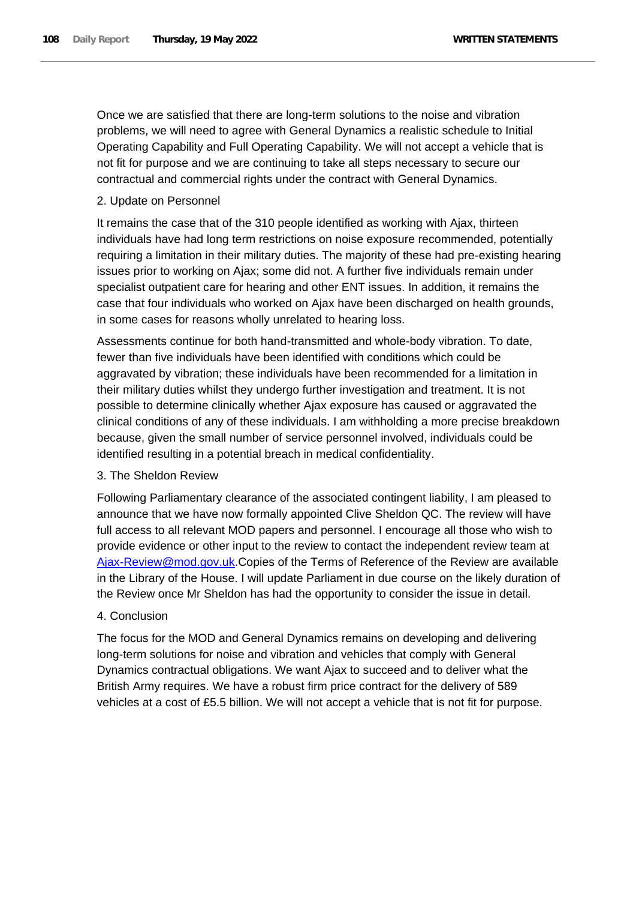Once we are satisfied that there are long-term solutions to the noise and vibration problems, we will need to agree with General Dynamics a realistic schedule to Initial Operating Capability and Full Operating Capability. We will not accept a vehicle that is not fit for purpose and we are continuing to take all steps necessary to secure our contractual and commercial rights under the contract with General Dynamics.

2. Update on Personnel

It remains the case that of the 310 people identified as working with Ajax, thirteen individuals have had long term restrictions on noise exposure recommended, potentially requiring a limitation in their military duties. The majority of these had pre-existing hearing issues prior to working on Ajax; some did not. A further five individuals remain under specialist outpatient care for hearing and other ENT issues. In addition, it remains the case that four individuals who worked on Ajax have been discharged on health grounds, in some cases for reasons wholly unrelated to hearing loss.

Assessments continue for both hand-transmitted and whole-body vibration. To date, fewer than five individuals have been identified with conditions which could be aggravated by vibration; these individuals have been recommended for a limitation in their military duties whilst they undergo further investigation and treatment. It is not possible to determine clinically whether Ajax exposure has caused or aggravated the clinical conditions of any of these individuals. I am withholding a more precise breakdown because, given the small number of service personnel involved, individuals could be identified resulting in a potential breach in medical confidentiality.

3. The Sheldon Review

Following Parliamentary clearance of the associated contingent liability, I am pleased to announce that we have now formally appointed Clive Sheldon QC. The review will have full access to all relevant MOD papers and personnel. I encourage all those who wish to provide evidence or other input to the review to contact the independent review team at Ajax-Review@mod.gov.uk.Copies of the Terms of Reference of the Review are available in the Library of the House. I will update Parliament in due course on the likely duration of the Review once Mr Sheldon has had the opportunity to consider the issue in detail.

4. Conclusion

The focus for the MOD and General Dynamics remains on developing and delivering long-term solutions for noise and vibration and vehicles that comply with General Dynamics contractual obligations. We want Ajax to succeed and to deliver what the British Army requires. We have a robust firm price contract for the delivery of 589 vehicles at a cost of £5.5 billion. We will not accept a vehicle that is not fit for purpose.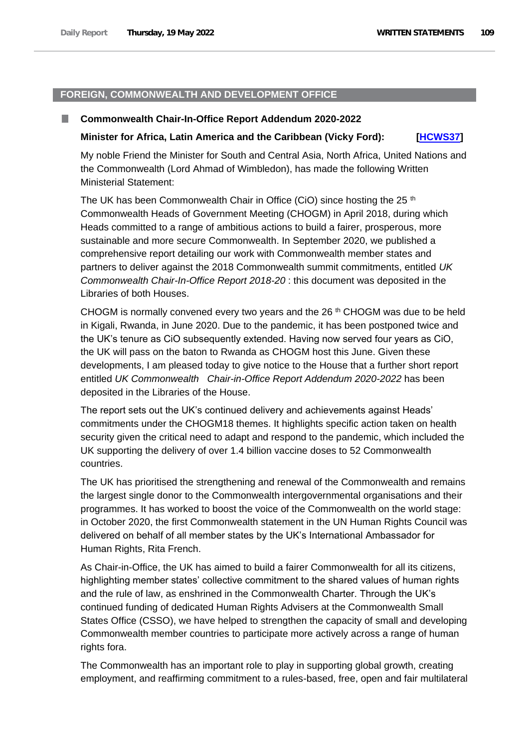## FOREIGN, COMMONWEALTH AND DEVELOPMENT OFFICE

### Commonwealth Chair-In-Office Report Addendum 2020-2022

**Minister for Africa, Latin America and the Caribbean (Vicky Ford): [HCWS37]**

My noble Friend the Minister for South and Central Asia, North Africa, United Nations and the Commonwealth (Lord Ahmad of Wimbledon), has made the following Written Ministerial Statement:

The UK has been Commonwealth Chair in Office (CiO) since hosting the 25th Commonwealth Heads of Government Meeting (CHOGM) in April 2018, during which Heads committed to a range of ambitious actions to build a fairer, prosperous, more sustainable and more secure Commonwealth. In September 2020, we published a comprehensive report detailing our work with Commonwealth member states and partners to deliver against the 2018 Commonwealth summit commitments, entitled *UK Commonwealth Chair-In-Office Report 2018-20* : this document was deposited in the Libraries of both Houses.

CHOGM is normally convened every two years and the 26th CHOGM was due to be held in Kigali, Rwanda, in June 2020. Due to the pandemic, it has been postponed twice and the UK's tenure as CiO subsequently extended. Having now served four years as CiO, the UK will pass on the baton to Rwanda as CHOGM host this June. Given these developments, I am pleased today to give notice to the House that a further short report entitled *UK Commonwealth Chair-in-Office Report Addendum 2020-2022* has been deposited in the Libraries of the House.

The report sets out the UK's continued delivery and achievements against Heads' commitments under the CHOGM18 themes. It highlights specific action taken on health security given the critical need to adapt and respond to the pandemic, which included the UK supporting the delivery of over 1.4 billion vaccine doses to 52 Commonwealth countries.

The UK has prioritised the strengthening and renewal of the Commonwealth and remains the largest single donor to the Commonwealth intergovernmental organisations and their programmes. It has worked to boost the voice of the Commonwealth on the world stage: in October 2020, the first Commonwealth statement in the UN Human Rights Council was delivered on behalf of all member states by the UK's International Ambassador for Human Rights, Rita French.

As Chair-in-Office, the UK has aimed to build a fairer Commonwealth for all its citizens, highlighting member states' collective commitment to the shared values of human rights and the rule of law, as enshrined in the Commonwealth Charter. Through the UK's continued funding of dedicated Human Rights Advisers at the Commonwealth Small States Office (CSSO), we have helped to strengthen the capacity of small and developing Commonwealth member countries to participate more actively across a range of human rights fora.

The Commonwealth has an important role to play in supporting global growth, creating employment, and reaffirming commitment to a rules-based, free, open and fair multilateral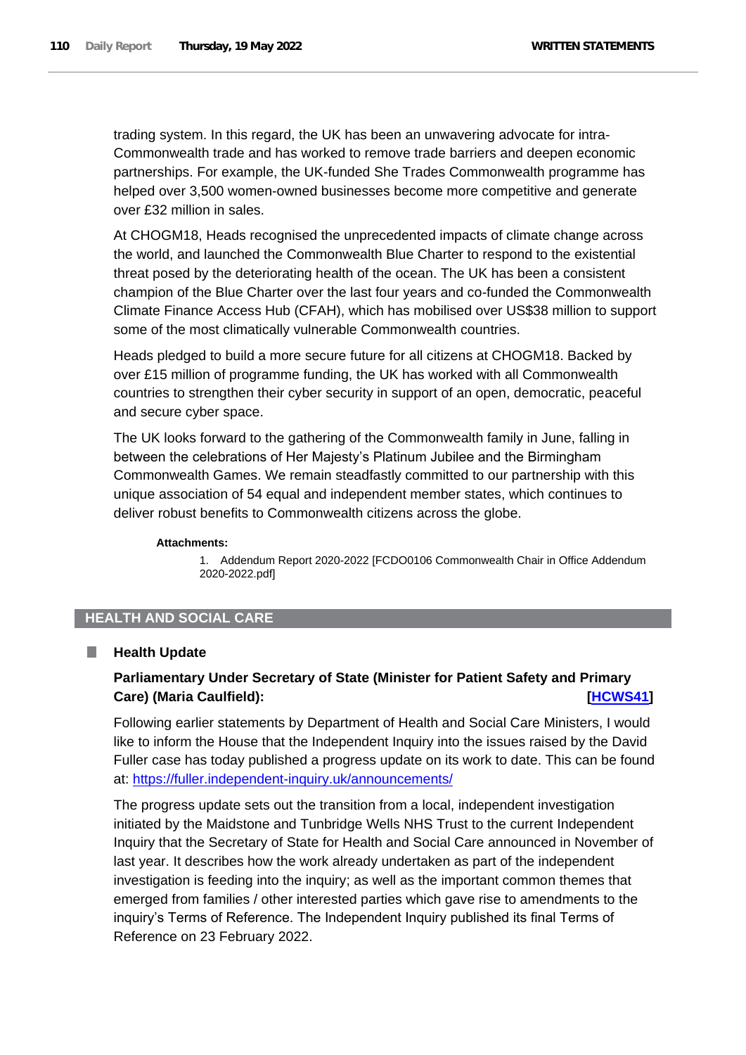trading system. In this regard, the UK has been an unwavering advocate for intra-Commonwealth trade and has worked to remove trade barriers and deepen economic partnerships. For example, the UK-funded She Trades Commonwealth programme has helped over 3,500 women-owned businesses become more competitive and generate over £32 million in sales.

At CHOGM18, Heads recognised the unprecedented impacts of climate change across the world, and launched the Commonwealth Blue Charter to respond to the existential threat posed by the deteriorating health of the ocean. The UK has been a consistent champion of the Blue Charter over the last four years and co-funded the Commonwealth Climate Finance Access Hub (CFAH), which has mobilised over US$38 million to support some of the most climatically vulnerable Commonwealth countries.

Heads pledged to build a more secure future for all citizens at CHOGM18. Backed by over £15 million of programme funding, the UK has worked with all Commonwealth countries to strengthen their cyber security in support of an open, democratic, peaceful and secure cyber space.

The UK looks forward to the gathering of the Commonwealth family in June, falling in between the celebrations of Her Majesty's Platinum Jubilee and the Birmingham Commonwealth Games. We remain steadfastly committed to our partnership with this unique association of 54 equal and independent member states, which continues to deliver robust benefits to Commonwealth citizens across the globe.

**Attachments:**

1. Addendum Report 2020-2022 [FCDO0106 Commonwealth Chair in Office Addendum 2020-2022.pdf]

## HEALTH AND SOCIAL CARE

### Health Update

**Parliamentary Under Secretary of State (Minister for Patient Safety and Primary Care) (Maria Caulfield): [HCWS41]**

Following earlier statements by Department of Health and Social Care Ministers, I would like to inform the House that the Independent Inquiry into the issues raised by the David Fuller case has today published a progress update on its work to date. This can be found at: https://fuller.independent-inquiry.uk/announcements/

The progress update sets out the transition from a local, independent investigation initiated by the Maidstone and Tunbridge Wells NHS Trust to the current Independent Inquiry that the Secretary of State for Health and Social Care announced in November of last year. It describes how the work already undertaken as part of the independent investigation is feeding into the inquiry; as well as the important common themes that emerged from families / other interested parties which gave rise to amendments to the inquiry's Terms of Reference. The Independent Inquiry published its final Terms of Reference on 23 February 2022.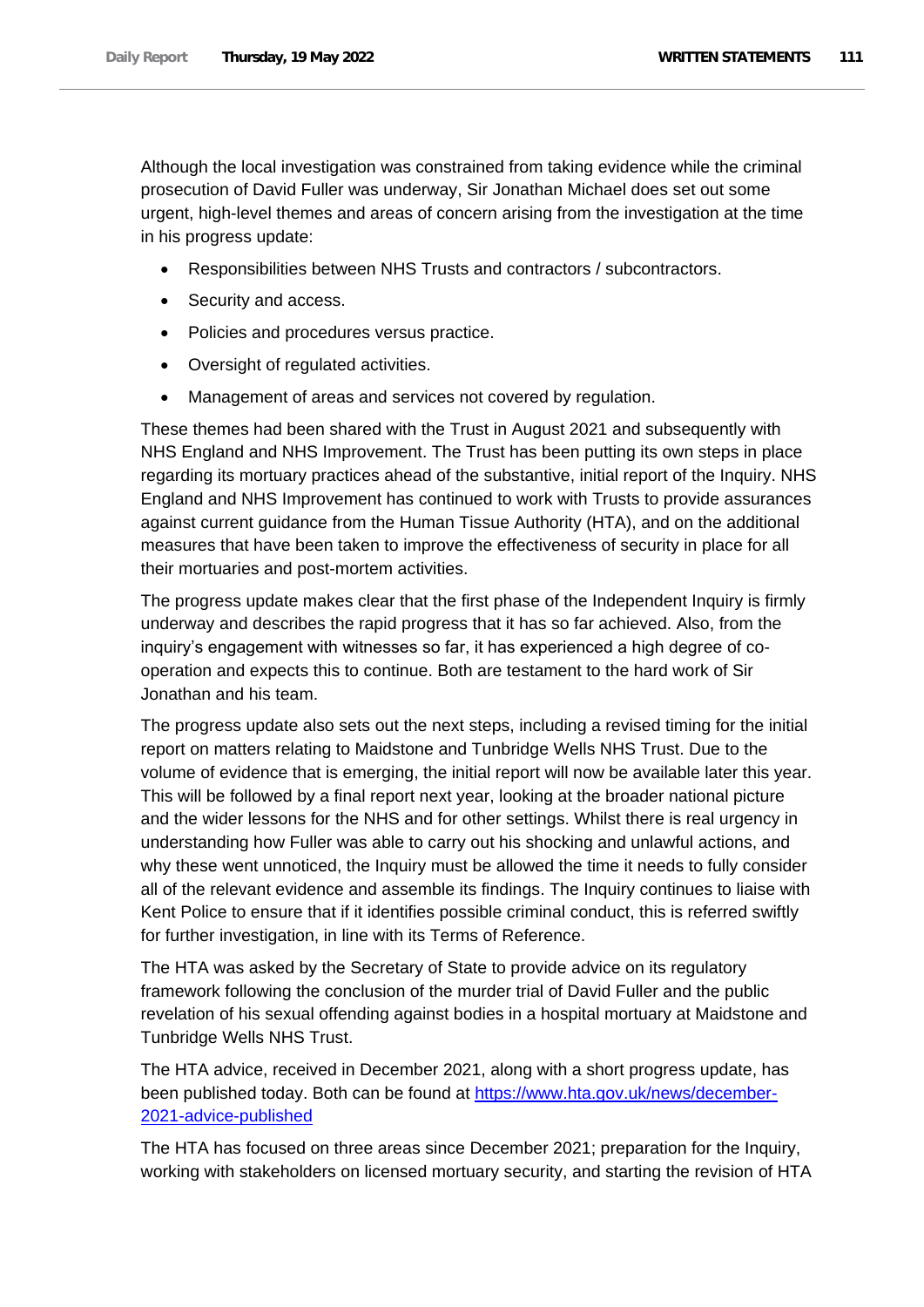Although the local investigation was constrained from taking evidence while the criminal prosecution of David Fuller was underway, Sir Jonathan Michael does set out some urgent, high-level themes and areas of concern arising from the investigation at the time in his progress update:

- Responsibilities between NHS Trusts and contractors / subcontractors.
- Security and access.
- Policies and procedures versus practice.
- Oversight of regulated activities.
- Management of areas and services not covered by regulation.

These themes had been shared with the Trust in August 2021 and subsequently with NHS England and NHS Improvement. The Trust has been putting its own steps in place regarding its mortuary practices ahead of the substantive, initial report of the Inquiry. NHS England and NHS Improvement has continued to work with Trusts to provide assurances against current guidance from the Human Tissue Authority (HTA), and on the additional measures that have been taken to improve the effectiveness of security in place for all their mortuaries and post-mortem activities.

The progress update makes clear that the first phase of the Independent Inquiry is firmly underway and describes the rapid progress that it has so far achieved. Also, from the inquiry's engagement with witnesses so far, it has experienced a high degree of co-operation and expects this to continue. Both are testament to the hard work of Sir Jonathan and his team.

The progress update also sets out the next steps, including a revised timing for the initial report on matters relating to Maidstone and Tunbridge Wells NHS Trust. Due to the volume of evidence that is emerging, the initial report will now be available later this year. This will be followed by a final report next year, looking at the broader national picture and the wider lessons for the NHS and for other settings. Whilst there is real urgency in understanding how Fuller was able to carry out his shocking and unlawful actions, and why these went unnoticed, the Inquiry must be allowed the time it needs to fully consider all of the relevant evidence and assemble its findings. The Inquiry continues to liaise with Kent Police to ensure that if it identifies possible criminal conduct, this is referred swiftly for further investigation, in line with its Terms of Reference.

The HTA was asked by the Secretary of State to provide advice on its regulatory framework following the conclusion of the murder trial of David Fuller and the public revelation of his sexual offending against bodies in a hospital mortuary at Maidstone and Tunbridge Wells NHS Trust.

The HTA advice, received in December 2021, along with a short progress update, has been published today. Both can be found at [https://www.hta.gov.uk/news/december-2021-advice-published](https://www.hta.gov.uk/news/december-2021-advice-published)

The HTA has focused on three areas since December 2021; preparation for the Inquiry, working with stakeholders on licensed mortuary security, and starting the revision of HTA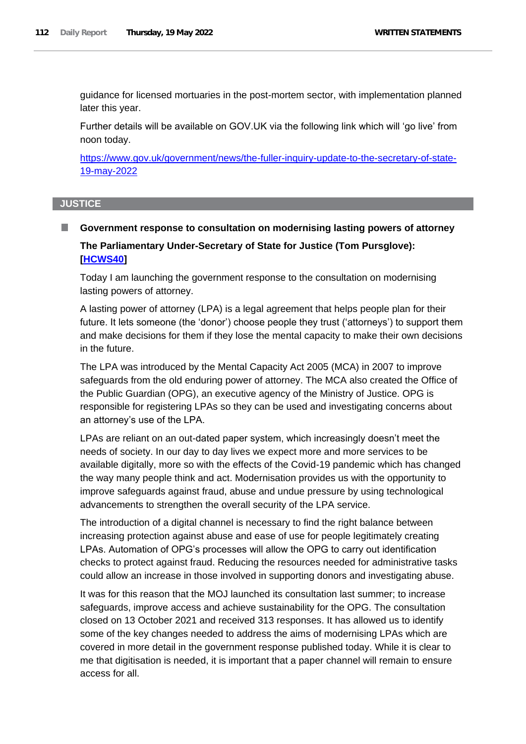guidance for licensed mortuaries in the post-mortem sector, with implementation planned later this year.

Further details will be available on GOV.UK via the following link which will 'go live' from noon today.

https://www.gov.uk/government/news/the-fuller-inquiry-update-to-the-secretary-of-state-19-may-2022

## JUSTICE

### Government response to consultation on modernising lasting powers of attorney

**The Parliamentary Under-Secretary of State for Justice (Tom Pursglove): [HCWS40]**

Today I am launching the government response to the consultation on modernising lasting powers of attorney.

A lasting power of attorney (LPA) is a legal agreement that helps people plan for their future. It lets someone (the 'donor') choose people they trust ('attorneys') to support them and make decisions for them if they lose the mental capacity to make their own decisions in the future.

The LPA was introduced by the Mental Capacity Act 2005 (MCA) in 2007 to improve safeguards from the old enduring power of attorney. The MCA also created the Office of the Public Guardian (OPG), an executive agency of the Ministry of Justice. OPG is responsible for registering LPAs so they can be used and investigating concerns about an attorney's use of the LPA.

LPAs are reliant on an out-dated paper system, which increasingly doesn't meet the needs of society. In our day to day lives we expect more and more services to be available digitally, more so with the effects of the Covid-19 pandemic which has changed the way many people think and act. Modernisation provides us with the opportunity to improve safeguards against fraud, abuse and undue pressure by using technological advancements to strengthen the overall security of the LPA service.

The introduction of a digital channel is necessary to find the right balance between increasing protection against abuse and ease of use for people legitimately creating LPAs. Automation of OPG's processes will allow the OPG to carry out identification checks to protect against fraud. Reducing the resources needed for administrative tasks could allow an increase in those involved in supporting donors and investigating abuse.

It was for this reason that the MOJ launched its consultation last summer; to increase safeguards, improve access and achieve sustainability for the OPG. The consultation closed on 13 October 2021 and received 313 responses. It has allowed us to identify some of the key changes needed to address the aims of modernising LPAs which are covered in more detail in the government response published today. While it is clear to me that digitisation is needed, it is important that a paper channel will remain to ensure access for all.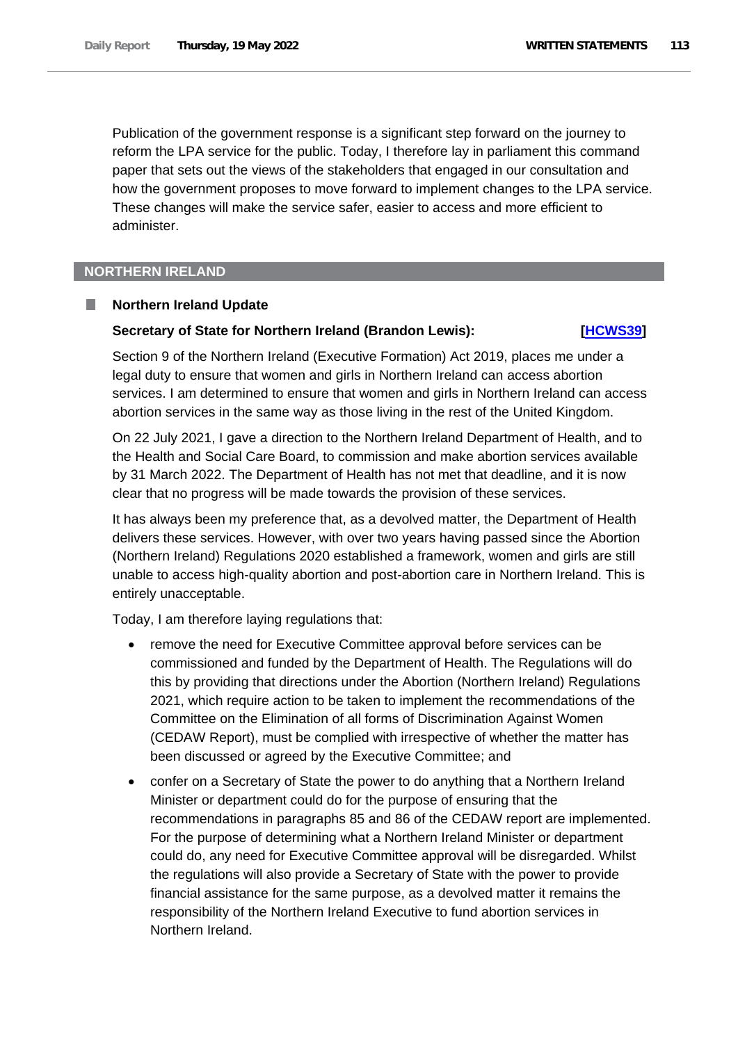Publication of the government response is a significant step forward on the journey to reform the LPA service for the public. Today, I therefore lay in parliament this command paper that sets out the views of the stakeholders that engaged in our consultation and how the government proposes to move forward to implement changes to the LPA service. These changes will make the service safer, easier to access and more efficient to administer.

## NORTHERN IRELAND

### Northern Ireland Update

**Secretary of State for Northern Ireland (Brandon Lewis):** **[HCWS39]**

Section 9 of the Northern Ireland (Executive Formation) Act 2019, places me under a legal duty to ensure that women and girls in Northern Ireland can access abortion services. I am determined to ensure that women and girls in Northern Ireland can access abortion services in the same way as those living in the rest of the United Kingdom.

On 22 July 2021, I gave a direction to the Northern Ireland Department of Health, and to the Health and Social Care Board, to commission and make abortion services available by 31 March 2022. The Department of Health has not met that deadline, and it is now clear that no progress will be made towards the provision of these services.

It has always been my preference that, as a devolved matter, the Department of Health delivers these services. However, with over two years having passed since the Abortion (Northern Ireland) Regulations 2020 established a framework, women and girls are still unable to access high-quality abortion and post-abortion care in Northern Ireland. This is entirely unacceptable.

Today, I am therefore laying regulations that:

- remove the need for Executive Committee approval before services can be commissioned and funded by the Department of Health. The Regulations will do this by providing that directions under the Abortion (Northern Ireland) Regulations 2021, which require action to be taken to implement the recommendations of the Committee on the Elimination of all forms of Discrimination Against Women (CEDAW Report), must be complied with irrespective of whether the matter has been discussed or agreed by the Executive Committee; and
- confer on a Secretary of State the power to do anything that a Northern Ireland Minister or department could do for the purpose of ensuring that the recommendations in paragraphs 85 and 86 of the CEDAW report are implemented. For the purpose of determining what a Northern Ireland Minister or department could do, any need for Executive Committee approval will be disregarded. Whilst the regulations will also provide a Secretary of State with the power to provide financial assistance for the same purpose, as a devolved matter it remains the responsibility of the Northern Ireland Executive to fund abortion services in Northern Ireland.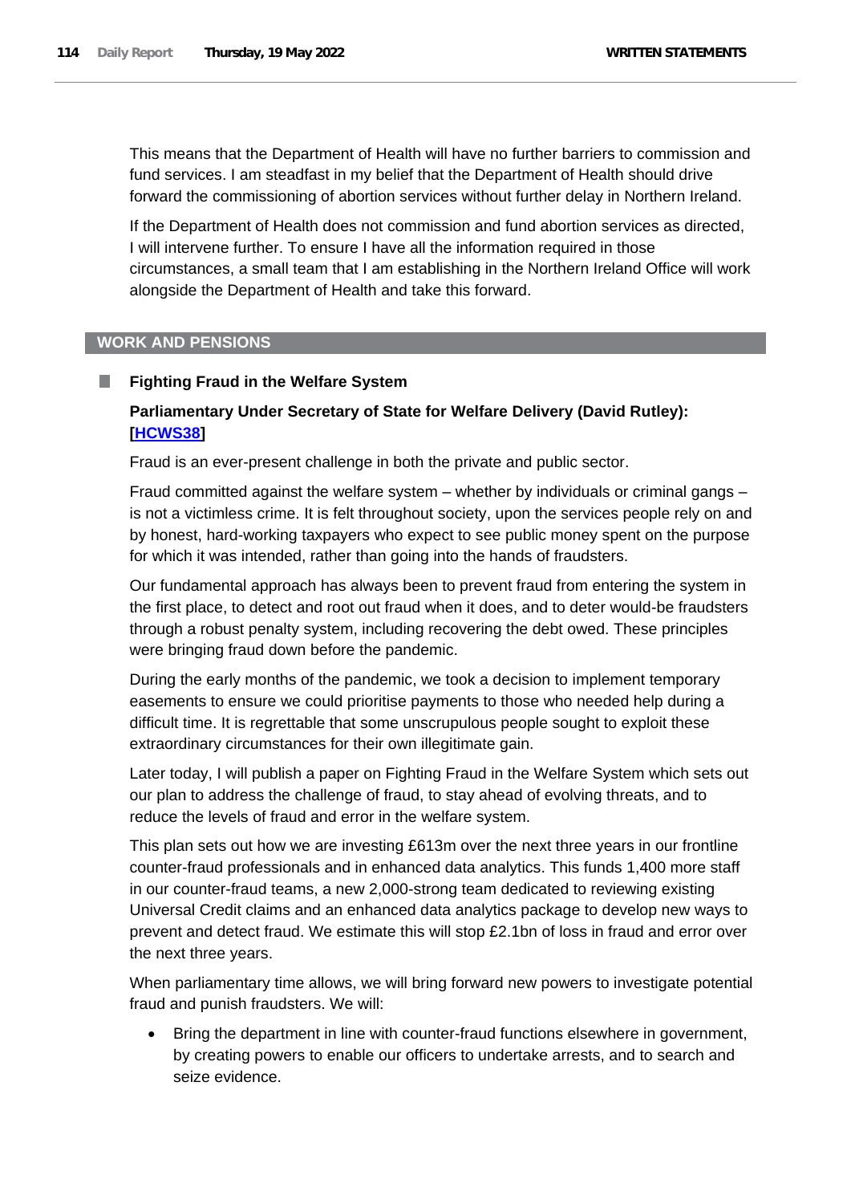This means that the Department of Health will have no further barriers to commission and fund services. I am steadfast in my belief that the Department of Health should drive forward the commissioning of abortion services without further delay in Northern Ireland.

If the Department of Health does not commission and fund abortion services as directed, I will intervene further. To ensure I have all the information required in those circumstances, a small team that I am establishing in the Northern Ireland Office will work alongside the Department of Health and take this forward.

## WORK AND PENSIONS

### Fighting Fraud in the Welfare System

**Parliamentary Under Secretary of State for Welfare Delivery (David Rutley): [HCWS38]**

Fraud is an ever-present challenge in both the private and public sector.

Fraud committed against the welfare system – whether by individuals or criminal gangs – is not a victimless crime. It is felt throughout society, upon the services people rely on and by honest, hard-working taxpayers who expect to see public money spent on the purpose for which it was intended, rather than going into the hands of fraudsters.

Our fundamental approach has always been to prevent fraud from entering the system in the first place, to detect and root out fraud when it does, and to deter would-be fraudsters through a robust penalty system, including recovering the debt owed. These principles were bringing fraud down before the pandemic.

During the early months of the pandemic, we took a decision to implement temporary easements to ensure we could prioritise payments to those who needed help during a difficult time. It is regrettable that some unscrupulous people sought to exploit these extraordinary circumstances for their own illegitimate gain.

Later today, I will publish a paper on Fighting Fraud in the Welfare System which sets out our plan to address the challenge of fraud, to stay ahead of evolving threats, and to reduce the levels of fraud and error in the welfare system.

This plan sets out how we are investing £613m over the next three years in our frontline counter-fraud professionals and in enhanced data analytics. This funds 1,400 more staff in our counter-fraud teams, a new 2,000-strong team dedicated to reviewing existing Universal Credit claims and an enhanced data analytics package to develop new ways to prevent and detect fraud. We estimate this will stop £2.1bn of loss in fraud and error over the next three years.

When parliamentary time allows, we will bring forward new powers to investigate potential fraud and punish fraudsters. We will:

- Bring the department in line with counter-fraud functions elsewhere in government, by creating powers to enable our officers to undertake arrests, and to search and seize evidence.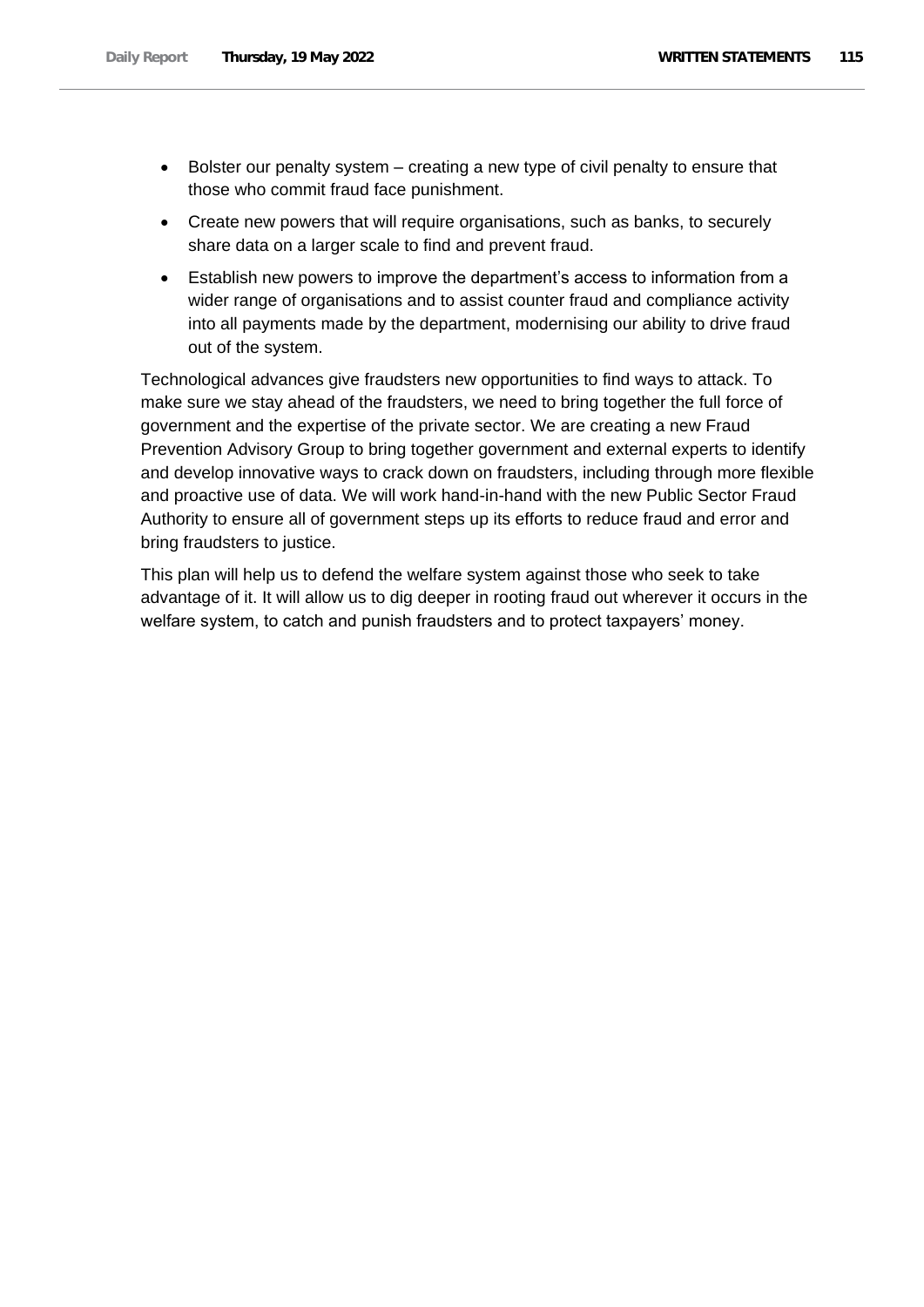- Bolster our penalty system – creating a new type of civil penalty to ensure that those who commit fraud face punishment.
- Create new powers that will require organisations, such as banks, to securely share data on a larger scale to find and prevent fraud.
- Establish new powers to improve the department's access to information from a wider range of organisations and to assist counter fraud and compliance activity into all payments made by the department, modernising our ability to drive fraud out of the system.

Technological advances give fraudsters new opportunities to find ways to attack. To make sure we stay ahead of the fraudsters, we need to bring together the full force of government and the expertise of the private sector. We are creating a new Fraud Prevention Advisory Group to bring together government and external experts to identify and develop innovative ways to crack down on fraudsters, including through more flexible and proactive use of data. We will work hand-in-hand with the new Public Sector Fraud Authority to ensure all of government steps up its efforts to reduce fraud and error and bring fraudsters to justice.

This plan will help us to defend the welfare system against those who seek to take advantage of it. It will allow us to dig deeper in rooting fraud out wherever it occurs in the welfare system, to catch and punish fraudsters and to protect taxpayers' money.